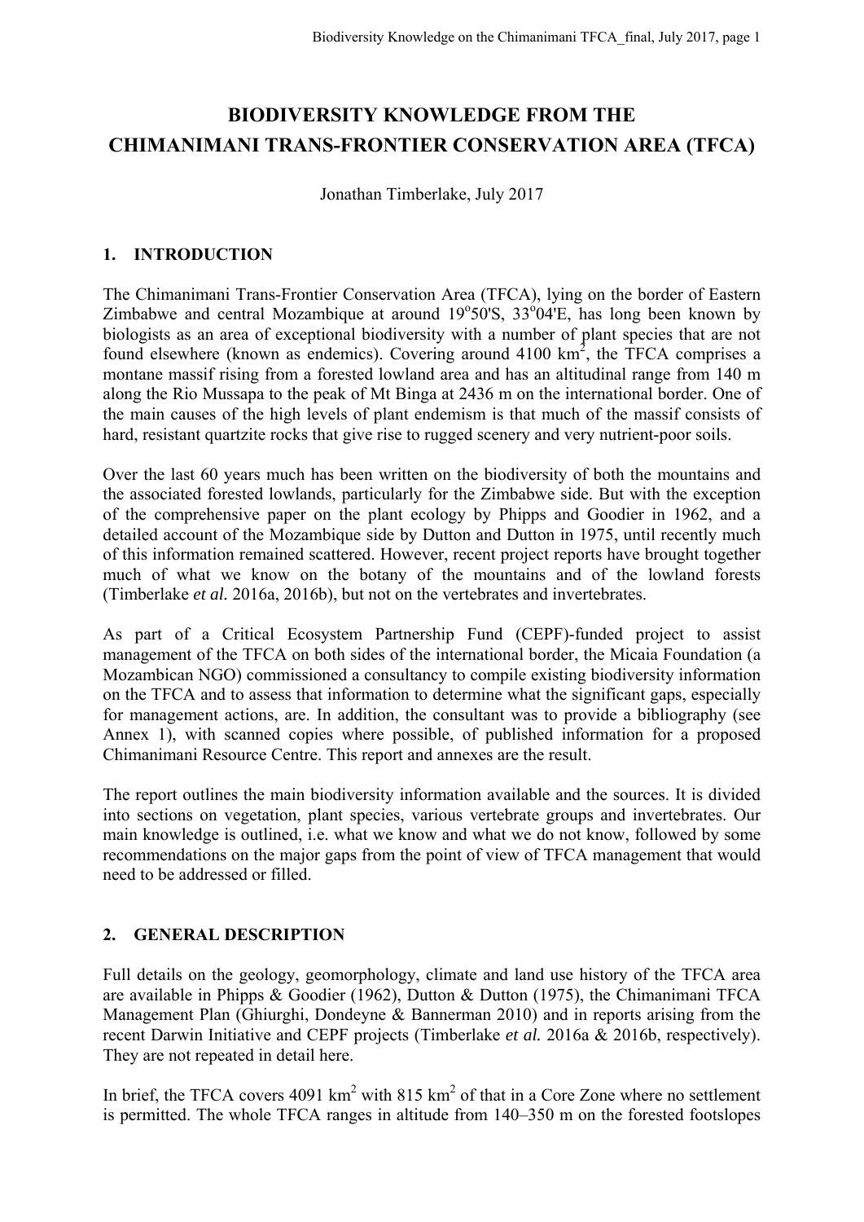# BIODIVERSITY KNOWLEDGE FROM THE CHIMANIMANI TRANS-FRONTIER CONSERVATION AREA (TFCA)

Jonathan Timberlake, July 2017

## 1. INTRODUCTION

The Chimanimani Trans-Frontier Conservation Area (TFCA), lying on the border of Eastern Zimbabwe and central Mozambique at around 19°50'S, 33°04'E, has long been known by biologists as an area of exceptional biodiversity with a number of plant species that are not found elsewhere (known as endemics). Covering around 4100 $km^2$, the TFCA comprises a montane massif rising from a forested lowland area and has an altitudinal range from 140 m along the Rio Mussapa to the peak of Mt Binga at 2436 m on the international border. One of the main causes of the high levels of plant endemism is that much of the massif consists of hard, resistant quartzite rocks that give rise to rugged scenery and very nutrient-poor soils.

Over the last 60 years much has been written on the biodiversity of both the mountains and the associated forested lowlands, particularly for the Zimbabwe side. But with the exception of the comprehensive paper on the plant ecology by Phipps and Goodier in 1962, and a detailed account of the Mozambique side by Dutton and Dutton in 1975, until recently much of this information remained scattered. However, recent project reports have brought together much of what we know on the botany of the mountains and of the lowland forests (Timberlake *et al.* 2016a, 2016b), but not on the vertebrates and invertebrates.

As part of a Critical Ecosystem Partnership Fund (CEPF)-funded project to assist management of the TFCA on both sides of the international border, the Micaia Foundation (a Mozambican NGO) commissioned a consultancy to compile existing biodiversity information on the TFCA and to assess that information to determine what the significant gaps, especially for management actions, are. In addition, the consultant was to provide a bibliography (see Annex 1), with scanned copies where possible, of published information for a proposed Chimanimani Resource Centre. This report and annexes are the result.

The report outlines the main biodiversity information available and the sources. It is divided into sections on vegetation, plant species, various vertebrate groups and invertebrates. Our main knowledge is outlined, i.e. what we know and what we do not know, followed by some recommendations on the major gaps from the point of view of TFCA management that would need to be addressed or filled.

## 2. GENERAL DESCRIPTION

Full details on the geology, geomorphology, climate and land use history of the TFCA area are available in Phipps & Goodier (1962), Dutton & Dutton (1975), the Chimanimani TFCA Management Plan (Ghiurghi, Dondeyne & Bannerman 2010) and in reports arising from the recent Darwin Initiative and CEPF projects (Timberlake *et al.* 2016a & 2016b, respectively). They are not repeated in detail here.

In brief, the TFCA covers 4091 $km^2$ with 815 $km^2$ of that in a Core Zone where no settlement is permitted. The whole TFCA ranges in altitude from 140–350 m on the forested footslopes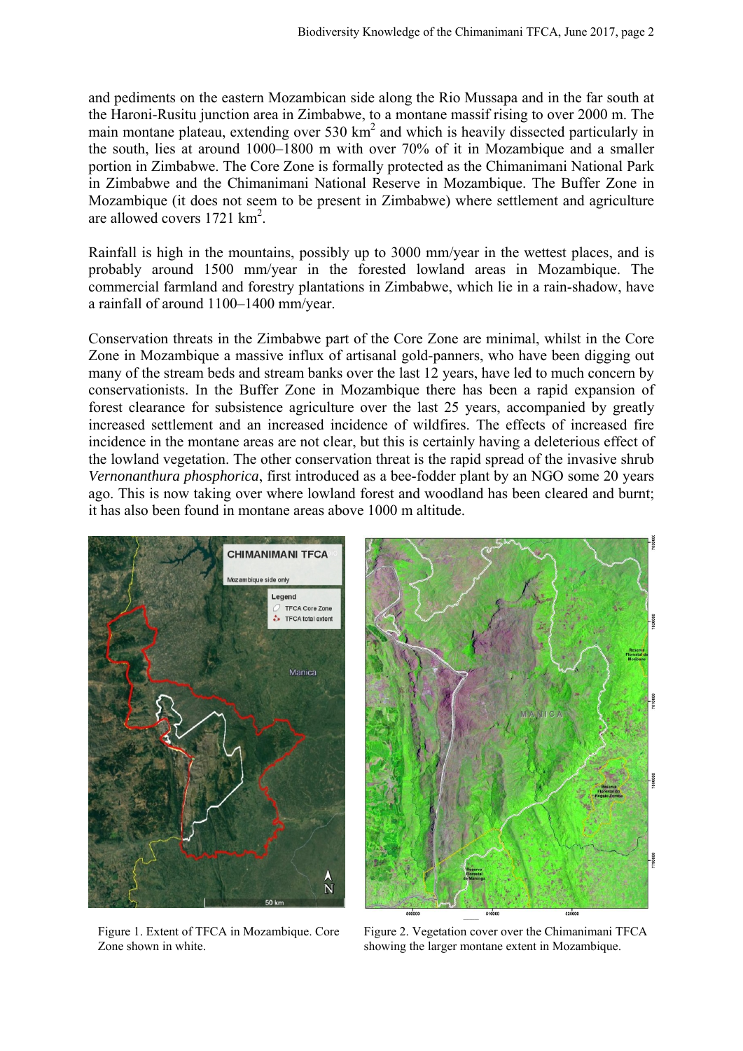and pediments on the eastern Mozambican side along the Rio Mussapa and in the far south at the Haroni-Rusitu junction area in Zimbabwe, to a montane massif rising to over 2000 m. The main montane plateau, extending over 530 km$^2$ and which is heavily dissected particularly in the south, lies at around 1000–1800 m with over 70% of it in Mozambique and a smaller portion in Zimbabwe. The Core Zone is formally protected as the Chimanimani National Park in Zimbabwe and the Chimanimani National Reserve in Mozambique. The Buffer Zone in Mozambique (it does not seem to be present in Zimbabwe) where settlement and agriculture are allowed covers 1721 km$^2$.

Rainfall is high in the mountains, possibly up to 3000 mm/year in the wettest places, and is probably around 1500 mm/year in the forested lowland areas in Mozambique. The commercial farmland and forestry plantations in Zimbabwe, which lie in a rain-shadow, have a rainfall of around 1100–1400 mm/year.

Conservation threats in the Zimbabwe part of the Core Zone are minimal, whilst in the Core Zone in Mozambique a massive influx of artisanal gold-panners, who have been digging out many of the stream beds and stream banks over the last 12 years, have led to much concern by conservationists. In the Buffer Zone in Mozambique there has been a rapid expansion of forest clearance for subsistence agriculture over the last 25 years, accompanied by greatly increased settlement and an increased incidence of wildfires. The effects of increased fire incidence in the montane areas are not clear, but this is certainly having a deleterious effect of the lowland vegetation. The other conservation threat is the rapid spread of the invasive shrub *Vernonanthura phosphorica*, first introduced as a bee-fodder plant by an NGO some 20 years ago. This is now taking over where lowland forest and woodland has been cleared and burnt; it has also been found in montane areas above 1000 m altitude.

Figure 1. Extent of TFCA in Mozambique. Core Zone shown in white.

Figure 2. Vegetation cover over the Chimanimani TFCA showing the larger montane extent in Mozambique.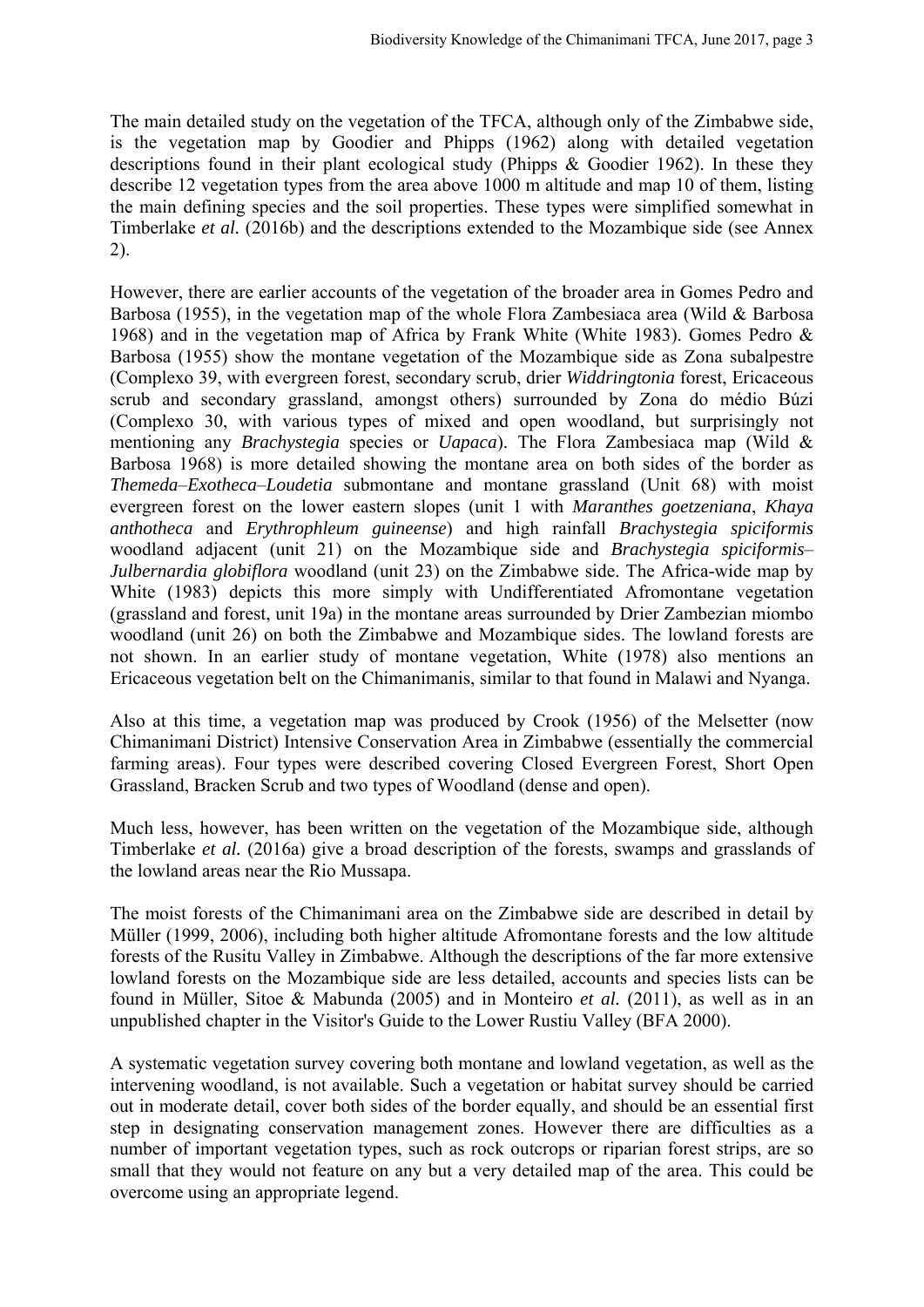The main detailed study on the vegetation of the TFCA, although only of the Zimbabwe side, is the vegetation map by Goodier and Phipps (1962) along with detailed vegetation descriptions found in their plant ecological study (Phipps & Goodier 1962). In these they describe 12 vegetation types from the area above 1000 m altitude and map 10 of them, listing the main defining species and the soil properties. These types were simplified somewhat in Timberlake *et al.* (2016b) and the descriptions extended to the Mozambique side (see Annex 2).

However, there are earlier accounts of the vegetation of the broader area in Gomes Pedro and Barbosa (1955), in the vegetation map of the whole Flora Zambesiaca area (Wild & Barbosa 1968) and in the vegetation map of Africa by Frank White (White 1983). Gomes Pedro & Barbosa (1955) show the montane vegetation of the Mozambique side as Zona subalpestre (Complexo 39, with evergreen forest, secondary scrub, drier *Widdringtonia* forest, Ericaceous scrub and secondary grassland, amongst others) surrounded by Zona do médio Búzi (Complexo 30, with various types of mixed and open woodland, but surprisingly not mentioning any *Brachystegia* species or *Uapaca*). The Flora Zambesiaca map (Wild & Barbosa 1968) is more detailed showing the montane area on both sides of the border as *Themeda–Exotheca–Loudetia* submontane and montane grassland (Unit 68) with moist evergreen forest on the lower eastern slopes (unit 1 with *Maranthes goetzeniana*, *Khaya anthotheca* and *Erythrophleum guineense*) and high rainfall *Brachystegia spiciformis* woodland adjacent (unit 21) on the Mozambique side and *Brachystegia spiciformis–Julbernardia globiflora* woodland (unit 23) on the Zimbabwe side. The Africa-wide map by White (1983) depicts this more simply with Undifferentiated Afromontane vegetation (grassland and forest, unit 19a) in the montane areas surrounded by Drier Zambezian miombo woodland (unit 26) on both the Zimbabwe and Mozambique sides. The lowland forests are not shown. In an earlier study of montane vegetation, White (1978) also mentions an Ericaceous vegetation belt on the Chimanimanis, similar to that found in Malawi and Nyanga.

Also at this time, a vegetation map was produced by Crook (1956) of the Melsetter (now Chimanimani District) Intensive Conservation Area in Zimbabwe (essentially the commercial farming areas). Four types were described covering Closed Evergreen Forest, Short Open Grassland, Bracken Scrub and two types of Woodland (dense and open).

Much less, however, has been written on the vegetation of the Mozambique side, although Timberlake *et al.* (2016a) give a broad description of the forests, swamps and grasslands of the lowland areas near the Rio Mussapa.

The moist forests of the Chimanimani area on the Zimbabwe side are described in detail by Müller (1999, 2006), including both higher altitude Afromontane forests and the low altitude forests of the Rusitu Valley in Zimbabwe. Although the descriptions of the far more extensive lowland forests on the Mozambique side are less detailed, accounts and species lists can be found in Müller, Sitoe & Mabunda (2005) and in Monteiro *et al.* (2011), as well as in an unpublished chapter in the Visitor's Guide to the Lower Rustiu Valley (BFA 2000).

A systematic vegetation survey covering both montane and lowland vegetation, as well as the intervening woodland, is not available. Such a vegetation or habitat survey should be carried out in moderate detail, cover both sides of the border equally, and should be an essential first step in designating conservation management zones. However there are difficulties as a number of important vegetation types, such as rock outcrops or riparian forest strips, are so small that they would not feature on any but a very detailed map of the area. This could be overcome using an appropriate legend.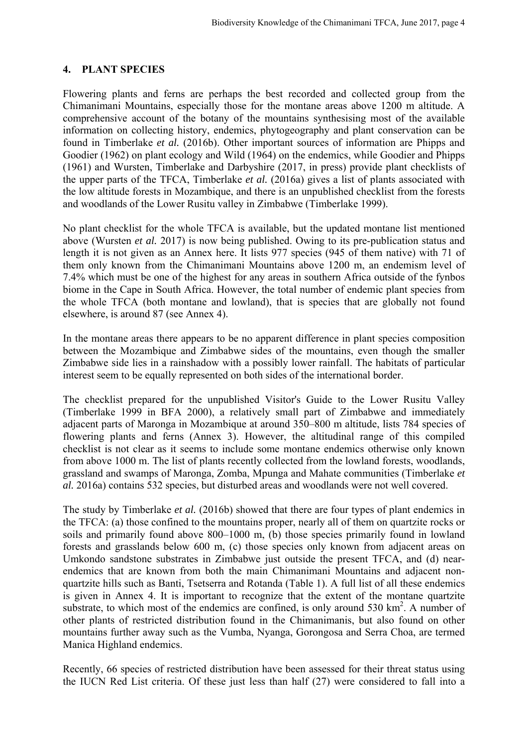## 4. PLANT SPECIES

Flowering plants and ferns are perhaps the best recorded and collected group from the Chimanimani Mountains, especially those for the montane areas above 1200 m altitude. A comprehensive account of the botany of the mountains synthesising most of the available information on collecting history, endemics, phytogeography and plant conservation can be found in Timberlake *et al.* (2016b). Other important sources of information are Phipps and Goodier (1962) on plant ecology and Wild (1964) on the endemics, while Goodier and Phipps (1961) and Wursten, Timberlake and Darbyshire (2017, in press) provide plant checklists of the upper parts of the TFCA, Timberlake *et al.* (2016a) gives a list of plants associated with the low altitude forests in Mozambique, and there is an unpublished checklist from the forests and woodlands of the Lower Rusitu valley in Zimbabwe (Timberlake 1999).

No plant checklist for the whole TFCA is available, but the updated montane list mentioned above (Wursten *et al.* 2017) is now being published. Owing to its pre-publication status and length it is not given as an Annex here. It lists 977 species (945 of them native) with 71 of them only known from the Chimanimani Mountains above 1200 m, an endemism level of 7.4% which must be one of the highest for any areas in southern Africa outside of the fynbos biome in the Cape in South Africa. However, the total number of endemic plant species from the whole TFCA (both montane and lowland), that is species that are globally not found elsewhere, is around 87 (see Annex 4).

In the montane areas there appears to be no apparent difference in plant species composition between the Mozambique and Zimbabwe sides of the mountains, even though the smaller Zimbabwe side lies in a rainshadow with a possibly lower rainfall. The habitats of particular interest seem to be equally represented on both sides of the international border.

The checklist prepared for the unpublished Visitor's Guide to the Lower Rusitu Valley (Timberlake 1999 in BFA 2000), a relatively small part of Zimbabwe and immediately adjacent parts of Maronga in Mozambique at around 350–800 m altitude, lists 784 species of flowering plants and ferns (Annex 3). However, the altitudinal range of this compiled checklist is not clear as it seems to include some montane endemics otherwise only known from above 1000 m. The list of plants recently collected from the lowland forests, woodlands, grassland and swamps of Maronga, Zomba, Mpunga and Mahate communities (Timberlake *et al.* 2016a) contains 532 species, but disturbed areas and woodlands were not well covered.

The study by Timberlake *et al.* (2016b) showed that there are four types of plant endemics in the TFCA: (a) those confined to the mountains proper, nearly all of them on quartzite rocks or soils and primarily found above 800–1000 m, (b) those species primarily found in lowland forests and grasslands below 600 m, (c) those species only known from adjacent areas on Umkondo sandstone substrates in Zimbabwe just outside the present TFCA, and (d) near-endemics that are known from both the main Chimanimani Mountains and adjacent non-quartzite hills such as Banti, Tsetserra and Rotanda (Table 1). A full list of all these endemics is given in Annex 4. It is important to recognize that the extent of the montane quartzite substrate, to which most of the endemics are confined, is only around 530 km$^2$. A number of other plants of restricted distribution found in the Chimanimanis, but also found on other mountains further away such as the Vumba, Nyanga, Gorongosa and Serra Choa, are termed Manica Highland endemics.

Recently, 66 species of restricted distribution have been assessed for their threat status using the IUCN Red List criteria. Of these just less than half (27) were considered to fall into a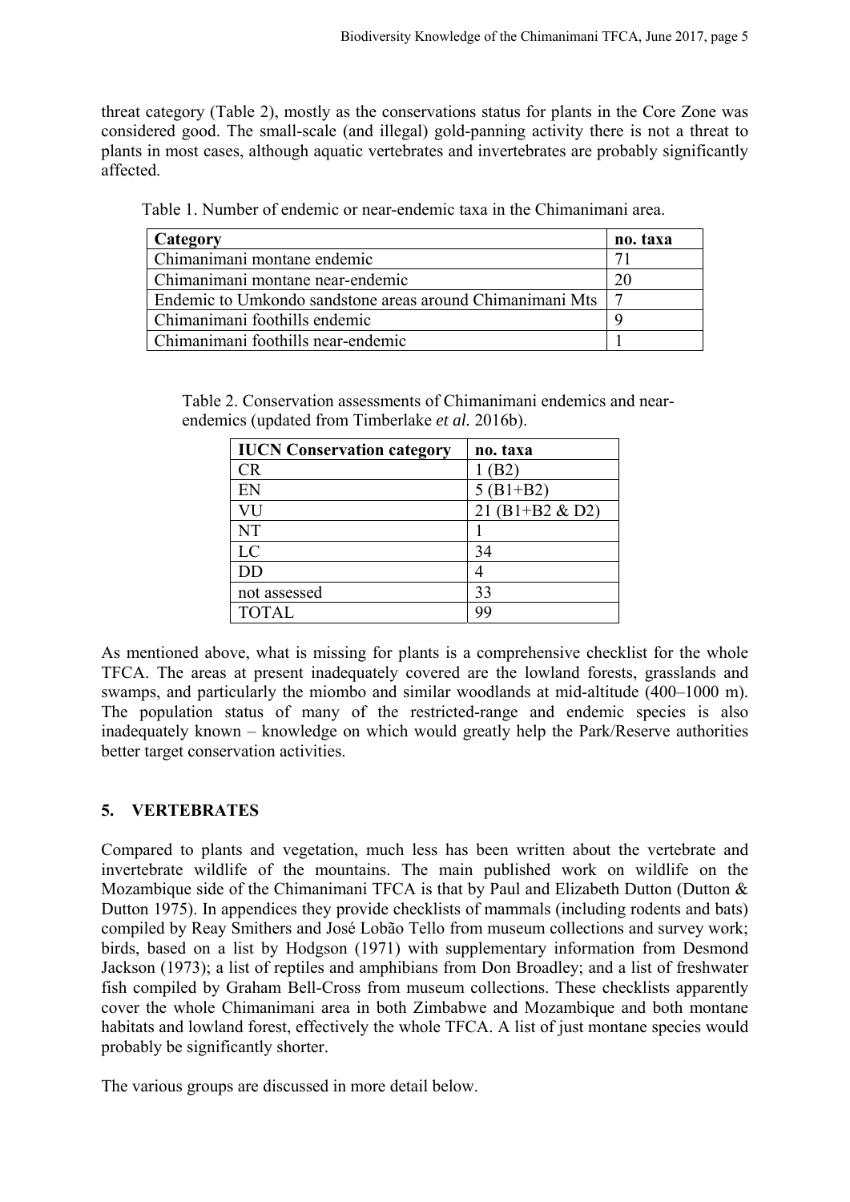threat category (Table 2), mostly as the conservations status for plants in the Core Zone was considered good. The small-scale (and illegal) gold-panning activity there is not a threat to plants in most cases, although aquatic vertebrates and invertebrates are probably significantly affected.

Table 1. Number of endemic or near-endemic taxa in the Chimanimani area.

| Category | no. taxa |
|---|---|
| Chimanimani montane endemic | 71 |
| Chimanimani montane near-endemic | 20 |
| Endemic to Umkondo sandstone areas around Chimanimani Mts | 7 |
| Chimanimani foothills endemic | 9 |
| Chimanimani foothills near-endemic | 1 |

Table 2. Conservation assessments of Chimanimani endemics and near-endemics (updated from Timberlake *et al.* 2016b).

| IUCN Conservation category | no. taxa |
|---|---|
| CR | 1 (B2) |
| EN | 5 (B1+B2) |
| VU | 21 (B1+B2 & D2) |
| NT | 1 |
| LC | 34 |
| DD | 4 |
| not assessed | 33 |
| TOTAL | 99 |

As mentioned above, what is missing for plants is a comprehensive checklist for the whole TFCA. The areas at present inadequately covered are the lowland forests, grasslands and swamps, and particularly the miombo and similar woodlands at mid-altitude (400–1000 m). The population status of many of the restricted-range and endemic species is also inadequately known – knowledge on which would greatly help the Park/Reserve authorities better target conservation activities.

## 5. VERTEBRATES

Compared to plants and vegetation, much less has been written about the vertebrate and invertebrate wildlife of the mountains. The main published work on wildlife on the Mozambique side of the Chimanimani TFCA is that by Paul and Elizabeth Dutton (Dutton & Dutton 1975). In appendices they provide checklists of mammals (including rodents and bats) compiled by Reay Smithers and José Lobão Tello from museum collections and survey work; birds, based on a list by Hodgson (1971) with supplementary information from Desmond Jackson (1973); a list of reptiles and amphibians from Don Broadley; and a list of freshwater fish compiled by Graham Bell-Cross from museum collections. These checklists apparently cover the whole Chimanimani area in both Zimbabwe and Mozambique and both montane habitats and lowland forest, effectively the whole TFCA. A list of just montane species would probably be significantly shorter.

The various groups are discussed in more detail below.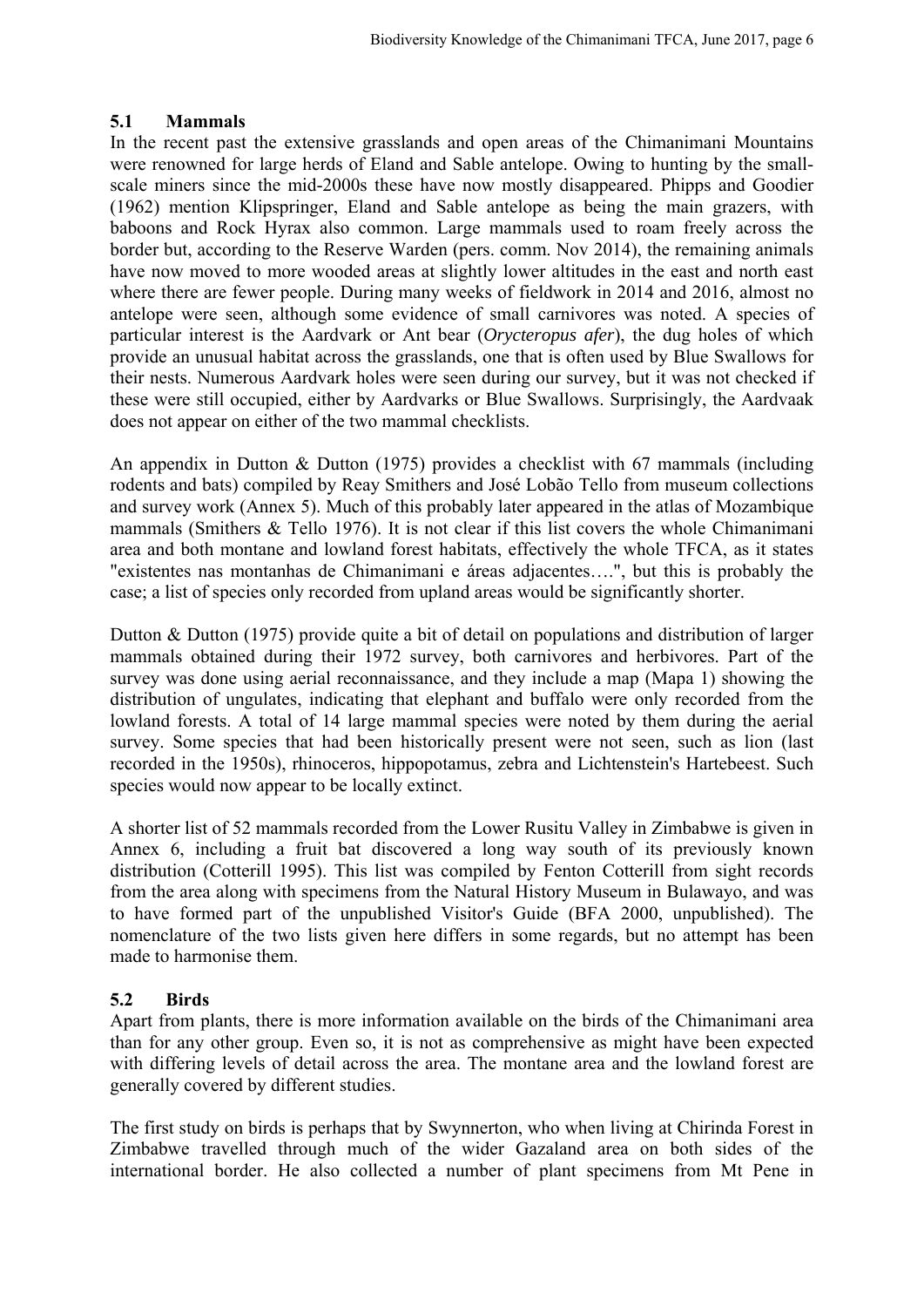## 5.1 Mammals

In the recent past the extensive grasslands and open areas of the Chimanimani Mountains were renowned for large herds of Eland and Sable antelope. Owing to hunting by the small-scale miners since the mid-2000s these have now mostly disappeared. Phipps and Goodier (1962) mention Klipspringer, Eland and Sable antelope as being the main grazers, with baboons and Rock Hyrax also common. Large mammals used to roam freely across the border but, according to the Reserve Warden (pers. comm. Nov 2014), the remaining animals have now moved to more wooded areas at slightly lower altitudes in the east and north east where there are fewer people. During many weeks of fieldwork in 2014 and 2016, almost no antelope were seen, although some evidence of small carnivores was noted. A species of particular interest is the Aardvark or Ant bear (*Orycteropus afer*), the dug holes of which provide an unusual habitat across the grasslands, one that is often used by Blue Swallows for their nests. Numerous Aardvark holes were seen during our survey, but it was not checked if these were still occupied, either by Aardvarks or Blue Swallows. Surprisingly, the Aardvaak does not appear on either of the two mammal checklists.

An appendix in Dutton & Dutton (1975) provides a checklist with 67 mammals (including rodents and bats) compiled by Reay Smithers and José Lobão Tello from museum collections and survey work (Annex 5). Much of this probably later appeared in the atlas of Mozambique mammals (Smithers & Tello 1976). It is not clear if this list covers the whole Chimanimani area and both montane and lowland forest habitats, effectively the whole TFCA, as it states "existentes nas montanhas de Chimanimani e áreas adjacentes….", but this is probably the case; a list of species only recorded from upland areas would be significantly shorter.

Dutton & Dutton (1975) provide quite a bit of detail on populations and distribution of larger mammals obtained during their 1972 survey, both carnivores and herbivores. Part of the survey was done using aerial reconnaissance, and they include a map (Mapa 1) showing the distribution of ungulates, indicating that elephant and buffalo were only recorded from the lowland forests. A total of 14 large mammal species were noted by them during the aerial survey. Some species that had been historically present were not seen, such as lion (last recorded in the 1950s), rhinoceros, hippopotamus, zebra and Lichtenstein's Hartebeest. Such species would now appear to be locally extinct.

A shorter list of 52 mammals recorded from the Lower Rusitu Valley in Zimbabwe is given in Annex 6, including a fruit bat discovered a long way south of its previously known distribution (Cotterill 1995). This list was compiled by Fenton Cotterill from sight records from the area along with specimens from the Natural History Museum in Bulawayo, and was to have formed part of the unpublished Visitor's Guide (BFA 2000, unpublished). The nomenclature of the two lists given here differs in some regards, but no attempt has been made to harmonise them.

## 5.2 Birds

Apart from plants, there is more information available on the birds of the Chimanimani area than for any other group. Even so, it is not as comprehensive as might have been expected with differing levels of detail across the area. The montane area and the lowland forest are generally covered by different studies.

The first study on birds is perhaps that by Swynnerton, who when living at Chirinda Forest in Zimbabwe travelled through much of the wider Gazaland area on both sides of the international border. He also collected a number of plant specimens from Mt Pene in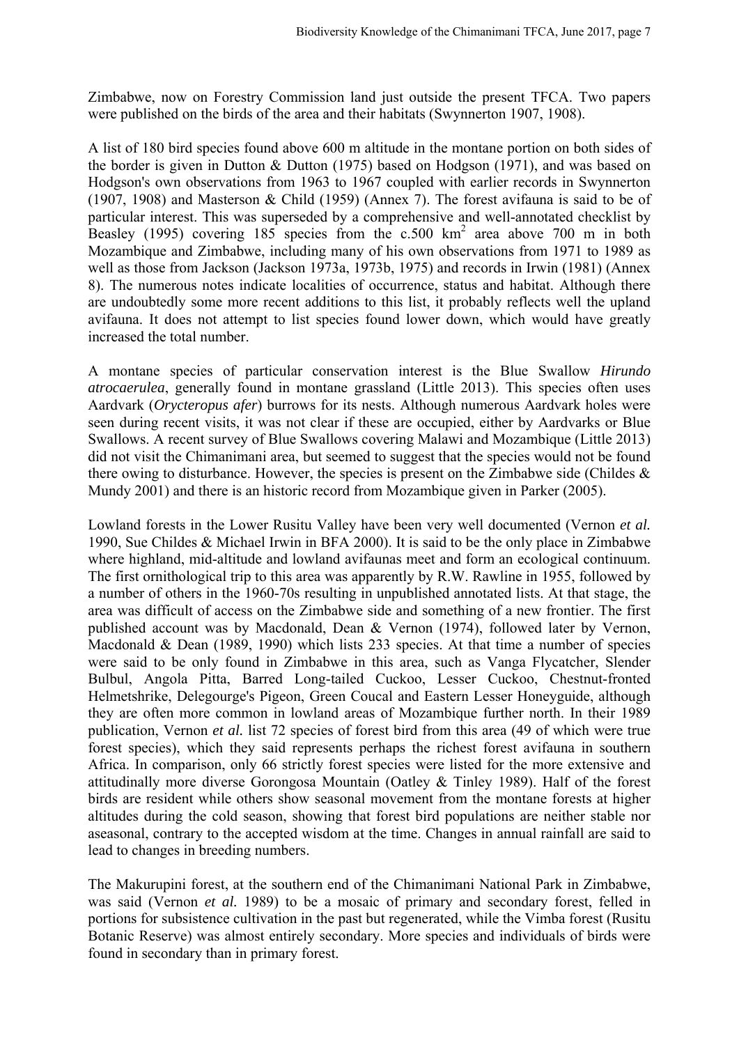Zimbabwe, now on Forestry Commission land just outside the present TFCA. Two papers were published on the birds of the area and their habitats (Swynnerton 1907, 1908).

A list of 180 bird species found above 600 m altitude in the montane portion on both sides of the border is given in Dutton & Dutton (1975) based on Hodgson (1971), and was based on Hodgson's own observations from 1963 to 1967 coupled with earlier records in Swynnerton (1907, 1908) and Masterson & Child (1959) (Annex 7). The forest avifauna is said to be of particular interest. This was superseded by a comprehensive and well-annotated checklist by Beasley (1995) covering 185 species from the c.500 km$^2$ area above 700 m in both Mozambique and Zimbabwe, including many of his own observations from 1971 to 1989 as well as those from Jackson (Jackson 1973a, 1973b, 1975) and records in Irwin (1981) (Annex 8). The numerous notes indicate localities of occurrence, status and habitat. Although there are undoubtedly some more recent additions to this list, it probably reflects well the upland avifauna. It does not attempt to list species found lower down, which would have greatly increased the total number.

A montane species of particular conservation interest is the Blue Swallow *Hirundo atrocaerulea*, generally found in montane grassland (Little 2013). This species often uses Aardvark (*Orycteropus afer*) burrows for its nests. Although numerous Aardvark holes were seen during recent visits, it was not clear if these are occupied, either by Aardvarks or Blue Swallows. A recent survey of Blue Swallows covering Malawi and Mozambique (Little 2013) did not visit the Chimanimani area, but seemed to suggest that the species would not be found there owing to disturbance. However, the species is present on the Zimbabwe side (Childes & Mundy 2001) and there is an historic record from Mozambique given in Parker (2005).

Lowland forests in the Lower Rusitu Valley have been very well documented (Vernon *et al.* 1990, Sue Childes & Michael Irwin in BFA 2000). It is said to be the only place in Zimbabwe where highland, mid-altitude and lowland avifaunas meet and form an ecological continuum. The first ornithological trip to this area was apparently by R.W. Rawline in 1955, followed by a number of others in the 1960-70s resulting in unpublished annotated lists. At that stage, the area was difficult of access on the Zimbabwe side and something of a new frontier. The first published account was by Macdonald, Dean & Vernon (1974), followed later by Vernon, Macdonald & Dean (1989, 1990) which lists 233 species. At that time a number of species were said to be only found in Zimbabwe in this area, such as Vanga Flycatcher, Slender Bulbul, Angola Pitta, Barred Long-tailed Cuckoo, Lesser Cuckoo, Chestnut-fronted Helmetshrike, Delegourge's Pigeon, Green Coucal and Eastern Lesser Honeyguide, although they are often more common in lowland areas of Mozambique further north. In their 1989 publication, Vernon *et al.* list 72 species of forest bird from this area (49 of which were true forest species), which they said represents perhaps the richest forest avifauna in southern Africa. In comparison, only 66 strictly forest species were listed for the more extensive and attitudinally more diverse Gorongosa Mountain (Oatley & Tinley 1989). Half of the forest birds are resident while others show seasonal movement from the montane forests at higher altitudes during the cold season, showing that forest bird populations are neither stable nor aseasonal, contrary to the accepted wisdom at the time. Changes in annual rainfall are said to lead to changes in breeding numbers.

The Makurupini forest, at the southern end of the Chimanimani National Park in Zimbabwe, was said (Vernon *et al.* 1989) to be a mosaic of primary and secondary forest, felled in portions for subsistence cultivation in the past but regenerated, while the Vimba forest (Rusitu Botanic Reserve) was almost entirely secondary. More species and individuals of birds were found in secondary than in primary forest.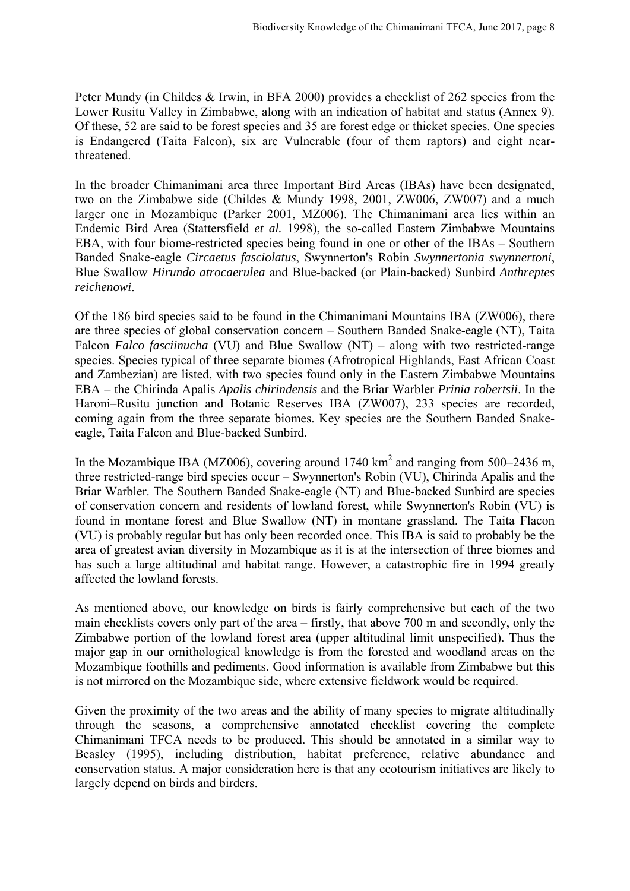Peter Mundy (in Childes & Irwin, in BFA 2000) provides a checklist of 262 species from the Lower Rusitu Valley in Zimbabwe, along with an indication of habitat and status (Annex 9). Of these, 52 are said to be forest species and 35 are forest edge or thicket species. One species is Endangered (Taita Falcon), six are Vulnerable (four of them raptors) and eight near-threatened.

In the broader Chimanimani area three Important Bird Areas (IBAs) have been designated, two on the Zimbabwe side (Childes & Mundy 1998, 2001, ZW006, ZW007) and a much larger one in Mozambique (Parker 2001, MZ006). The Chimanimani area lies within an Endemic Bird Area (Stattersfield *et al.* 1998), the so-called Eastern Zimbabwe Mountains EBA, with four biome-restricted species being found in one or other of the IBAs – Southern Banded Snake-eagle *Circaetus fasciolatus*, Swynnerton's Robin *Swynnertonia swynnertoni*, Blue Swallow *Hirundo atrocaerulea* and Blue-backed (or Plain-backed) Sunbird *Anthreptes reichenowi*.

Of the 186 bird species said to be found in the Chimanimani Mountains IBA (ZW006), there are three species of global conservation concern – Southern Banded Snake-eagle (NT), Taita Falcon *Falco fasciinucha* (VU) and Blue Swallow (NT) – along with two restricted-range species. Species typical of three separate biomes (Afrotropical Highlands, East African Coast and Zambezian) are listed, with two species found only in the Eastern Zimbabwe Mountains EBA – the Chirinda Apalis *Apalis chirindensis* and the Briar Warbler *Prinia robertsii*. In the Haroni–Rusitu junction and Botanic Reserves IBA (ZW007), 233 species are recorded, coming again from the three separate biomes. Key species are the Southern Banded Snake-eagle, Taita Falcon and Blue-backed Sunbird.

In the Mozambique IBA (MZ006), covering around 1740 km$^2$ and ranging from 500–2436 m, three restricted-range bird species occur – Swynnerton's Robin (VU), Chirinda Apalis and the Briar Warbler. The Southern Banded Snake-eagle (NT) and Blue-backed Sunbird are species of conservation concern and residents of lowland forest, while Swynnerton's Robin (VU) is found in montane forest and Blue Swallow (NT) in montane grassland. The Taita Flacon (VU) is probably regular but has only been recorded once. This IBA is said to probably be the area of greatest avian diversity in Mozambique as it is at the intersection of three biomes and has such a large altitudinal and habitat range. However, a catastrophic fire in 1994 greatly affected the lowland forests.

As mentioned above, our knowledge on birds is fairly comprehensive but each of the two main checklists covers only part of the area – firstly, that above 700 m and secondly, only the Zimbabwe portion of the lowland forest area (upper altitudinal limit unspecified). Thus the major gap in our ornithological knowledge is from the forested and woodland areas on the Mozambique foothills and pediments. Good information is available from Zimbabwe but this is not mirrored on the Mozambique side, where extensive fieldwork would be required.

Given the proximity of the two areas and the ability of many species to migrate altitudinally through the seasons, a comprehensive annotated checklist covering the complete Chimanimani TFCA needs to be produced. This should be annotated in a similar way to Beasley (1995), including distribution, habitat preference, relative abundance and conservation status. A major consideration here is that any ecotourism initiatives are likely to largely depend on birds and birders.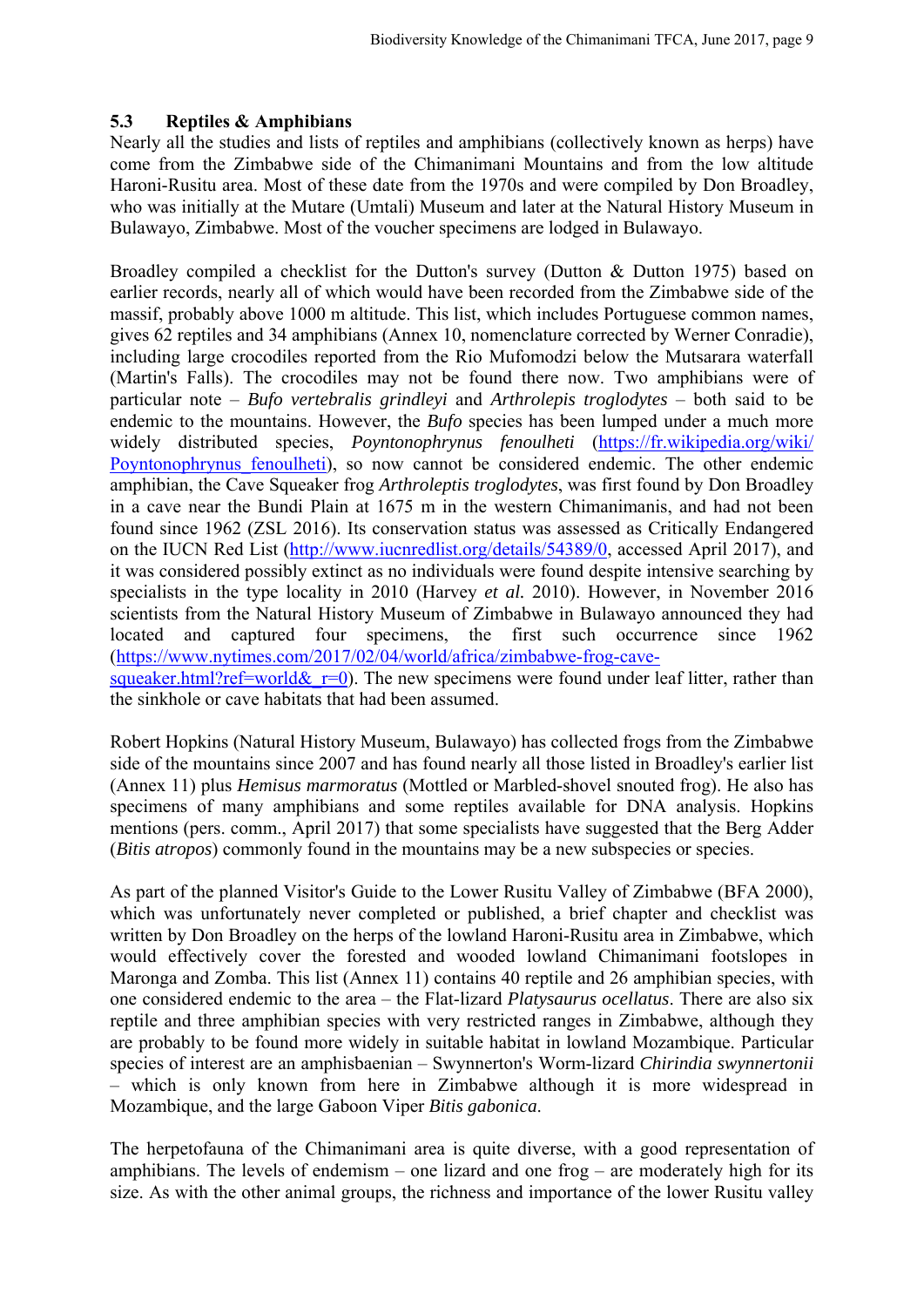## 5.3 Reptiles & Amphibians

Nearly all the studies and lists of reptiles and amphibians (collectively known as herps) have come from the Zimbabwe side of the Chimanimani Mountains and from the low altitude Haroni-Rusitu area. Most of these date from the 1970s and were compiled by Don Broadley, who was initially at the Mutare (Umtali) Museum and later at the Natural History Museum in Bulawayo, Zimbabwe. Most of the voucher specimens are lodged in Bulawayo.

Broadley compiled a checklist for the Dutton's survey (Dutton & Dutton 1975) based on earlier records, nearly all of which would have been recorded from the Zimbabwe side of the massif, probably above 1000 m altitude. This list, which includes Portuguese common names, gives 62 reptiles and 34 amphibians (Annex 10, nomenclature corrected by Werner Conradie), including large crocodiles reported from the Rio Mufomodzi below the Mutsarara waterfall (Martin's Falls). The crocodiles may not be found there now. Two amphibians were of particular note – *Bufo vertebralis grindleyi* and *Arthrolepis troglodytes* – both said to be endemic to the mountains. However, the *Bufo* species has been lumped under a much more widely distributed species, *Poyntonophrynus fenoulheti* (https://fr.wikipedia.org/wiki/Poyntonophrynus_fenoulheti), so now cannot be considered endemic. The other endemic amphibian, the Cave Squeaker frog *Arthroleptis troglodytes*, was first found by Don Broadley in a cave near the Bundi Plain at 1675 m in the western Chimanimanis, and had not been found since 1962 (ZSL 2016). Its conservation status was assessed as Critically Endangered on the IUCN Red List (http://www.iucnredlist.org/details/54389/0, accessed April 2017), and it was considered possibly extinct as no individuals were found despite intensive searching by specialists in the type locality in 2010 (Harvey *et al.* 2010). However, in November 2016 scientists from the Natural History Museum of Zimbabwe in Bulawayo announced they had located and captured four specimens, the first such occurrence since 1962 (https://www.nytimes.com/2017/02/04/world/africa/zimbabwe-frog-cave-squeaker.html?ref=world&_r=0). The new specimens were found under leaf litter, rather than the sinkhole or cave habitats that had been assumed.

Robert Hopkins (Natural History Museum, Bulawayo) has collected frogs from the Zimbabwe side of the mountains since 2007 and has found nearly all those listed in Broadley's earlier list (Annex 11) plus *Hemisus marmoratus* (Mottled or Marbled-shovel snouted frog). He also has specimens of many amphibians and some reptiles available for DNA analysis. Hopkins mentions (pers. comm., April 2017) that some specialists have suggested that the Berg Adder (*Bitis atropos*) commonly found in the mountains may be a new subspecies or species.

As part of the planned Visitor's Guide to the Lower Rusitu Valley of Zimbabwe (BFA 2000), which was unfortunately never completed or published, a brief chapter and checklist was written by Don Broadley on the herps of the lowland Haroni-Rusitu area in Zimbabwe, which would effectively cover the forested and wooded lowland Chimanimani footslopes in Maronga and Zomba. This list (Annex 11) contains 40 reptile and 26 amphibian species, with one considered endemic to the area – the Flat-lizard *Platysaurus ocellatus*. There are also six reptile and three amphibian species with very restricted ranges in Zimbabwe, although they are probably to be found more widely in suitable habitat in lowland Mozambique. Particular species of interest are an amphisbaenian – Swynnerton's Worm-lizard *Chirindia swynnertonii* – which is only known from here in Zimbabwe although it is more widespread in Mozambique, and the large Gaboon Viper *Bitis gabonica*.

The herpetofauna of the Chimanimani area is quite diverse, with a good representation of amphibians. The levels of endemism – one lizard and one frog – are moderately high for its size. As with the other animal groups, the richness and importance of the lower Rusitu valley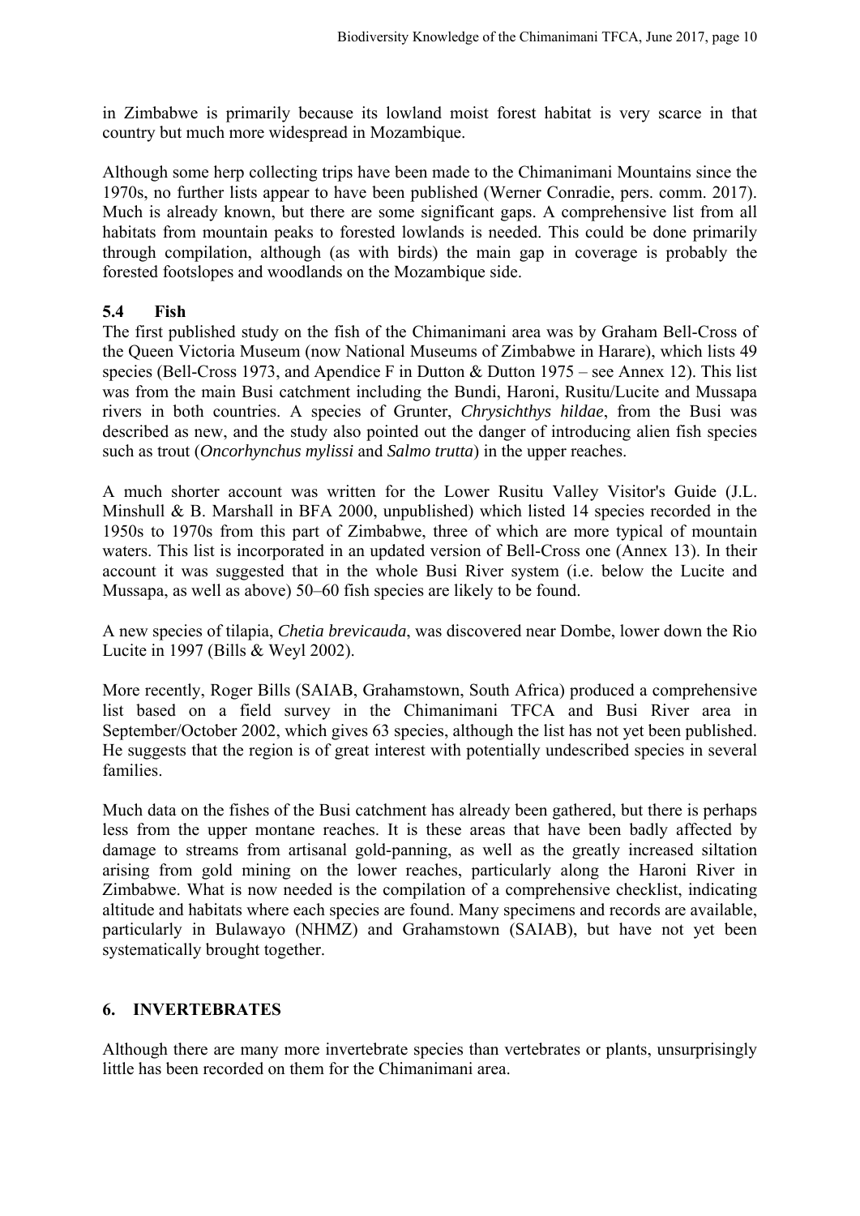in Zimbabwe is primarily because its lowland moist forest habitat is very scarce in that country but much more widespread in Mozambique.

Although some herp collecting trips have been made to the Chimanimani Mountains since the 1970s, no further lists appear to have been published (Werner Conradie, pers. comm. 2017). Much is already known, but there are some significant gaps. A comprehensive list from all habitats from mountain peaks to forested lowlands is needed. This could be done primarily through compilation, although (as with birds) the main gap in coverage is probably the forested footslopes and woodlands on the Mozambique side.

### 5.4 Fish

The first published study on the fish of the Chimanimani area was by Graham Bell-Cross of the Queen Victoria Museum (now National Museums of Zimbabwe in Harare), which lists 49 species (Bell-Cross 1973, and Apendice F in Dutton & Dutton 1975 – see Annex 12). This list was from the main Busi catchment including the Bundi, Haroni, Rusitu/Lucite and Mussapa rivers in both countries. A species of Grunter, *Chrysichthys hildae*, from the Busi was described as new, and the study also pointed out the danger of introducing alien fish species such as trout (*Oncorhynchus mylissi* and *Salmo trutta*) in the upper reaches.

A much shorter account was written for the Lower Rusitu Valley Visitor's Guide (J.L. Minshull & B. Marshall in BFA 2000, unpublished) which listed 14 species recorded in the 1950s to 1970s from this part of Zimbabwe, three of which are more typical of mountain waters. This list is incorporated in an updated version of Bell-Cross one (Annex 13). In their account it was suggested that in the whole Busi River system (i.e. below the Lucite and Mussapa, as well as above) 50–60 fish species are likely to be found.

A new species of tilapia, *Chetia brevicauda*, was discovered near Dombe, lower down the Rio Lucite in 1997 (Bills & Weyl 2002).

More recently, Roger Bills (SAIAB, Grahamstown, South Africa) produced a comprehensive list based on a field survey in the Chimanimani TFCA and Busi River area in September/October 2002, which gives 63 species, although the list has not yet been published. He suggests that the region is of great interest with potentially undescribed species in several families.

Much data on the fishes of the Busi catchment has already been gathered, but there is perhaps less from the upper montane reaches. It is these areas that have been badly affected by damage to streams from artisanal gold-panning, as well as the greatly increased siltation arising from gold mining on the lower reaches, particularly along the Haroni River in Zimbabwe. What is now needed is the compilation of a comprehensive checklist, indicating altitude and habitats where each species are found. Many specimens and records are available, particularly in Bulawayo (NHMZ) and Grahamstown (SAIAB), but have not yet been systematically brought together.

## 6. INVERTEBRATES

Although there are many more invertebrate species than vertebrates or plants, unsurprisingly little has been recorded on them for the Chimanimani area.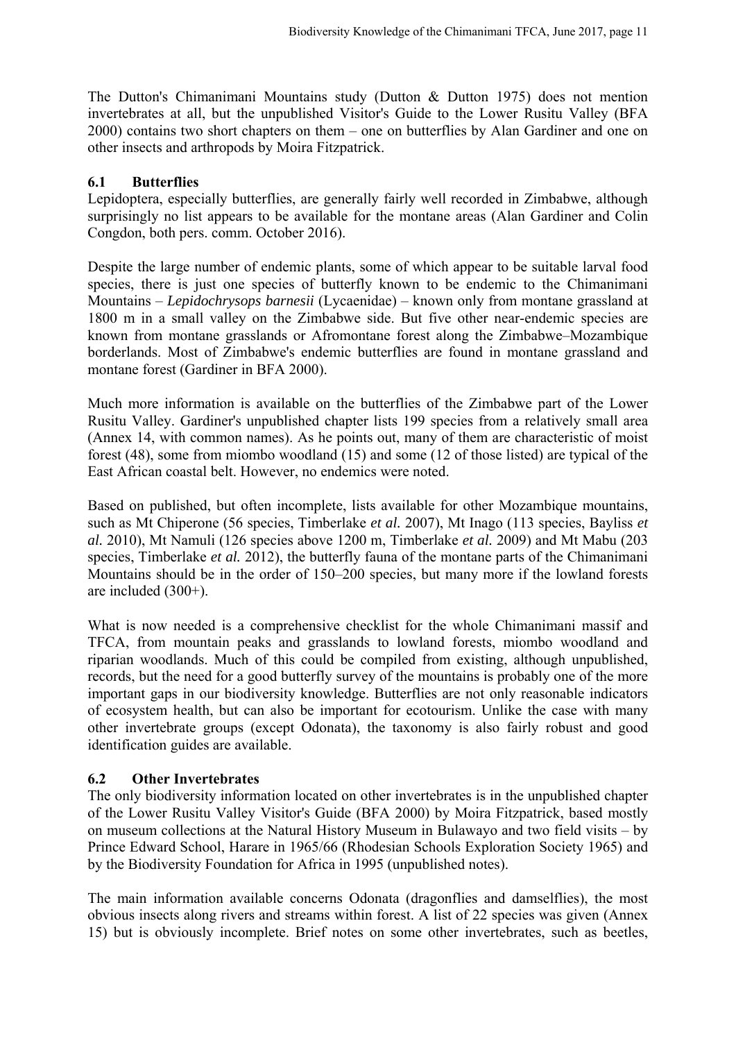The Dutton's Chimanimani Mountains study (Dutton & Dutton 1975) does not mention invertebrates at all, but the unpublished Visitor's Guide to the Lower Rusitu Valley (BFA 2000) contains two short chapters on them – one on butterflies by Alan Gardiner and one on other insects and arthropods by Moira Fitzpatrick.

## 6.1 Butterflies

Lepidoptera, especially butterflies, are generally fairly well recorded in Zimbabwe, although surprisingly no list appears to be available for the montane areas (Alan Gardiner and Colin Congdon, both pers. comm. October 2016).

Despite the large number of endemic plants, some of which appear to be suitable larval food species, there is just one species of butterfly known to be endemic to the Chimanimani Mountains – *Lepidochrysops barnesii* (Lycaenidae) – known only from montane grassland at 1800 m in a small valley on the Zimbabwe side. But five other near-endemic species are known from montane grasslands or Afromontane forest along the Zimbabwe–Mozambique borderlands. Most of Zimbabwe's endemic butterflies are found in montane grassland and montane forest (Gardiner in BFA 2000).

Much more information is available on the butterflies of the Zimbabwe part of the Lower Rusitu Valley. Gardiner's unpublished chapter lists 199 species from a relatively small area (Annex 14, with common names). As he points out, many of them are characteristic of moist forest (48), some from miombo woodland (15) and some (12 of those listed) are typical of the East African coastal belt. However, no endemics were noted.

Based on published, but often incomplete, lists available for other Mozambique mountains, such as Mt Chiperone (56 species, Timberlake *et al.* 2007), Mt Inago (113 species, Bayliss *et al.* 2010), Mt Namuli (126 species above 1200 m, Timberlake *et al.* 2009) and Mt Mabu (203 species, Timberlake *et al.* 2012), the butterfly fauna of the montane parts of the Chimanimani Mountains should be in the order of 150–200 species, but many more if the lowland forests are included (300+).

What is now needed is a comprehensive checklist for the whole Chimanimani massif and TFCA, from mountain peaks and grasslands to lowland forests, miombo woodland and riparian woodlands. Much of this could be compiled from existing, although unpublished, records, but the need for a good butterfly survey of the mountains is probably one of the more important gaps in our biodiversity knowledge. Butterflies are not only reasonable indicators of ecosystem health, but can also be important for ecotourism. Unlike the case with many other invertebrate groups (except Odonata), the taxonomy is also fairly robust and good identification guides are available.

## 6.2 Other Invertebrates

The only biodiversity information located on other invertebrates is in the unpublished chapter of the Lower Rusitu Valley Visitor's Guide (BFA 2000) by Moira Fitzpatrick, based mostly on museum collections at the Natural History Museum in Bulawayo and two field visits – by Prince Edward School, Harare in 1965/66 (Rhodesian Schools Exploration Society 1965) and by the Biodiversity Foundation for Africa in 1995 (unpublished notes).

The main information available concerns Odonata (dragonflies and damselflies), the most obvious insects along rivers and streams within forest. A list of 22 species was given (Annex 15) but is obviously incomplete. Brief notes on some other invertebrates, such as beetles,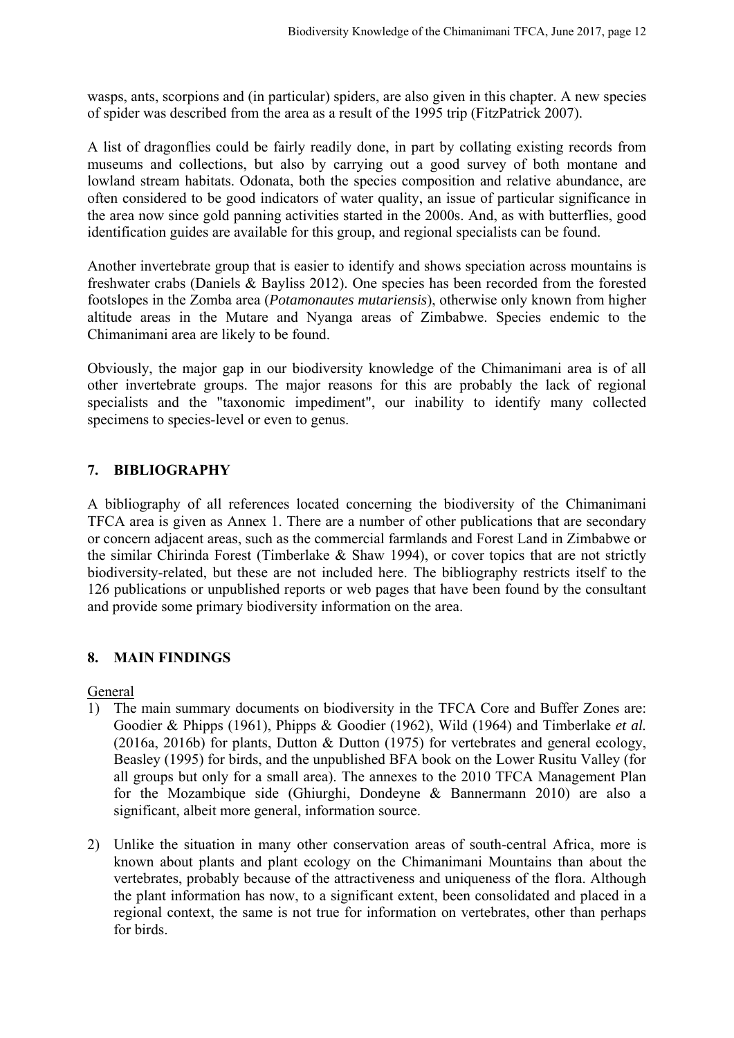wasps, ants, scorpions and (in particular) spiders, are also given in this chapter. A new species of spider was described from the area as a result of the 1995 trip (FitzPatrick 2007).

A list of dragonflies could be fairly readily done, in part by collating existing records from museums and collections, but also by carrying out a good survey of both montane and lowland stream habitats. Odonata, both the species composition and relative abundance, are often considered to be good indicators of water quality, an issue of particular significance in the area now since gold panning activities started in the 2000s. And, as with butterflies, good identification guides are available for this group, and regional specialists can be found.

Another invertebrate group that is easier to identify and shows speciation across mountains is freshwater crabs (Daniels & Bayliss 2012). One species has been recorded from the forested footslopes in the Zomba area (*Potamonautes mutariensis*), otherwise only known from higher altitude areas in the Mutare and Nyanga areas of Zimbabwe. Species endemic to the Chimanimani area are likely to be found.

Obviously, the major gap in our biodiversity knowledge of the Chimanimani area is of all other invertebrate groups. The major reasons for this are probably the lack of regional specialists and the "taxonomic impediment", our inability to identify many collected specimens to species-level or even to genus.

## 7. BIBLIOGRAPHY

A bibliography of all references located concerning the biodiversity of the Chimanimani TFCA area is given as Annex 1. There are a number of other publications that are secondary or concern adjacent areas, such as the commercial farmlands and Forest Land in Zimbabwe or the similar Chirinda Forest (Timberlake & Shaw 1994), or cover topics that are not strictly biodiversity-related, but these are not included here. The bibliography restricts itself to the 126 publications or unpublished reports or web pages that have been found by the consultant and provide some primary biodiversity information on the area.

## 8. MAIN FINDINGS

General

1) The main summary documents on biodiversity in the TFCA Core and Buffer Zones are: Goodier & Phipps (1961), Phipps & Goodier (1962), Wild (1964) and Timberlake *et al.* (2016a, 2016b) for plants, Dutton & Dutton (1975) for vertebrates and general ecology, Beasley (1995) for birds, and the unpublished BFA book on the Lower Rusitu Valley (for all groups but only for a small area). The annexes to the 2010 TFCA Management Plan for the Mozambique side (Ghiurghi, Dondeyne & Bannermann 2010) are also a significant, albeit more general, information source.

2) Unlike the situation in many other conservation areas of south-central Africa, more is known about plants and plant ecology on the Chimanimani Mountains than about the vertebrates, probably because of the attractiveness and uniqueness of the flora. Although the plant information has now, to a significant extent, been consolidated and placed in a regional context, the same is not true for information on vertebrates, other than perhaps for birds.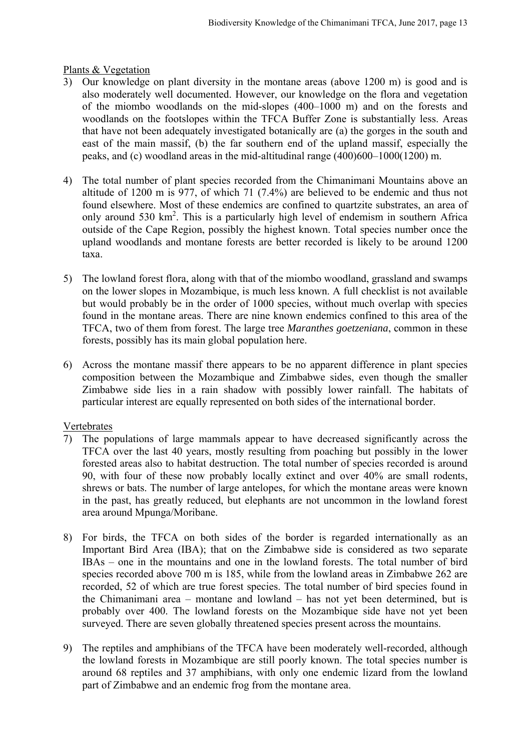Plants & Vegetation

3) Our knowledge on plant diversity in the montane areas (above 1200 m) is good and is also moderately well documented. However, our knowledge on the flora and vegetation of the miombo woodlands on the mid-slopes (400–1000 m) and on the forests and woodlands on the footslopes within the TFCA Buffer Zone is substantially less. Areas that have not been adequately investigated botanically are (a) the gorges in the south and east of the main massif, (b) the far southern end of the upland massif, especially the peaks, and (c) woodland areas in the mid-altitudinal range (400)600–1000(1200) m.

4) The total number of plant species recorded from the Chimanimani Mountains above an altitude of 1200 m is 977, of which 71 (7.4%) are believed to be endemic and thus not found elsewhere. Most of these endemics are confined to quartzite substrates, an area of only around 530 km$^2$. This is a particularly high level of endemism in southern Africa outside of the Cape Region, possibly the highest known. Total species number once the upland woodlands and montane forests are better recorded is likely to be around 1200 taxa.

5) The lowland forest flora, along with that of the miombo woodland, grassland and swamps on the lower slopes in Mozambique, is much less known. A full checklist is not available but would probably be in the order of 1000 species, without much overlap with species found in the montane areas. There are nine known endemics confined to this area of the TFCA, two of them from forest. The large tree *Maranthes goetzeniana*, common in these forests, possibly has its main global population here.

6) Across the montane massif there appears to be no apparent difference in plant species composition between the Mozambique and Zimbabwe sides, even though the smaller Zimbabwe side lies in a rain shadow with possibly lower rainfall. The habitats of particular interest are equally represented on both sides of the international border.

Vertebrates

7) The populations of large mammals appear to have decreased significantly across the TFCA over the last 40 years, mostly resulting from poaching but possibly in the lower forested areas also to habitat destruction. The total number of species recorded is around 90, with four of these now probably locally extinct and over 40% are small rodents, shrews or bats. The number of large antelopes, for which the montane areas were known in the past, has greatly reduced, but elephants are not uncommon in the lowland forest area around Mpunga/Moribane.

8) For birds, the TFCA on both sides of the border is regarded internationally as an Important Bird Area (IBA); that on the Zimbabwe side is considered as two separate IBAs – one in the mountains and one in the lowland forests. The total number of bird species recorded above 700 m is 185, while from the lowland areas in Zimbabwe 262 are recorded, 52 of which are true forest species. The total number of bird species found in the Chimanimani area – montane and lowland – has not yet been determined, but is probably over 400. The lowland forests on the Mozambique side have not yet been surveyed. There are seven globally threatened species present across the mountains.

9) The reptiles and amphibians of the TFCA have been moderately well-recorded, although the lowland forests in Mozambique are still poorly known. The total species number is around 68 reptiles and 37 amphibians, with only one endemic lizard from the lowland part of Zimbabwe and an endemic frog from the montane area.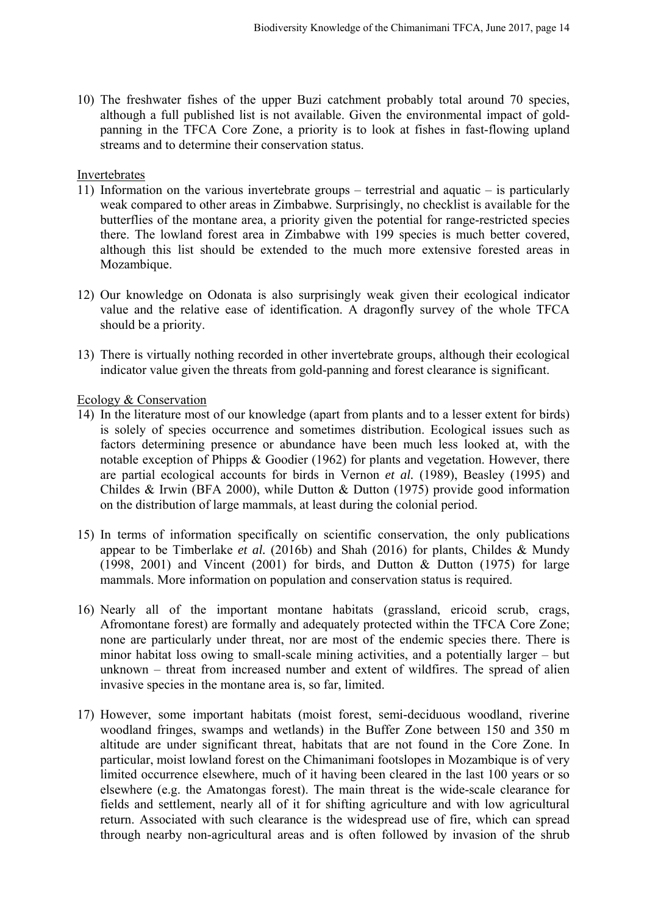10) The freshwater fishes of the upper Buzi catchment probably total around 70 species, although a full published list is not available. Given the environmental impact of gold-panning in the TFCA Core Zone, a priority is to look at fishes in fast-flowing upland streams and to determine their conservation status.

Invertebrates

11) Information on the various invertebrate groups – terrestrial and aquatic – is particularly weak compared to other areas in Zimbabwe. Surprisingly, no checklist is available for the butterflies of the montane area, a priority given the potential for range-restricted species there. The lowland forest area in Zimbabwe with 199 species is much better covered, although this list should be extended to the much more extensive forested areas in Mozambique.

12) Our knowledge on Odonata is also surprisingly weak given their ecological indicator value and the relative ease of identification. A dragonfly survey of the whole TFCA should be a priority.

13) There is virtually nothing recorded in other invertebrate groups, although their ecological indicator value given the threats from gold-panning and forest clearance is significant.

Ecology & Conservation

14) In the literature most of our knowledge (apart from plants and to a lesser extent for birds) is solely of species occurrence and sometimes distribution. Ecological issues such as factors determining presence or abundance have been much less looked at, with the notable exception of Phipps & Goodier (1962) for plants and vegetation. However, there are partial ecological accounts for birds in Vernon *et al.* (1989), Beasley (1995) and Childes & Irwin (BFA 2000), while Dutton & Dutton (1975) provide good information on the distribution of large mammals, at least during the colonial period.

15) In terms of information specifically on scientific conservation, the only publications appear to be Timberlake *et al.* (2016b) and Shah (2016) for plants, Childes & Mundy (1998, 2001) and Vincent (2001) for birds, and Dutton & Dutton (1975) for large mammals. More information on population and conservation status is required.

16) Nearly all of the important montane habitats (grassland, ericoid scrub, crags, Afromontane forest) are formally and adequately protected within the TFCA Core Zone; none are particularly under threat, nor are most of the endemic species there. There is minor habitat loss owing to small-scale mining activities, and a potentially larger – but unknown – threat from increased number and extent of wildfires. The spread of alien invasive species in the montane area is, so far, limited.

17) However, some important habitats (moist forest, semi-deciduous woodland, riverine woodland fringes, swamps and wetlands) in the Buffer Zone between 150 and 350 m altitude are under significant threat, habitats that are not found in the Core Zone. In particular, moist lowland forest on the Chimanimani footslopes in Mozambique is of very limited occurrence elsewhere, much of it having been cleared in the last 100 years or so elsewhere (e.g. the Amatongas forest). The main threat is the wide-scale clearance for fields and settlement, nearly all of it for shifting agriculture and with low agricultural return. Associated with such clearance is the widespread use of fire, which can spread through nearby non-agricultural areas and is often followed by invasion of the shrub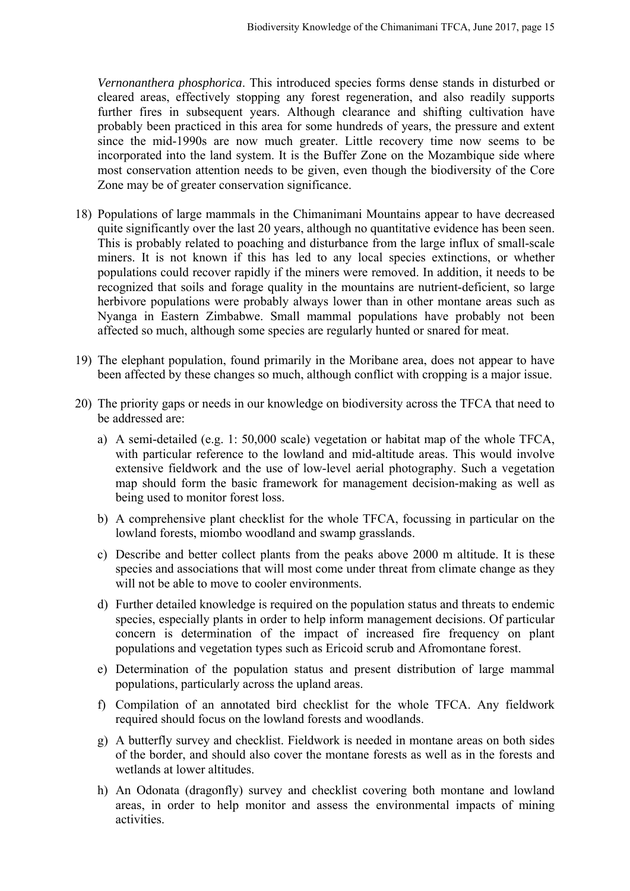*Vernonanthera phosphorica*. This introduced species forms dense stands in disturbed or cleared areas, effectively stopping any forest regeneration, and also readily supports further fires in subsequent years. Although clearance and shifting cultivation have probably been practiced in this area for some hundreds of years, the pressure and extent since the mid-1990s are now much greater. Little recovery time now seems to be incorporated into the land system. It is the Buffer Zone on the Mozambique side where most conservation attention needs to be given, even though the biodiversity of the Core Zone may be of greater conservation significance.

18) Populations of large mammals in the Chimanimani Mountains appear to have decreased quite significantly over the last 20 years, although no quantitative evidence has been seen. This is probably related to poaching and disturbance from the large influx of small-scale miners. It is not known if this has led to any local species extinctions, or whether populations could recover rapidly if the miners were removed. In addition, it needs to be recognized that soils and forage quality in the mountains are nutrient-deficient, so large herbivore populations were probably always lower than in other montane areas such as Nyanga in Eastern Zimbabwe. Small mammal populations have probably not been affected so much, although some species are regularly hunted or snared for meat.

19) The elephant population, found primarily in the Moribane area, does not appear to have been affected by these changes so much, although conflict with cropping is a major issue.

20) The priority gaps or needs in our knowledge on biodiversity across the TFCA that need to be addressed are:

    a) A semi-detailed (e.g. 1: 50,000 scale) vegetation or habitat map of the whole TFCA, with particular reference to the lowland and mid-altitude areas. This would involve extensive fieldwork and the use of low-level aerial photography. Such a vegetation map should form the basic framework for management decision-making as well as being used to monitor forest loss.

    b) A comprehensive plant checklist for the whole TFCA, focussing in particular on the lowland forests, miombo woodland and swamp grasslands.

    c) Describe and better collect plants from the peaks above 2000 m altitude. It is these species and associations that will most come under threat from climate change as they will not be able to move to cooler environments.

    d) Further detailed knowledge is required on the population status and threats to endemic species, especially plants in order to help inform management decisions. Of particular concern is determination of the impact of increased fire frequency on plant populations and vegetation types such as Ericoid scrub and Afromontane forest.

    e) Determination of the population status and present distribution of large mammal populations, particularly across the upland areas.

    f) Compilation of an annotated bird checklist for the whole TFCA. Any fieldwork required should focus on the lowland forests and woodlands.

    g) A butterfly survey and checklist. Fieldwork is needed in montane areas on both sides of the border, and should also cover the montane forests as well as in the forests and wetlands at lower altitudes.

    h) An Odonata (dragonfly) survey and checklist covering both montane and lowland areas, in order to help monitor and assess the environmental impacts of mining activities.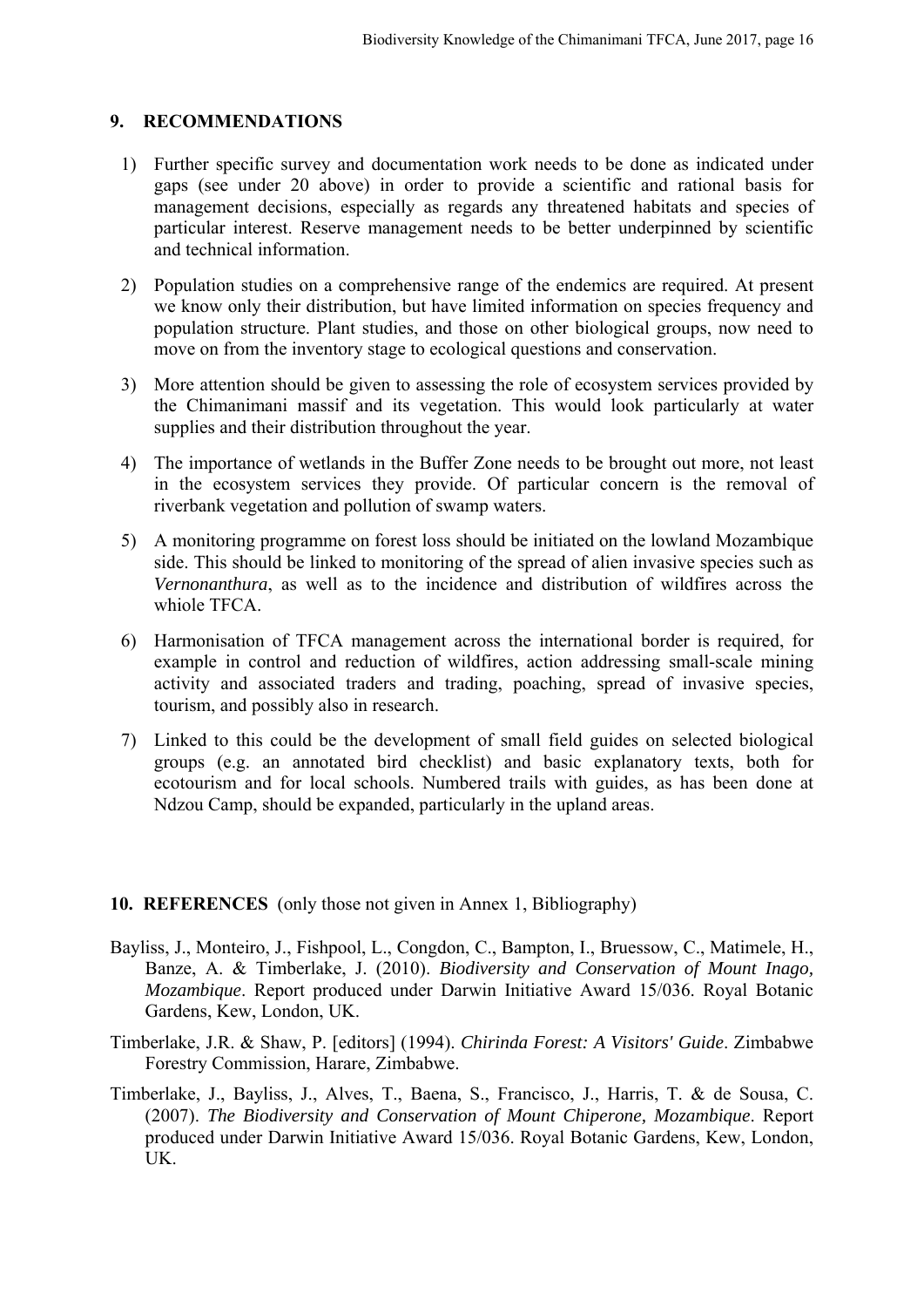## 9. RECOMMENDATIONS

1) Further specific survey and documentation work needs to be done as indicated under gaps (see under 20 above) in order to provide a scientific and rational basis for management decisions, especially as regards any threatened habitats and species of particular interest. Reserve management needs to be better underpinned by scientific and technical information.

2) Population studies on a comprehensive range of the endemics are required. At present we know only their distribution, but have limited information on species frequency and population structure. Plant studies, and those on other biological groups, now need to move on from the inventory stage to ecological questions and conservation.

3) More attention should be given to assessing the role of ecosystem services provided by the Chimanimani massif and its vegetation. This would look particularly at water supplies and their distribution throughout the year.

4) The importance of wetlands in the Buffer Zone needs to be brought out more, not least in the ecosystem services they provide. Of particular concern is the removal of riverbank vegetation and pollution of swamp waters.

5) A monitoring programme on forest loss should be initiated on the lowland Mozambique side. This should be linked to monitoring of the spread of alien invasive species such as *Vernonanthura*, as well as to the incidence and distribution of wildfires across the whiole TFCA.

6) Harmonisation of TFCA management across the international border is required, for example in control and reduction of wildfires, action addressing small-scale mining activity and associated traders and trading, poaching, spread of invasive species, tourism, and possibly also in research.

7) Linked to this could be the development of small field guides on selected biological groups (e.g. an annotated bird checklist) and basic explanatory texts, both for ecotourism and for local schools. Numbered trails with guides, as has been done at Ndzou Camp, should be expanded, particularly in the upland areas.

## 10. REFERENCES (only those not given in Annex 1, Bibliography)

Bayliss, J., Monteiro, J., Fishpool, L., Congdon, C., Bampton, I., Bruessow, C., Matimele, H., Banze, A. & Timberlake, J. (2010). *Biodiversity and Conservation of Mount Inago, Mozambique*. Report produced under Darwin Initiative Award 15/036. Royal Botanic Gardens, Kew, London, UK.

Timberlake, J.R. & Shaw, P. [editors] (1994). *Chirinda Forest: A Visitors' Guide*. Zimbabwe Forestry Commission, Harare, Zimbabwe.

Timberlake, J., Bayliss, J., Alves, T., Baena, S., Francisco, J., Harris, T. & de Sousa, C. (2007). *The Biodiversity and Conservation of Mount Chiperone, Mozambique*. Report produced under Darwin Initiative Award 15/036. Royal Botanic Gardens, Kew, London, UK.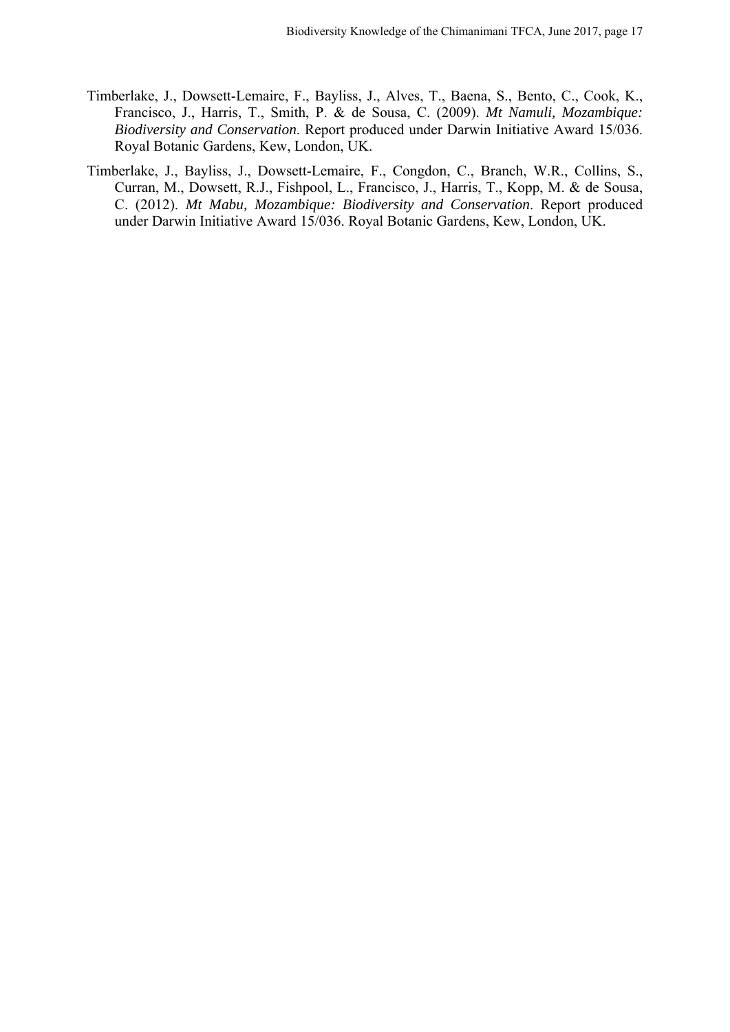Timberlake, J., Dowsett-Lemaire, F., Bayliss, J., Alves, T., Baena, S., Bento, C., Cook, K., Francisco, J., Harris, T., Smith, P. & de Sousa, C. (2009). *Mt Namuli, Mozambique: Biodiversity and Conservation*. Report produced under Darwin Initiative Award 15/036. Royal Botanic Gardens, Kew, London, UK.

Timberlake, J., Bayliss, J., Dowsett-Lemaire, F., Congdon, C., Branch, W.R., Collins, S., Curran, M., Dowsett, R.J., Fishpool, L., Francisco, J., Harris, T., Kopp, M. & de Sousa, C. (2012). *Mt Mabu, Mozambique: Biodiversity and Conservation*. Report produced under Darwin Initiative Award 15/036. Royal Botanic Gardens, Kew, London, UK.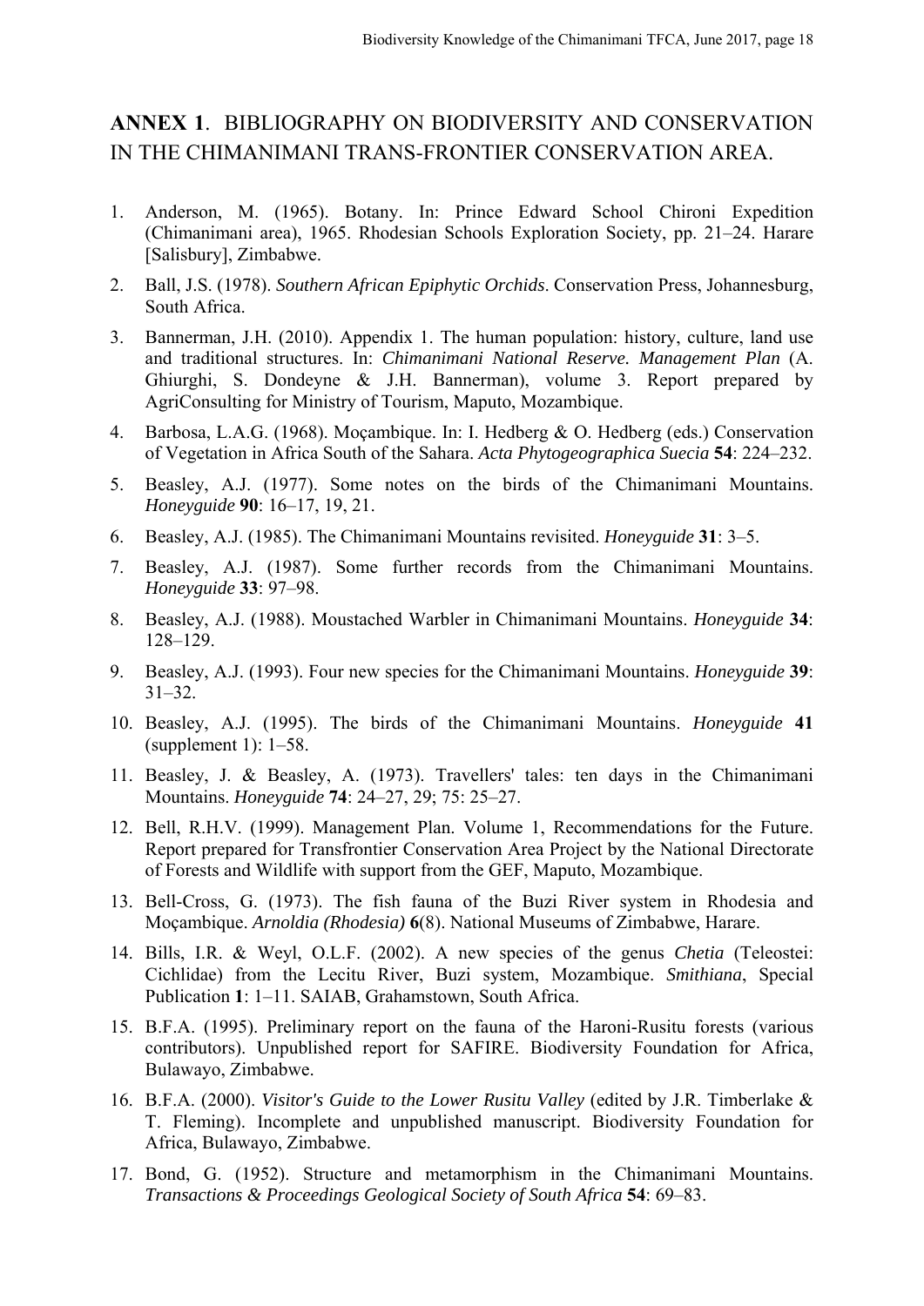## **ANNEX 1**. BIBLIOGRAPHY ON BIODIVERSITY AND CONSERVATION IN THE CHIMANIMANI TRANS-FRONTIER CONSERVATION AREA.

1. Anderson, M. (1965). Botany. In: Prince Edward School Chironi Expedition (Chimanimani area), 1965. Rhodesian Schools Exploration Society, pp. 21–24. Harare [Salisbury], Zimbabwe.
2. Ball, J.S. (1978). *Southern African Epiphytic Orchids*. Conservation Press, Johannesburg, South Africa.
3. Bannerman, J.H. (2010). Appendix 1. The human population: history, culture, land use and traditional structures. In: *Chimanimani National Reserve. Management Plan* (A. Ghiurghi, S. Dondeyne & J.H. Bannerman), volume 3. Report prepared by AgriConsulting for Ministry of Tourism, Maputo, Mozambique.
4. Barbosa, L.A.G. (1968). Moçambique. In: I. Hedberg & O. Hedberg (eds.) Conservation of Vegetation in Africa South of the Sahara. *Acta Phytogeographica Suecia* **54**: 224–232.
5. Beasley, A.J. (1977). Some notes on the birds of the Chimanimani Mountains. *Honeyguide* **90**: 16–17, 19, 21.
6. Beasley, A.J. (1985). The Chimanimani Mountains revisited. *Honeyguide* **31**: 3–5.
7. Beasley, A.J. (1987). Some further records from the Chimanimani Mountains. *Honeyguide* **33**: 97–98.
8. Beasley, A.J. (1988). Moustached Warbler in Chimanimani Mountains. *Honeyguide* **34**: 128–129.
9. Beasley, A.J. (1993). Four new species for the Chimanimani Mountains. *Honeyguide* **39**: 31–32.
10. Beasley, A.J. (1995). The birds of the Chimanimani Mountains. *Honeyguide* **41** (supplement 1): 1–58.
11. Beasley, J. & Beasley, A. (1973). Travellers' tales: ten days in the Chimanimani Mountains. *Honeyguide* **74**: 24–27, 29; 75: 25–27.
12. Bell, R.H.V. (1999). Management Plan. Volume 1, Recommendations for the Future. Report prepared for Transfrontier Conservation Area Project by the National Directorate of Forests and Wildlife with support from the GEF, Maputo, Mozambique.
13. Bell-Cross, G. (1973). The fish fauna of the Buzi River system in Rhodesia and Moçambique. *Arnoldia (Rhodesia)* **6**(8). National Museums of Zimbabwe, Harare.
14. Bills, I.R. & Weyl, O.L.F. (2002). A new species of the genus *Chetia* (Teleostei: Cichlidae) from the Lecitu River, Buzi system, Mozambique. *Smithiana*, Special Publication **1**: 1–11. SAIAB, Grahamstown, South Africa.
15. B.F.A. (1995). Preliminary report on the fauna of the Haroni-Rusitu forests (various contributors). Unpublished report for SAFIRE. Biodiversity Foundation for Africa, Bulawayo, Zimbabwe.
16. B.F.A. (2000). *Visitor's Guide to the Lower Rusitu Valley* (edited by J.R. Timberlake & T. Fleming). Incomplete and unpublished manuscript. Biodiversity Foundation for Africa, Bulawayo, Zimbabwe.
17. Bond, G. (1952). Structure and metamorphism in the Chimanimani Mountains. *Transactions & Proceedings Geological Society of South Africa* **54**: 69–83.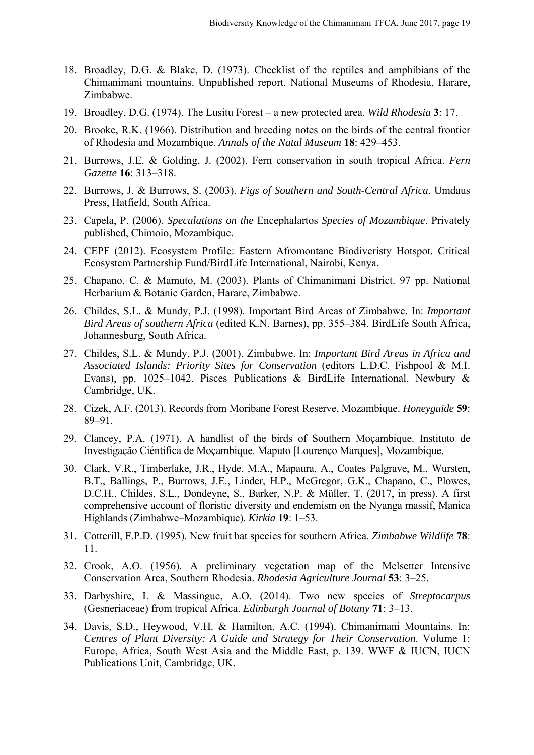18. Broadley, D.G. & Blake, D. (1973). Checklist of the reptiles and amphibians of the Chimanimani mountains. Unpublished report. National Museums of Rhodesia, Harare, Zimbabwe.

19. Broadley, D.G. (1974). The Lusitu Forest – a new protected area. *Wild Rhodesia* **3**: 17.

20. Brooke, R.K. (1966). Distribution and breeding notes on the birds of the central frontier of Rhodesia and Mozambique. *Annals of the Natal Museum* **18**: 429–453.

21. Burrows, J.E. & Golding, J. (2002). Fern conservation in south tropical Africa. *Fern Gazette* **16**: 313–318.

22. Burrows, J. & Burrows, S. (2003). *Figs of Southern and South-Central Africa*. Umdaus Press, Hatfield, South Africa.

23. Capela, P. (2006). *Speculations on the* Encephalartos *Species of Mozambique*. Privately published, Chimoio, Mozambique.

24. CEPF (2012). Ecosystem Profile: Eastern Afromontane Biodiveristy Hotspot. Critical Ecosystem Partnership Fund/BirdLife International, Nairobi, Kenya.

25. Chapano, C. & Mamuto, M. (2003). Plants of Chimanimani District. 97 pp. National Herbarium & Botanic Garden, Harare, Zimbabwe.

26. Childes, S.L. & Mundy, P.J. (1998). Important Bird Areas of Zimbabwe. In: *Important Bird Areas of southern Africa* (edited K.N. Barnes), pp. 355–384. BirdLife South Africa, Johannesburg, South Africa.

27. Childes, S.L. & Mundy, P.J. (2001). Zimbabwe. In: *Important Bird Areas in Africa and Associated Islands: Priority Sites for Conservation* (editors L.D.C. Fishpool & M.I. Evans), pp. 1025–1042. Pisces Publications & BirdLife International, Newbury & Cambridge, UK.

28. Cizek, A.F. (2013). Records from Moribane Forest Reserve, Mozambique. *Honeyguide* **59**: 89–91.

29. Clancey, P.A. (1971). A handlist of the birds of Southern Moçambique. Instituto de Investigação Ciéntifica de Moçambique. Maputo [Lourenço Marques], Mozambique.

30. Clark, V.R., Timberlake, J.R., Hyde, M.A., Mapaura, A., Coates Palgrave, M., Wursten, B.T., Ballings, P., Burrows, J.E., Linder, H.P., McGregor, G.K., Chapano, C., Plowes, D.C.H., Childes, S.L., Dondeyne, S., Barker, N.P. & Müller, T. (2017, in press). A first comprehensive account of floristic diversity and endemism on the Nyanga massif, Manica Highlands (Zimbabwe–Mozambique). *Kirkia* **19**: 1–53.

31. Cotterill, F.P.D. (1995). New fruit bat species for southern Africa. *Zimbabwe Wildlife* **78**: 11.

32. Crook, A.O. (1956). A preliminary vegetation map of the Melsetter Intensive Conservation Area, Southern Rhodesia. *Rhodesia Agriculture Journal* **53**: 3–25.

33. Darbyshire, I. & Massingue, A.O. (2014). Two new species of *Streptocarpus* (Gesneriaceae) from tropical Africa. *Edinburgh Journal of Botany* **71**: 3–13.

34. Davis, S.D., Heywood, V.H. & Hamilton, A.C. (1994). Chimanimani Mountains. In: *Centres of Plant Diversity: A Guide and Strategy for Their Conservation*. Volume 1: Europe, Africa, South West Asia and the Middle East, p. 139. WWF & IUCN, IUCN Publications Unit, Cambridge, UK.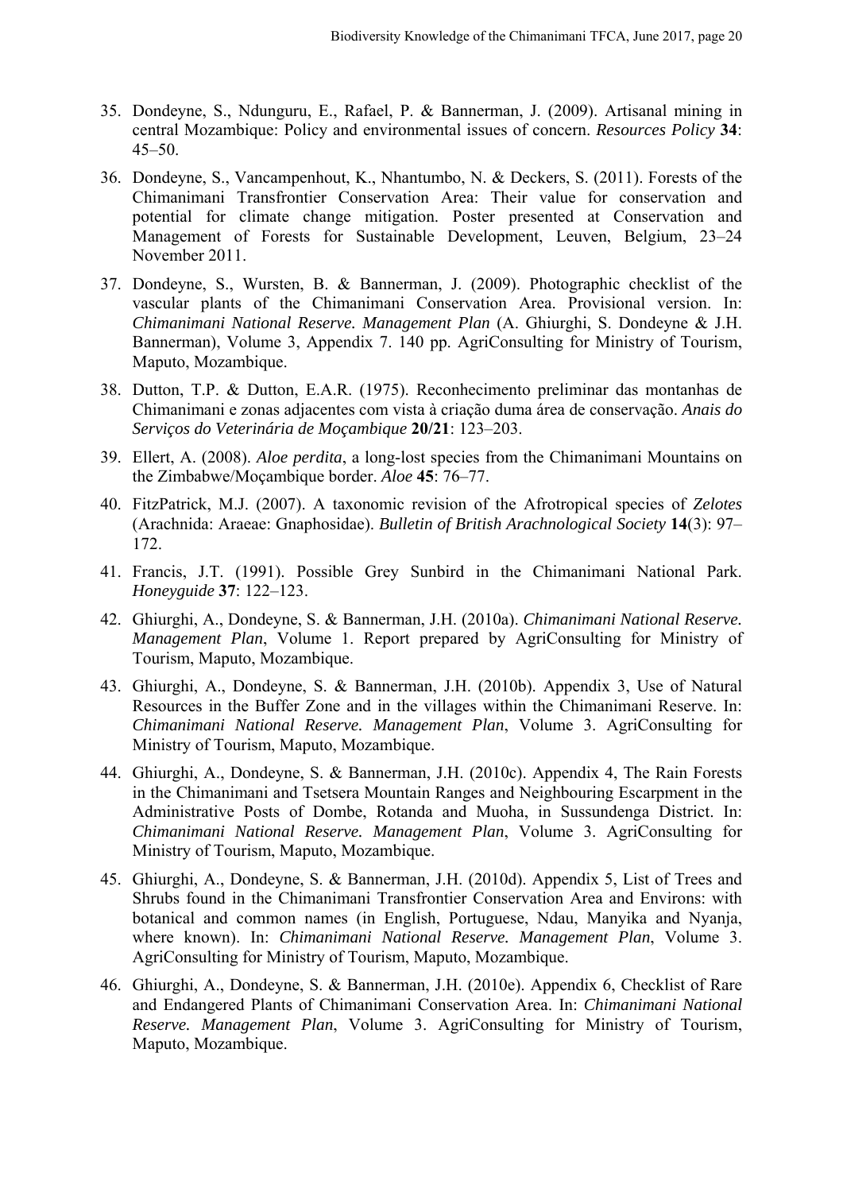35. Dondeyne, S., Ndunguru, E., Rafael, P. & Bannerman, J. (2009). Artisanal mining in central Mozambique: Policy and environmental issues of concern. *Resources Policy* **34**: 45–50.

36. Dondeyne, S., Vancampenhout, K., Nhantumbo, N. & Deckers, S. (2011). Forests of the Chimanimani Transfrontier Conservation Area: Their value for conservation and potential for climate change mitigation. Poster presented at Conservation and Management of Forests for Sustainable Development, Leuven, Belgium, 23–24 November 2011.

37. Dondeyne, S., Wursten, B. & Bannerman, J. (2009). Photographic checklist of the vascular plants of the Chimanimani Conservation Area. Provisional version. In: *Chimanimani National Reserve. Management Plan* (A. Ghiurghi, S. Dondeyne & J.H. Bannerman), Volume 3, Appendix 7. 140 pp. AgriConsulting for Ministry of Tourism, Maputo, Mozambique.

38. Dutton, T.P. & Dutton, E.A.R. (1975). Reconhecimento preliminar das montanhas de Chimanimani e zonas adjacentes com vista à criação duma área de conservação. *Anais do Serviços do Veterinária de Moçambique* **20/21**: 123–203.

39. Ellert, A. (2008). *Aloe perdita*, a long-lost species from the Chimanimani Mountains on the Zimbabwe/Moçambique border. *Aloe* **45**: 76–77.

40. FitzPatrick, M.J. (2007). A taxonomic revision of the Afrotropical species of *Zelotes* (Arachnida: Araeae: Gnaphosidae). *Bulletin of British Arachnological Society* **14**(3): 97–172.

41. Francis, J.T. (1991). Possible Grey Sunbird in the Chimanimani National Park. *Honeyguide* **37**: 122–123.

42. Ghiurghi, A., Dondeyne, S. & Bannerman, J.H. (2010a). *Chimanimani National Reserve. Management Plan*, Volume 1. Report prepared by AgriConsulting for Ministry of Tourism, Maputo, Mozambique.

43. Ghiurghi, A., Dondeyne, S. & Bannerman, J.H. (2010b). Appendix 3, Use of Natural Resources in the Buffer Zone and in the villages within the Chimanimani Reserve. In: *Chimanimani National Reserve. Management Plan*, Volume 3. AgriConsulting for Ministry of Tourism, Maputo, Mozambique.

44. Ghiurghi, A., Dondeyne, S. & Bannerman, J.H. (2010c). Appendix 4, The Rain Forests in the Chimanimani and Tsetsera Mountain Ranges and Neighbouring Escarpment in the Administrative Posts of Dombe, Rotanda and Muoha, in Sussundenga District. In: *Chimanimani National Reserve. Management Plan*, Volume 3. AgriConsulting for Ministry of Tourism, Maputo, Mozambique.

45. Ghiurghi, A., Dondeyne, S. & Bannerman, J.H. (2010d). Appendix 5, List of Trees and Shrubs found in the Chimanimani Transfrontier Conservation Area and Environs: with botanical and common names (in English, Portuguese, Ndau, Manyika and Nyanja, where known). In: *Chimanimani National Reserve. Management Plan*, Volume 3. AgriConsulting for Ministry of Tourism, Maputo, Mozambique.

46. Ghiurghi, A., Dondeyne, S. & Bannerman, J.H. (2010e). Appendix 6, Checklist of Rare and Endangered Plants of Chimanimani Conservation Area. In: *Chimanimani National Reserve. Management Plan*, Volume 3. AgriConsulting for Ministry of Tourism, Maputo, Mozambique.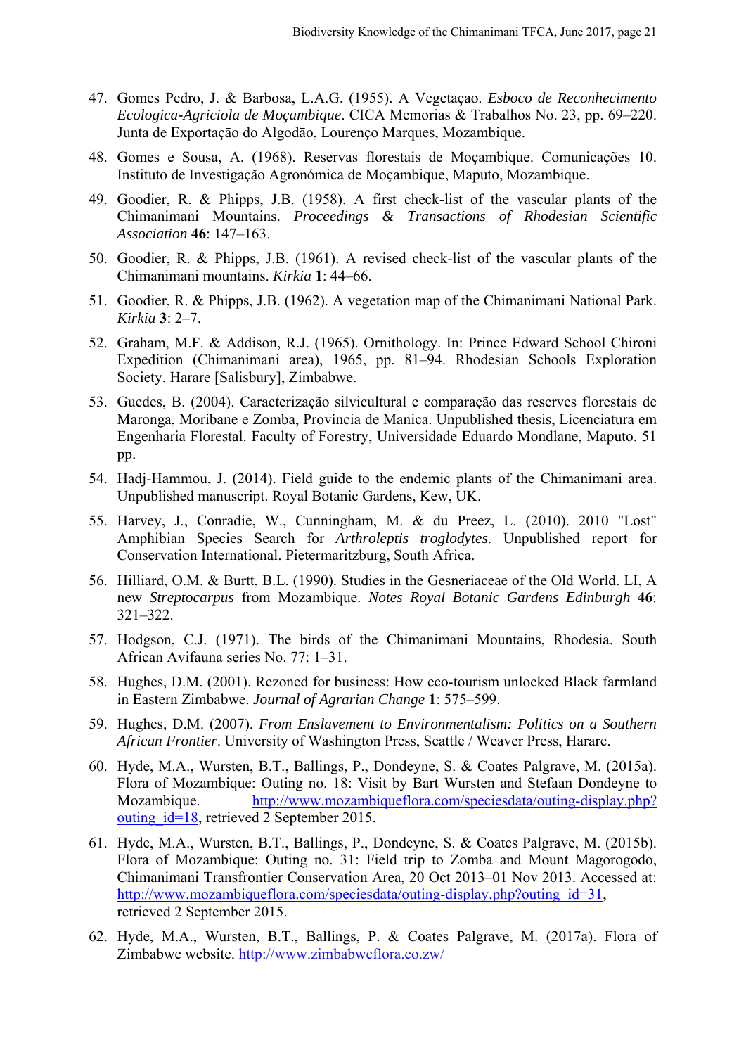47. Gomes Pedro, J. & Barbosa, L.A.G. (1955). A Vegetaçao. *Esboco de Reconhecimento Ecologica-Agriciola de Moçambique*. CICA Memorias & Trabalhos No. 23, pp. 69–220. Junta de Exportação do Algodão, Lourenço Marques, Mozambique.

48. Gomes e Sousa, A. (1968). Reservas florestais de Moçambique. Comunicações 10. Instituto de Investigação Agronómica de Moçambique, Maputo, Mozambique.

49. Goodier, R. & Phipps, J.B. (1958). A first check-list of the vascular plants of the Chimanimani Mountains. *Proceedings & Transactions of Rhodesian Scientific Association* **46**: 147–163.

50. Goodier, R. & Phipps, J.B. (1961). A revised check-list of the vascular plants of the Chimanimani mountains. *Kirkia* **1**: 44–66.

51. Goodier, R. & Phipps, J.B. (1962). A vegetation map of the Chimanimani National Park. *Kirkia* **3**: 2–7.

52. Graham, M.F. & Addison, R.J. (1965). Ornithology. In: Prince Edward School Chironi Expedition (Chimanimani area), 1965, pp. 81–94. Rhodesian Schools Exploration Society. Harare [Salisbury], Zimbabwe.

53. Guedes, B. (2004). Caracterização silvicultural e comparação das reserves florestais de Maronga, Moribane e Zomba, Província de Manica. Unpublished thesis, Licenciatura em Engenharia Florestal. Faculty of Forestry, Universidade Eduardo Mondlane, Maputo. 51 pp.

54. Hadj-Hammou, J. (2014). Field guide to the endemic plants of the Chimanimani area. Unpublished manuscript. Royal Botanic Gardens, Kew, UK.

55. Harvey, J., Conradie, W., Cunningham, M. & du Preez, L. (2010). 2010 "Lost" Amphibian Species Search for *Arthroleptis troglodytes*. Unpublished report for Conservation International. Pietermaritzburg, South Africa.

56. Hilliard, O.M. & Burtt, B.L. (1990). Studies in the Gesneriaceae of the Old World. LI, A new *Streptocarpus* from Mozambique. *Notes Royal Botanic Gardens Edinburgh* **46**: 321–322.

57. Hodgson, C.J. (1971). The birds of the Chimanimani Mountains, Rhodesia. South African Avifauna series No. 77: 1–31.

58. Hughes, D.M. (2001). Rezoned for business: How eco-tourism unlocked Black farmland in Eastern Zimbabwe. *Journal of Agrarian Change* **1**: 575–599.

59. Hughes, D.M. (2007). *From Enslavement to Environmentalism: Politics on a Southern African Frontier*. University of Washington Press, Seattle / Weaver Press, Harare.

60. Hyde, M.A., Wursten, B.T., Ballings, P., Dondeyne, S. & Coates Palgrave, M. (2015a). Flora of Mozambique: Outing no. 18: Visit by Bart Wursten and Stefaan Dondeyne to Mozambique. http://www.mozambiqueflora.com/speciesdata/outing-display.php?outing_id=18, retrieved 2 September 2015.

61. Hyde, M.A., Wursten, B.T., Ballings, P., Dondeyne, S. & Coates Palgrave, M. (2015b). Flora of Mozambique: Outing no. 31: Field trip to Zomba and Mount Magorogodo, Chimanimani Transfrontier Conservation Area, 20 Oct 2013–01 Nov 2013. Accessed at: http://www.mozambiqueflora.com/speciesdata/outing-display.php?outing_id=31, retrieved 2 September 2015.

62. Hyde, M.A., Wursten, B.T., Ballings, P. & Coates Palgrave, M. (2017a). Flora of Zimbabwe website. http://www.zimbabweflora.co.zw/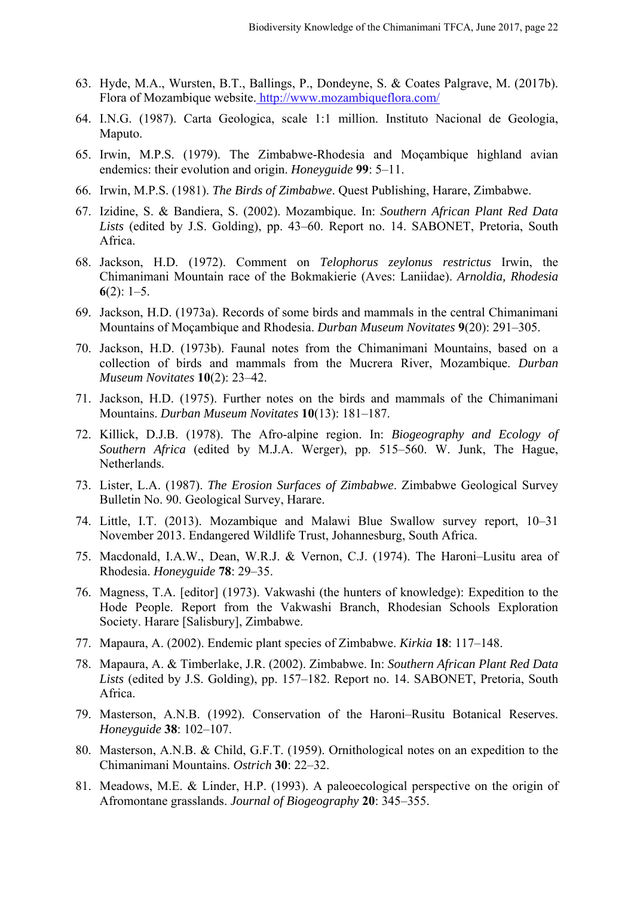63. Hyde, M.A., Wursten, B.T., Ballings, P., Dondeyne, S. & Coates Palgrave, M. (2017b). Flora of Mozambique website. http://www.mozambiqueflora.com/
64. I.N.G. (1987). Carta Geologica, scale 1:1 million. Instituto Nacional de Geologia, Maputo.
65. Irwin, M.P.S. (1979). The Zimbabwe-Rhodesia and Moçambique highland avian endemics: their evolution and origin. *Honeyguide* **99**: 5–11.
66. Irwin, M.P.S. (1981). *The Birds of Zimbabwe*. Quest Publishing, Harare, Zimbabwe.
67. Izidine, S. & Bandiera, S. (2002). Mozambique. In: *Southern African Plant Red Data Lists* (edited by J.S. Golding), pp. 43–60. Report no. 14. SABONET, Pretoria, South Africa.
68. Jackson, H.D. (1972). Comment on *Telophorus zeylonus restrictus* Irwin, the Chimanimani Mountain race of the Bokmakierie (Aves: Laniidae). *Arnoldia, Rhodesia* **6**(2): 1–5.
69. Jackson, H.D. (1973a). Records of some birds and mammals in the central Chimanimani Mountains of Moçambique and Rhodesia. *Durban Museum Novitates* **9**(20): 291–305.
70. Jackson, H.D. (1973b). Faunal notes from the Chimanimani Mountains, based on a collection of birds and mammals from the Mucrera River, Mozambique. *Durban Museum Novitates* **10**(2): 23–42.
71. Jackson, H.D. (1975). Further notes on the birds and mammals of the Chimanimani Mountains. *Durban Museum Novitates* **10**(13): 181–187.
72. Killick, D.J.B. (1978). The Afro-alpine region. In: *Biogeography and Ecology of Southern Africa* (edited by M.J.A. Werger), pp. 515–560. W. Junk, The Hague, Netherlands.
73. Lister, L.A. (1987). *The Erosion Surfaces of Zimbabwe*. Zimbabwe Geological Survey Bulletin No. 90. Geological Survey, Harare.
74. Little, I.T. (2013). Mozambique and Malawi Blue Swallow survey report, 10–31 November 2013. Endangered Wildlife Trust, Johannesburg, South Africa.
75. Macdonald, I.A.W., Dean, W.R.J. & Vernon, C.J. (1974). The Haroni–Lusitu area of Rhodesia. *Honeyguide* **78**: 29–35.
76. Magness, T.A. [editor] (1973). Vakwashi (the hunters of knowledge): Expedition to the Hode People. Report from the Vakwashi Branch, Rhodesian Schools Exploration Society. Harare [Salisbury], Zimbabwe.
77. Mapaura, A. (2002). Endemic plant species of Zimbabwe. *Kirkia* **18**: 117–148.
78. Mapaura, A. & Timberlake, J.R. (2002). Zimbabwe. In: *Southern African Plant Red Data Lists* (edited by J.S. Golding), pp. 157–182. Report no. 14. SABONET, Pretoria, South Africa.
79. Masterson, A.N.B. (1992). Conservation of the Haroni–Rusitu Botanical Reserves. *Honeyguide* **38**: 102–107.
80. Masterson, A.N.B. & Child, G.F.T. (1959). Ornithological notes on an expedition to the Chimanimani Mountains. *Ostrich* **30**: 22–32.
81. Meadows, M.E. & Linder, H.P. (1993). A paleoecological perspective on the origin of Afromontane grasslands. *Journal of Biogeography* **20**: 345–355.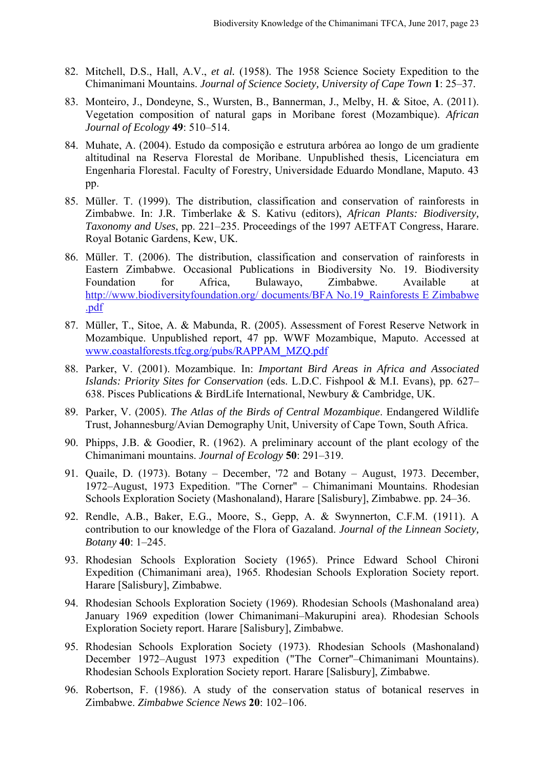82. Mitchell, D.S., Hall, A.V., *et al.* (1958). The 1958 Science Society Expedition to the Chimanimani Mountains. *Journal of Science Society, University of Cape Town* **1**: 25–37.

83. Monteiro, J., Dondeyne, S., Wursten, B., Bannerman, J., Melby, H. & Sitoe, A. (2011). Vegetation composition of natural gaps in Moribane forest (Mozambique). *African Journal of Ecology* **49**: 510–514.

84. Muhate, A. (2004). Estudo da composição e estrutura arbórea ao longo de um gradiente altitudinal na Reserva Florestal de Moribane. Unpublished thesis, Licenciatura em Engenharia Florestal. Faculty of Forestry, Universidade Eduardo Mondlane, Maputo. 43 pp.

85. Müller. T. (1999). The distribution, classification and conservation of rainforests in Zimbabwe. In: J.R. Timberlake & S. Kativu (editors), *African Plants: Biodiversity, Taxonomy and Uses*, pp. 221–235. Proceedings of the 1997 AETFAT Congress, Harare. Royal Botanic Gardens, Kew, UK.

86. Müller. T. (2006). The distribution, classification and conservation of rainforests in Eastern Zimbabwe. Occasional Publications in Biodiversity No. 19. Biodiversity Foundation for Africa, Bulawayo, Zimbabwe. Available at http://www.biodiversityfoundation.org/ documents/BFA No.19_Rainforests E Zimbabwe .pdf

87. Müller, T., Sitoe, A. & Mabunda, R. (2005). Assessment of Forest Reserve Network in Mozambique. Unpublished report, 47 pp. WWF Mozambique, Maputo. Accessed at www.coastalforests.tfcg.org/pubs/RAPPAM_MZQ.pdf

88. Parker, V. (2001). Mozambique. In: *Important Bird Areas in Africa and Associated Islands: Priority Sites for Conservation* (eds. L.D.C. Fishpool & M.I. Evans), pp. 627–638. Pisces Publications & BirdLife International, Newbury & Cambridge, UK.

89. Parker, V. (2005). *The Atlas of the Birds of Central Mozambique*. Endangered Wildlife Trust, Johannesburg/Avian Demography Unit, University of Cape Town, South Africa.

90. Phipps, J.B. & Goodier, R. (1962). A preliminary account of the plant ecology of the Chimanimani mountains. *Journal of Ecology* **50**: 291–319.

91. Quaile, D. (1973). Botany – December, '72 and Botany – August, 1973. December, 1972–August, 1973 Expedition. "The Corner" – Chimanimani Mountains. Rhodesian Schools Exploration Society (Mashonaland), Harare [Salisbury], Zimbabwe. pp. 24–36.

92. Rendle, A.B., Baker, E.G., Moore, S., Gepp, A. & Swynnerton, C.F.M. (1911). A contribution to our knowledge of the Flora of Gazaland. *Journal of the Linnean Society, Botany* **40**: 1–245.

93. Rhodesian Schools Exploration Society (1965). Prince Edward School Chironi Expedition (Chimanimani area), 1965. Rhodesian Schools Exploration Society report. Harare [Salisbury], Zimbabwe.

94. Rhodesian Schools Exploration Society (1969). Rhodesian Schools (Mashonaland area) January 1969 expedition (lower Chimanimani–Makurupini area). Rhodesian Schools Exploration Society report. Harare [Salisbury], Zimbabwe.

95. Rhodesian Schools Exploration Society (1973). Rhodesian Schools (Mashonaland) December 1972–August 1973 expedition ("The Corner"–Chimanimani Mountains). Rhodesian Schools Exploration Society report. Harare [Salisbury], Zimbabwe.

96. Robertson, F. (1986). A study of the conservation status of botanical reserves in Zimbabwe. *Zimbabwe Science News* **20**: 102–106.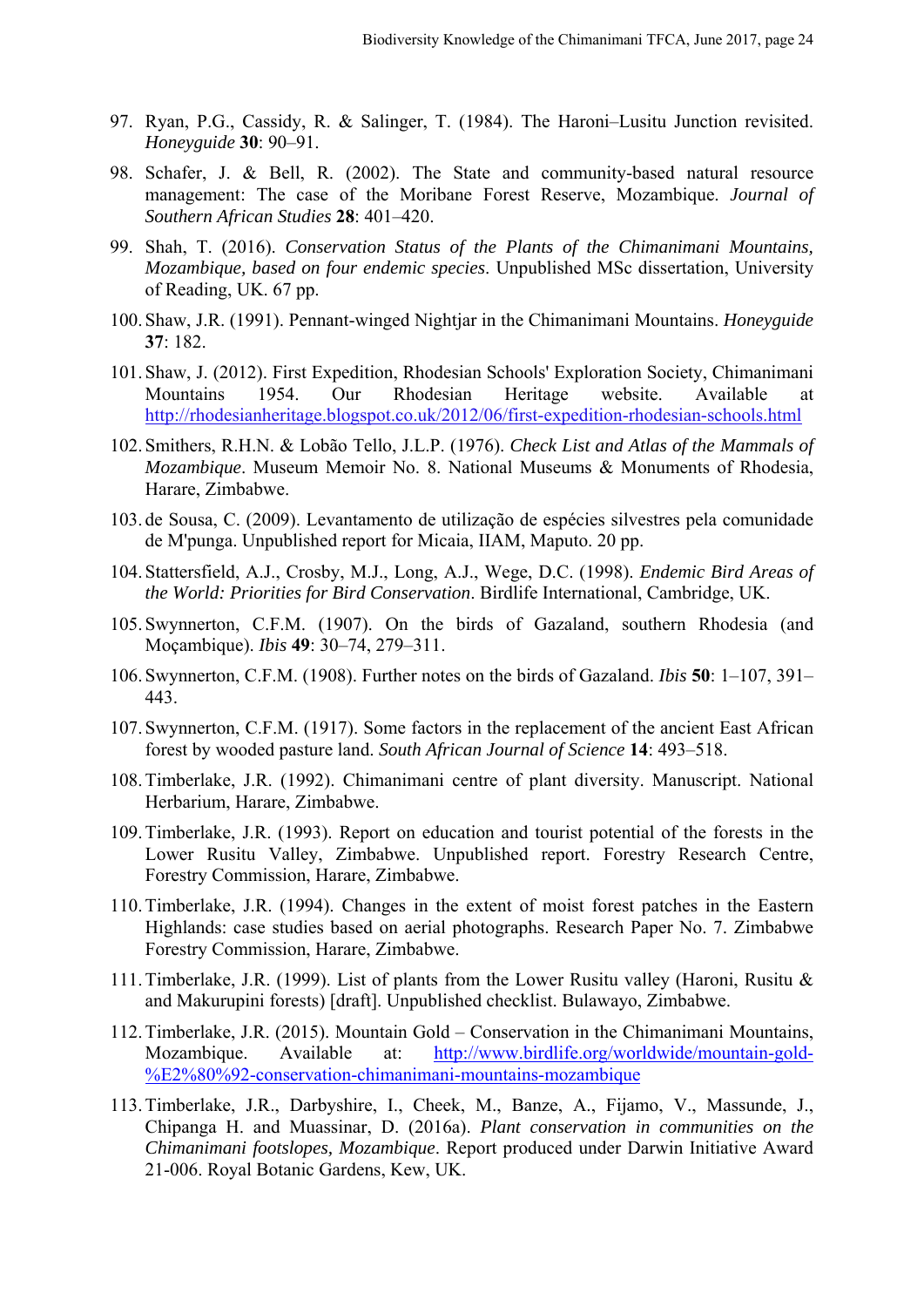97. Ryan, P.G., Cassidy, R. & Salinger, T. (1984). The Haroni–Lusitu Junction revisited. *Honeyguide* **30**: 90–91.

98. Schafer, J. & Bell, R. (2002). The State and community-based natural resource management: The case of the Moribane Forest Reserve, Mozambique. *Journal of Southern African Studies* **28**: 401–420.

99. Shah, T. (2016). *Conservation Status of the Plants of the Chimanimani Mountains, Mozambique, based on four endemic species*. Unpublished MSc dissertation, University of Reading, UK. 67 pp.

100. Shaw, J.R. (1991). Pennant-winged Nightjar in the Chimanimani Mountains. *Honeyguide* **37**: 182.

101. Shaw, J. (2012). First Expedition, Rhodesian Schools' Exploration Society, Chimanimani Mountains 1954. Our Rhodesian Heritage website. Available at http://rhodesianheritage.blogspot.co.uk/2012/06/first-expedition-rhodesian-schools.html

102. Smithers, R.H.N. & Lobão Tello, J.L.P. (1976). *Check List and Atlas of the Mammals of Mozambique*. Museum Memoir No. 8. National Museums & Monuments of Rhodesia, Harare, Zimbabwe.

103. de Sousa, C. (2009). Levantamento de utilização de espécies silvestres pela comunidade de M'punga. Unpublished report for Micaia, IIAM, Maputo. 20 pp.

104. Stattersfield, A.J., Crosby, M.J., Long, A.J., Wege, D.C. (1998). *Endemic Bird Areas of the World: Priorities for Bird Conservation*. Birdlife International, Cambridge, UK.

105. Swynnerton, C.F.M. (1907). On the birds of Gazaland, southern Rhodesia (and Moçambique). *Ibis* **49**: 30–74, 279–311.

106. Swynnerton, C.F.M. (1908). Further notes on the birds of Gazaland. *Ibis* **50**: 1–107, 391–443.

107. Swynnerton, C.F.M. (1917). Some factors in the replacement of the ancient East African forest by wooded pasture land. *South African Journal of Science* **14**: 493–518.

108. Timberlake, J.R. (1992). Chimanimani centre of plant diversity. Manuscript. National Herbarium, Harare, Zimbabwe.

109. Timberlake, J.R. (1993). Report on education and tourist potential of the forests in the Lower Rusitu Valley, Zimbabwe. Unpublished report. Forestry Research Centre, Forestry Commission, Harare, Zimbabwe.

110. Timberlake, J.R. (1994). Changes in the extent of moist forest patches in the Eastern Highlands: case studies based on aerial photographs. Research Paper No. 7. Zimbabwe Forestry Commission, Harare, Zimbabwe.

111. Timberlake, J.R. (1999). List of plants from the Lower Rusitu valley (Haroni, Rusitu & and Makurupini forests) [draft]. Unpublished checklist. Bulawayo, Zimbabwe.

112. Timberlake, J.R. (2015). Mountain Gold – Conservation in the Chimanimani Mountains, Mozambique. Available at: http://www.birdlife.org/worldwide/mountain-gold-%E2%80%92-conservation-chimanimani-mountains-mozambique

113. Timberlake, J.R., Darbyshire, I., Cheek, M., Banze, A., Fijamo, V., Massunde, J., Chipanga H. and Muassinar, D. (2016a). *Plant conservation in communities on the Chimanimani footslopes, Mozambique*. Report produced under Darwin Initiative Award 21-006. Royal Botanic Gardens, Kew, UK.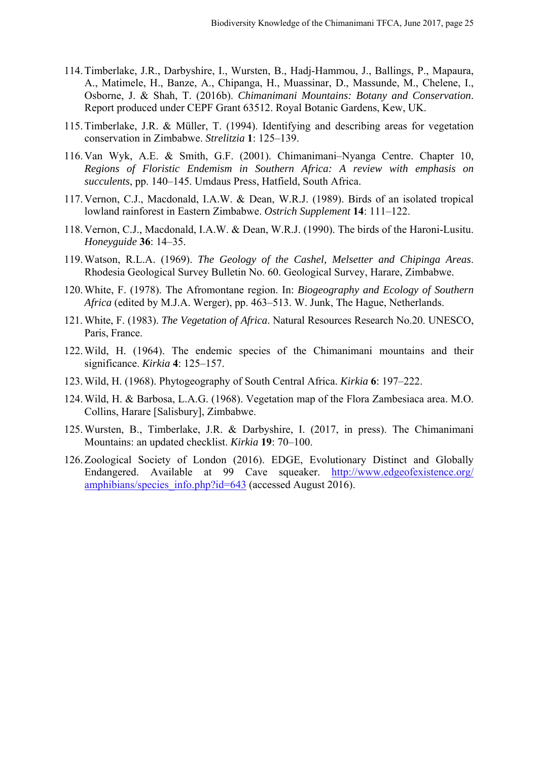114. Timberlake, J.R., Darbyshire, I., Wursten, B., Hadj-Hammou, J., Ballings, P., Mapaura, A., Matimele, H., Banze, A., Chipanga, H., Muassinar, D., Massunde, M., Chelene, I., Osborne, J. & Shah, T. (2016b). *Chimanimani Mountains: Botany and Conservation*. Report produced under CEPF Grant 63512. Royal Botanic Gardens, Kew, UK.

115. Timberlake, J.R. & Müller, T. (1994). Identifying and describing areas for vegetation conservation in Zimbabwe. *Strelitzia* **1**: 125–139.

116. Van Wyk, A.E. & Smith, G.F. (2001). Chimanimani–Nyanga Centre. Chapter 10, *Regions of Floristic Endemism in Southern Africa: A review with emphasis on succulents*, pp. 140–145. Umdaus Press, Hatfield, South Africa.

117. Vernon, C.J., Macdonald, I.A.W. & Dean, W.R.J. (1989). Birds of an isolated tropical lowland rainforest in Eastern Zimbabwe. *Ostrich Supplement* **14**: 111–122.

118. Vernon, C.J., Macdonald, I.A.W. & Dean, W.R.J. (1990). The birds of the Haroni-Lusitu. *Honeyguide* **36**: 14–35.

119. Watson, R.L.A. (1969). *The Geology of the Cashel, Melsetter and Chipinga Areas*. Rhodesia Geological Survey Bulletin No. 60. Geological Survey, Harare, Zimbabwe.

120. White, F. (1978). The Afromontane region. In: *Biogeography and Ecology of Southern Africa* (edited by M.J.A. Werger), pp. 463–513. W. Junk, The Hague, Netherlands.

121. White, F. (1983). *The Vegetation of Africa*. Natural Resources Research No.20. UNESCO, Paris, France.

122. Wild, H. (1964). The endemic species of the Chimanimani mountains and their significance. *Kirkia* **4**: 125–157.

123. Wild, H. (1968). Phytogeography of South Central Africa. *Kirkia* **6**: 197–222.

124. Wild, H. & Barbosa, L.A.G. (1968). Vegetation map of the Flora Zambesiaca area. M.O. Collins, Harare [Salisbury], Zimbabwe.

125. Wursten, B., Timberlake, J.R. & Darbyshire, I. (2017, in press). The Chimanimani Mountains: an updated checklist. *Kirkia* **19**: 70–100.

126. Zoological Society of London (2016). EDGE, Evolutionary Distinct and Globally Endangered. Available at 99 Cave squeaker. [http://www.edgeofexistence.org/amphibians/species_info.php?id=643](http://www.edgeofexistence.org/amphibians/species_info.php?id=643) (accessed August 2016).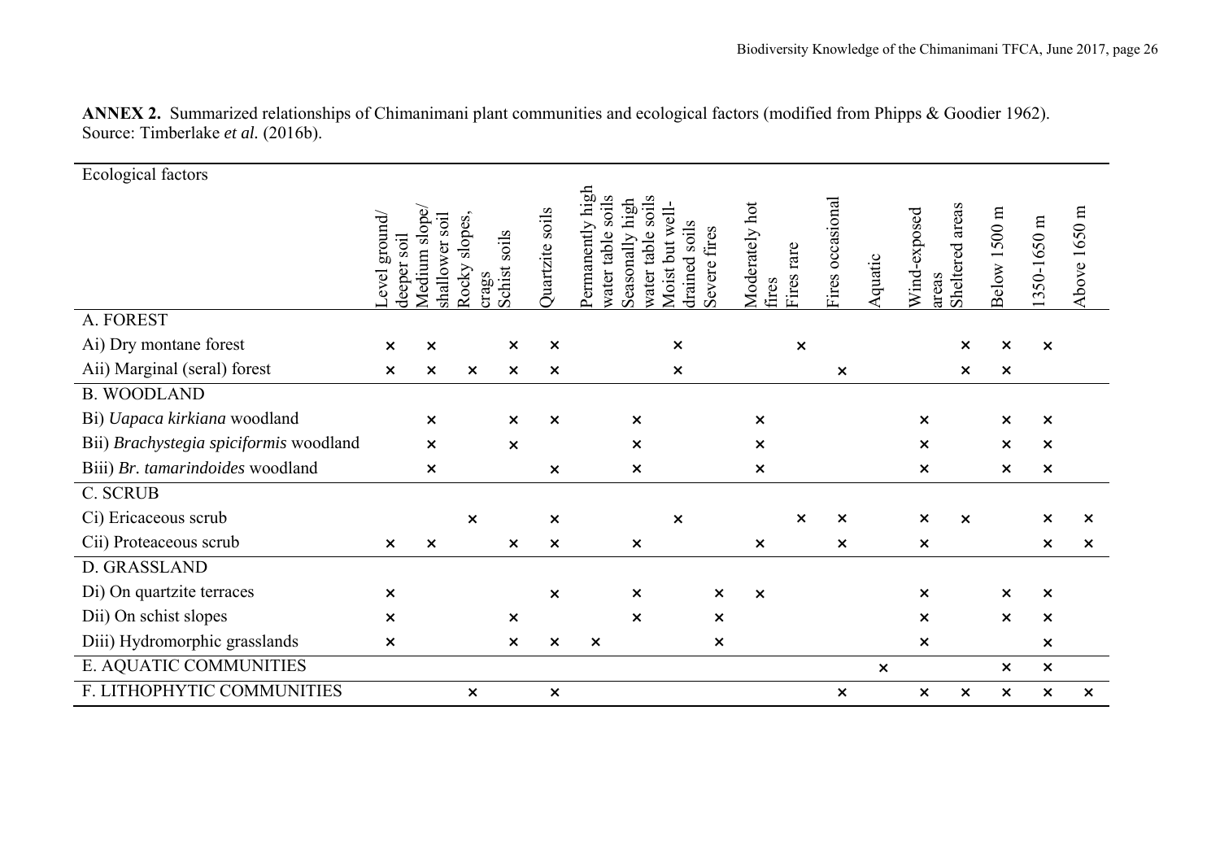**ANNEX 2.** Summarized relationships of Chimanimani plant communities and ecological factors (modified from Phipps & Goodier 1962). Source: Timberlake *et al.* (2016b).

| Ecological factors | Level ground/ deeper soil | Medium slope/ shallower soil | Rocky slopes, crags | Schist soils | Quartzite soils | Permanently high water table soils | Seasonally high water table soils | Moist but well-drained soils | Severe fires | Moderately hot fires | Fires rare | Fires occasional | Aquatic | Wind-exposed areas | Sheltered areas | Below 1500 m | 1350-1650 m | Above 1650 m |
|---|---|---|---|---|---|---|---|---|---|---|---|---|---|---|---|---|---|---|
| A. FOREST | | | | | | | | | | | | | | | | | | |
| Ai) Dry montane forest | × | × | | × | × | | | × | | | × | | | | × | × | × | |
| Aii) Marginal (seral) forest | × | × | × | × | × | | | × | | | | × | | | × | × | | |
| B. WOODLAND | | | | | | | | | | | | | | | | | | |
| Bi) *Uapaca kirkiana* woodland | | × | | × | × | | × | | | × | | | | × | | × | × | |
| Bii) *Brachystegia spiciformis* woodland | | × | | × | | | × | | | × | | | | × | | × | × | |
| Biii) *Br. tamarindoides* woodland | | × | | | × | | × | | | × | | | | × | | × | × | |
| C. SCRUB | | | | | | | | | | | | | | | | | | |
| Ci) Ericaceous scrub | | | × | | × | | | × | | | × | × | | × | × | | × | × |
| Cii) Proteaceous scrub | × | × | | × | × | | × | | | × | | × | | × | | | × | × |
| D. GRASSLAND | | | | | | | | | | | | | | | | | | |
| Di) On quartzite terraces | × | | | | × | | × | | × | × | | | | × | | × | × | |
| Dii) On schist slopes | × | | | × | | | × | | × | | | | | × | | × | × | |
| Diii) Hydromorphic grasslands | × | | | × | × | × | | | × | | | | | × | | | × | |
| E. AQUATIC COMMUNITIES | | | | | | | | | | | | | × | | | × | × | |
| F. LITHOPHYTIC COMMUNITIES | | | × | | × | | | | | | | × | | × | × | × | × | × |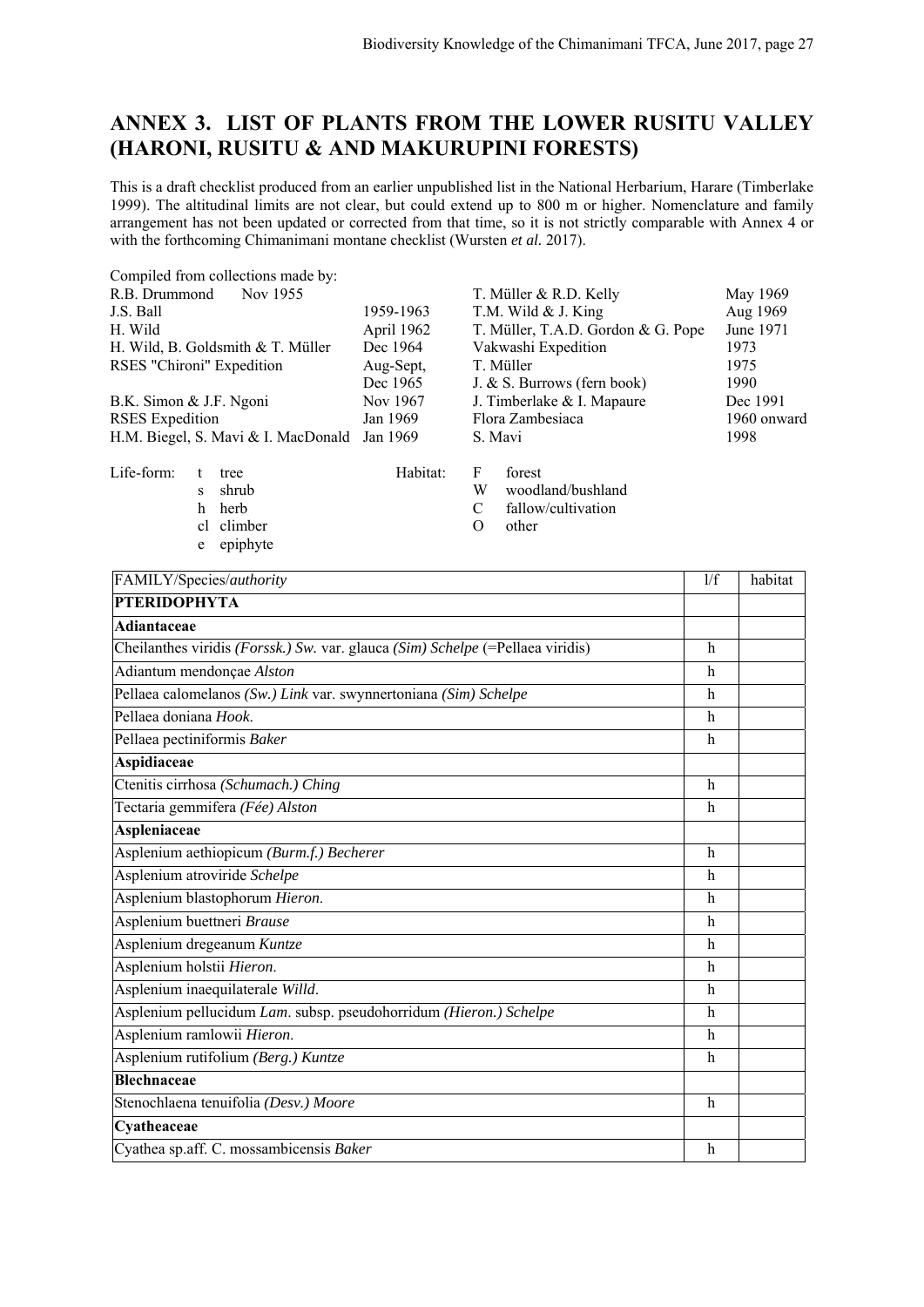# ANNEX 3. LIST OF PLANTS FROM THE LOWER RUSITU VALLEY (HARONI, RUSITU & AND MAKURUPINI FORESTS)

This is a draft checklist produced from an earlier unpublished list in the National Herbarium, Harare (Timberlake 1999). The altitudinal limits are not clear, but could extend up to 800 m or higher. Nomenclature and family arrangement has not been updated or corrected from that time, so it is not strictly comparable with Annex 4 or with the forthcoming Chimanimani montane checklist (Wursten *et al.* 2017).

Compiled from collections made by:

| Collector | Date | Collector | Date |
|---|---|---|---|
| R.B. Drummond | Nov 1955 | T. Müller & R.D. Kelly | May 1969 |
| J.S. Ball | 1959-1963 | T.M. Wild & J. King | Aug 1969 |
| H. Wild | April 1962 | T. Müller, T.A.D. Gordon & G. Pope | June 1971 |
| H. Wild, B. Goldsmith & T. Müller | Dec 1964 | Vakwashi Expedition | 1973 |
| RSES "Chironi" Expedition | Aug-Sept, Dec 1965 | T. Müller | 1975 |
| | | J. & S. Burrows (fern book) | 1990 |
| B.K. Simon & J.F. Ngoni | Nov 1967 | J. Timberlake & I. Mapaure | Dec 1991 |
| RSES Expedition | Jan 1969 | Flora Zambesiaca | 1960 onward |
| H.M. Biegel, S. Mavi & I. MacDonald | Jan 1969 | S. Mavi | 1998 |

Life-form:
- t tree
- s shrub
- h herb
- cl climber
- e epiphyte

Habitat:
- F forest
- W woodland/bushland
- C fallow/cultivation
- O other

| FAMILY/Species/*authority* | l/f | habitat |
|---|---|---|
| **PTERIDOPHYTA** | | |
| **Adiantaceae** | | |
| Cheilanthes viridis *(Forssk.) Sw.* var. glauca *(Sim) Schelpe* (=Pellaea viridis) | h | |
| Adiantum mendonçae *Alston* | h | |
| Pellaea calomelanos *(Sw.) Link* var. swynnertoniana *(Sim) Schelpe* | h | |
| Pellaea doniana *Hook.* | h | |
| Pellaea pectiniformis *Baker* | h | |
| **Aspidiaceae** | | |
| Ctenitis cirrhosa *(Schumach.) Ching* | h | |
| Tectaria gemmifera *(Fée) Alston* | h | |
| **Aspleniaceae** | | |
| Asplenium aethiopicum *(Burm.f.) Becherer* | h | |
| Asplenium atroviride *Schelpe* | h | |
| Asplenium blastophorum *Hieron.* | h | |
| Asplenium buettneri *Brause* | h | |
| Asplenium dregeanum *Kuntze* | h | |
| Asplenium holstii *Hieron.* | h | |
| Asplenium inaequilaterale *Willd.* | h | |
| Asplenium pellucidum *Lam.* subsp. pseudohorridum *(Hieron.) Schelpe* | h | |
| Asplenium ramlowii *Hieron.* | h | |
| Asplenium rutifolium *(Berg.) Kuntze* | h | |
| **Blechnaceae** | | |
| Stenochlaena tenuifolia *(Desv.) Moore* | h | |
| **Cyatheaceae** | | |
| Cyathea sp.aff. C. mossambicensis *Baker* | h | |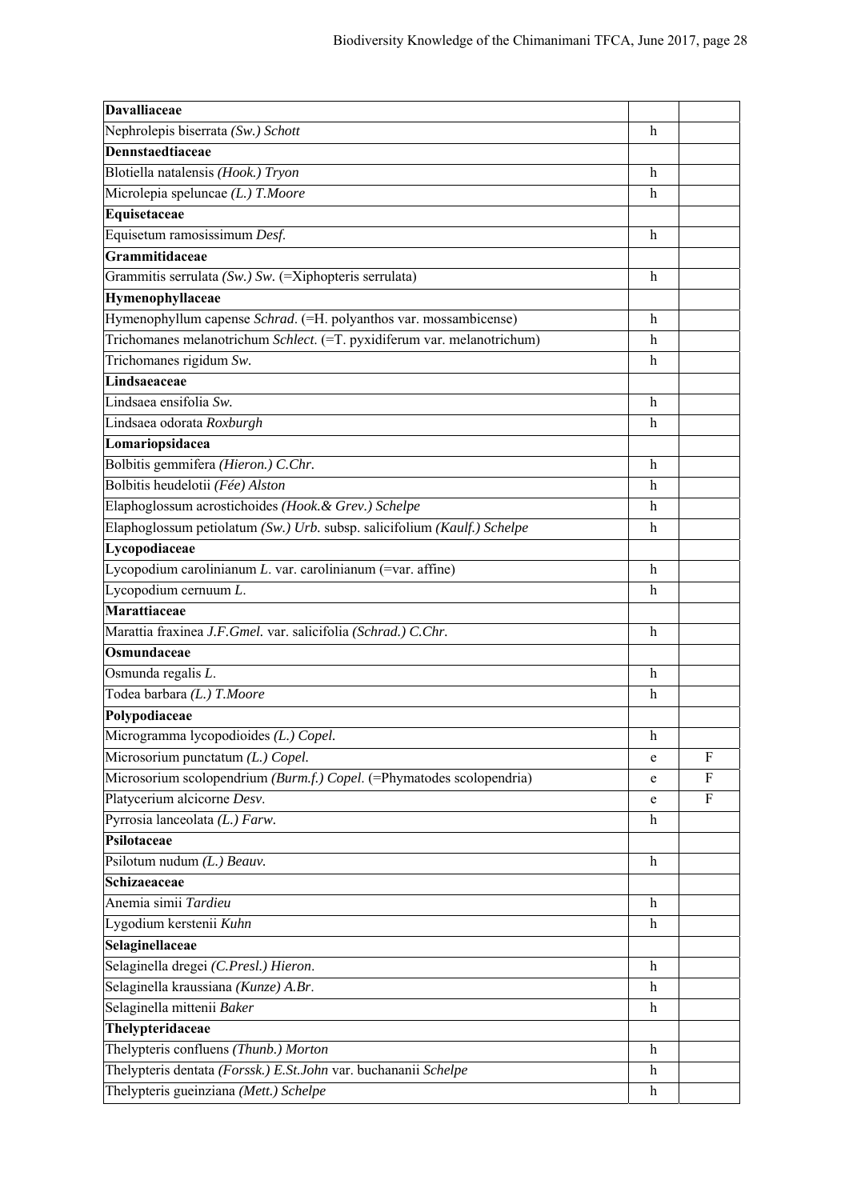| | | |
|---|---|---|
| **Davalliaceae** | | |
| Nephrolepis biserrata *(Sw.) Schott* | h | |
| **Dennstaedtiaceae** | | |
| Blotiella natalensis *(Hook.) Tryon* | h | |
| Microlepia speluncae *(L.) T.Moore* | h | |
| **Equisetaceae** | | |
| Equisetum ramosissimum *Desf.* | h | |
| **Grammitidaceae** | | |
| Grammitis serrulata *(Sw.) Sw.* (=Xiphopteris serrulata) | h | |
| **Hymenophyllaceae** | | |
| Hymenophyllum capense *Schrad*. (=H. polyanthos var. mossambicense) | h | |
| Trichomanes melanotrichum *Schlect*. (=T. pyxidiferum var. melanotrichum) | h | |
| Trichomanes rigidum *Sw.* | h | |
| **Lindsaeaceae** | | |
| Lindsaea ensifolia *Sw.* | h | |
| Lindsaea odorata *Roxburgh* | h | |
| **Lomariopsidacea** | | |
| Bolbitis gemmifera *(Hieron.) C.Chr.* | h | |
| Bolbitis heudelotii *(Fée) Alston* | h | |
| Elaphoglossum acrostichoides *(Hook.& Grev.) Schelpe* | h | |
| Elaphoglossum petiolatum *(Sw.) Urb.* subsp. salicifolium *(Kaulf.) Schelpe* | h | |
| **Lycopodiaceae** | | |
| Lycopodium carolinianum *L.* var. carolinianum (=var. affine) | h | |
| Lycopodium cernuum *L.* | h | |
| **Marattiaceae** | | |
| Marattia fraxinea *J.F.Gmel.* var. salicifolia *(Schrad.) C.Chr.* | h | |
| **Osmundaceae** | | |
| Osmunda regalis *L.* | h | |
| Todea barbara *(L.) T.Moore* | h | |
| **Polypodiaceae** | | |
| Microgramma lycopodioides *(L.) Copel.* | h | |
| Microsorium punctatum *(L.) Copel.* | e | F |
| Microsorium scolopendrium *(Burm.f.) Copel.* (=Phymatodes scolopendria) | e | F |
| Platycerium alcicorne *Desv.* | e | F |
| Pyrrosia lanceolata *(L.) Farw.* | h | |
| **Psilotaceae** | | |
| Psilotum nudum *(L.) Beauv.* | h | |
| **Schizaeaceae** | | |
| Anemia simii *Tardieu* | h | |
| Lygodium kerstenii *Kuhn* | h | |
| **Selaginellaceae** | | |
| Selaginella dregei *(C.Presl.) Hieron.* | h | |
| Selaginella kraussiana *(Kunze) A.Br.* | h | |
| Selaginella mittenii *Baker* | h | |
| **Thelypteridaceae** | | |
| Thelypteris confluens *(Thunb.) Morton* | h | |
| Thelypteris dentata *(Forssk.) E.St.John* var. buchananii *Schelpe* | h | |
| Thelypteris gueinziana *(Mett.) Schelpe* | h | |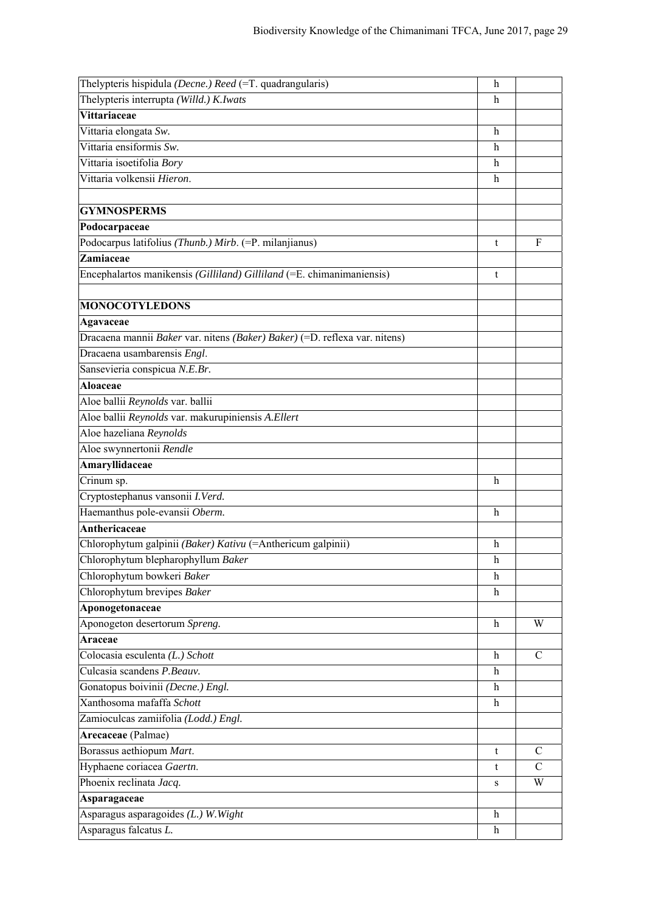| | | |
|---|---|---|
| Thelypteris hispidula *(Decne.) Reed* (=T. quadrangularis) | h | |
| Thelypteris interrupta *(Willd.) K.Iwats* | h | |
| **Vittariaceae** | | |
| Vittaria elongata *Sw.* | h | |
| Vittaria ensiformis *Sw.* | h | |
| Vittaria isoetifolia *Bory* | h | |
| Vittaria volkensii *Hieron.* | h | |
| | | |
| **GYMNOSPERMS** | | |
| **Podocarpaceae** | | |
| Podocarpus latifolius *(Thunb.) Mirb.* (=P. milanjianus) | t | F |
| **Zamiaceae** | | |
| Encephalartos manikensis *(Gilliland) Gilliland* (=E. chimanimaniensis) | t | |
| | | |
| **MONOCOTYLEDONS** | | |
| **Agavaceae** | | |
| Dracaena mannii *Baker* var. nitens *(Baker) Baker)* (=D. reflexa var. nitens) | | |
| Dracaena usambarensis *Engl.* | | |
| Sansevieria conspicua *N.E.Br.* | | |
| **Aloaceae** | | |
| Aloe ballii *Reynolds* var. ballii | | |
| Aloe ballii *Reynolds* var. makurupiniensis *A.Ellert* | | |
| Aloe hazeliana *Reynolds* | | |
| Aloe swynnertonii *Rendle* | | |
| **Amaryllidaceae** | | |
| Crinum sp. | h | |
| Cryptostephanus vansonii *I.Verd.* | | |
| Haemanthus pole-evansii *Oberm.* | h | |
| **Anthericaceae** | | |
| Chlorophytum galpinii *(Baker) Kativu* (=Anthericum galpinii) | h | |
| Chlorophytum blepharophyllum *Baker* | h | |
| Chlorophytum bowkeri *Baker* | h | |
| Chlorophytum brevipes *Baker* | h | |
| **Aponogetonaceae** | | |
| Aponogeton desertorum *Spreng.* | h | W |
| **Araceae** | | |
| Colocasia esculenta *(L.) Schott* | h | C |
| Culcasia scandens *P.Beauv.* | h | |
| Gonatopus boivinii *(Decne.) Engl.* | h | |
| Xanthosoma mafaffa *Schott* | h | |
| Zamioculcas zamiifolia *(Lodd.) Engl.* | | |
| **Arecaceae** (Palmae) | | |
| Borassus aethiopum *Mart.* | t | C |
| Hyphaene coriacea *Gaertn.* | t | C |
| Phoenix reclinata *Jacq.* | s | W |
| **Asparagaceae** | | |
| Asparagus asparagoides *(L.) W.Wight* | h | |
| Asparagus falcatus *L.* | h | |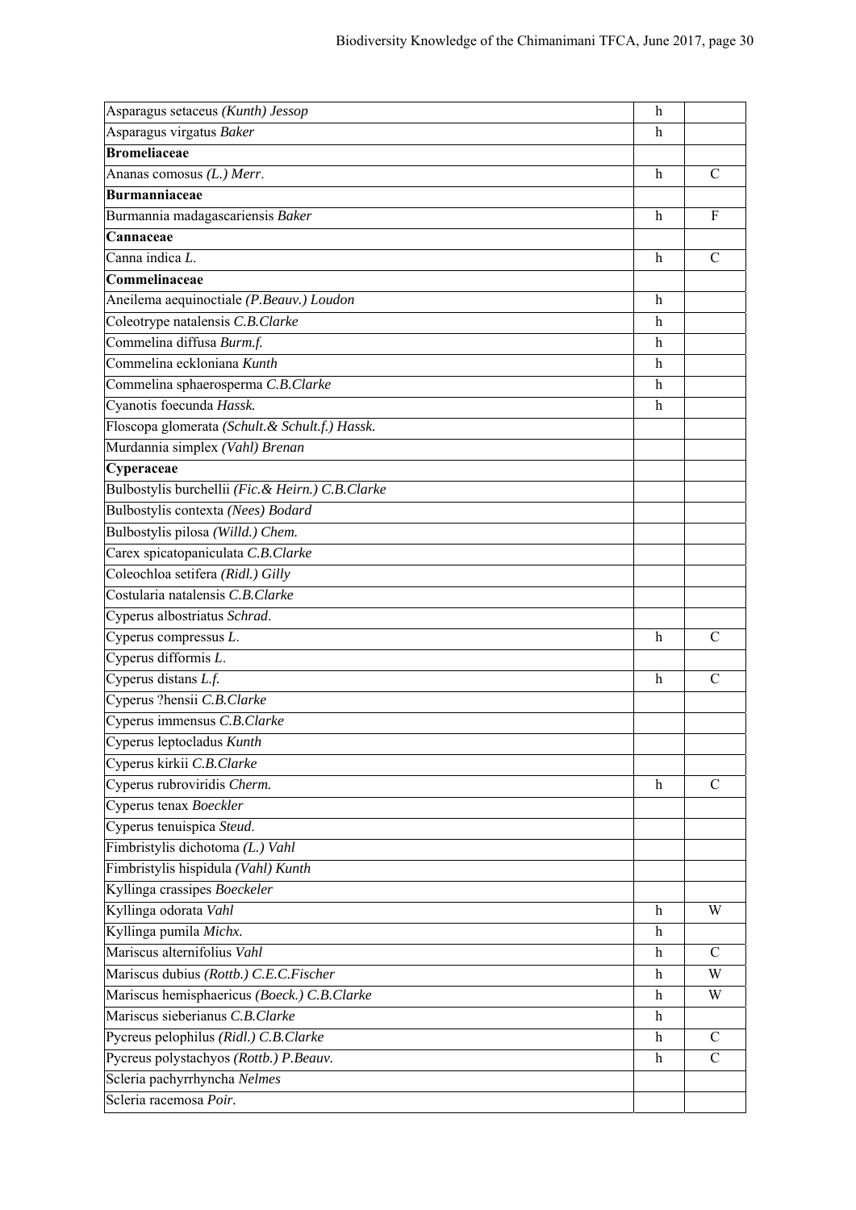| | | |
|---|---|---|
| Asparagus setaceus *(Kunth) Jessop* | h | |
| Asparagus virgatus *Baker* | h | |
| **Bromeliaceae** | | |
| Ananas comosus *(L.) Merr*. | h | C |
| **Burmanniaceae** | | |
| Burmannia madagascariensis *Baker* | h | F |
| **Cannaceae** | | |
| Canna indica *L.* | h | C |
| **Commelinaceae** | | |
| Aneilema aequinoctiale *(P.Beauv.) Loudon* | h | |
| Coleotrype natalensis *C.B.Clarke* | h | |
| Commelina diffusa *Burm.f.* | h | |
| Commelina eckloniana *Kunth* | h | |
| Commelina sphaerosperma *C.B.Clarke* | h | |
| Cyanotis foecunda *Hassk.* | h | |
| Floscopa glomerata *(Schult.& Schult.f.) Hassk.* | | |
| Murdannia simplex *(Vahl) Brenan* | | |
| **Cyperaceae** | | |
| Bulbostylis burchellii *(Fic.& Heirn.) C.B.Clarke* | | |
| Bulbostylis contexta *(Nees) Bodard* | | |
| Bulbostylis pilosa *(Willd.) Chem.* | | |
| Carex spicatopaniculata *C.B.Clarke* | | |
| Coleochloa setifera *(Ridl.) Gilly* | | |
| Costularia natalensis *C.B.Clarke* | | |
| Cyperus albostriatus *Schrad.* | | |
| Cyperus compressus *L.* | h | C |
| Cyperus difformis *L.* | | |
| Cyperus distans *L.f.* | h | C |
| Cyperus ?hensii *C.B.Clarke* | | |
| Cyperus immensus *C.B.Clarke* | | |
| Cyperus leptocladus *Kunth* | | |
| Cyperus kirkii *C.B.Clarke* | | |
| Cyperus rubroviridis *Cherm.* | h | C |
| Cyperus tenax *Boeckler* | | |
| Cyperus tenuispica *Steud.* | | |
| Fimbristylis dichotoma *(L.) Vahl* | | |
| Fimbristylis hispidula *(Vahl) Kunth* | | |
| Kyllinga crassipes *Boeckeler* | | |
| Kyllinga odorata *Vahl* | h | W |
| Kyllinga pumila *Michx.* | h | |
| Mariscus alternifolius *Vahl* | h | C |
| Mariscus dubius *(Rottb.) C.E.C.Fischer* | h | W |
| Mariscus hemisphaericus *(Boeck.) C.B.Clarke* | h | W |
| Mariscus sieberianus *C.B.Clarke* | h | |
| Pycreus pelophilus *(Ridl.) C.B.Clarke* | h | C |
| Pycreus polystachyos *(Rottb.) P.Beauv.* | h | C |
| Scleria pachyrrhyncha *Nelmes* | | |
| Scleria racemosa *Poir.* | | |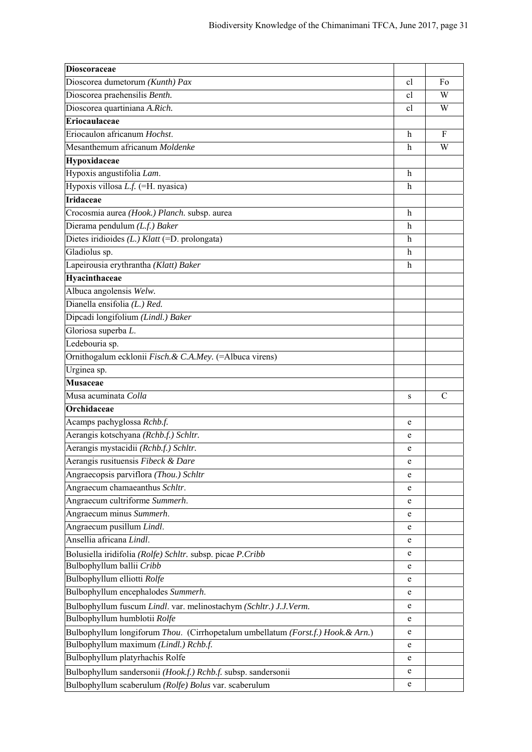| **Dioscoraceae** | | |
|---|---|---|
| Dioscorea dumetorum *(Kunth) Pax* | cl | Fo |
| Dioscorea praehensilis *Benth.* | cl | W |
| Dioscorea quartiniana *A.Rich.* | cl | W |
| **Eriocaulaceae** | | |
| Eriocaulon africanum *Hochst*. | h | F |
| Mesanthemum africanum *Moldenke* | h | W |
| **Hypoxidaceae** | | |
| Hypoxis angustifolia *Lam*. | h | |
| Hypoxis villosa *L.f.* (=H. nyasica) | h | |
| **Iridaceae** | | |
| Crocosmia aurea *(Hook.) Planch.* subsp. aurea | h | |
| Dierama pendulum *(L.f.) Baker* | h | |
| Dietes iridioides *(L.) Klatt* (=D. prolongata) | h | |
| Gladiolus sp. | h | |
| Lapeirousia erythrantha *(Klatt) Baker* | h | |
| **Hyacinthaceae** | | |
| Albuca angolensis *Welw.* | | |
| Dianella ensifolia *(L.) Red.* | | |
| Dipcadi longifolium *(Lindl.) Baker* | | |
| Gloriosa superba *L.* | | |
| Ledebouria sp. | | |
| Ornithogalum ecklonii *Fisch.& C.A.Mey*. (=Albuca virens) | | |
| Urginea sp. | | |
| **Musaceae** | | |
| Musa acuminata *Colla* | s | C |
| **Orchidaceae** | | |
| Acamps pachyglossa *Rchb.f.* | e | |
| Aerangis kotschyana *(Rchb.f.) Schltr.* | e | |
| Aerangis mystacidii *(Rchb.f.) Schltr.* | e | |
| Aerangis rusituensis *Fibeck & Dare* | e | |
| Angraecopsis parviflora *(Thou.) Schltr* | e | |
| Angraecum chamaeanthus *Schltr*. | e | |
| Angraecum cultriforme *Summerh*. | e | |
| Angraecum minus *Summerh*. | e | |
| Angraecum pusillum *Lindl*. | e | |
| Ansellia africana *Lindl*. | e | |
| Bolusiella iridifolia *(Rolfe) Schltr.* subsp. picae *P.Cribb* | e | |
| Bulbophyllum ballii *Cribb* | e | |
| Bulbophyllum elliotti *Rolfe* | e | |
| Bulbophyllum encephalodes *Summerh.* | e | |
| Bulbophyllum fuscum *Lindl*. var. melinostachym *(Schltr.) J.J.Verm.* | e | |
| Bulbophyllum humblotii *Rolfe* | e | |
| Bulbophyllum longiforum *Thou*. (Cirrhopetalum umbellatum *(Forst.f.) Hook.& Arn.*) | e | |
| Bulbophyllum maximum *(Lindl.) Rchb.f.* | e | |
| Bulbophyllum platyrhachis Rolfe | e | |
| Bulbophyllum sandersonii *(Hook.f.) Rchb.f.* subsp. sandersonii | e | |
| Bulbophyllum scaberulum *(Rolfe) Bolus* var. scaberulum | e | |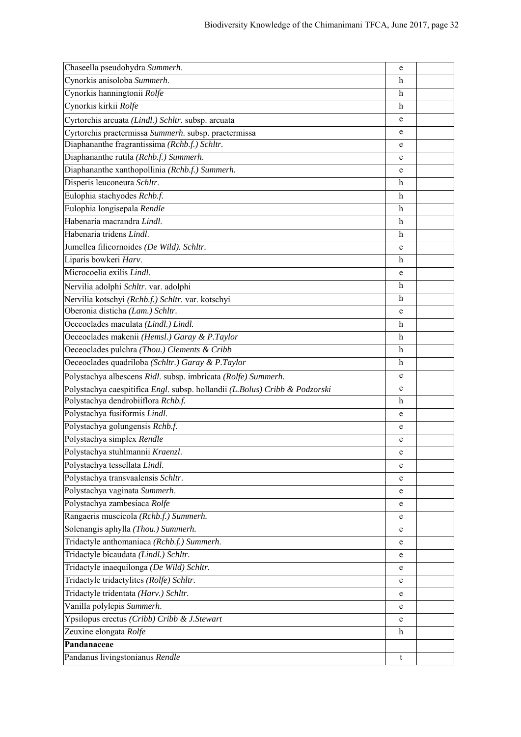| | | |
|---|---|---|
| Chaseella pseudohydra *Summerh*. | e | |
| Cynorkis anisoloba *Summerh*. | h | |
| Cynorkis hanningtonii *Rolfe* | h | |
| Cynorkis kirkii *Rolfe* | h | |
| Cyrtorchis arcuata *(Lindl.) Schltr*. subsp. arcuata | e | |
| Cyrtorchis praetermissa *Summerh*. subsp. praetermissa | e | |
| Diaphananthe fragrantissima *(Rchb.f.) Schltr*. | e | |
| Diaphananthe rutila *(Rchb.f.) Summerh*. | e | |
| Diaphananthe xanthopollinia *(Rchb.f.) Summerh*. | e | |
| Disperis leuconeura *Schltr*. | h | |
| Eulophia stachyodes *Rchb.f.* | h | |
| Eulophia longisepala *Rendle* | h | |
| Habenaria macrandra *Lindl*. | h | |
| Habenaria tridens *Lindl*. | h | |
| Jumellea filicornoides *(De Wild). Schltr*. | e | |
| Liparis bowkeri *Harv*. | h | |
| Microcoelia exilis *Lindl*. | e | |
| Nervilia adolphi *Schltr*. var. adolphi | h | |
| Nervilia kotschyi *(Rchb.f.) Schltr*. var. kotschyi | h | |
| Oberonia disticha *(Lam.) Schltr*. | e | |
| Oeceoclades maculata *(Lindl.) Lindl*. | h | |
| Oeceoclades makenii *(Hemsl.) Garay & P.Taylor* | h | |
| Oeceoclades pulchra *(Thou.) Clements & Cribb* | h | |
| Oeceoclades quadriloba *(Schltr.) Garay & P.Taylor* | h | |
| Polystachya albescens *Ridl*. subsp. imbricata *(Rolfe) Summerh*. | e | |
| Polystachya caespitifica *Engl*. subsp. hollandii *(L.Bolus) Cribb & Podzorski* | e | |
| Polystachya dendrobiiflora *Rchb.f.* | h | |
| Polystachya fusiformis *Lindl*. | e | |
| Polystachya golungensis *Rchb.f.* | e | |
| Polystachya simplex *Rendle* | e | |
| Polystachya stuhlmannii *Kraenzl*. | e | |
| Polystachya tessellata *Lindl*. | e | |
| Polystachya transvaalensis *Schltr*. | e | |
| Polystachya vaginata *Summerh*. | e | |
| Polystachya zambesiaca *Rolfe* | e | |
| Rangaeris muscicola *(Rchb.f.) Summerh*. | e | |
| Solenangis aphylla *(Thou.) Summerh*. | e | |
| Tridactyle anthomaniaca *(Rchb.f.) Summerh*. | e | |
| Tridactyle bicaudata *(Lindl.) Schltr*. | e | |
| Tridactyle inaequilonga *(De Wild) Schltr*. | e | |
| Tridactyle tridactylites *(Rolfe) Schltr*. | e | |
| Tridactyle tridentata *(Harv.) Schltr*. | e | |
| Vanilla polylepis *Summerh*. | e | |
| Ypsilopus erectus *(Cribb) Cribb & J.Stewart* | e | |
| Zeuxine elongata *Rolfe* | h | |
| **Pandanaceae** | | |
| Pandanus livingstonianus *Rendle* | t | |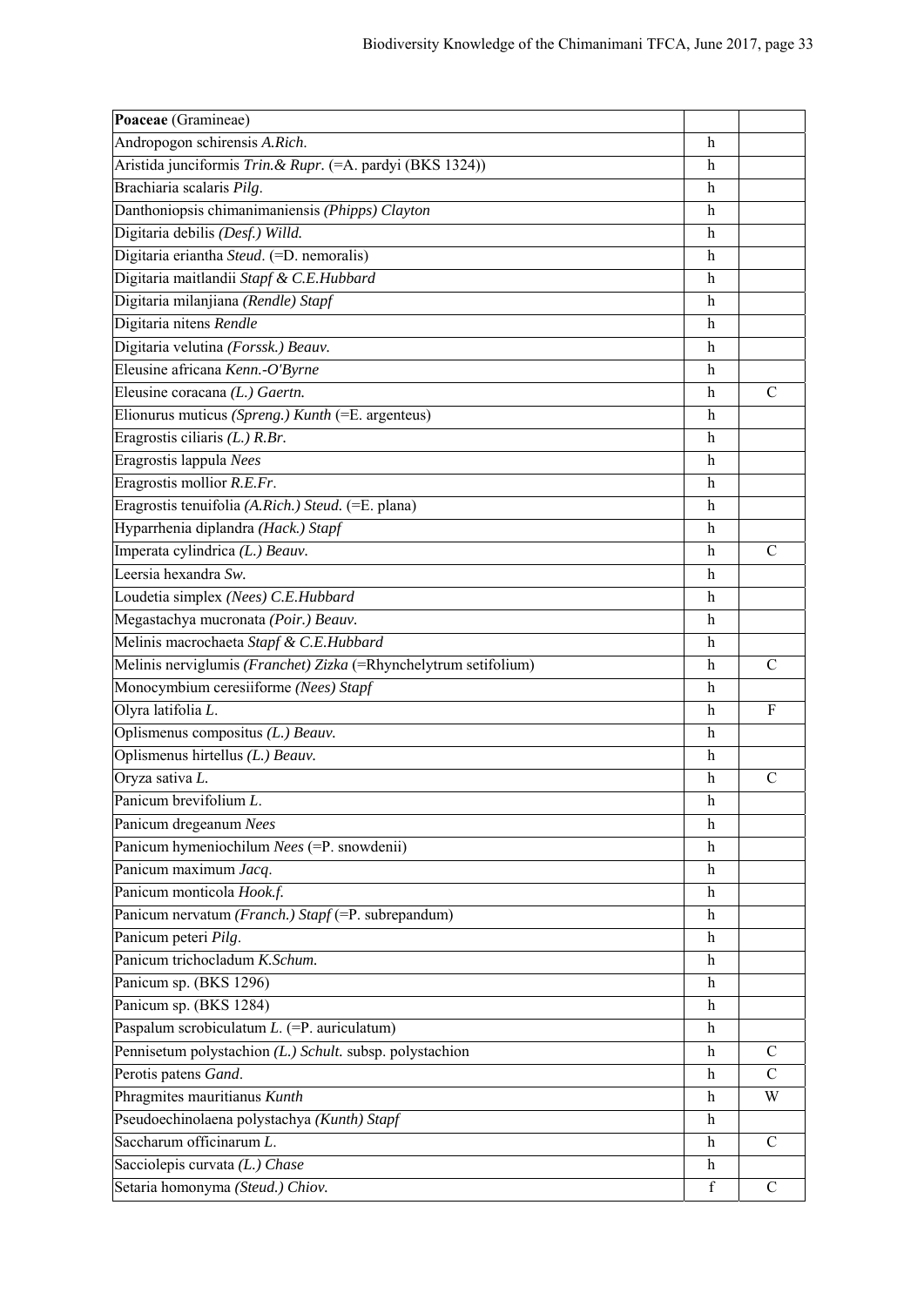| **Poaceae** (Gramineae) | | |
|---|---|---|
| Andropogon schirensis *A.Rich.* | h | |
| Aristida junciformis *Trin.& Rupr.* (=A. pardyi (BKS 1324)) | h | |
| Brachiaria scalaris *Pilg.* | h | |
| Danthoniopsis chimanimaniensis *(Phipps) Clayton* | h | |
| Digitaria debilis *(Desf.) Willd.* | h | |
| Digitaria eriantha *Steud.* (=D. nemoralis) | h | |
| Digitaria maitlandii *Stapf & C.E.Hubbard* | h | |
| Digitaria milanjiana *(Rendle) Stapf* | h | |
| Digitaria nitens *Rendle* | h | |
| Digitaria velutina *(Forssk.) Beauv.* | h | |
| Eleusine africana *Kenn.-O'Byrne* | h | |
| Eleusine coracana *(L.) Gaertn.* | h | C |
| Elionurus muticus *(Spreng.) Kunth* (=E. argenteus) | h | |
| Eragrostis ciliaris *(L.) R.Br.* | h | |
| Eragrostis lappula *Nees* | h | |
| Eragrostis mollior *R.E.Fr.* | h | |
| Eragrostis tenuifolia *(A.Rich.) Steud.* (=E. plana) | h | |
| Hyparrhenia diplandra *(Hack.) Stapf* | h | |
| Imperata cylindrica *(L.) Beauv.* | h | C |
| Leersia hexandra *Sw.* | h | |
| Loudetia simplex *(Nees) C.E.Hubbard* | h | |
| Megastachya mucronata *(Poir.) Beauv.* | h | |
| Melinis macrochaeta *Stapf & C.E.Hubbard* | h | |
| Melinis nerviglumis *(Franchet) Zizka* (=Rhynchelytrum setifolium) | h | C |
| Monocymbium ceresiiforme *(Nees) Stapf* | h | |
| Olyra latifolia *L.* | h | F |
| Oplismenus compositus *(L.) Beauv.* | h | |
| Oplismenus hirtellus *(L.) Beauv.* | h | |
| Oryza sativa *L.* | h | C |
| Panicum brevifolium *L.* | h | |
| Panicum dregeanum *Nees* | h | |
| Panicum hymeniochilum *Nees* (=P. snowdenii) | h | |
| Panicum maximum *Jacq.* | h | |
| Panicum monticola *Hook.f.* | h | |
| Panicum nervatum *(Franch.) Stapf* (=P. subrepandum) | h | |
| Panicum peteri *Pilg.* | h | |
| Panicum trichocladum *K.Schum.* | h | |
| Panicum sp. (BKS 1296) | h | |
| Panicum sp. (BKS 1284) | h | |
| Paspalum scrobiculatum *L.* (=P. auriculatum) | h | |
| Pennisetum polystachion *(L.) Schult.* subsp. polystachion | h | C |
| Perotis patens *Gand.* | h | C |
| Phragmites mauritianus *Kunth* | h | W |
| Pseudoechinolaena polystachya *(Kunth) Stapf* | h | |
| Saccharum officinarum *L.* | h | C |
| Sacciolepis curvata *(L.) Chase* | h | |
| Setaria homonyma *(Steud.) Chiov.* | f | C |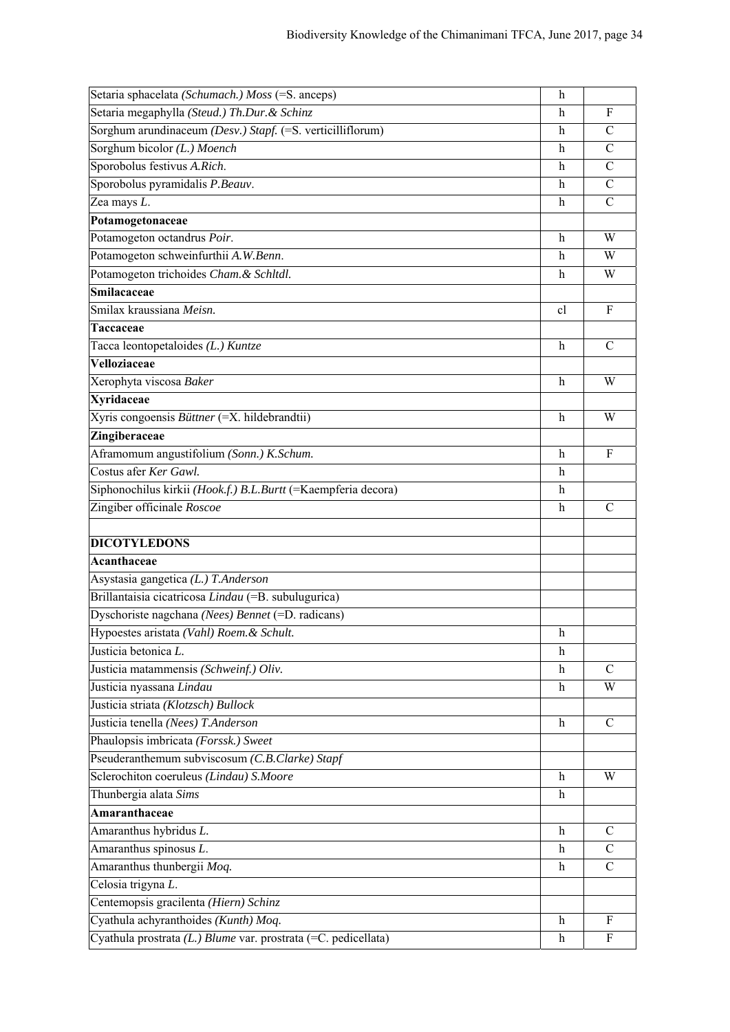| | | |
|---|---|---|
| Setaria sphacelata *(Schumach.) Moss* (=S. anceps) | h | |
| Setaria megaphylla *(Steud.) Th.Dur.& Schinz* | h | F |
| Sorghum arundinaceum *(Desv.) Stapf.* (=S. verticilliflorum) | h | C |
| Sorghum bicolor *(L.) Moench* | h | C |
| Sporobolus festivus *A.Rich.* | h | C |
| Sporobolus pyramidalis *P.Beauv.* | h | C |
| Zea mays *L.* | h | C |
| **Potamogetonaceae** | | |
| Potamogeton octandrus *Poir.* | h | W |
| Potamogeton schweinfurthii *A.W.Benn.* | h | W |
| Potamogeton trichoides *Cham.& Schltdl.* | h | W |
| **Smilacaceae** | | |
| Smilax kraussiana *Meisn.* | cl | F |
| **Taccaceae** | | |
| Tacca leontopetaloides *(L.) Kuntze* | h | C |
| **Velloziaceae** | | |
| Xerophyta viscosa *Baker* | h | W |
| **Xyridaceae** | | |
| Xyris congoensis *Büttner* (=X. hildebrandtii) | h | W |
| **Zingiberaceae** | | |
| Aframomum angustifolium *(Sonn.) K.Schum.* | h | F |
| Costus afer *Ker Gawl.* | h | |
| Siphonochilus kirkii *(Hook.f.) B.L.Burtt* (=Kaempferia decora) | h | |
| Zingiber officinale *Roscoe* | h | C |
| | | |
| **DICOTYLEDONS** | | |
| **Acanthaceae** | | |
| Asystasia gangetica *(L.) T.Anderson* | | |
| Brillantaisia cicatricosa *Lindau* (=B. subulugurica) | | |
| Dyschoriste nagchana *(Nees) Bennet* (=D. radicans) | | |
| Hypoestes aristata *(Vahl) Roem.& Schult.* | h | |
| Justicia betonica *L.* | h | |
| Justicia matammensis *(Schweinf.) Oliv.* | h | C |
| Justicia nyassana *Lindau* | h | W |
| Justicia striata *(Klotzsch) Bullock* | | |
| Justicia tenella *(Nees) T.Anderson* | h | C |
| Phaulopsis imbricata *(Forssk.) Sweet* | | |
| Pseuderanthemum subviscosum *(C.B.Clarke) Stapf* | | |
| Sclerochiton coeruleus *(Lindau) S.Moore* | h | W |
| Thunbergia alata *Sims* | h | |
| **Amaranthaceae** | | |
| Amaranthus hybridus *L.* | h | C |
| Amaranthus spinosus *L.* | h | C |
| Amaranthus thunbergii *Moq.* | h | C |
| Celosia trigyna *L.* | | |
| Centemopsis gracilenta *(Hiern) Schinz* | | |
| Cyathula achyranthoides *(Kunth) Moq.* | h | F |
| Cyathula prostrata *(L.) Blume* var. prostrata (=C. pedicellata) | h | F |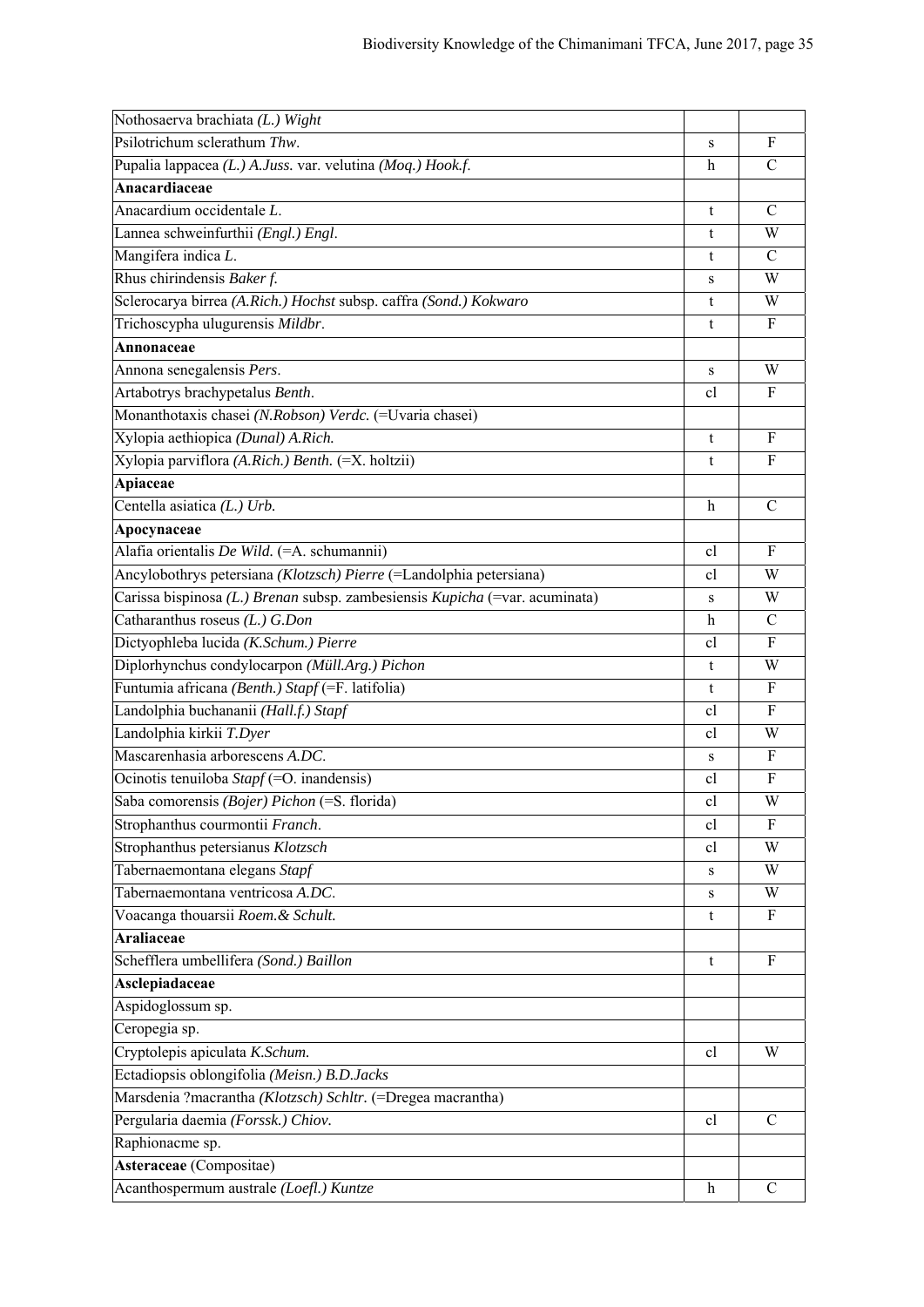| | | |
|---|---|---|
| Nothosaerva brachiata *(L.) Wight* | | |
| Psilotrichum sclerathum *Thw.* | s | F |
| Pupalia lappacea *(L.) A.Juss.* var. velutina *(Moq.) Hook.f.* | h | C |
| **Anacardiaceae** | | |
| Anacardium occidentale *L.* | t | C |
| Lannea schweinfurthii *(Engl.) Engl.* | t | W |
| Mangifera indica *L.* | t | C |
| Rhus chirindensis *Baker f.* | s | W |
| Sclerocarya birrea *(A.Rich.) Hochst* subsp. caffra *(Sond.) Kokwaro* | t | W |
| Trichoscypha ulugurensis *Mildbr.* | t | F |
| **Annonaceae** | | |
| Annona senegalensis *Pers.* | s | W |
| Artabotrys brachypetalus *Benth.* | cl | F |
| Monanthotaxis chasei *(N.Robson) Verdc.* (=Uvaria chasei) | | |
| Xylopia aethiopica *(Dunal) A.Rich.* | t | F |
| Xylopia parviflora *(A.Rich.) Benth.* (=X. holtzii) | t | F |
| **Apiaceae** | | |
| Centella asiatica *(L.) Urb.* | h | C |
| **Apocynaceae** | | |
| Alafia orientalis *De Wild.* (=A. schumannii) | cl | F |
| Ancylobothrys petersiana *(Klotzsch) Pierre* (=Landolphia petersiana) | cl | W |
| Carissa bispinosa *(L.) Brenan* subsp. zambesiensis *Kupicha* (=var. acuminata) | s | W |
| Catharanthus roseus *(L.) G.Don* | h | C |
| Dictyophleba lucida *(K.Schum.) Pierre* | cl | F |
| Diplorhynchus condylocarpon *(Müll.Arg.) Pichon* | t | W |
| Funtumia africana *(Benth.) Stapf* (=F. latifolia) | t | F |
| Landolphia buchananii *(Hall.f.) Stapf* | cl | F |
| Landolphia kirkii *T.Dyer* | cl | W |
| Mascarenhasia arborescens *A.DC.* | s | F |
| Ocinotis tenuiloba *Stapf* (=O. inandensis) | cl | F |
| Saba comorensis *(Bojer) Pichon* (=S. florida) | cl | W |
| Strophanthus courmontii *Franch.* | cl | F |
| Strophanthus petersianus *Klotzsch* | cl | W |
| Tabernaemontana elegans *Stapf* | s | W |
| Tabernaemontana ventricosa *A.DC.* | s | W |
| Voacanga thouarsii *Roem.& Schult.* | t | F |
| **Araliaceae** | | |
| Schefflera umbellifera *(Sond.) Baillon* | t | F |
| **Asclepiadaceae** | | |
| Aspidoglossum sp. | | |
| Ceropegia sp. | | |
| Cryptolepis apiculata *K.Schum.* | cl | W |
| Ectadiopsis oblongifolia *(Meisn.) B.D.Jacks* | | |
| Marsdenia ?macrantha *(Klotzsch) Schltr.* (=Dregea macrantha) | | |
| Pergularia daemia *(Forssk.) Chiov.* | cl | C |
| Raphionacme sp. | | |
| **Asteraceae** (Compositae) | | |
| Acanthospermum australe *(Loefl.) Kuntze* | h | C |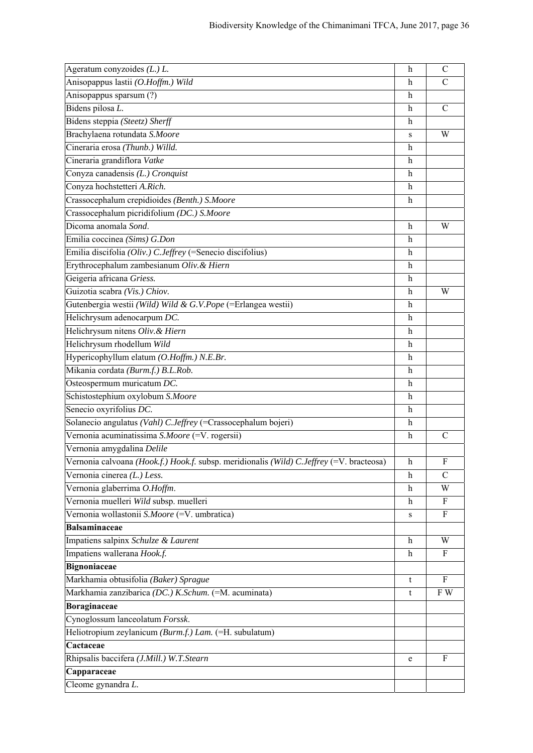| | | |
|---|---|---|
| Ageratum conyzoides *(L.) L.* | h | C |
| Anisopappus lastii *(O.Hoffm.) Wild* | h | C |
| Anisopappus sparsum (?) | h | |
| Bidens pilosa *L.* | h | C |
| Bidens steppia *(Steetz) Sherff* | h | |
| Brachylaena rotundata *S.Moore* | s | W |
| Cineraria erosa *(Thunb.) Willd.* | h | |
| Cineraria grandiflora *Vatke* | h | |
| Conyza canadensis *(L.) Cronquist* | h | |
| Conyza hochstetteri *A.Rich.* | h | |
| Crassocephalum crepidioides *(Benth.) S.Moore* | h | |
| Crassocephalum picridifolium *(DC.) S.Moore* | | |
| Dicoma anomala *Sond*. | h | W |
| Emilia coccinea *(Sims) G.Don* | h | |
| Emilia discifolia *(Oliv.) C.Jeffrey* (=Senecio discifolius) | h | |
| Erythrocephalum zambesianum *Oliv.& Hiern* | h | |
| Geigeria africana *Griess.* | h | |
| Guizotia scabra *(Vis.) Chiov.* | h | W |
| Gutenbergia westii *(Wild) Wild & G.V.Pope* (=Erlangea westii) | h | |
| Helichrysum adenocarpum *DC.* | h | |
| Helichrysum nitens *Oliv.& Hiern* | h | |
| Helichrysum rhodellum *Wild* | h | |
| Hypericophyllum elatum *(O.Hoffm.) N.E.Br.* | h | |
| Mikania cordata *(Burm.f.) B.L.Rob.* | h | |
| Osteospermum muricatum *DC.* | h | |
| Schistostephium oxylobum *S.Moore* | h | |
| Senecio oxyrifolius *DC.* | h | |
| Solanecio angulatus *(Vahl) C.Jeffrey* (=Crassocephalum bojeri) | h | |
| Vernonia acuminatissima *S.Moore* (=V. rogersii) | h | C |
| Vernonia amygdalina *Delile* | | |
| Vernonia calvoana *(Hook.f.) Hook.f.* subsp. meridionalis *(Wild) C.Jeffrey* (=V. bracteosa) | h | F |
| Vernonia cinerea *(L.) Less.* | h | C |
| Vernonia glaberrima *O.Hoffm*. | h | W |
| Vernonia muelleri *Wild* subsp. muelleri | h | F |
| Vernonia wollastonii *S.Moore* (=V. umbratica) | s | F |
| **Balsaminaceae** | | |
| Impatiens salpinx *Schulze & Laurent* | h | W |
| Impatiens wallerana *Hook.f.* | h | F |
| **Bignoniaceae** | | |
| Markhamia obtusifolia *(Baker) Sprague* | t | F |
| Markhamia zanzibarica *(DC.) K.Schum.* (=M. acuminata) | t | F W |
| **Boraginaceae** | | |
| Cynoglossum lanceolatum *Forssk*. | | |
| Heliotropium zeylanicum *(Burm.f.) Lam.* (=H. subulatum) | | |
| **Cactaceae** | | |
| Rhipsalis baccifera *(J.Mill.) W.T.Stearn* | e | F |
| **Capparaceae** | | |
| Cleome gynandra *L.* | | |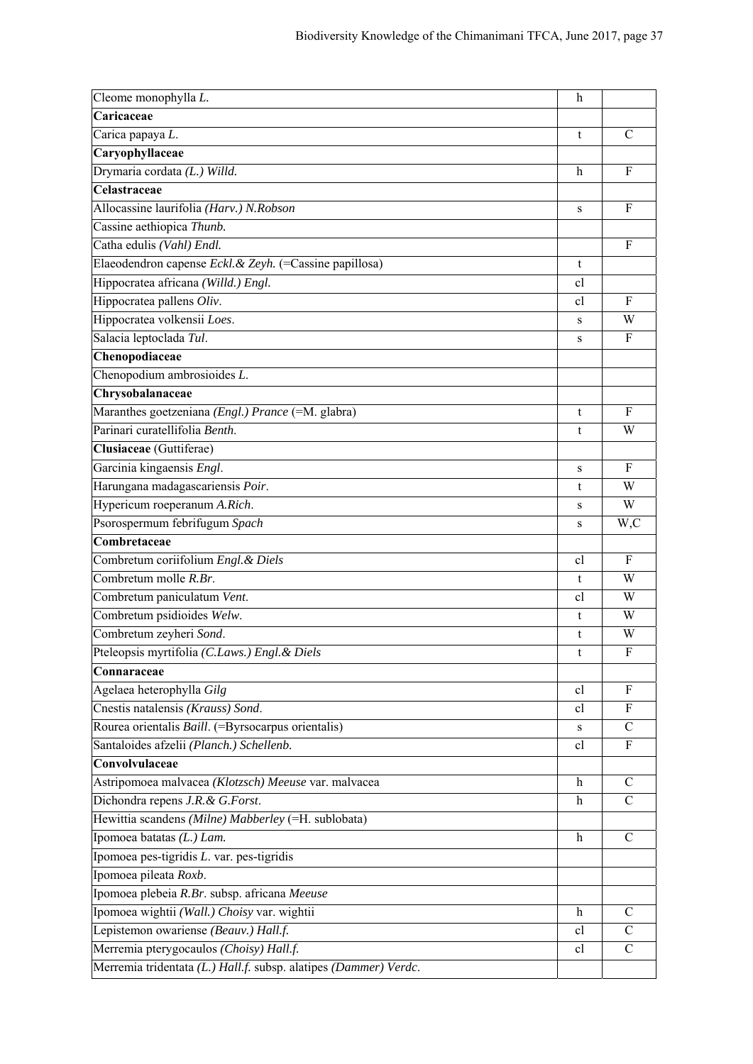| Cleome monophylla *L.* | h | |
|---|---|---|
| **Caricaceae** | | |
| Carica papaya *L.* | t | C |
| **Caryophyllaceae** | | |
| Drymaria cordata *(L.) Willd.* | h | F |
| **Celastraceae** | | |
| Allocassine laurifolia *(Harv.) N.Robson* | s | F |
| Cassine aethiopica *Thunb.* | | |
| Catha edulis *(Vahl) Endl.* | | F |
| Elaeodendron capense *Eckl.& Zeyh.* (=Cassine papillosa) | t | |
| Hippocratea africana *(Willd.) Engl.* | cl | |
| Hippocratea pallens *Oliv*. | cl | F |
| Hippocratea volkensii *Loes*. | s | W |
| Salacia leptoclada *Tul*. | s | F |
| **Chenopodiaceae** | | |
| Chenopodium ambrosioides *L.* | | |
| **Chrysobalanaceae** | | |
| Maranthes goetzeniana *(Engl.) Prance* (=M. glabra) | t | F |
| Parinari curatellifolia *Benth*. | t | W |
| **Clusiaceae** (Guttiferae) | | |
| Garcinia kingaensis *Engl*. | s | F |
| Harungana madagascariensis *Poir*. | t | W |
| Hypericum roeperanum *A.Rich*. | s | W |
| Psorospermum febrifugum *Spach* | s | W,C |
| **Combretaceae** | | |
| Combretum coriifolium *Engl.& Diels* | cl | F |
| Combretum molle *R.Br*. | t | W |
| Combretum paniculatum *Vent*. | cl | W |
| Combretum psidioides *Welw*. | t | W |
| Combretum zeyheri *Sond*. | t | W |
| Pteleopsis myrtifolia *(C.Laws.) Engl.& Diels* | t | F |
| **Connaraceae** | | |
| Agelaea heterophylla *Gilg* | cl | F |
| Cnestis natalensis *(Krauss) Sond*. | cl | F |
| Rourea orientalis *Baill*. (=Byrsocarpus orientalis) | s | C |
| Santaloides afzelii *(Planch.) Schellenb.* | cl | F |
| **Convolvulaceae** | | |
| Astripomoea malvacea *(Klotzsch) Meeuse* var. malvacea | h | C |
| Dichondra repens *J.R.& G.Forst*. | h | C |
| Hewittia scandens *(Milne) Mabberley* (=H. sublobata) | | |
| Ipomoea batatas *(L.) Lam.* | h | C |
| Ipomoea pes-tigridis *L*. var. pes-tigridis | | |
| Ipomoea pileata *Roxb*. | | |
| Ipomoea plebeia *R.Br*. subsp. africana *Meeuse* | | |
| Ipomoea wightii *(Wall.) Choisy* var. wightii | h | C |
| Lepistemon owariense *(Beauv.) Hall.f.* | cl | C |
| Merremia pterygocaulos *(Choisy) Hall.f.* | cl | C |
| Merremia tridentata *(L.) Hall.f.* subsp. alatipes *(Dammer) Verdc*. | | |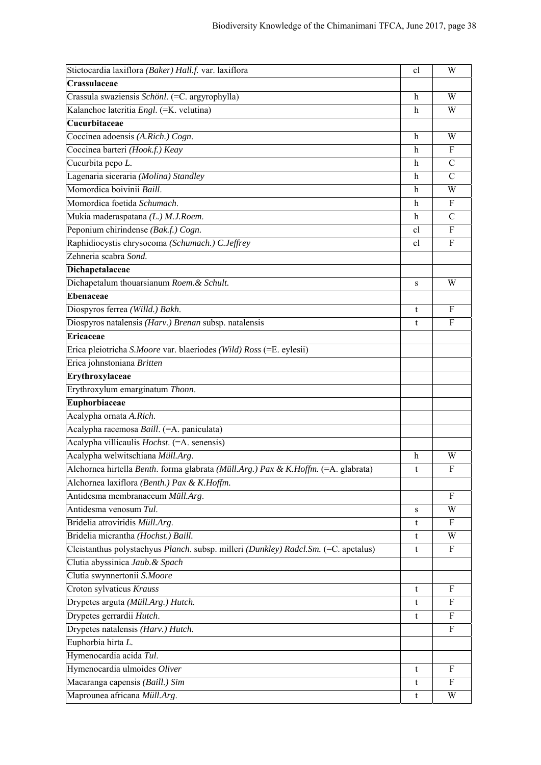| | | |
|---|---|---|
| Stictocardia laxiflora *(Baker) Hall.f.* var. laxiflora | cl | W |
| **Crassulaceae** | | |
| Crassula swaziensis *Schönl*. (=C. argyrophylla) | h | W |
| Kalanchoe lateritia *Engl*. (=K. velutina) | h | W |
| **Cucurbitaceae** | | |
| Coccinea adoensis *(A.Rich.) Cogn*. | h | W |
| Coccinea barteri *(Hook.f.) Keay* | h | F |
| Cucurbita pepo *L.* | h | C |
| Lagenaria siceraria *(Molina) Standley* | h | C |
| Momordica boivinii *Baill*. | h | W |
| Momordica foetida *Schumach*. | h | F |
| Mukia maderaspatana *(L.) M.J.Roem*. | h | C |
| Peponium chirindense *(Bak.f.) Cogn.* | cl | F |
| Raphidiocystis chrysocoma *(Schumach.) C.Jeffrey* | cl | F |
| Zehneria scabra *Sond.* | | |
| **Dichapetalaceae** | | |
| Dichapetalum thouarsianum *Roem.& Schult.* | s | W |
| **Ebenaceae** | | |
| Diospyros ferrea *(Willd.) Bakh.* | t | F |
| Diospyros natalensis *(Harv.) Brenan* subsp. natalensis | t | F |
| **Ericaceae** | | |
| Erica pleiotricha *S.Moore* var. blaeriodes *(Wild) Ross* (=E. eylesii) | | |
| Erica johnstoniana *Britten* | | |
| **Erythroxylaceae** | | |
| Erythroxylum emarginatum *Thonn*. | | |
| **Euphorbiaceae** | | |
| Acalypha ornata *A.Rich*. | | |
| Acalypha racemosa *Baill*. (=A. paniculata) | | |
| Acalypha villicaulis *Hochst*. (=A. senensis) | | |
| Acalypha welwitschiana *Müll.Arg*. | h | W |
| Alchornea hirtella *Benth*. forma glabrata *(Müll.Arg.) Pax & K.Hoffm.* (=A. glabrata) | t | F |
| Alchornea laxiflora *(Benth.) Pax & K.Hoffm.* | | |
| Antidesma membranaceum *Müll.Arg*. | | F |
| Antidesma venosum *Tul*. | s | W |
| Bridelia atroviridis *Müll.Arg*. | t | F |
| Bridelia micrantha *(Hochst.) Baill.* | t | W |
| Cleistanthus polystachyus *Planch*. subsp. milleri *(Dunkley) Radcl.Sm.* (=C. apetalus) | t | F |
| Clutia abyssinica *Jaub.& Spach* | | |
| Clutia swynnertonii *S.Moore* | | |
| Croton sylvaticus *Krauss* | t | F |
| Drypetes arguta *(Müll.Arg.) Hutch.* | t | F |
| Drypetes gerrardii *Hutch*. | t | F |
| Drypetes natalensis *(Harv.) Hutch.* | | F |
| Euphorbia hirta *L.* | | |
| Hymenocardia acida *Tul*. | | |
| Hymenocardia ulmoides *Oliver* | t | F |
| Macaranga capensis *(Baill.) Sim* | t | F |
| Maprounea africana *Müll.Arg*. | t | W |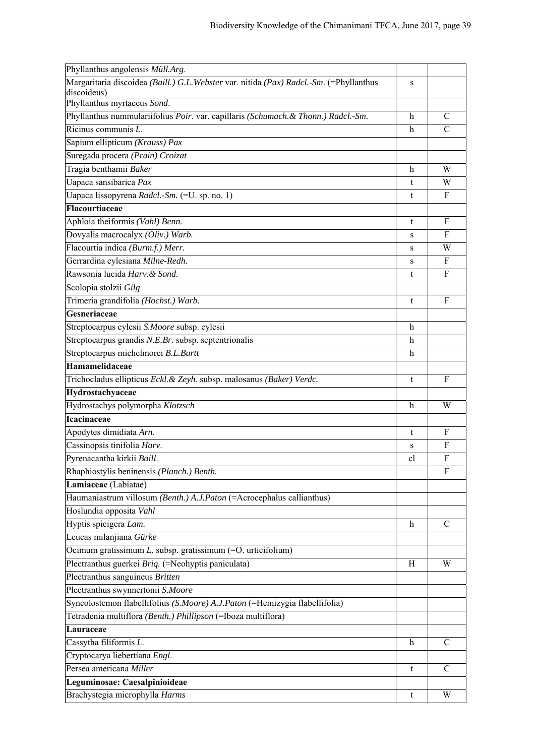| | | |
|---|---|---|
| Phyllanthus angolensis *Müll.Arg*. | | |
| Margaritaria discoidea *(Baill.) G.L.Webster* var. nitida *(Pax) Radcl.-Sm*. (=Phyllanthus discoideus) | s | |
| Phyllanthus myrtaceus *Sond*. | | |
| Phyllanthus nummulariifolius *Poir*. var. capillaris *(Schumach.& Thonn.) Radcl.-Sm*. | h | C |
| Ricinus communis *L*. | h | C |
| Sapium ellipticum *(Krauss) Pax* | | |
| Suregada procera *(Prain) Croizat* | | |
| Tragia benthamii *Baker* | h | W |
| Uapaca sansibarica *Pax* | t | W |
| Uapaca lissopyrena *Radcl.-Sm.* (=U. sp. no. 1) | t | F |
| **Flacourtiaceae** | | |
| Aphloia theiformis *(Vahl) Benn.* | t | F |
| Dovyalis macrocalyx *(Oliv.) Warb.* | s | F |
| Flacourtia indica *(Burm.f.) Merr.* | s | W |
| Gerrardina eylesiana *Milne-Redh.* | s | F |
| Rawsonia lucida *Harv.& Sond.* | t | F |
| Scolopia stolzii *Gilg* | | |
| Trimeria grandifolia *(Hochst.) Warb.* | t | F |
| **Gesneriaceae** | | |
| Streptocarpus eylesii *S.Moore* subsp. eylesii | h | |
| Streptocarpus grandis *N.E.Br*. subsp. septentrionalis | h | |
| Streptocarpus michelmorei *B.L.Burtt* | h | |
| **Hamamelidaceae** | | |
| Trichocladus ellipticus *Eckl.& Zeyh.* subsp. malosanus *(Baker) Verdc.* | t | F |
| **Hydrostachyaceae** | | |
| Hydrostachys polymorpha *Klotzsch* | h | W |
| **Icacinaceae** | | |
| Apodytes dimidiata *Arn.* | t | F |
| Cassinopsis tinifolia *Harv*. | s | F |
| Pyrenacantha kirkii *Baill*. | cl | F |
| Rhaphiostylis beninensis *(Planch.) Benth.* | | F |
| **Lamiaceae** (Labiatae) | | |
| Haumaniastrum villosum *(Benth.) A.J.Paton* (=Acrocephalus callianthus) | | |
| Hoslundia opposita *Vahl* | | |
| Hyptis spicigera *Lam.* | h | C |
| Leucas milanjiana *Gürke* | | |
| Ocimum gratissimum *L.* subsp. gratissimum (=O. urticifolium) | | |
| Plectranthus guerkei *Briq.* (=Neohyptis paniculata) | H | W |
| Plectranthus sanguineus *Britten* | | |
| Plectranthus swynnertonii *S.Moore* | | |
| Syncolostemon flabellifolius *(S.Moore) A.J.Paton* (=Hemizygia flabellifolia) | | |
| Tetradenia multiflora *(Benth.) Phillipson* (=Iboza multiflora) | | |
| **Lauraceae** | | |
| Cassytha filiformis *L*. | h | C |
| Cryptocarya liebertiana *Engl*. | | |
| Persea americana *Miller* | t | C |
| **Leguminosae: Caesalpinioideae** | | |
| Brachystegia microphylla *Harms* | t | W |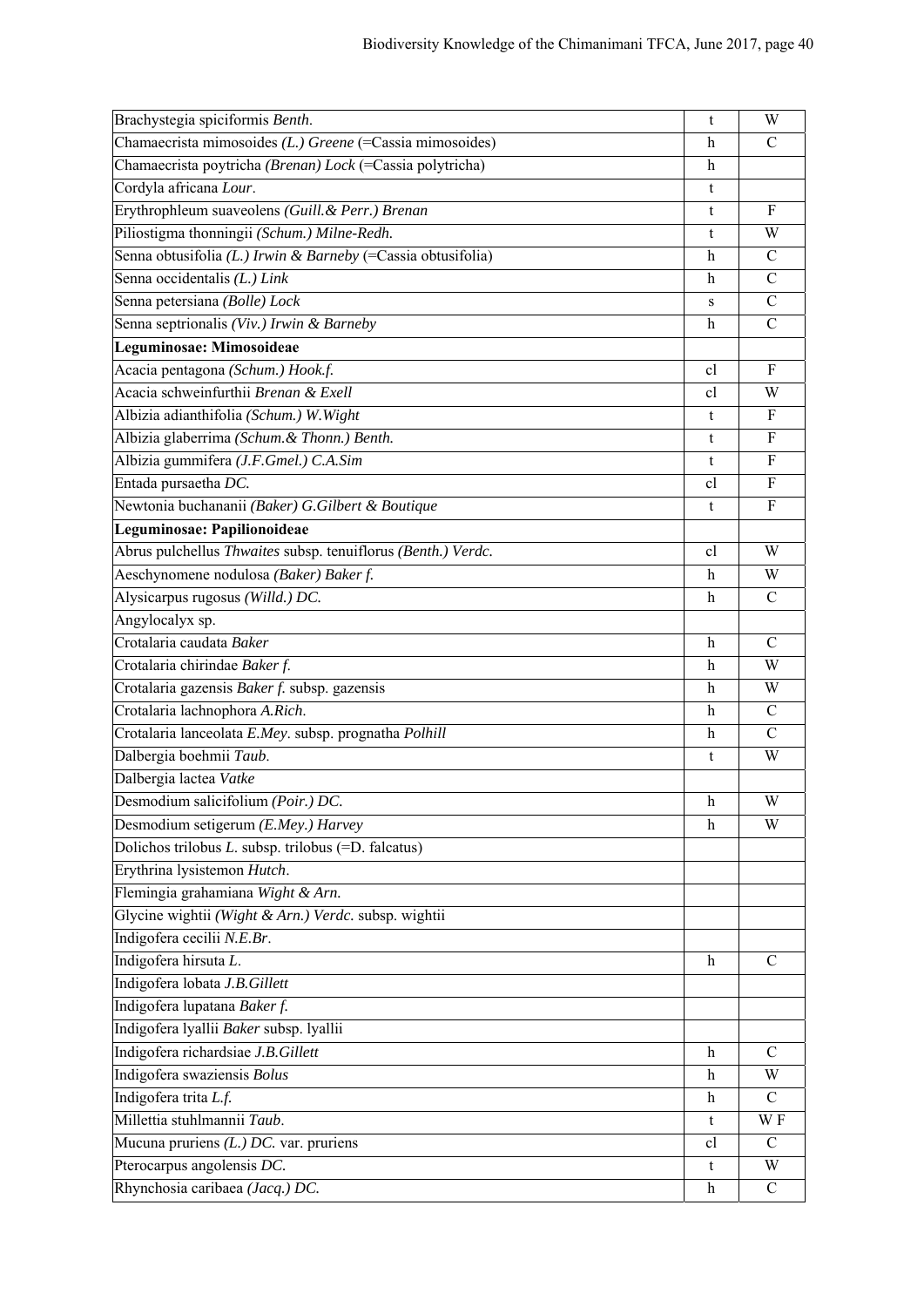| | | |
|---|---|---|
| Brachystegia spiciformis *Benth.* | t | W |
| Chamaecrista mimosoides *(L.) Greene* (=Cassia mimosoides) | h | C |
| Chamaecrista poytricha *(Brenan) Lock* (=Cassia polytricha) | h | |
| Cordyla africana *Lour*. | t | |
| Erythrophleum suaveolens *(Guill.& Perr.) Brenan* | t | F |
| Piliostigma thonningii *(Schum.) Milne-Redh.* | t | W |
| Senna obtusifolia *(L.) Irwin & Barneby* (=Cassia obtusifolia) | h | C |
| Senna occidentalis *(L.) Link* | h | C |
| Senna petersiana *(Bolle) Lock* | s | C |
| Senna septrionalis *(Viv.) Irwin & Barneby* | h | C |
| **Leguminosae: Mimosoideae** | | |
| Acacia pentagona *(Schum.) Hook.f.* | cl | F |
| Acacia schweinfurthii *Brenan & Exell* | cl | W |
| Albizia adianthifolia *(Schum.) W.Wight* | t | F |
| Albizia glaberrima *(Schum.& Thonn.) Benth.* | t | F |
| Albizia gummifera *(J.F.Gmel.) C.A.Sim* | t | F |
| Entada pursaetha *DC.* | cl | F |
| Newtonia buchananii *(Baker) G.Gilbert & Boutique* | t | F |
| **Leguminosae: Papilionoideae** | | |
| Abrus pulchellus *Thwaites* subsp. tenuiflorus *(Benth.) Verdc.* | cl | W |
| Aeschynomene nodulosa *(Baker) Baker f.* | h | W |
| Alysicarpus rugosus *(Willd.) DC.* | h | C |
| Angylocalyx sp. | | |
| Crotalaria caudata *Baker* | h | C |
| Crotalaria chirindae *Baker f.* | h | W |
| Crotalaria gazensis *Baker f.* subsp. gazensis | h | W |
| Crotalaria lachnophora *A.Rich.* | h | C |
| Crotalaria lanceolata *E.Mey*. subsp. prognatha *Polhill* | h | C |
| Dalbergia boehmii *Taub.* | t | W |
| Dalbergia lactea *Vatke* | | |
| Desmodium salicifolium *(Poir.) DC.* | h | W |
| Desmodium setigerum *(E.Mey.) Harvey* | h | W |
| Dolichos trilobus *L*. subsp. trilobus (=D. falcatus) | | |
| Erythrina lysistemon *Hutch*. | | |
| Flemingia grahamiana *Wight & Arn.* | | |
| Glycine wightii *(Wight & Arn.) Verdc.* subsp. wightii | | |
| Indigofera cecilii *N.E.Br.* | | |
| Indigofera hirsuta *L.* | h | C |
| Indigofera lobata *J.B.Gillett* | | |
| Indigofera lupatana *Baker f.* | | |
| Indigofera lyallii *Baker* subsp. lyallii | | |
| Indigofera richardsiae *J.B.Gillett* | h | C |
| Indigofera swaziensis *Bolus* | h | W |
| Indigofera trita *L.f.* | h | C |
| Millettia stuhlmannii *Taub.* | t | W F |
| Mucuna pruriens *(L.) DC.* var. pruriens | cl | C |
| Pterocarpus angolensis *DC.* | t | W |
| Rhynchosia caribaea *(Jacq.) DC.* | h | C |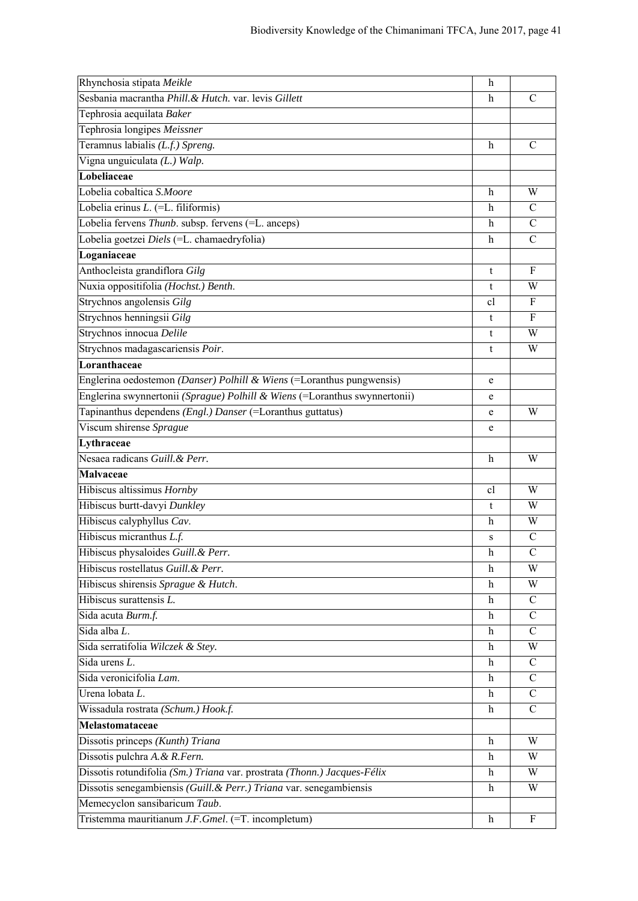| | | |
|---|---|---|
| Rhynchosia stipata *Meikle* | h | |
| Sesbania macrantha *Phill.& Hutch.* var. levis *Gillett* | h | C |
| Tephrosia aequilata *Baker* | | |
| Tephrosia longipes *Meissner* | | |
| Teramnus labialis *(L.f.) Spreng.* | h | C |
| Vigna unguiculata *(L.) Walp.* | | |
| **Lobeliaceae** | | |
| Lobelia cobaltica *S.Moore* | h | W |
| Lobelia erinus *L.* (=L. filiformis) | h | C |
| Lobelia fervens *Thunb*. subsp. fervens (=L. anceps) | h | C |
| Lobelia goetzei *Diels* (=L. chamaedryfolia) | h | C |
| **Loganiaceae** | | |
| Anthocleista grandiflora *Gilg* | t | F |
| Nuxia oppositifolia *(Hochst.) Benth*. | t | W |
| Strychnos angolensis *Gilg* | cl | F |
| Strychnos henningsii *Gilg* | t | F |
| Strychnos innocua *Delile* | t | W |
| Strychnos madagascariensis *Poir*. | t | W |
| **Loranthaceae** | | |
| Englerina oedostemon *(Danser) Polhill & Wiens* (=Loranthus pungwensis) | e | |
| Englerina swynnertonii *(Sprague) Polhill & Wiens* (=Loranthus swynnertonii) | e | |
| Tapinanthus dependens *(Engl.) Danser* (=Loranthus guttatus) | e | W |
| Viscum shirense *Sprague* | e | |
| **Lythraceae** | | |
| Nesaea radicans *Guill.& Perr*. | h | W |
| **Malvaceae** | | |
| Hibiscus altissimus *Hornby* | cl | W |
| Hibiscus burtt-davyi *Dunkley* | t | W |
| Hibiscus calyphyllus *Cav*. | h | W |
| Hibiscus micranthus *L.f.* | s | C |
| Hibiscus physaloides *Guill.& Perr*. | h | C |
| Hibiscus rostellatus *Guill.& Perr*. | h | W |
| Hibiscus shirensis *Sprague & Hutch*. | h | W |
| Hibiscus surattensis *L.* | h | C |
| Sida acuta *Burm.f.* | h | C |
| Sida alba *L*. | h | C |
| Sida serratifolia *Wilczek & Stey*. | h | W |
| Sida urens *L*. | h | C |
| Sida veronicifolia *Lam*. | h | C |
| Urena lobata *L*. | h | C |
| Wissadula rostrata *(Schum.) Hook.f.* | h | C |
| **Melastomataceae** | | |
| Dissotis princeps *(Kunth) Triana* | h | W |
| Dissotis pulchra *A.& R.Fern.* | h | W |
| Dissotis rotundifolia *(Sm.) Triana* var. prostrata *(Thonn.) Jacques-Félix* | h | W |
| Dissotis senegambiensis *(Guill.& Perr.) Triana* var. senegambiensis | h | W |
| Memecyclon sansibaricum *Taub*. | | |
| Tristemma mauritianum *J.F.Gmel*. (=T. incompletum) | h | F |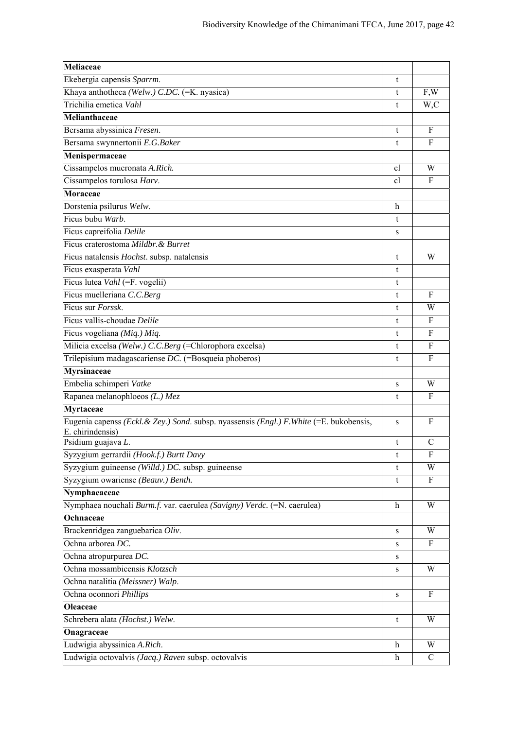| **Meliaceae** | | |
|---|---|---|
| Ekebergia capensis *Sparrm.* | t | |
| Khaya anthotheca *(Welw.) C.DC.* (=K. nyasica) | t | F,W |
| Trichilia emetica *Vahl* | t | W,C |
| **Melianthaceae** | | |
| Bersama abyssinica *Fresen.* | t | F |
| Bersama swynnertonii *E.G.Baker* | t | F |
| **Menispermaceae** | | |
| Cissampelos mucronata *A.Rich.* | cl | W |
| Cissampelos torulosa *Harv.* | cl | F |
| **Moraceae** | | |
| Dorstenia psilurus *Welw.* | h | |
| Ficus bubu *Warb.* | t | |
| Ficus capreifolia *Delile* | s | |
| Ficus craterostoma *Mildbr.& Burret* | | |
| Ficus natalensis *Hochst.* subsp. natalensis | t | W |
| Ficus exasperata *Vahl* | t | |
| Ficus lutea *Vahl* (=F. vogelii) | t | |
| Ficus muelleriana *C.C.Berg* | t | F |
| Ficus sur *Forssk.* | t | W |
| Ficus vallis-choudae *Delile* | t | F |
| Ficus vogeliana *(Miq.) Miq.* | t | F |
| Milicia excelsa *(Welw.) C.C.Berg* (=Chlorophora excelsa) | t | F |
| Trilepisium madagascariense *DC.* (=Bosqueia phoberos) | t | F |
| **Myrsinaceae** | | |
| Embelia schimperi *Vatke* | s | W |
| Rapanea melanophloeos *(L.) Mez* | t | F |
| **Myrtaceae** | | |
| Eugenia capenss *(Eckl.& Zey.) Sond.* subsp. nyassensis *(Engl.) F.White* (=E. bukobensis, E. chirindensis) | s | F |
| Psidium guajava *L.* | t | C |
| Syzygium gerrardii *(Hook.f.) Burtt Davy* | t | F |
| Syzygium guineense *(Willd.) DC.* subsp. guineense | t | W |
| Syzygium owariense *(Beauv.) Benth.* | t | F |
| **Nymphaeaceae** | | |
| Nymphaea nouchali *Burm.f.* var. caerulea *(Savigny) Verdc.* (=N. caerulea) | h | W |
| **Ochnaceae** | | |
| Brackenridgea zanguebarica *Oliv.* | s | W |
| Ochna arborea *DC.* | s | F |
| Ochna atropurpurea *DC.* | s | |
| Ochna mossambicensis *Klotzsch* | s | W |
| Ochna natalitia *(Meissner) Walp.* | | |
| Ochna oconnori *Phillips* | s | F |
| **Oleaceae** | | |
| Schrebera alata *(Hochst.) Welw.* | t | W |
| **Onagraceae** | | |
| Ludwigia abyssinica *A.Rich.* | h | W |
| Ludwigia octovalvis *(Jacq.) Raven* subsp. octovalvis | h | C |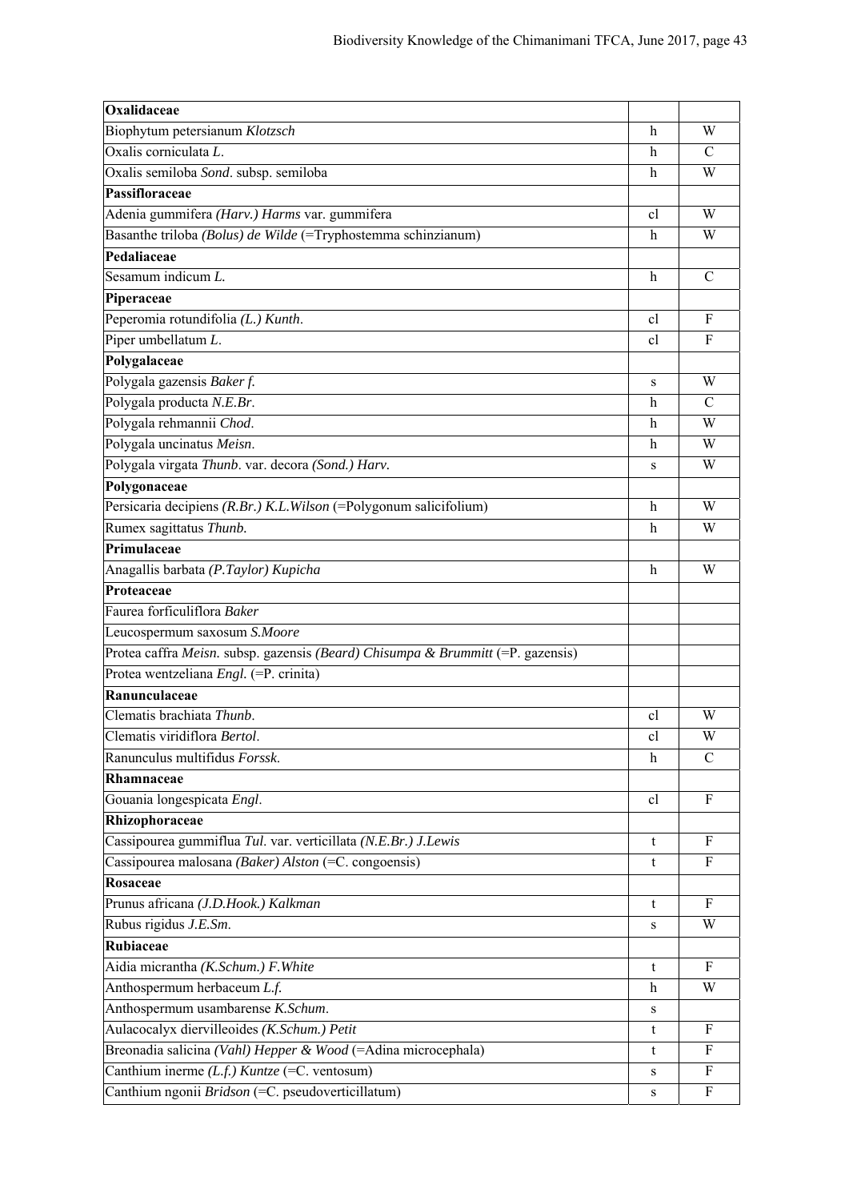| **Oxalidaceae** | | |
|---|---|---|
| Biophytum petersianum *Klotzsch* | h | W |
| Oxalis corniculata *L*. | h | C |
| Oxalis semiloba *Sond*. subsp. semiloba | h | W |
| **Passifloraceae** | | |
| Adenia gummifera *(Harv.) Harms* var. gummifera | cl | W |
| Basanthe triloba *(Bolus) de Wilde* (=Tryphostemma schinzianum) | h | W |
| **Pedaliaceae** | | |
| Sesamum indicum *L.* | h | C |
| **Piperaceae** | | |
| Peperomia rotundifolia *(L.) Kunth*. | cl | F |
| Piper umbellatum *L*. | cl | F |
| **Polygalaceae** | | |
| Polygala gazensis *Baker f.* | s | W |
| Polygala producta *N.E.Br*. | h | C |
| Polygala rehmannii *Chod*. | h | W |
| Polygala uncinatus *Meisn*. | h | W |
| Polygala virgata *Thunb*. var. decora *(Sond.) Harv.* | s | W |
| **Polygonaceae** | | |
| Persicaria decipiens *(R.Br.) K.L.Wilson* (=Polygonum salicifolium) | h | W |
| Rumex sagittatus *Thunb.* | h | W |
| **Primulaceae** | | |
| Anagallis barbata *(P.Taylor) Kupicha* | h | W |
| **Proteaceae** | | |
| Faurea forficuliflora *Baker* | | |
| Leucospermum saxosum *S.Moore* | | |
| Protea caffra *Meisn.* subsp. gazensis *(Beard) Chisumpa & Brummitt* (=P. gazensis) | | |
| Protea wentzeliana *Engl.* (=P. crinita) | | |
| **Ranunculaceae** | | |
| Clematis brachiata *Thunb*. | cl | W |
| Clematis viridiflora *Bertol*. | cl | W |
| Ranunculus multifidus *Forssk*. | h | C |
| **Rhamnaceae** | | |
| Gouania longespicata *Engl*. | cl | F |
| **Rhizophoraceae** | | |
| Cassipourea gummiflua *Tul*. var. verticillata *(N.E.Br.) J.Lewis* | t | F |
| Cassipourea malosana *(Baker) Alston* (=C. congoensis) | t | F |
| **Rosaceae** | | |
| Prunus africana *(J.D.Hook.) Kalkman* | t | F |
| Rubus rigidus *J.E.Sm*. | s | W |
| **Rubiaceae** | | |
| Aidia micrantha *(K.Schum.) F.White* | t | F |
| Anthospermum herbaceum *L.f.* | h | W |
| Anthospermum usambarense *K.Schum*. | s | |
| Aulacocalyx diervilleoides *(K.Schum.) Petit* | t | F |
| Breonadia salicina *(Vahl) Hepper & Wood* (=Adina microcephala) | t | F |
| Canthium inerme *(L.f.) Kuntze* (=C. ventosum) | s | F |
| Canthium ngonii *Bridson* (=C. pseudoverticillatum) | s | F |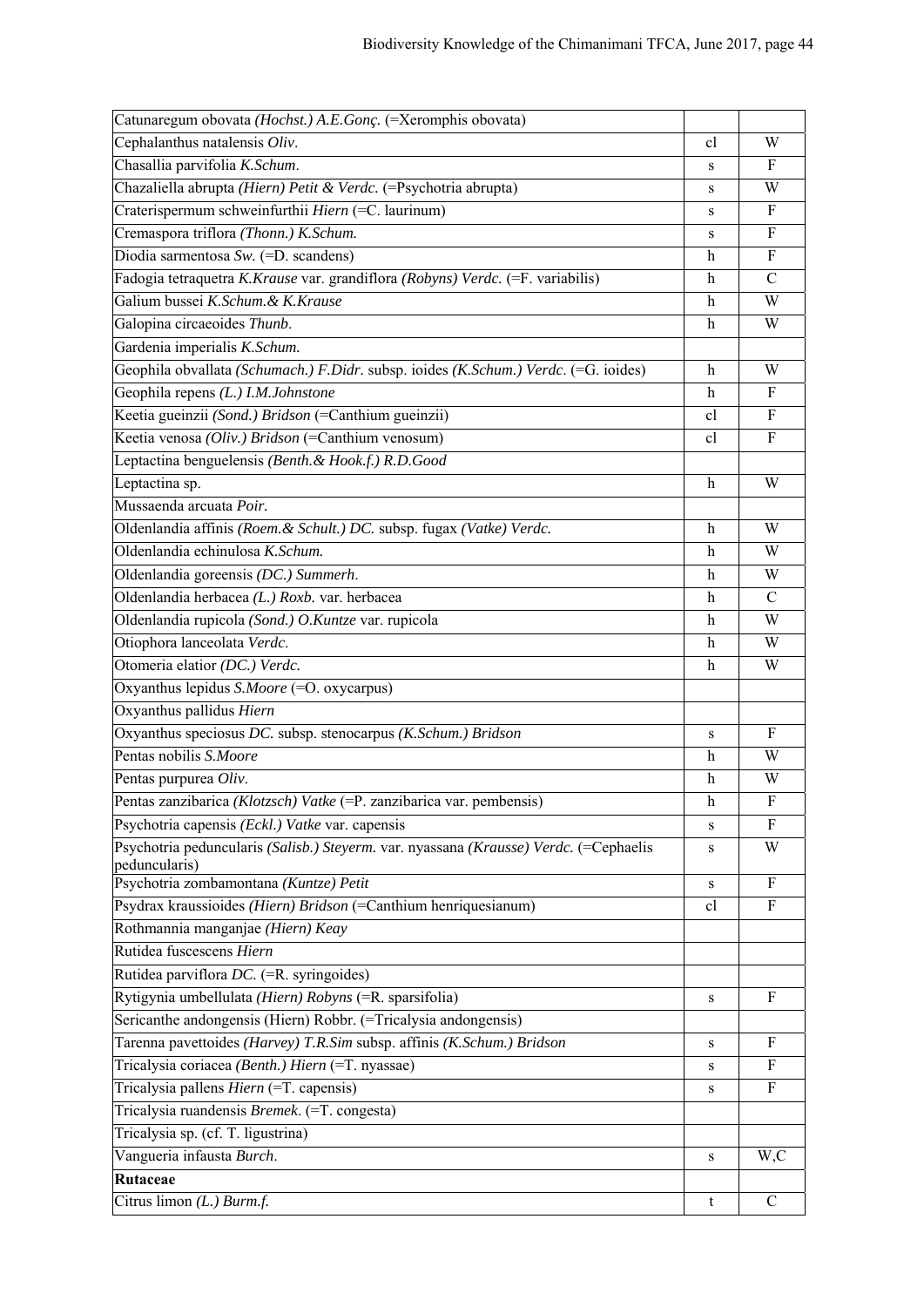| | | |
|---|---|---|
| Catunaregum obovata *(Hochst.) A.E.Gonç.* (=Xeromphis obovata) | | |
| Cephalanthus natalensis *Oliv*. | cl | W |
| Chasallia parvifolia *K.Schum*. | s | F |
| Chazaliella abrupta *(Hiern) Petit & Verdc*. (=Psychotria abrupta) | s | W |
| Craterispermum schweinfurthii *Hiern* (=C. laurinum) | s | F |
| Cremaspora triflora *(Thonn.) K.Schum.* | s | F |
| Diodia sarmentosa *Sw.* (=D. scandens) | h | F |
| Fadogia tetraquetra *K.Krause* var. grandiflora *(Robyns) Verdc.* (=F. variabilis) | h | C |
| Galium bussei *K.Schum.& K.Krause* | h | W |
| Galopina circaeoides *Thunb*. | h | W |
| Gardenia imperialis *K.Schum.* | | |
| Geophila obvallata *(Schumach.) F.Didr*. subsp. ioides *(K.Schum.) Verdc*. (=G. ioides) | h | W |
| Geophila repens *(L.) I.M.Johnstone* | h | F |
| Keetia gueinzii *(Sond.) Bridson* (=Canthium gueinzii) | cl | F |
| Keetia venosa *(Oliv.) Bridson* (=Canthium venosum) | cl | F |
| Leptactina benguelensis *(Benth.& Hook.f.) R.D.Good* | | |
| Leptactina sp. | h | W |
| Mussaenda arcuata *Poir.* | | |
| Oldenlandia affinis *(Roem.& Schult.) DC.* subsp. fugax *(Vatke) Verdc.* | h | W |
| Oldenlandia echinulosa *K.Schum.* | h | W |
| Oldenlandia goreensis *(DC.) Summerh*. | h | W |
| Oldenlandia herbacea *(L.) Roxb*. var. herbacea | h | C |
| Oldenlandia rupicola *(Sond.) O.Kuntze* var. rupicola | h | W |
| Otiophora lanceolata *Verdc.* | h | W |
| Otomeria elatior *(DC.) Verdc.* | h | W |
| Oxyanthus lepidus *S.Moore* (=O. oxycarpus) | | |
| Oxyanthus pallidus *Hiern* | | |
| Oxyanthus speciosus *DC.* subsp. stenocarpus *(K.Schum.) Bridson* | s | F |
| Pentas nobilis *S.Moore* | h | W |
| Pentas purpurea *Oliv*. | h | W |
| Pentas zanzibarica *(Klotzsch) Vatke* (=P. zanzibarica var. pembensis) | h | F |
| Psychotria capensis *(Eckl.) Vatke* var. capensis | s | F |
| Psychotria peduncularis *(Salisb.) Steyerm*. var. nyassana *(Krausse) Verdc.* (=Cephaelis peduncularis) | s | W |
| Psychotria zombamontana *(Kuntze) Petit* | s | F |
| Psydrax kraussioides *(Hiern) Bridson* (=Canthium henriquesianum) | cl | F |
| Rothmannia manganjae *(Hiern) Keay* | | |
| Rutidea fuscescens *Hiern* | | |
| Rutidea parviflora *DC.* (=R. syringoides) | | |
| Rytigynia umbellulata *(Hiern) Robyns* (=R. sparsifolia) | s | F |
| Sericanthe andongensis (Hiern) Robbr. (=Tricalysia andongensis) | | |
| Tarenna pavettoides *(Harvey) T.R.Sim* subsp. affinis *(K.Schum.) Bridson* | s | F |
| Tricalysia coriacea *(Benth.) Hiern* (=T. nyassae) | s | F |
| Tricalysia pallens *Hiern* (=T. capensis) | s | F |
| Tricalysia ruandensis *Bremek*. (=T. congesta) | | |
| Tricalysia sp. (cf. T. ligustrina) | | |
| Vangueria infausta *Burch*. | s | W,C |
| **Rutaceae** | | |
| Citrus limon *(L.) Burm.f.* | t | C |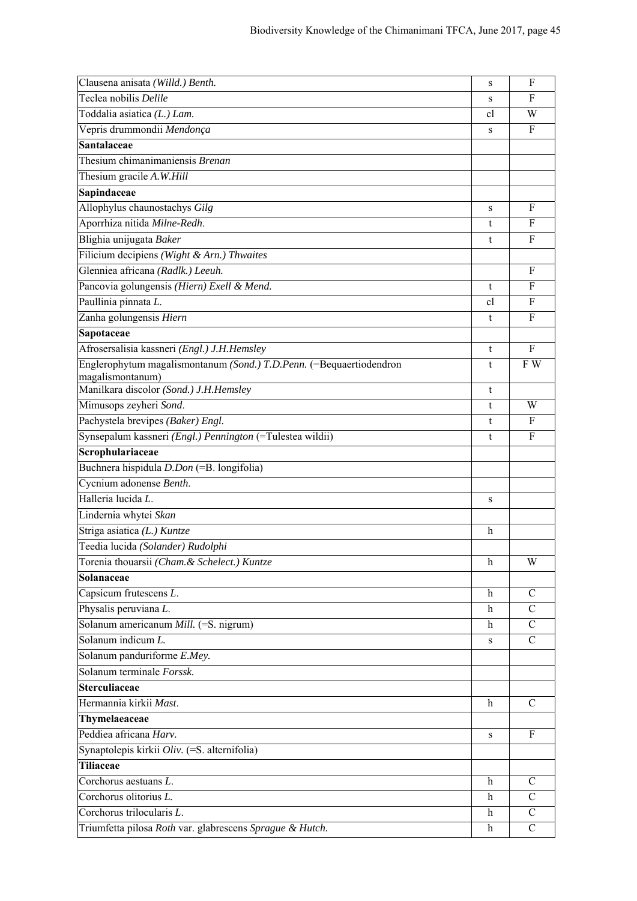| | | |
|---|---|---|
| Clausena anisata *(Willd.) Benth.* | s | F |
| Teclea nobilis *Delile* | s | F |
| Toddalia asiatica *(L.) Lam.* | cl | W |
| Vepris drummondii *Mendonça* | s | F |
| **Santalaceae** | | |
| Thesium chimanimaniensis *Brenan* | | |
| Thesium gracile *A.W.Hill* | | |
| **Sapindaceae** | | |
| Allophylus chaunostachys *Gilg* | s | F |
| Aporrhiza nitida *Milne-Redh.* | t | F |
| Blighia unijugata *Baker* | t | F |
| Filicium decipiens *(Wight & Arn.) Thwaites* | | |
| Glenniea africana *(Radlk.) Leeuh.* | | F |
| Pancovia golungensis *(Hiern) Exell & Mend.* | t | F |
| Paullinia pinnata *L.* | cl | F |
| Zanha golungensis *Hiern* | t | F |
| **Sapotaceae** | | |
| Afrosersalisia kassneri *(Engl.) J.H.Hemsley* | t | F |
| Englerophytum magalismontanum *(Sond.) T.D.Penn.* (=Bequaertiodendron magalismontanum) | t | F W |
| Manilkara discolor *(Sond.) J.H.Hemsley* | t | |
| Mimusops zeyheri *Sond.* | t | W |
| Pachystela brevipes *(Baker) Engl.* | t | F |
| Synsepalum kassneri *(Engl.) Pennington* (=Tulestea wildii) | t | F |
| **Scrophulariaceae** | | |
| Buchnera hispidula *D.Don* (=B. longifolia) | | |
| Cycnium adonense *Benth.* | | |
| Halleria lucida *L.* | s | |
| Lindernia whytei *Skan* | | |
| Striga asiatica *(L.) Kuntze* | h | |
| Teedia lucida *(Solander) Rudolphi* | | |
| Torenia thouarsii *(Cham.& Schelect.) Kuntze* | h | W |
| **Solanaceae** | | |
| Capsicum frutescens *L.* | h | C |
| Physalis peruviana *L.* | h | C |
| Solanum americanum *Mill.* (=S. nigrum) | h | C |
| Solanum indicum *L.* | s | C |
| Solanum panduriforme *E.Mey.* | | |
| Solanum terminale *Forssk.* | | |
| **Sterculiaceae** | | |
| Hermannia kirkii *Mast.* | h | C |
| **Thymelaeaceae** | | |
| Peddiea africana *Harv.* | s | F |
| Synaptolepis kirkii *Oliv.* (=S. alternifolia) | | |
| **Tiliaceae** | | |
| Corchorus aestuans *L.* | h | C |
| Corchorus olitorius *L.* | h | C |
| Corchorus trilocularis *L.* | h | C |
| Triumfetta pilosa *Roth* var. glabrescens *Sprague & Hutch.* | h | C |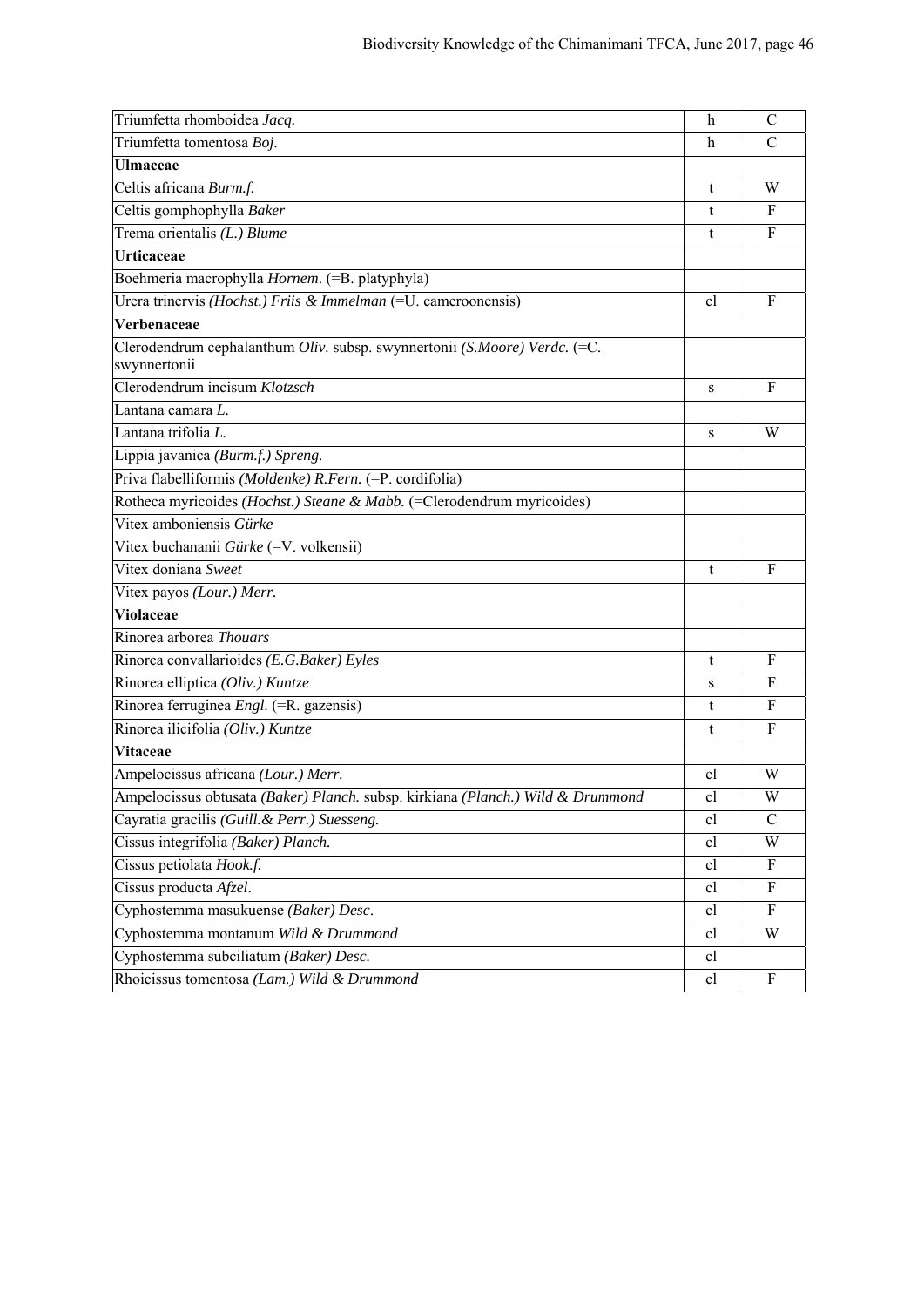| | | |
|---|---|---|
| Triumfetta rhomboidea *Jacq.* | h | C |
| Triumfetta tomentosa *Boj.* | h | C |
| **Ulmaceae** | | |
| Celtis africana *Burm.f.* | t | W |
| Celtis gomphophylla *Baker* | t | F |
| Trema orientalis *(L.) Blume* | t | F |
| **Urticaceae** | | |
| Boehmeria macrophylla *Hornem*. (=B. platyphyla) | | |
| Urera trinervis *(Hochst.) Friis & Immelman* (=U. cameroonensis) | cl | F |
| **Verbenaceae** | | |
| Clerodendrum cephalanthum *Oliv.* subsp. swynnertonii *(S.Moore) Verdc.* (=C. swynnertonii | | |
| Clerodendrum incisum *Klotzsch* | s | F |
| Lantana camara *L.* | | |
| Lantana trifolia *L.* | s | W |
| Lippia javanica *(Burm.f.) Spreng.* | | |
| Priva flabelliformis *(Moldenke) R.Fern.* (=P. cordifolia) | | |
| Rotheca myricoides *(Hochst.) Steane & Mabb.* (=Clerodendrum myricoides) | | |
| Vitex amboniensis *Gürke* | | |
| Vitex buchananii *Gürke* (=V. volkensii) | | |
| Vitex doniana *Sweet* | t | F |
| Vitex payos *(Lour.) Merr.* | | |
| **Violaceae** | | |
| Rinorea arborea *Thouars* | | |
| Rinorea convallarioides *(E.G.Baker) Eyles* | t | F |
| Rinorea elliptica *(Oliv.) Kuntze* | s | F |
| Rinorea ferruginea *Engl*. (=R. gazensis) | t | F |
| Rinorea ilicifolia *(Oliv.) Kuntze* | t | F |
| **Vitaceae** | | |
| Ampelocissus africana *(Lour.) Merr.* | cl | W |
| Ampelocissus obtusata *(Baker) Planch.* subsp. kirkiana *(Planch.) Wild & Drummond* | cl | W |
| Cayratia gracilis *(Guill.& Perr.) Suesseng.* | cl | C |
| Cissus integrifolia *(Baker) Planch.* | cl | W |
| Cissus petiolata *Hook.f.* | cl | F |
| Cissus producta *Afzel*. | cl | F |
| Cyphostemma masukuense *(Baker) Desc*. | cl | F |
| Cyphostemma montanum *Wild & Drummond* | cl | W |
| Cyphostemma subciliatum *(Baker) Desc.* | cl | |
| Rhoicissus tomentosa *(Lam.) Wild & Drummond* | cl | F |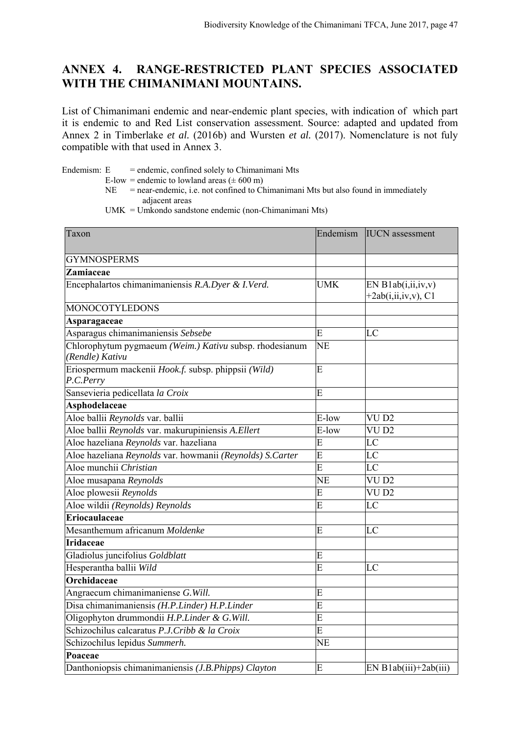## ANNEX 4. RANGE-RESTRICTED PLANT SPECIES ASSOCIATED WITH THE CHIMANIMANI MOUNTAINS.

List of Chimanimani endemic and near-endemic plant species, with indication of which part it is endemic to and Red List conservation assessment. Source: adapted and updated from Annex 2 in Timberlake *et al.* (2016b) and Wursten *et al.* (2017). Nomenclature is not fuly compatible with that used in Annex 3.

Endemism: E = endemic, confined solely to Chimanimani Mts
E-low = endemic to lowland areas (± 600 m)
NE = near-endemic, i.e. not confined to Chimanimani Mts but also found in immediately adjacent areas
UMK = Umkondo sandstone endemic (non-Chimanimani Mts)

| Taxon | Endemism | IUCN assessment |
|---|---|---|
| GYMNOSPERMS | | |
| **Zamiaceae** | | |
| Encephalartos chimanimaniensis *R.A.Dyer & I.Verd.* | UMK | EN B1ab(i,ii,iv,v) +2ab(i,ii,iv,v), C1 |
| MONOCOTYLEDONS | | |
| **Asparagaceae** | | |
| Asparagus chimanimaniensis *Sebsebe* | E | LC |
| Chlorophytum pygmaeum *(Weim.) Kativu* subsp. rhodesianum *(Rendle) Kativu* | NE | |
| Eriospermum mackenii *Hook.f.* subsp. phippsii *(Wild) P.C.Perry* | E | |
| Sansevieria pedicellata *la Croix* | E | |
| **Asphodelaceae** | | |
| Aloe ballii *Reynolds* var. ballii | E-low | VU D2 |
| Aloe ballii *Reynolds* var. makurupiniensis *A.Ellert* | E-low | VU D2 |
| Aloe hazeliana *Reynolds* var. hazeliana | E | LC |
| Aloe hazeliana *Reynolds* var. howmanii *(Reynolds) S.Carter* | E | LC |
| Aloe munchii *Christian* | E | LC |
| Aloe musapana *Reynolds* | NE | VU D2 |
| Aloe plowesii *Reynolds* | E | VU D2 |
| Aloe wildii *(Reynolds) Reynolds* | E | LC |
| **Eriocaulaceae** | | |
| Mesanthemum africanum *Moldenke* | E | LC |
| **Iridaceae** | | |
| Gladiolus juncifolius *Goldblatt* | E | |
| Hesperantha ballii *Wild* | E | LC |
| **Orchidaceae** | | |
| Angraecum chimanimaniense *G.Will.* | E | |
| Disa chimanimaniensis *(H.P.Linder) H.P.Linder* | E | |
| Oligophyton drummondii *H.P.Linder & G.Will.* | E | |
| Schizochilus calcaratus *P.J.Cribb & la Croix* | E | |
| Schizochilus lepidus *Summerh.* | NE | |
| **Poaceae** | | |
| Danthoniopsis chimanimaniensis *(J.B.Phipps) Clayton* | E | EN B1ab(iii)+2ab(iii) |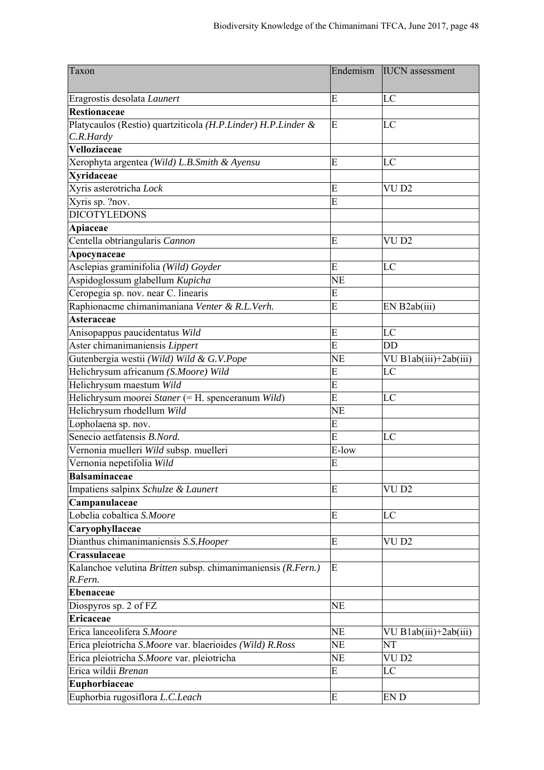| Taxon | Endemism | IUCN assessment |
|---|---|---|
| Eragrostis desolata *Launert* | E | LC |
| **Restionaceae** | | |
| Platycaulos (Restio) quartziticola *(H.P.Linder) H.P.Linder & C.R.Hardy* | E | LC |
| **Velloziaceae** | | |
| Xerophyta argentea *(Wild) L.B.Smith & Ayensu* | E | LC |
| **Xyridaceae** | | |
| Xyris asterotricha *Lock* | E | VU D2 |
| Xyris sp. ?nov. | E | |
| DICOTYLEDONS | | |
| **Apiaceae** | | |
| Centella obtriangularis *Cannon* | E | VU D2 |
| **Apocynaceae** | | |
| Asclepias graminifolia *(Wild) Goyder* | E | LC |
| Aspidoglossum glabellum *Kupicha* | NE | |
| Ceropegia sp. nov. near C. linearis | E | |
| Raphionacme chimanimaniana *Venter & R.L.Verh.* | E | EN B2ab(iii) |
| **Asteraceae** | | |
| Anisopappus paucidentatus *Wild* | E | LC |
| Aster chimanimaniensis *Lippert* | E | DD |
| Gutenbergia westii *(Wild) Wild & G.V.Pope* | NE | VU B1ab(iii)+2ab(iii) |
| Helichrysum africanum *(S.Moore) Wild* | E | LC |
| Helichrysum maestum *Wild* | E | |
| Helichrysum moorei *Staner* (= H. spenceranum *Wild*) | E | LC |
| Helichrysum rhodellum *Wild* | NE | |
| Lopholaena sp. nov. | E | |
| Senecio aetfatensis *B.Nord.* | E | LC |
| Vernonia muelleri *Wild* subsp. muelleri | E-low | |
| Vernonia nepetifolia *Wild* | E | |
| **Balsaminaceae** | | |
| Impatiens salpinx *Schulze & Launert* | E | VU D2 |
| **Campanulaceae** | | |
| Lobelia cobaltica *S.Moore* | E | LC |
| **Caryophyllaceae** | | |
| Dianthus chimanimaniensis *S.S.Hooper* | E | VU D2 |
| **Crassulaceae** | | |
| Kalanchoe velutina *Britten* subsp. chimanimaniensis *(R.Fern.) R.Fern.* | E | |
| **Ebenaceae** | | |
| Diospyros sp. 2 of FZ | NE | |
| **Ericaceae** | | |
| Erica lanceolifera *S.Moore* | NE | VU B1ab(iii)+2ab(iii) |
| Erica pleiotricha *S.Moore* var. blaerioides *(Wild) R.Ross* | NE | NT |
| Erica pleiotricha *S.Moore* var. pleiotricha | NE | VU D2 |
| Erica wildii *Brenan* | E | LC |
| **Euphorbiaceae** | | |
| Euphorbia rugosiflora *L.C.Leach* | E | EN D |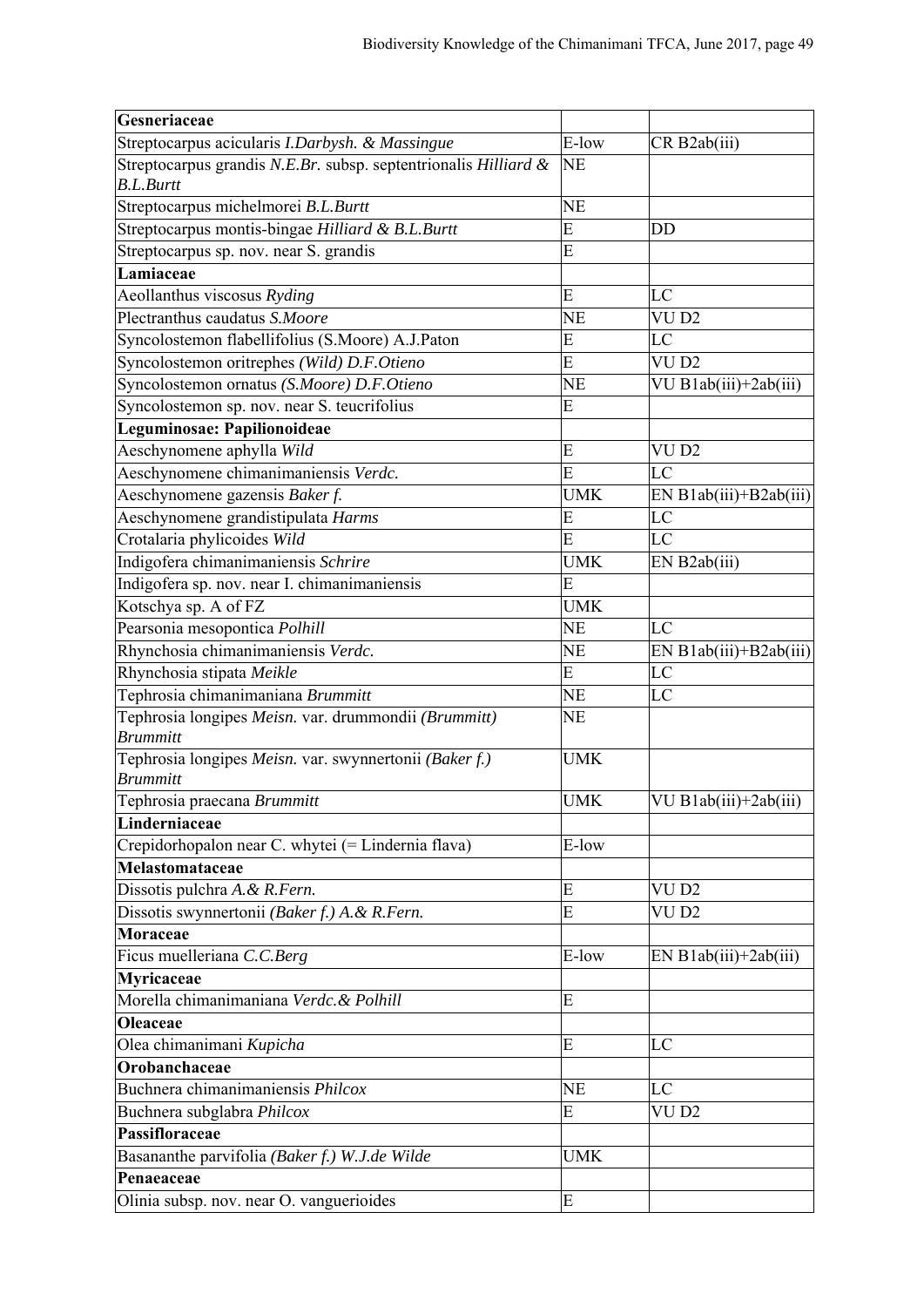| **Gesneriaceae** | | |
|---|---|---|
| Streptocarpus acicularis *I.Darbysh. & Massingue* | E-low | CR B2ab(iii) |
| Streptocarpus grandis *N.E.Br.* subsp. septentrionalis *Hilliard & B.L.Burtt* | NE | |
| Streptocarpus michelmorei *B.L.Burtt* | NE | |
| Streptocarpus montis-bingae *Hilliard & B.L.Burtt* | E | DD |
| Streptocarpus sp. nov. near S. grandis | E | |
| **Lamiaceae** | | |
| Aeollanthus viscosus *Ryding* | E | LC |
| Plectranthus caudatus *S.Moore* | NE | VU D2 |
| Syncolostemon flabellifolius (S.Moore) A.J.Paton | E | LC |
| Syncolostemon oritrephes *(Wild) D.F.Otieno* | E | VU D2 |
| Syncolostemon ornatus *(S.Moore) D.F.Otieno* | NE | VU B1ab(iii)+2ab(iii) |
| Syncolostemon sp. nov. near S. teucrifolius | E | |
| **Leguminosae: Papilionoideae** | | |
| Aeschynomene aphylla *Wild* | E | VU D2 |
| Aeschynomene chimanimaniensis *Verdc.* | E | LC |
| Aeschynomene gazensis *Baker f.* | UMK | EN B1ab(iii)+B2ab(iii) |
| Aeschynomene grandistipulata *Harms* | E | LC |
| Crotalaria phylicoides *Wild* | E | LC |
| Indigofera chimanimaniensis *Schrire* | UMK | EN B2ab(iii) |
| Indigofera sp. nov. near I. chimanimaniensis | E | |
| Kotschya sp. A of FZ | UMK | |
| Pearsonia mesopontica *Polhill* | NE | LC |
| Rhynchosia chimanimaniensis *Verdc.* | NE | EN B1ab(iii)+B2ab(iii) |
| Rhynchosia stipata *Meikle* | E | LC |
| Tephrosia chimanimaniana *Brummitt* | NE | LC |
| Tephrosia longipes *Meisn.* var. drummondii *(Brummitt) Brummitt* | NE | |
| Tephrosia longipes *Meisn.* var. swynnertonii *(Baker f.) Brummitt* | UMK | |
| Tephrosia praecana *Brummitt* | UMK | VU B1ab(iii)+2ab(iii) |
| **Linderniaceae** | | |
| Crepidorhopalon near C. whytei (= Lindernia flava) | E-low | |
| **Melastomataceae** | | |
| Dissotis pulchra *A.& R.Fern.* | E | VU D2 |
| Dissotis swynnertonii *(Baker f.) A.& R.Fern.* | E | VU D2 |
| **Moraceae** | | |
| Ficus muelleriana *C.C.Berg* | E-low | EN B1ab(iii)+2ab(iii) |
| **Myricaceae** | | |
| Morella chimanimaniana *Verdc.& Polhill* | E | |
| **Oleaceae** | | |
| Olea chimanimani *Kupicha* | E | LC |
| **Orobanchaceae** | | |
| Buchnera chimanimaniensis *Philcox* | NE | LC |
| Buchnera subglabra *Philcox* | E | VU D2 |
| **Passifloraceae** | | |
| Basananthe parvifolia *(Baker f.) W.J.de Wilde* | UMK | |
| **Penaeaceae** | | |
| Olinia subsp. nov. near O. vanguerioides | E | |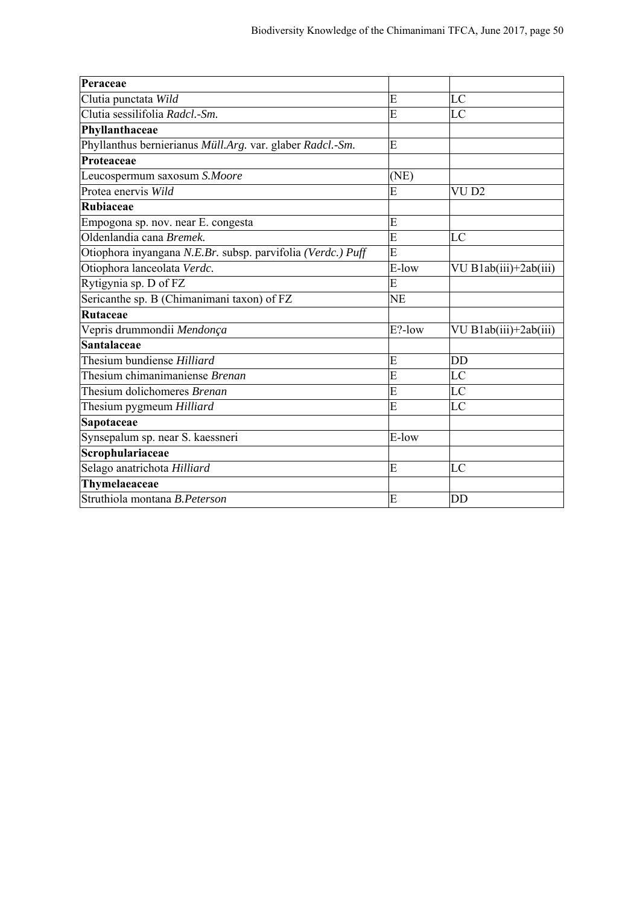| **Peraceae** | | |
|---|---|---|
| Clutia punctata *Wild* | E | LC |
| Clutia sessilifolia *Radcl.-Sm.* | E | LC |
| **Phyllanthaceae** | | |
| Phyllanthus bernierianus *Müll.Arg.* var. glaber *Radcl.-Sm.* | E | |
| **Proteaceae** | | |
| Leucospermum saxosum *S.Moore* | (NE) | |
| Protea enervis *Wild* | E | VU D2 |
| **Rubiaceae** | | |
| Empogona sp. nov. near E. congesta | E | |
| Oldenlandia cana *Bremek.* | E | LC |
| Otiophora inyangana *N.E.Br.* subsp. parvifolia *(Verdc.) Puff* | E | |
| Otiophora lanceolata *Verdc.* | E-low | VU B1ab(iii)+2ab(iii) |
| Rytigynia sp. D of FZ | E | |
| Sericanthe sp. B (Chimanimani taxon) of FZ | NE | |
| **Rutaceae** | | |
| Vepris drummondii *Mendonça* | E?-low | VU B1ab(iii)+2ab(iii) |
| **Santalaceae** | | |
| Thesium bundiense *Hilliard* | E | DD |
| Thesium chimanimaniense *Brenan* | E | LC |
| Thesium dolichomeres *Brenan* | E | LC |
| Thesium pygmeum *Hilliard* | E | LC |
| **Sapotaceae** | | |
| Synsepalum sp. near S. kaessneri | E-low | |
| **Scrophulariaceae** | | |
| Selago anatrichota *Hilliard* | E | LC |
| **Thymelaeaceae** | | |
| Struthiola montana *B.Peterson* | E | DD |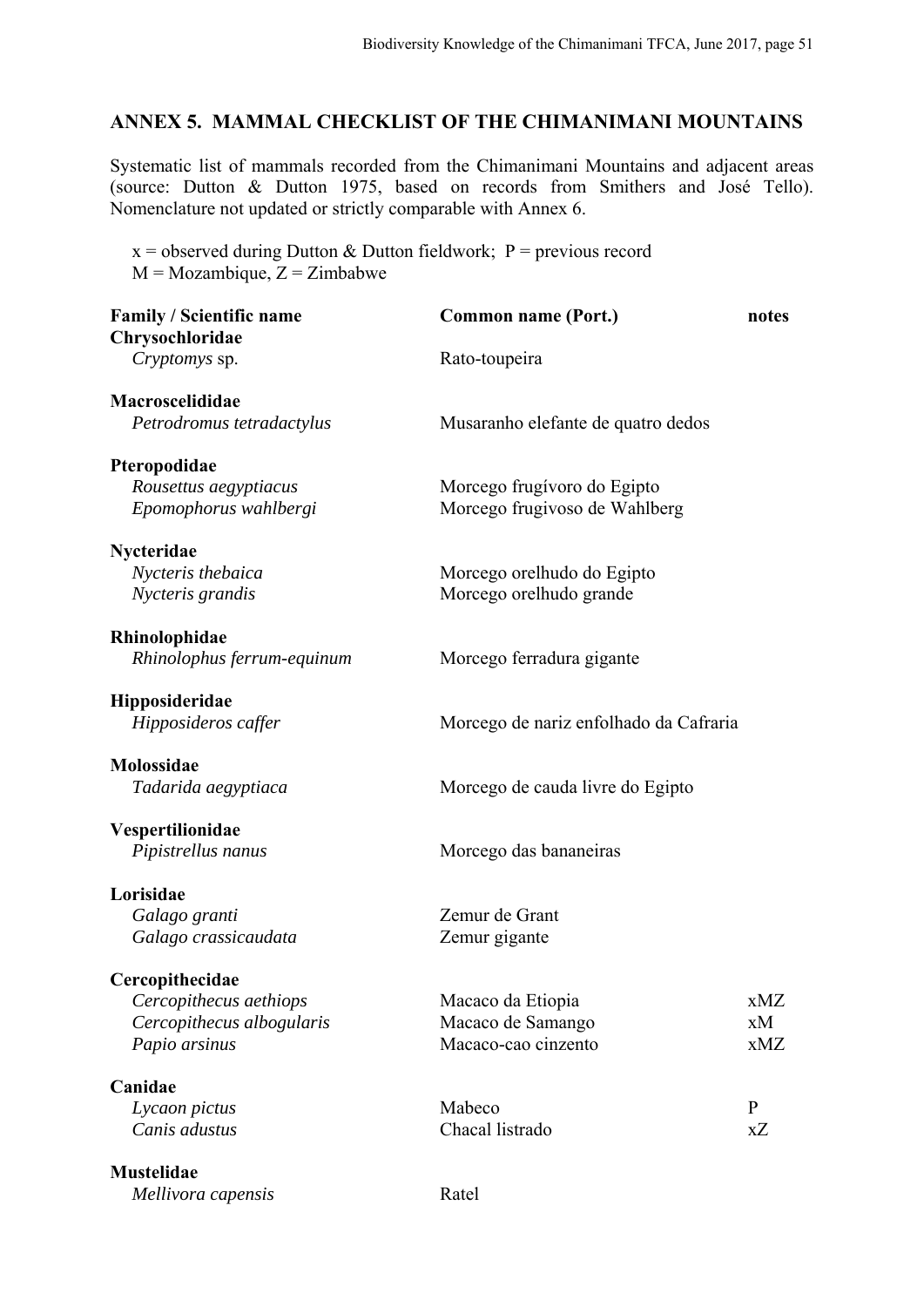## ANNEX 5. MAMMAL CHECKLIST OF THE CHIMANIMANI MOUNTAINS

Systematic list of mammals recorded from the Chimanimani Mountains and adjacent areas (source: Dutton & Dutton 1975, based on records from Smithers and José Tello). Nomenclature not updated or strictly comparable with Annex 6.

x = observed during Dutton & Dutton fieldwork; P = previous record
M = Mozambique, Z = Zimbabwe

| Family / Scientific name | Common name (Port.) | notes |
|---|---|---|
| **Chrysochloridae** | | |
| *Cryptomys* sp. | Rato-toupeira | |
| **Macroscelididae** | | |
| *Petrodromus tetradactylus* | Musaranho elefante de quatro dedos | |
| **Pteropodidae** | | |
| *Rousettus aegyptiacus* | Morcego frugívoro do Egipto | |
| *Epomophorus wahlbergi* | Morcego frugivoso de Wahlberg | |
| **Nycteridae** | | |
| *Nycteris thebaica* | Morcego orelhudo do Egipto | |
| *Nycteris grandis* | Morcego orelhudo grande | |
| **Rhinolophidae** | | |
| *Rhinolophus ferrum-equinum* | Morcego ferradura gigante | |
| **Hipposideridae** | | |
| *Hipposideros caffer* | Morcego de nariz enfolhado da Cafraria | |
| **Molossidae** | | |
| *Tadarida aegyptiaca* | Morcego de cauda livre do Egipto | |
| **Vespertilionidae** | | |
| *Pipistrellus nanus* | Morcego das bananeiras | |
| **Lorisidae** | | |
| *Galago granti* | Zemur de Grant | |
| *Galago crassicaudata* | Zemur gigante | |
| **Cercopithecidae** | | |
| *Cercopithecus aethiops* | Macaco da Etiopia | xMZ |
| *Cercopithecus albogularis* | Macaco de Samango | xM |
| *Papio arsinus* | Macaco-cao cinzento | xMZ |
| **Canidae** | | |
| *Lycaon pictus* | Mabeco | P |
| *Canis adustus* | Chacal listrado | xZ |
| **Mustelidae** | | |
| *Mellivora capensis* | Ratel | |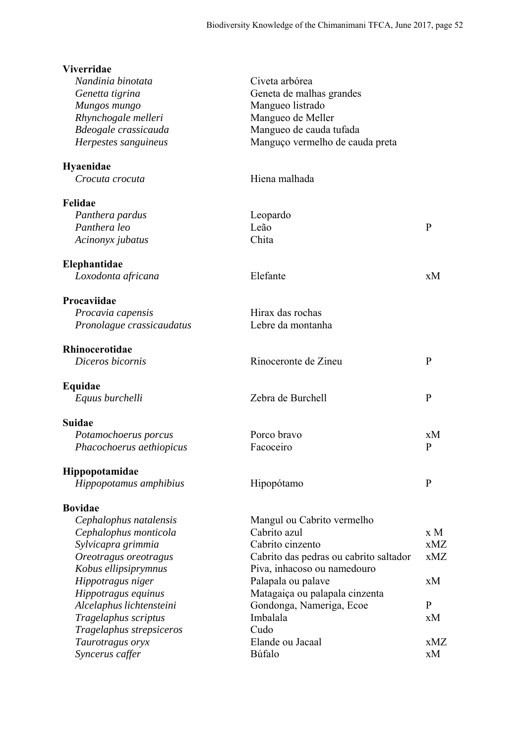| | | |
|---|---|---|
| **Viverridae** | | |
| *Nandinia binotata* | Civeta arbórea | |
| *Genetta tigrina* | Geneta de malhas grandes | |
| *Mungos mungo* | Mangueo listrado | |
| *Rhynchogale melleri* | Mangueo de Meller | |
| *Bdeogale crassicauda* | Mangueo de cauda tufada | |
| *Herpestes sanguineus* | Manguço vermelho de cauda preta | |
| **Hyaenidae** | | |
| *Crocuta crocuta* | Hiena malhada | |
| **Felidae** | | |
| *Panthera pardus* | Leopardo | |
| *Panthera leo* | Leão | P |
| *Acinonyx jubatus* | Chita | |
| **Elephantidae** | | |
| *Loxodonta africana* | Elefante | xM |
| **Procaviidae** | | |
| *Procavia capensis* | Hirax das rochas | |
| *Pronolague crassicaudatus* | Lebre da montanha | |
| **Rhinocerotidae** | | |
| *Diceros bicornis* | Rinoceronte de Zineu | P |
| **Equidae** | | |
| *Equus burchelli* | Zebra de Burchell | P |
| **Suidae** | | |
| *Potamochoerus porcus* | Porco bravo | xM |
| *Phacochoerus aethiopicus* | Facoceiro | P |
| **Hippopotamidae** | | |
| *Hippopotamus amphibius* | Hipopótamo | P |
| **Bovidae** | | |
| *Cephalophus natalensis* | Mangul ou Cabrito vermelho | |
| *Cephalophus monticola* | Cabrito azul | x M |
| *Sylvicapra grimmia* | Cabrito cinzento | xMZ |
| *Oreotragus oreotragus* | Cabrito das pedras ou cabrito saltador | xMZ |
| *Kobus ellipsiprymnus* | Piva, inhacoso ou namedouro | |
| *Hippotragus niger* | Palapala ou palave | xM |
| *Hippotragus equinus* | Matagaiça ou palapala cinzenta | |
| *Alcelaphus lichtensteini* | Gondonga, Nameriga, Ecoe | P |
| *Tragelaphus scriptus* | Imbalala | xM |
| *Tragelaphus strepsiceros* | Cudo | |
| *Taurotragus oryx* | Elande ou Jacaal | xMZ |
| *Syncerus caffer* | Búfalo | xM |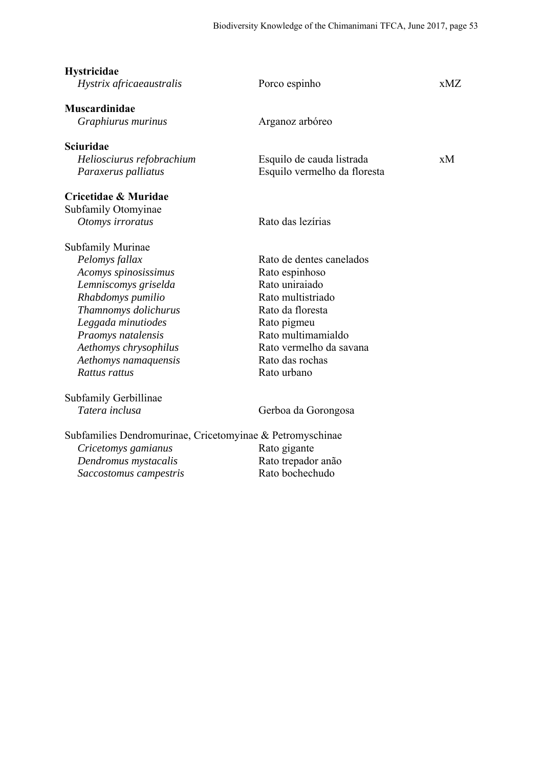| | | |
|---|---|---|
| **Hystricidae** | | |
| *Hystrix africaeaustralis* | Porco espinho | xMZ |
| | | |
| **Muscardinidae** | | |
| *Graphiurus murinus* | Arganoz arbóreo | |
| | | |
| **Sciuridae** | | |
| *Heliosciurus refobrachium* | Esquilo de cauda listrada | xM |
| *Paraxerus palliatus* | Esquilo vermelho da floresta | |
| | | |
| **Cricetidae & Muridae** | | |
| Subfamily Otomyinae | | |
| *Otomys irroratus* | Rato das lezírias | |
| | | |
| Subfamily Murinae | | |
| *Pelomys fallax* | Rato de dentes canelados | |
| *Acomys spinosissimus* | Rato espinhoso | |
| *Lemniscomys griselda* | Rato uniraiado | |
| *Rhabdomys pumilio* | Rato multistriado | |
| *Thamnomys dolichurus* | Rato da floresta | |
| *Leggada minutiodes* | Rato pigmeu | |
| *Praomys natalensis* | Rato multimamialdo | |
| *Aethomys chrysophilus* | Rato vermelho da savana | |
| *Aethomys namaquensis* | Rato das rochas | |
| *Rattus rattus* | Rato urbano | |
| | | |
| Subfamily Gerbillinae | | |
| *Tatera inclusa* | Gerboa da Gorongosa | |
| | | |
| Subfamilies Dendromurinae, Cricetomyinae & Petromyschinae | | |
| *Cricetomys gamianus* | Rato gigante | |
| *Dendromus mystacalis* | Rato trepador anão | |
| *Saccostomus campestris* | Rato bochechudo | |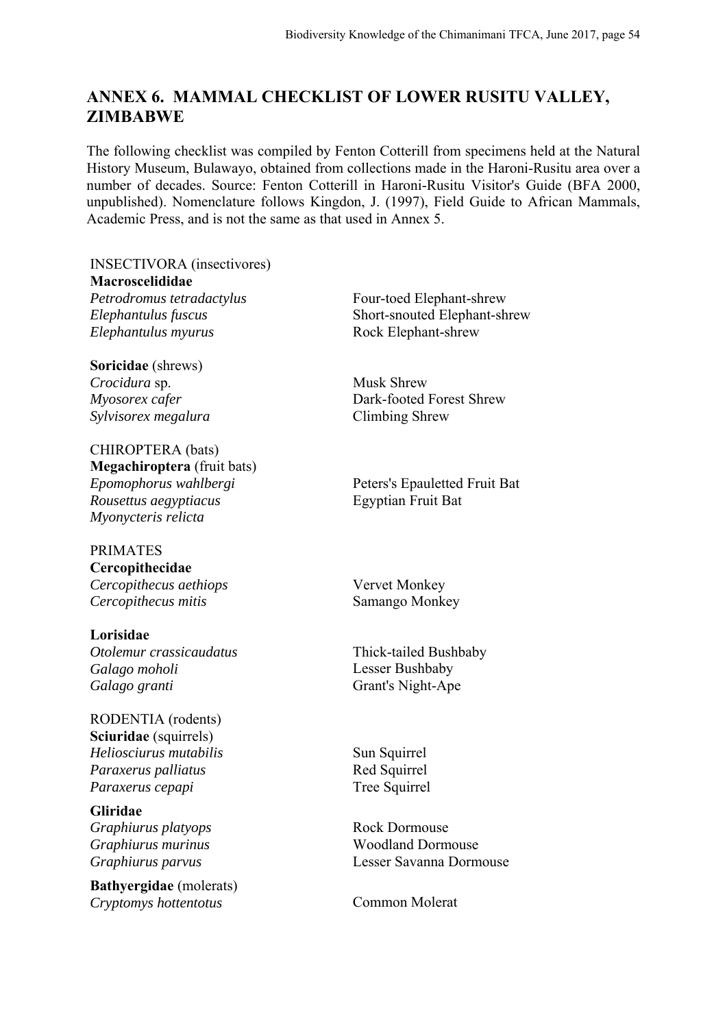## ANNEX 6. MAMMAL CHECKLIST OF LOWER RUSITU VALLEY, ZIMBABWE

The following checklist was compiled by Fenton Cotterill from specimens held at the Natural History Museum, Bulawayo, obtained from collections made in the Haroni-Rusitu area over a number of decades. Source: Fenton Cotterill in Haroni-Rusitu Visitor's Guide (BFA 2000, unpublished). Nomenclature follows Kingdon, J. (1997), Field Guide to African Mammals, Academic Press, and is not the same as that used in Annex 5.

INSECTIVORA (insectivores)

**Macroscelididae**

| | |
|---|---|
| *Petrodromus tetradactylus* | Four-toed Elephant-shrew |
| *Elephantulus fuscus* | Short-snouted Elephant-shrew |
| *Elephantulus myurus* | Rock Elephant-shrew |

**Soricidae** (shrews)

| | |
|---|---|
| *Crocidura* sp. | Musk Shrew |
| *Myosorex cafer* | Dark-footed Forest Shrew |
| *Sylvisorex megalura* | Climbing Shrew |

CHIROPTERA (bats)

**Megachiroptera** (fruit bats)

| | |
|---|---|
| *Epomophorus wahlbergi* | Peters's Epauletted Fruit Bat |
| *Rousettus aegyptiacus* | Egyptian Fruit Bat |
| *Myonycteris relicta* | |

PRIMATES

**Cercopithecidae**

| | |
|---|---|
| *Cercopithecus aethiops* | Vervet Monkey |
| *Cercopithecus mitis* | Samango Monkey |

**Lorisidae**

| | |
|---|---|
| *Otolemur crassicaudatus* | Thick-tailed Bushbaby |
| *Galago moholi* | Lesser Bushbaby |
| *Galago granti* | Grant's Night-Ape |

RODENTIA (rodents)

**Sciuridae** (squirrels)

| | |
|---|---|
| *Heliosciurus mutabilis* | Sun Squirrel |
| *Paraxerus palliatus* | Red Squirrel |
| *Paraxerus cepapi* | Tree Squirrel |

**Gliridae**

| | |
|---|---|
| *Graphiurus platyops* | Rock Dormouse |
| *Graphiurus murinus* | Woodland Dormouse |
| *Graphiurus parvus* | Lesser Savanna Dormouse |

**Bathyergidae** (molerats)

| | |
|---|---|
| *Cryptomys hottentotus* | Common Molerat |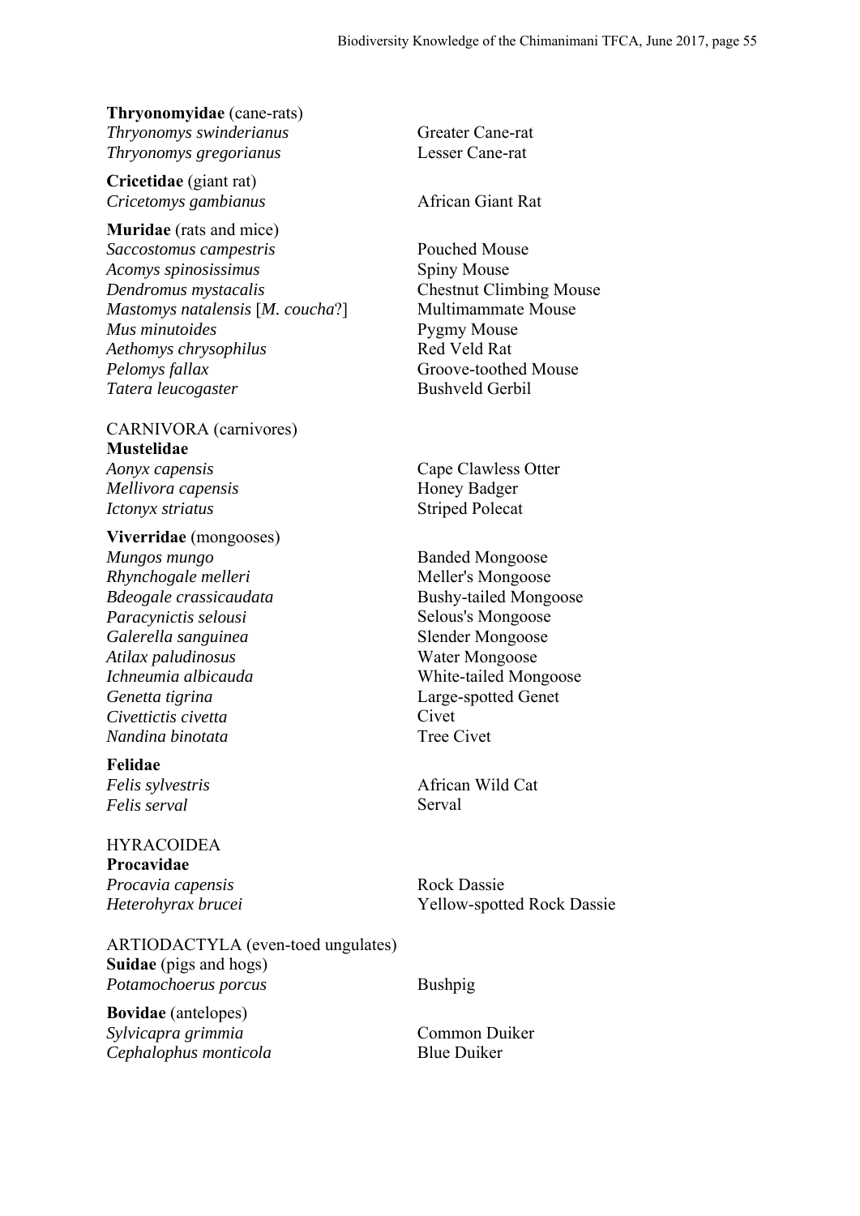**Thryonomyidae** (cane-rats)

| | |
|---|---|
| *Thryonomys swinderianus* | Greater Cane-rat |
| *Thryonomys gregorianus* | Lesser Cane-rat |

**Cricetidae** (giant rat)

| | |
|---|---|
| *Cricetomys gambianus* | African Giant Rat |

**Muridae** (rats and mice)

| | |
|---|---|
| *Saccostomus campestris* | Pouched Mouse |
| *Acomys spinosissimus* | Spiny Mouse |
| *Dendromus mystacalis* | Chestnut Climbing Mouse |
| *Mastomys natalensis* [*M. coucha*?] | Multimammate Mouse |
| *Mus minutoides* | Pygmy Mouse |
| *Aethomys chrysophilus* | Red Veld Rat |
| *Pelomys fallax* | Groove-toothed Mouse |
| *Tatera leucogaster* | Bushveld Gerbil |

CARNIVORA (carnivores)

**Mustelidae**

| | |
|---|---|
| *Aonyx capensis* | Cape Clawless Otter |
| *Mellivora capensis* | Honey Badger |
| *Ictonyx striatus* | Striped Polecat |

**Viverridae** (mongooses)

| | |
|---|---|
| *Mungos mungo* | Banded Mongoose |
| *Rhynchogale melleri* | Meller's Mongoose |
| *Bdeogale crassicaudata* | Bushy-tailed Mongoose |
| *Paracynictis selousi* | Selous's Mongoose |
| *Galerella sanguinea* | Slender Mongoose |
| *Atilax paludinosus* | Water Mongoose |
| *Ichneumia albicauda* | White-tailed Mongoose |
| *Genetta tigrina* | Large-spotted Genet |
| *Civettictis civetta* | Civet |
| *Nandina binotata* | Tree Civet |

**Felidae**

| | |
|---|---|
| *Felis sylvestris* | African Wild Cat |
| *Felis serval* | Serval |

HYRACOIDEA

**Procavidae**

| | |
|---|---|
| *Procavia capensis* | Rock Dassie |
| *Heterohyrax brucei* | Yellow-spotted Rock Dassie |

ARTIODACTYLA (even-toed ungulates)

**Suidae** (pigs and hogs)

| | |
|---|---|
| *Potamochoerus porcus* | Bushpig |

**Bovidae** (antelopes)

| | |
|---|---|
| *Sylvicapra grimmia* | Common Duiker |
| *Cephalophus monticola* | Blue Duiker |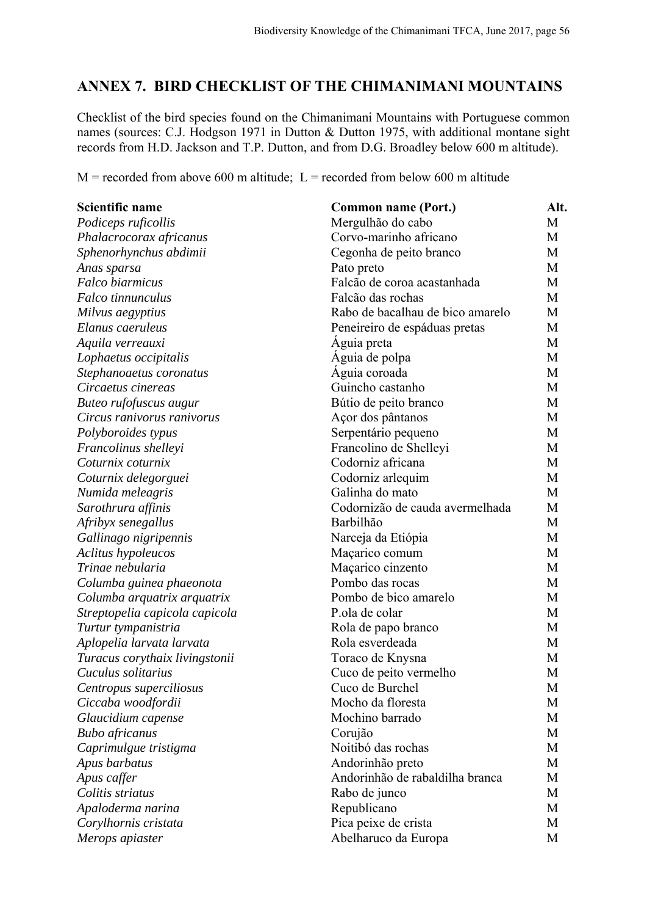## ANNEX 7. BIRD CHECKLIST OF THE CHIMANIMANI MOUNTAINS

Checklist of the bird species found on the Chimanimani Mountains with Portuguese common names (sources: C.J. Hodgson 1971 in Dutton & Dutton 1975, with additional montane sight records from H.D. Jackson and T.P. Dutton, and from D.G. Broadley below 600 m altitude).

M = recorded from above 600 m altitude; L = recorded from below 600 m altitude

| Scientific name | Common name (Port.) | Alt. |
|---|---|---|
| *Podiceps ruficollis* | Mergulhão do cabo | M |
| *Phalacrocorax africanus* | Corvo-marinho africano | M |
| *Sphenorhynchus abdimii* | Cegonha de peito branco | M |
| *Anas sparsa* | Pato preto | M |
| *Falco biarmicus* | Falcão de coroa acastanhada | M |
| *Falco tinnunculus* | Falcão das rochas | M |
| *Milvus aegyptius* | Rabo de bacalhau de bico amarelo | M |
| *Elanus caeruleus* | Peneireiro de espáduas pretas | M |
| *Aquila verreauxi* | Águia preta | M |
| *Lophaetus occipitalis* | Águia de polpa | M |
| *Stephanoaetus coronatus* | Águia coroada | M |
| *Circaetus cinereas* | Guincho castanho | M |
| *Buteo rufofuscus augur* | Bútio de peito branco | M |
| *Circus ranivorus ranivorus* | Açor dos pântanos | M |
| *Polyboroides typus* | Serpentário pequeno | M |
| *Francolinus shelleyi* | Francolino de Shelleyi | M |
| *Coturnix coturnix* | Codorniz africana | M |
| *Coturnix delegorguei* | Codorniz arlequim | M |
| *Numida meleagris* | Galinha do mato | M |
| *Sarothrura affinis* | Codornizão de cauda avermelhada | M |
| *Afribyx senegallus* | Barbilhão | M |
| *Gallinago nigripennis* | Narceja da Etiópia | M |
| *Aclitus hypoleucos* | Maçarico comum | M |
| *Trinae nebularia* | Maçarico cinzento | M |
| *Columba guinea phaeonota* | Pombo das rocas | M |
| *Columba arquatrix arquatrix* | Pombo de bico amarelo | M |
| *Streptopelia capicola capicola* | P.ola de colar | M |
| *Turtur tympanistria* | Rola de papo branco | M |
| *Aplopelia larvata larvata* | Rola esverdeada | M |
| *Turacus corythaix livingstonii* | Toraco de Knysna | M |
| *Cuculus solitarius* | Cuco de peito vermelho | M |
| *Centropus superciliosus* | Cuco de Burchel | M |
| *Ciccaba woodfordii* | Mocho da floresta | M |
| *Glaucidium capense* | Mochino barrado | M |
| *Bubo africanus* | Corujão | M |
| *Caprimulgue tristigma* | Noitibó das rochas | M |
| *Apus barbatus* | Andorinhão preto | M |
| *Apus caffer* | Andorinhão de rabaldilha branca | M |
| *Colitis striatus* | Rabo de junco | M |
| *Apaloderma narina* | Republicano | M |
| *Corylhornis cristata* | Pica peixe de crista | M |
| *Merops apiaster* | Abelharuco da Europa | M |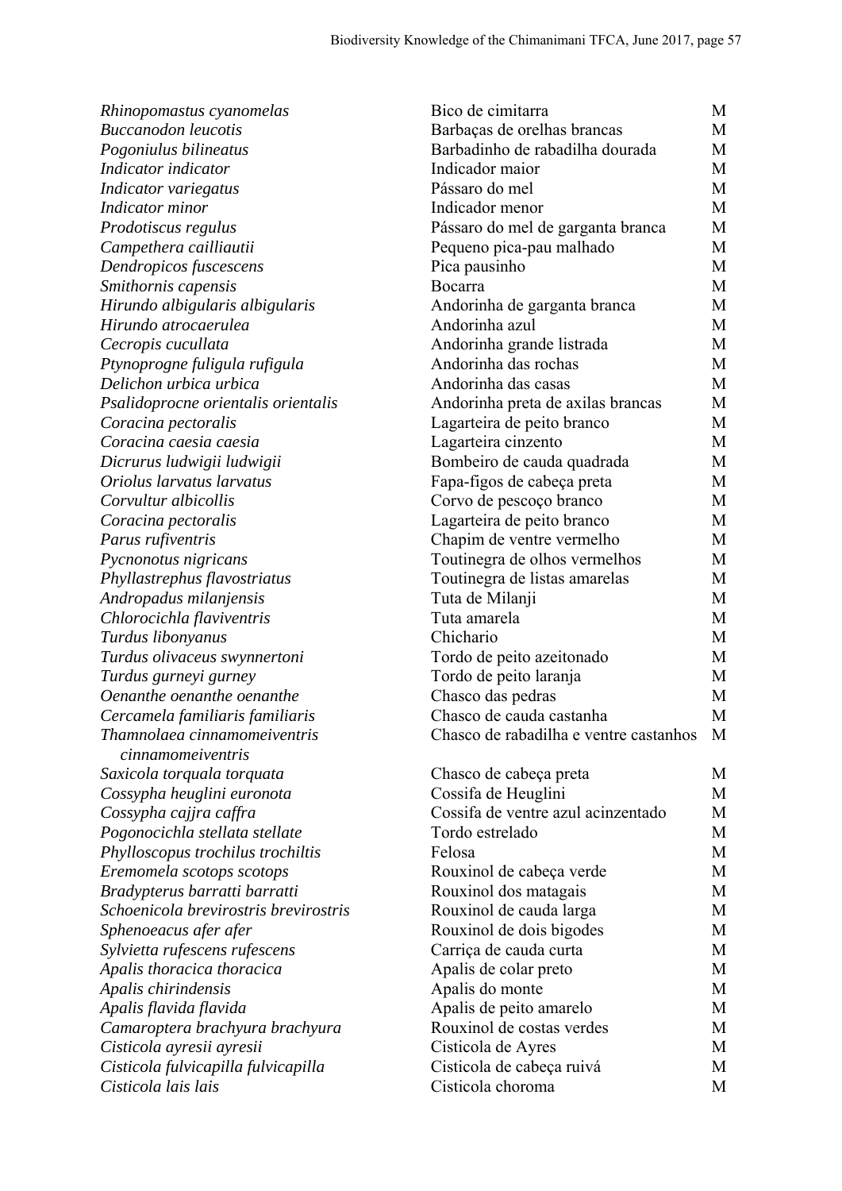| | | |
|---|---|---|
| *Rhinopomastus cyanomelas* | Bico de cimitarra | M |
| *Buccanodon leucotis* | Barbaças de orelhas brancas | M |
| *Pogoniulus bilineatus* | Barbadinho de rabadilha dourada | M |
| *Indicator indicator* | Indicador maior | M |
| *Indicator variegatus* | Pássaro do mel | M |
| *Indicator minor* | Indicador menor | M |
| *Prodotiscus regulus* | Pássaro do mel de garganta branca | M |
| *Campethera cailliautii* | Pequeno pica-pau malhado | M |
| *Dendropicos fuscescens* | Pica pausinho | M |
| *Smithornis capensis* | Bocarra | M |
| *Hirundo albigularis albigularis* | Andorinha de garganta branca | M |
| *Hirundo atrocaerulea* | Andorinha azul | M |
| *Cecropis cucullata* | Andorinha grande listrada | M |
| *Ptynoprogne fuligula rufigula* | Andorinha das rochas | M |
| *Delichon urbica urbica* | Andorinha das casas | M |
| *Psalidoprocne orientalis orientalis* | Andorinha preta de axilas brancas | M |
| *Coracina pectoralis* | Lagarteira de peito branco | M |
| *Coracina caesia caesia* | Lagarteira cinzento | M |
| *Dicrurus ludwigii ludwigii* | Bombeiro de cauda quadrada | M |
| *Oriolus larvatus larvatus* | Fapa-figos de cabeça preta | M |
| *Corvultur albicollis* | Corvo de pescoço branco | M |
| *Coracina pectoralis* | Lagarteira de peito branco | M |
| *Parus rufiventris* | Chapim de ventre vermelho | M |
| *Pycnonotus nigricans* | Toutinegra de olhos vermelhos | M |
| *Phyllastrephus flavostriatus* | Toutinegra de listas amarelas | M |
| *Andropadus milanjensis* | Tuta de Milanji | M |
| *Chlorocichla flaviventris* | Tuta amarela | M |
| *Turdus libonyanus* | Chichario | M |
| *Turdus olivaceus swynnertoni* | Tordo de peito azeitonado | M |
| *Turdus gurneyi gurney* | Tordo de peito laranja | M |
| *Oenanthe oenanthe oenanthe* | Chasco das pedras | M |
| *Cercamela familiaris familiaris* | Chasco de cauda castanha | M |
| *Thamnolaea cinnamomeiventris cinnamomeiventris* | Chasco de rabadilha e ventre castanhos | M |
| *Saxicola torquala torquata* | Chasco de cabeça preta | M |
| *Cossypha heuglini euronota* | Cossifa de Heuglini | M |
| *Cossypha cajjra caffra* | Cossifa de ventre azul acinzentado | M |
| *Pogonocichla stellata stellate* | Tordo estrelado | M |
| *Phylloscopus trochilus trochiltis* | Felosa | M |
| *Eremomela scotops scotops* | Rouxinol de cabeça verde | M |
| *Bradypterus barratti barratti* | Rouxinol dos matagais | M |
| *Schoenicola brevirostris brevirostris* | Rouxinol de cauda larga | M |
| *Sphenoeacus afer afer* | Rouxinol de dois bigodes | M |
| *Sylvietta rufescens rufescens* | Carriça de cauda curta | M |
| *Apalis thoracica thoracica* | Apalis de colar preto | M |
| *Apalis chirindensis* | Apalis do monte | M |
| *Apalis flavida flavida* | Apalis de peito amarelo | M |
| *Camaroptera brachyura brachyura* | Rouxinol de costas verdes | M |
| *Cisticola ayresii ayresii* | Cisticola de Ayres | M |
| *Cisticola fulvicapilla fulvicapilla* | Cisticola de cabeça ruivá | M |
| *Cisticola lais lais* | Cisticola choroma | M |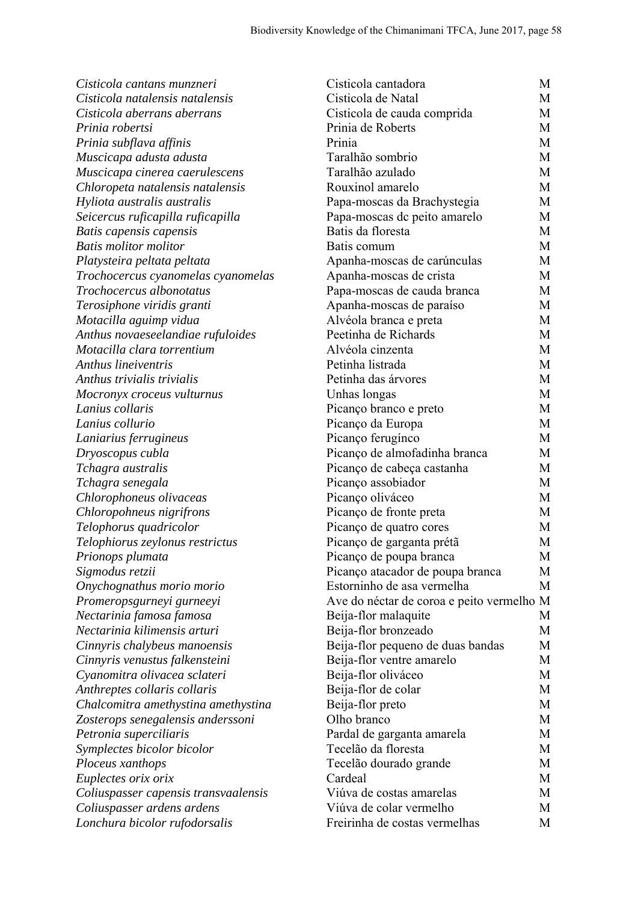| | | |
|---|---|---|
| *Cisticola cantans munzneri* | Cisticola cantadora | M |
| *Cisticola natalensis natalensis* | Cisticola de Natal | M |
| *Cisticola aberrans aberrans* | Cisticola de cauda comprida | M |
| *Prinia robertsi* | Prinia de Roberts | M |
| *Prinia subflava affinis* | Prinia | M |
| *Muscicapa adusta adusta* | Taralhão sombrio | M |
| *Muscicapa cinerea caerulescens* | Taralhão azulado | M |
| *Chloropeta natalensis natalensis* | Rouxinol amarelo | M |
| *Hyliota australis australis* | Papa-moscas da Brachystegia | M |
| *Seicercus ruficapilla ruficapilla* | Papa-moscas dc peito amarelo | M |
| *Batis capensis capensis* | Batis da floresta | M |
| *Batis molitor molitor* | Batis comum | M |
| *Platysteira peltata peltata* | Apanha-moscas de carúnculas | M |
| *Trochocercus cyanomelas cyanomelas* | Apanha-moscas de crista | M |
| *Trochocercus albonotatus* | Papa-moscas de cauda branca | M |
| *Terosiphone viridis granti* | Apanha-moscas de paraíso | M |
| *Motacilla aguimp vidua* | Alvéola branca e preta | M |
| *Anthus novaeseelandiae rufuloides* | Peetinha de Richards | M |
| *Motacilla clara torrentium* | Alvéola cinzenta | M |
| *Anthus lineiventris* | Petinha listrada | M |
| *Anthus trivialis trivialis* | Petinha das árvores | M |
| *Mocronyx croceus vulturnus* | Unhas longas | M |
| *Lanius collaris* | Picanço branco e preto | M |
| *Lanius collurio* | Picanço da Europa | M |
| *Laniarius ferrugineus* | Picanço ferugínco | M |
| *Dryoscopus cubla* | Picanço de almofadinha branca | M |
| *Tchagra australis* | Picanço de cabeça castanha | M |
| *Tchagra senegala* | Picanço assobiador | M |
| *Chlorophoneus olivaceas* | Picanço oliváceo | M |
| *Chloropohneus nigrifrons* | Picanço de fronte preta | M |
| *Telophorus quadricolor* | Picanço de quatro cores | M |
| *Telophiorus zeylonus restrictus* | Picanço de garganta prétã | M |
| *Prionops plumata* | Picanço de poupa branca | M |
| *Sigmodus retzii* | Picanço atacador de poupa branca | M |
| *Onychognathus morio morio* | Estorninho de asa vermelha | M |
| *Promeropsgurneyi gurneeyi* | Ave do néctar de coroa e peito vermelho | M |
| *Nectarinia famosa famosa* | Beija-flor malaquite | M |
| *Nectarinia kilimensis arturi* | Beija-flor bronzeado | M |
| *Cinnyris chalybeus manoensis* | Beija-flor pequeno de duas bandas | M |
| *Cinnyris venustus falkensteini* | Beija-flor ventre amarelo | M |
| *Cyanomitra olivacea sclateri* | Beija-flor oliváceo | M |
| *Anthreptes collaris collaris* | Beija-flor de colar | M |
| *Chalcomitra amethystina amethystina* | Beija-flor preto | M |
| *Zosterops senegalensis anderssoni* | Olho branco | M |
| *Petronia superciliaris* | Pardal de garganta amarela | M |
| *Symplectes bicolor bicolor* | Tecelão da floresta | M |
| *Ploceus xanthops* | Tecelão dourado grande | M |
| *Euplectes orix orix* | Cardeal | M |
| *Coliuspasser capensis transvaalensis* | Viúva de costas amarelas | M |
| *Coliuspasser ardens ardens* | Viúva de colar vermelho | M |
| *Lonchura bicolor rufodorsalis* | Freirinha de costas vermelhas | M |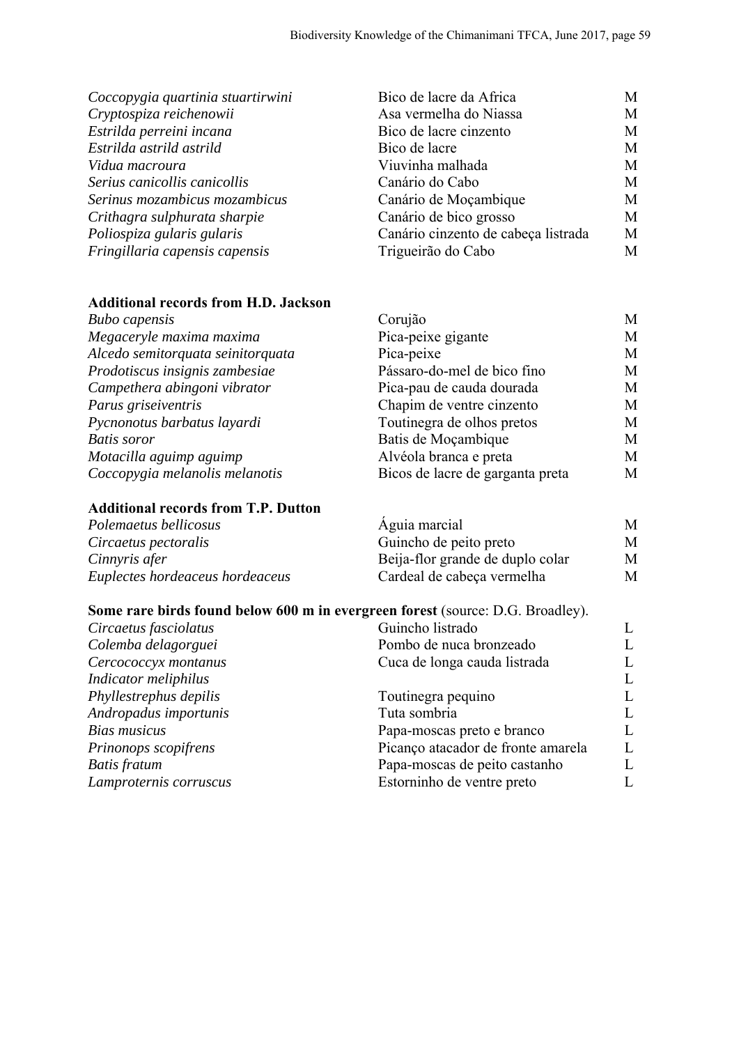| | | |
|---|---|---|
| *Coccopygia quartinia stuartirwini* | Bico de lacre da Africa | M |
| *Cryptospiza reichenowii* | Asa vermelha do Niassa | M |
| *Estrilda perreini incana* | Bico de lacre cinzento | M |
| *Estrilda astrild astrild* | Bico de lacre | M |
| *Vidua macroura* | Viuvinha malhada | M |
| *Serius canicollis canicollis* | Canário do Cabo | M |
| *Serinus mozambicus mozambicus* | Canário de Moçambique | M |
| *Crithagra sulphurata sharpie* | Canário de bico grosso | M |
| *Poliospiza gularis gularis* | Canário cinzento de cabeça listrada | M |
| *Fringillaria capensis capensis* | Trigueirão do Cabo | M |

**Additional records from H.D. Jackson**

| | | |
|---|---|---|
| *Bubo capensis* | Corujão | M |
| *Megaceryle maxima maxima* | Pica-peixe gigante | M |
| *Alcedo semitorquata seinitorquata* | Pica-peixe | M |
| *Prodotiscus insignis zambesiae* | Pássaro-do-mel de bico fino | M |
| *Campethera abingoni vibrator* | Pica-pau de cauda dourada | M |
| *Parus griseiventris* | Chapim de ventre cinzento | M |
| *Pycnonotus barbatus layardi* | Toutinegra de olhos pretos | M |
| *Batis soror* | Batis de Moçambique | M |
| *Motacilla aguimp aguimp* | Alvéola branca e preta | M |
| *Coccopygia melanolis melanotis* | Bicos de lacre de garganta preta | M |

**Additional records from T.P. Dutton**

| | | |
|---|---|---|
| *Polemaetus bellicosus* | Águia marcial | M |
| *Circaetus pectoralis* | Guincho de peito preto | M |
| *Cinnyris afer* | Beija-flor grande de duplo colar | M |
| *Euplectes hordeaceus hordeaceus* | Cardeal de cabeça vermelha | M |

**Some rare birds found below 600 m in evergreen forest** (source: D.G. Broadley).

| | | |
|---|---|---|
| *Circaetus fasciolatus* | Guincho listrado | L |
| *Colemba delagorguei* | Pombo de nuca bronzeado | L |
| *Cercococcyx montanus* | Cuca de longa cauda listrada | L |
| *Indicator meliphilus* | | L |
| *Phyllestrephus depilis* | Toutinegra pequino | L |
| *Andropadus importunis* | Tuta sombria | L |
| *Bias musicus* | Papa-moscas preto e branco | L |
| *Prinonops scopifrens* | Picanço atacador de fronte amarela | L |
| *Batis fratum* | Papa-moscas de peito castanho | L |
| *Lamproternis corruscus* | Estorninho de ventre preto | L |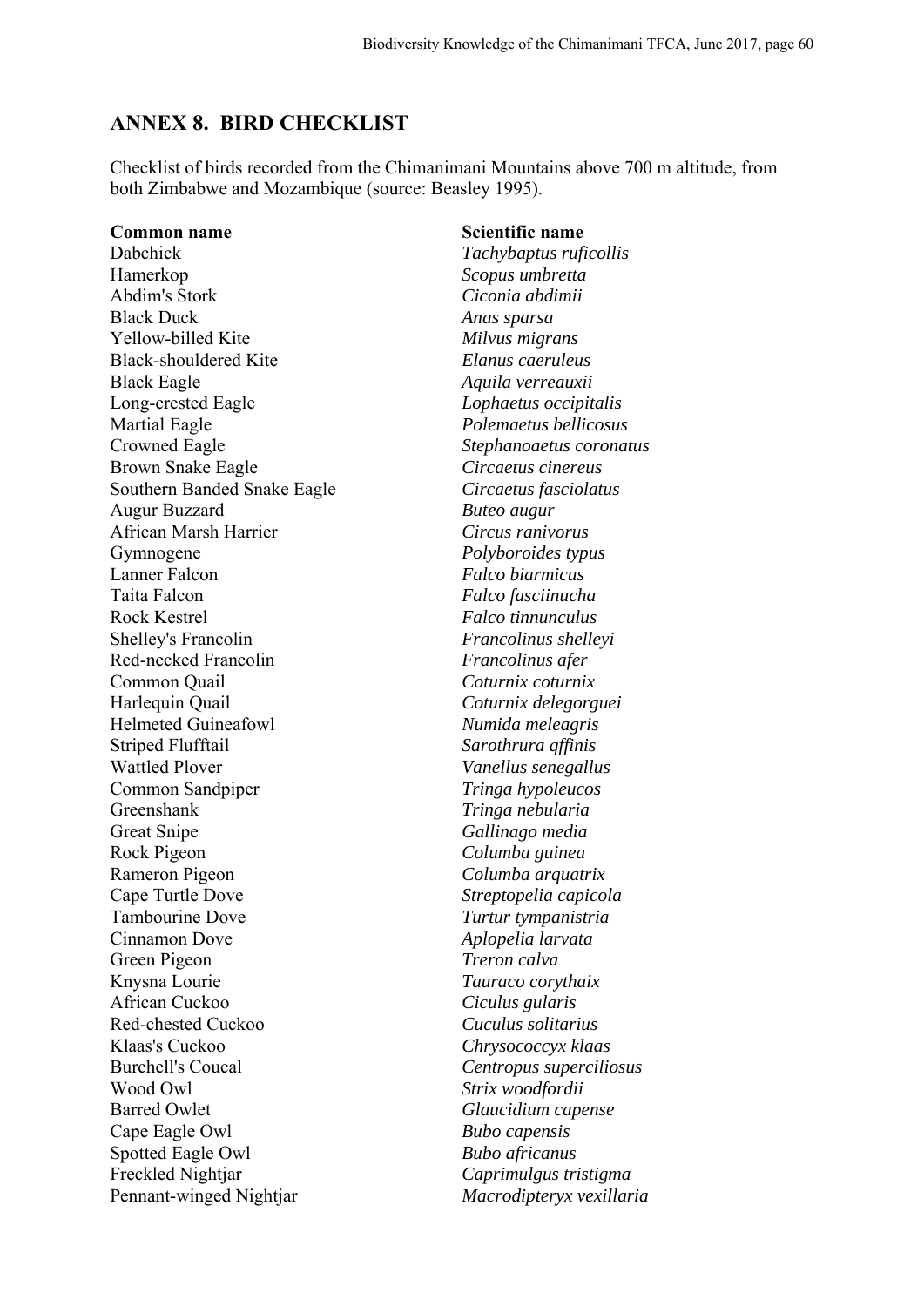## ANNEX 8. BIRD CHECKLIST

Checklist of birds recorded from the Chimanimani Mountains above 700 m altitude, from both Zimbabwe and Mozambique (source: Beasley 1995).

| **Common name** | **Scientific name** |
|---|---|
| Dabchick | *Tachybaptus ruficollis* |
| Hamerkop | *Scopus umbretta* |
| Abdim's Stork | *Ciconia abdimii* |
| Black Duck | *Anas sparsa* |
| Yellow-billed Kite | *Milvus migrans* |
| Black-shouldered Kite | *Elanus caeruleus* |
| Black Eagle | *Aquila verreauxii* |
| Long-crested Eagle | *Lophaetus occipitalis* |
| Martial Eagle | *Polemaetus bellicosus* |
| Crowned Eagle | *Stephanoaetus coronatus* |
| Brown Snake Eagle | *Circaetus cinereus* |
| Southern Banded Snake Eagle | *Circaetus fasciolatus* |
| Augur Buzzard | *Buteo augur* |
| African Marsh Harrier | *Circus ranivorus* |
| Gymnogene | *Polyboroides typus* |
| Lanner Falcon | *Falco biarmicus* |
| Taita Falcon | *Falco fasciinucha* |
| Rock Kestrel | *Falco tinnunculus* |
| Shelley's Francolin | *Francolinus shelleyi* |
| Red-necked Francolin | *Francolinus afer* |
| Common Quail | *Coturnix coturnix* |
| Harlequin Quail | *Coturnix delegorguei* |
| Helmeted Guineafowl | *Numida meleagris* |
| Striped Flufftail | *Sarothrura qffinis* |
| Wattled Plover | *Vanellus senegallus* |
| Common Sandpiper | *Tringa hypoleucos* |
| Greenshank | *Tringa nebularia* |
| Great Snipe | *Gallinago media* |
| Rock Pigeon | *Columba guinea* |
| Rameron Pigeon | *Columba arquatrix* |
| Cape Turtle Dove | *Streptopelia capicola* |
| Tambourine Dove | *Turtur tympanistria* |
| Cinnamon Dove | *Aplopelia larvata* |
| Green Pigeon | *Treron calva* |
| Knysna Lourie | *Tauraco corythaix* |
| African Cuckoo | *Ciculus gularis* |
| Red-chested Cuckoo | *Cuculus solitarius* |
| Klaas's Cuckoo | *Chrysococcyx klaas* |
| Burchell's Coucal | *Centropus superciliosus* |
| Wood Owl | *Strix woodfordii* |
| Barred Owlet | *Glaucidium capense* |
| Cape Eagle Owl | *Bubo capensis* |
| Spotted Eagle Owl | *Bubo africanus* |
| Freckled Nightjar | *Caprimulgus tristigma* |
| Pennant-winged Nightjar | *Macrodipteryx vexillaria* |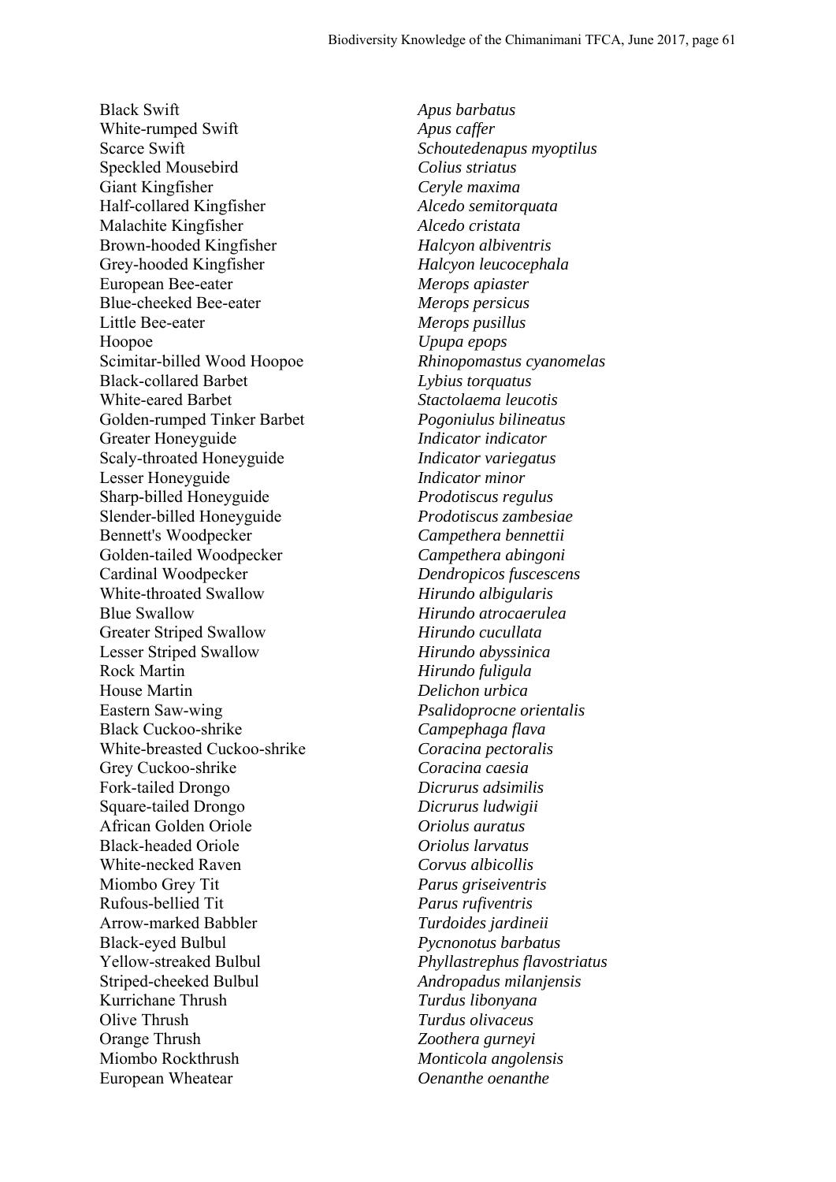| | |
|---|---|
| Black Swift | *Apus barbatus* |
| White-rumped Swift | *Apus caffer* |
| Scarce Swift | *Schoutedenapus myoptilus* |
| Speckled Mousebird | *Colius striatus* |
| Giant Kingfisher | *Ceryle maxima* |
| Half-collared Kingfisher | *Alcedo semitorquata* |
| Malachite Kingfisher | *Alcedo cristata* |
| Brown-hooded Kingfisher | *Halcyon albiventris* |
| Grey-hooded Kingfisher | *Halcyon leucocephala* |
| European Bee-eater | *Merops apiaster* |
| Blue-cheeked Bee-eater | *Merops persicus* |
| Little Bee-eater | *Merops pusillus* |
| Hoopoe | *Upupa epops* |
| Scimitar-billed Wood Hoopoe | *Rhinopomastus cyanomelas* |
| Black-collared Barbet | *Lybius torquatus* |
| White-eared Barbet | *Stactolaema leucotis* |
| Golden-rumped Tinker Barbet | *Pogoniulus bilineatus* |
| Greater Honeyguide | *Indicator indicator* |
| Scaly-throated Honeyguide | *Indicator variegatus* |
| Lesser Honeyguide | *Indicator minor* |
| Sharp-billed Honeyguide | *Prodotiscus regulus* |
| Slender-billed Honeyguide | *Prodotiscus zambesiae* |
| Bennett's Woodpecker | *Campethera bennettii* |
| Golden-tailed Woodpecker | *Campethera abingoni* |
| Cardinal Woodpecker | *Dendropicos fuscescens* |
| White-throated Swallow | *Hirundo albigularis* |
| Blue Swallow | *Hirundo atrocaerulea* |
| Greater Striped Swallow | *Hirundo cucullata* |
| Lesser Striped Swallow | *Hirundo abyssinica* |
| Rock Martin | *Hirundo fuligula* |
| House Martin | *Delichon urbica* |
| Eastern Saw-wing | *Psalidoprocne orientalis* |
| Black Cuckoo-shrike | *Campephaga flava* |
| White-breasted Cuckoo-shrike | *Coracina pectoralis* |
| Grey Cuckoo-shrike | *Coracina caesia* |
| Fork-tailed Drongo | *Dicrurus adsimilis* |
| Square-tailed Drongo | *Dicrurus ludwigii* |
| African Golden Oriole | *Oriolus auratus* |
| Black-headed Oriole | *Oriolus larvatus* |
| White-necked Raven | *Corvus albicollis* |
| Miombo Grey Tit | *Parus griseiventris* |
| Rufous-bellied Tit | *Parus rufiventris* |
| Arrow-marked Babbler | *Turdoides jardineii* |
| Black-eyed Bulbul | *Pycnonotus barbatus* |
| Yellow-streaked Bulbul | *Phyllastrephus flavostriatus* |
| Striped-cheeked Bulbul | *Andropadus milanjensis* |
| Kurrichane Thrush | *Turdus libonyana* |
| Olive Thrush | *Turdus olivaceus* |
| Orange Thrush | *Zoothera gurneyi* |
| Miombo Rockthrush | *Monticola angolensis* |
| European Wheatear | *Oenanthe oenanthe* |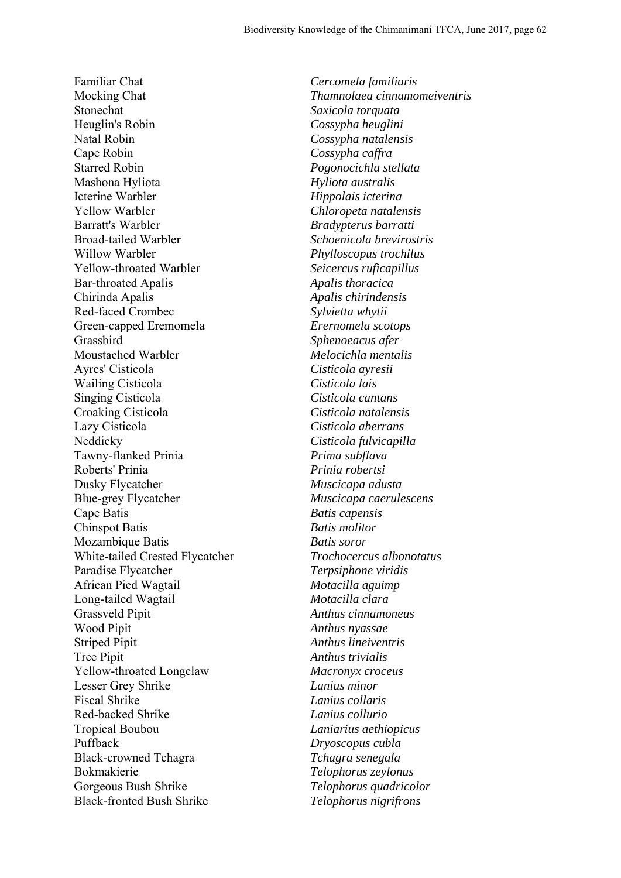| | |
|---|---|
| Familiar Chat | *Cercomela familiaris* |
| Mocking Chat | *Thamnolaea cinnamomeiventris* |
| Stonechat | *Saxicola torquata* |
| Heuglin's Robin | *Cossypha heuglini* |
| Natal Robin | *Cossypha natalensis* |
| Cape Robin | *Cossypha caffra* |
| Starred Robin | *Pogonocichla stellata* |
| Mashona Hyliota | *Hyliota australis* |
| Icterine Warbler | *Hippolais icterina* |
| Yellow Warbler | *Chloropeta natalensis* |
| Barratt's Warbler | *Bradypterus barratti* |
| Broad-tailed Warbler | *Schoenicola brevirostris* |
| Willow Warbler | *Phylloscopus trochilus* |
| Yellow-throated Warbler | *Seicercus ruficapillus* |
| Bar-throated Apalis | *Apalis thoracica* |
| Chirinda Apalis | *Apalis chirindensis* |
| Red-faced Crombec | *Sylvietta whytii* |
| Green-capped Eremomela | *Erernomela scotops* |
| Grassbird | *Sphenoeacus afer* |
| Moustached Warbler | *Melocichla mentalis* |
| Ayres' Cisticola | *Cisticola ayresii* |
| Wailing Cisticola | *Cisticola lais* |
| Singing Cisticola | *Cisticola cantans* |
| Croaking Cisticola | *Cisticola natalensis* |
| Lazy Cisticola | *Cisticola aberrans* |
| Neddicky | *Cisticola fulvicapilla* |
| Tawny-flanked Prinia | *Prima subflava* |
| Roberts' Prinia | *Prinia robertsi* |
| Dusky Flycatcher | *Muscicapa adusta* |
| Blue-grey Flycatcher | *Muscicapa caerulescens* |
| Cape Batis | *Batis capensis* |
| Chinspot Batis | *Batis molitor* |
| Mozambique Batis | *Batis soror* |
| White-tailed Crested Flycatcher | *Trochocercus albonotatus* |
| Paradise Flycatcher | *Terpsiphone viridis* |
| African Pied Wagtail | *Motacilla aguimp* |
| Long-tailed Wagtail | *Motacilla clara* |
| Grassveld Pipit | *Anthus cinnamoneus* |
| Wood Pipit | *Anthus nyassae* |
| Striped Pipit | *Anthus lineiventris* |
| Tree Pipit | *Anthus trivialis* |
| Yellow-throated Longclaw | *Macronyx croceus* |
| Lesser Grey Shrike | *Lanius minor* |
| Fiscal Shrike | *Lanius collaris* |
| Red-backed Shrike | *Lanius collurio* |
| Tropical Boubou | *Laniarius aethiopicus* |
| Puffback | *Dryoscopus cubla* |
| Black-crowned Tchagra | *Tchagra senegala* |
| Bokmakierie | *Telophorus zeylonus* |
| Gorgeous Bush Shrike | *Telophorus quadricolor* |
| Black-fronted Bush Shrike | *Telophorus nigrifrons* |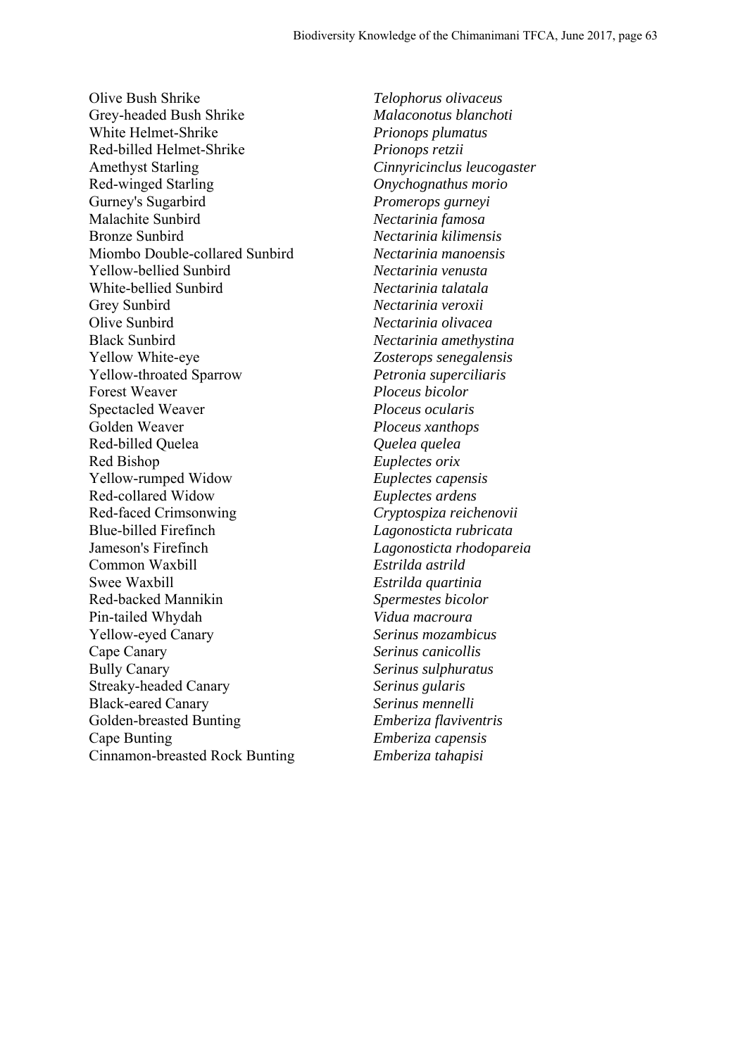| | |
|---|---|
| Olive Bush Shrike | *Telophorus olivaceus* |
| Grey-headed Bush Shrike | *Malaconotus blanchoti* |
| White Helmet-Shrike | *Prionops plumatus* |
| Red-billed Helmet-Shrike | *Prionops retzii* |
| Amethyst Starling | *Cinnyricinclus leucogaster* |
| Red-winged Starling | *Onychognathus morio* |
| Gurney's Sugarbird | *Promerops gurneyi* |
| Malachite Sunbird | *Nectarinia famosa* |
| Bronze Sunbird | *Nectarinia kilimensis* |
| Miombo Double-collared Sunbird | *Nectarinia manoensis* |
| Yellow-bellied Sunbird | *Nectarinia venusta* |
| White-bellied Sunbird | *Nectarinia talatala* |
| Grey Sunbird | *Nectarinia veroxii* |
| Olive Sunbird | *Nectarinia olivacea* |
| Black Sunbird | *Nectarinia amethystina* |
| Yellow White-eye | *Zosterops senegalensis* |
| Yellow-throated Sparrow | *Petronia superciliaris* |
| Forest Weaver | *Ploceus bicolor* |
| Spectacled Weaver | *Ploceus ocularis* |
| Golden Weaver | *Ploceus xanthops* |
| Red-billed Quelea | *Quelea quelea* |
| Red Bishop | *Euplectes orix* |
| Yellow-rumped Widow | *Euplectes capensis* |
| Red-collared Widow | *Euplectes ardens* |
| Red-faced Crimsonwing | *Cryptospiza reichenovii* |
| Blue-billed Firefinch | *Lagonosticta rubricata* |
| Jameson's Firefinch | *Lagonosticta rhodopareia* |
| Common Waxbill | *Estrilda astrild* |
| Swee Waxbill | *Estrilda quartinia* |
| Red-backed Mannikin | *Spermestes bicolor* |
| Pin-tailed Whydah | *Vidua macroura* |
| Yellow-eyed Canary | *Serinus mozambicus* |
| Cape Canary | *Serinus canicollis* |
| Bully Canary | *Serinus sulphuratus* |
| Streaky-headed Canary | *Serinus gularis* |
| Black-eared Canary | *Serinus mennelli* |
| Golden-breasted Bunting | *Emberiza flaviventris* |
| Cape Bunting | *Emberiza capensis* |
| Cinnamon-breasted Rock Bunting | *Emberiza tahapisi* |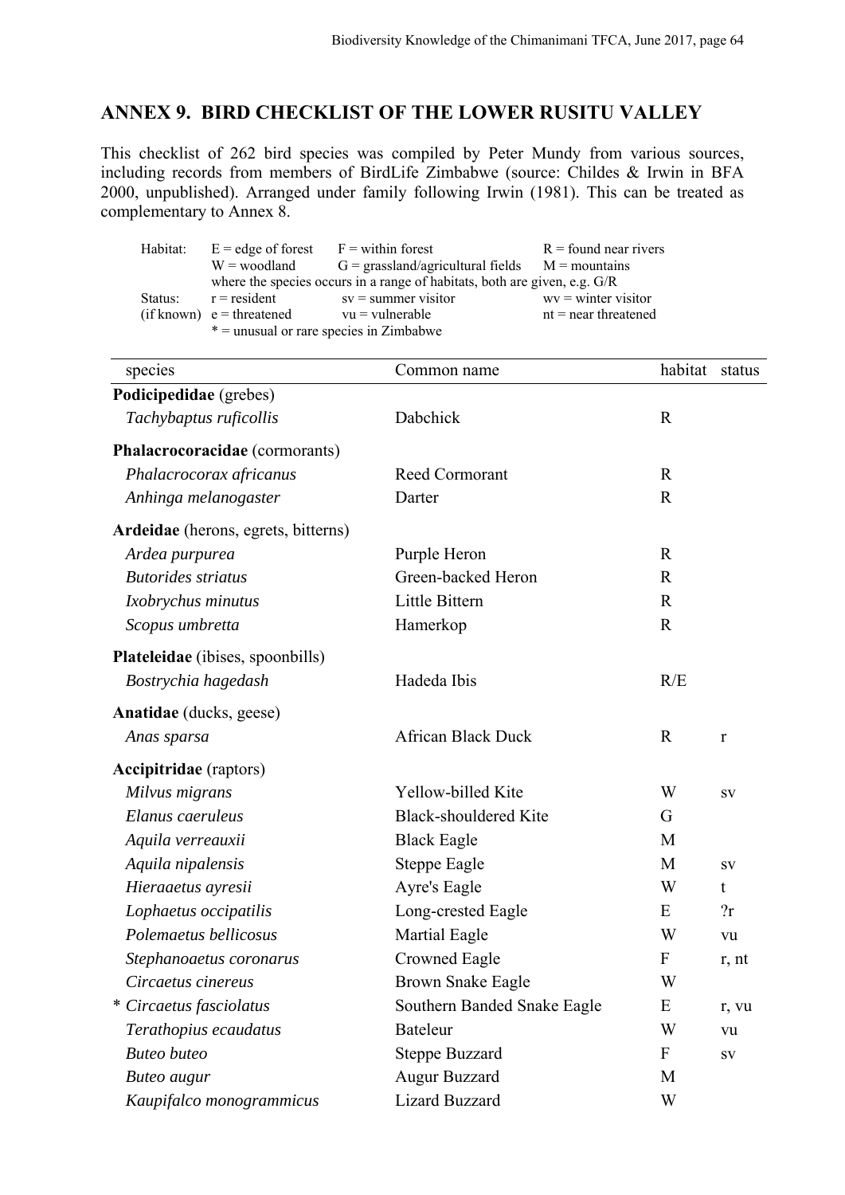## ANNEX 9. BIRD CHECKLIST OF THE LOWER RUSITU VALLEY

This checklist of 262 bird species was compiled by Peter Mundy from various sources, including records from members of BirdLife Zimbabwe (source: Childes & Irwin in BFA 2000, unpublished). Arranged under family following Irwin (1981). This can be treated as complementary to Annex 8.

| | | | |
|---|---|---|---|
| Habitat: | E = edge of forest | F = within forest | R = found near rivers |
| | W = woodland | G = grassland/agricultural fields | M = mountains |
| | where the species occurs in a range of habitats, both are given, e.g. G/R | | |
| Status: | r = resident | sv = summer visitor | wv = winter visitor |
| (if known) | e = threatened | vu = vulnerable | nt = near threatened |
| | * = unusual or rare species in Zimbabwe | | |

| species | Common name | habitat | status |
|---|---|---|---|
| **Podicipedidae** (grebes) | | | |
| *Tachybaptus ruficollis* | Dabchick | R | |
| **Phalacrocoracidae** (cormorants) | | | |
| *Phalacrocorax africanus* | Reed Cormorant | R | |
| *Anhinga melanogaster* | Darter | R | |
| **Ardeidae** (herons, egrets, bitterns) | | | |
| *Ardea purpurea* | Purple Heron | R | |
| *Butorides striatus* | Green-backed Heron | R | |
| *Ixobrychus minutus* | Little Bittern | R | |
| *Scopus umbretta* | Hamerkop | R | |
| **Plateleidae** (ibises, spoonbills) | | | |
| *Bostrychia hagedash* | Hadeda Ibis | R/E | |
| **Anatidae** (ducks, geese) | | | |
| *Anas sparsa* | African Black Duck | R | r |
| **Accipitridae** (raptors) | | | |
| *Milvus migrans* | Yellow-billed Kite | W | sv |
| *Elanus caeruleus* | Black-shouldered Kite | G | |
| *Aquila verreauxii* | Black Eagle | M | |
| *Aquila nipalensis* | Steppe Eagle | M | sv |
| *Hieraaetus ayresii* | Ayre's Eagle | W | t |
| *Lophaetus occipatilis* | Long-crested Eagle | E | ?r |
| *Polemaetus bellicosus* | Martial Eagle | W | vu |
| *Stephanoaetus coronarus* | Crowned Eagle | F | r, nt |
| *Circaetus cinereus* | Brown Snake Eagle | W | |
| * *Circaetus fasciolatus* | Southern Banded Snake Eagle | E | r, vu |
| *Terathopius ecaudatus* | Bateleur | W | vu |
| *Buteo buteo* | Steppe Buzzard | F | sv |
| *Buteo augur* | Augur Buzzard | M | |
| *Kaupifalco monogrammicus* | Lizard Buzzard | W | |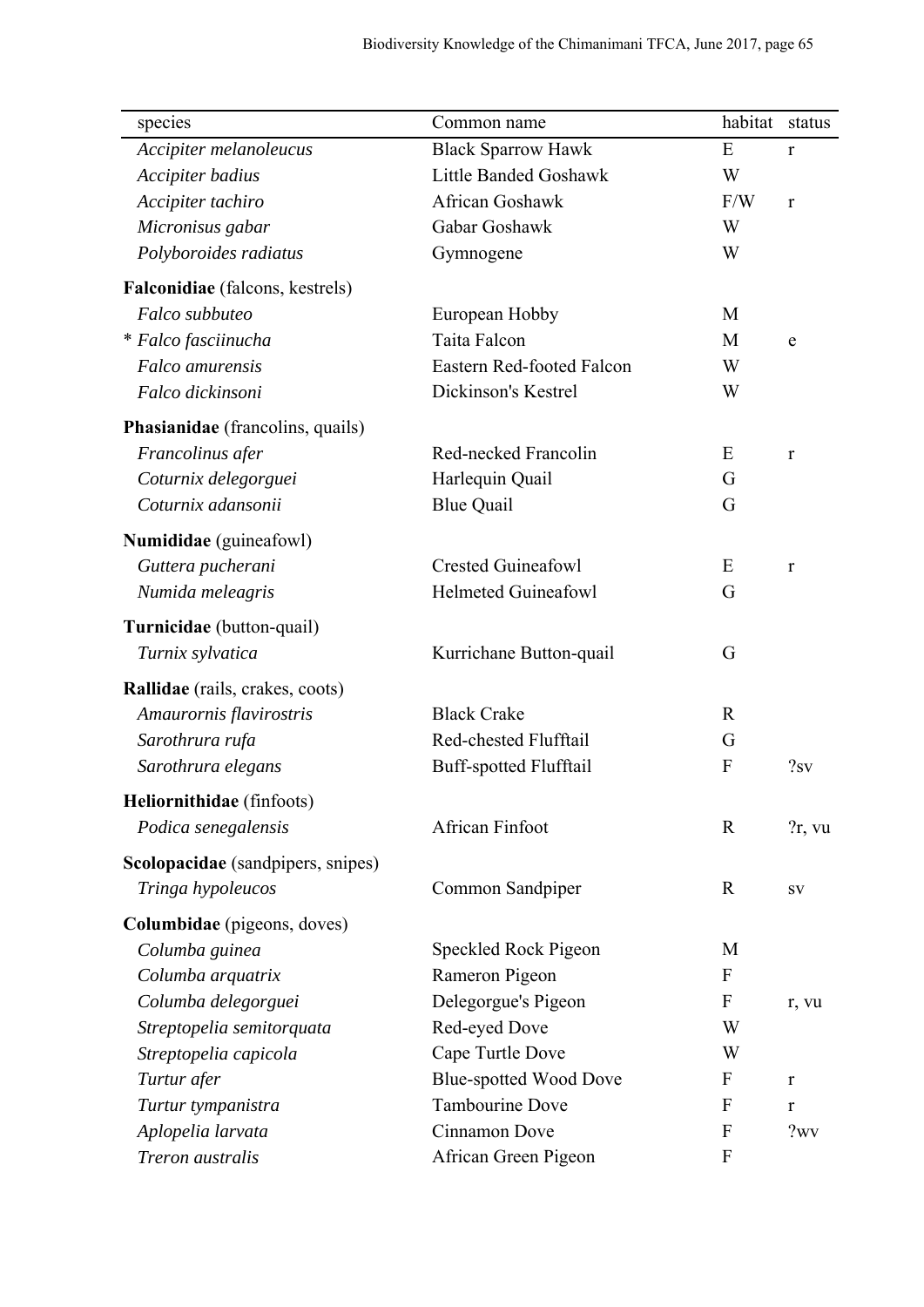| species | Common name | habitat | status |
|---|---|---|---|
| *Accipiter melanoleucus* | Black Sparrow Hawk | E | r |
| *Accipiter badius* | Little Banded Goshawk | W | |
| *Accipiter tachiro* | African Goshawk | F/W | r |
| *Micronisus gabar* | Gabar Goshawk | W | |
| *Polyboroides radiatus* | Gymnogene | W | |
| **Falconidae** (falcons, kestrels) | | | |
| *Falco subbuteo* | European Hobby | M | |
| * *Falco fasciinucha* | Taita Falcon | M | e |
| *Falco amurensis* | Eastern Red-footed Falcon | W | |
| *Falco dickinsoni* | Dickinson's Kestrel | W | |
| **Phasianidae** (francolins, quails) | | | |
| *Francolinus afer* | Red-necked Francolin | E | r |
| *Coturnix delegorguei* | Harlequin Quail | G | |
| *Coturnix adansonii* | Blue Quail | G | |
| **Numididae** (guineafowl) | | | |
| *Guttera pucherani* | Crested Guineafowl | E | r |
| *Numida meleagris* | Helmeted Guineafowl | G | |
| **Turnicidae** (button-quail) | | | |
| *Turnix sylvatica* | Kurrichane Button-quail | G | |
| **Rallidae** (rails, crakes, coots) | | | |
| *Amaurornis flavirostris* | Black Crake | R | |
| *Sarothrura rufa* | Red-chested Flufftail | G | |
| *Sarothrura elegans* | Buff-spotted Flufftail | F | ?sv |
| **Heliornithidae** (finfoots) | | | |
| *Podica senegalensis* | African Finfoot | R | ?r, vu |
| **Scolopacidae** (sandpipers, snipes) | | | |
| *Tringa hypoleucos* | Common Sandpiper | R | sv |
| **Columbidae** (pigeons, doves) | | | |
| *Columba guinea* | Speckled Rock Pigeon | M | |
| *Columba arquatrix* | Rameron Pigeon | F | |
| *Columba delegorguei* | Delegorgue's Pigeon | F | r, vu |
| *Streptopelia semitorquata* | Red-eyed Dove | W | |
| *Streptopelia capicola* | Cape Turtle Dove | W | |
| *Turtur afer* | Blue-spotted Wood Dove | F | r |
| *Turtur tympanistra* | Tambourine Dove | F | r |
| *Aplopelia larvata* | Cinnamon Dove | F | ?wv |
| *Treron australis* | African Green Pigeon | F | |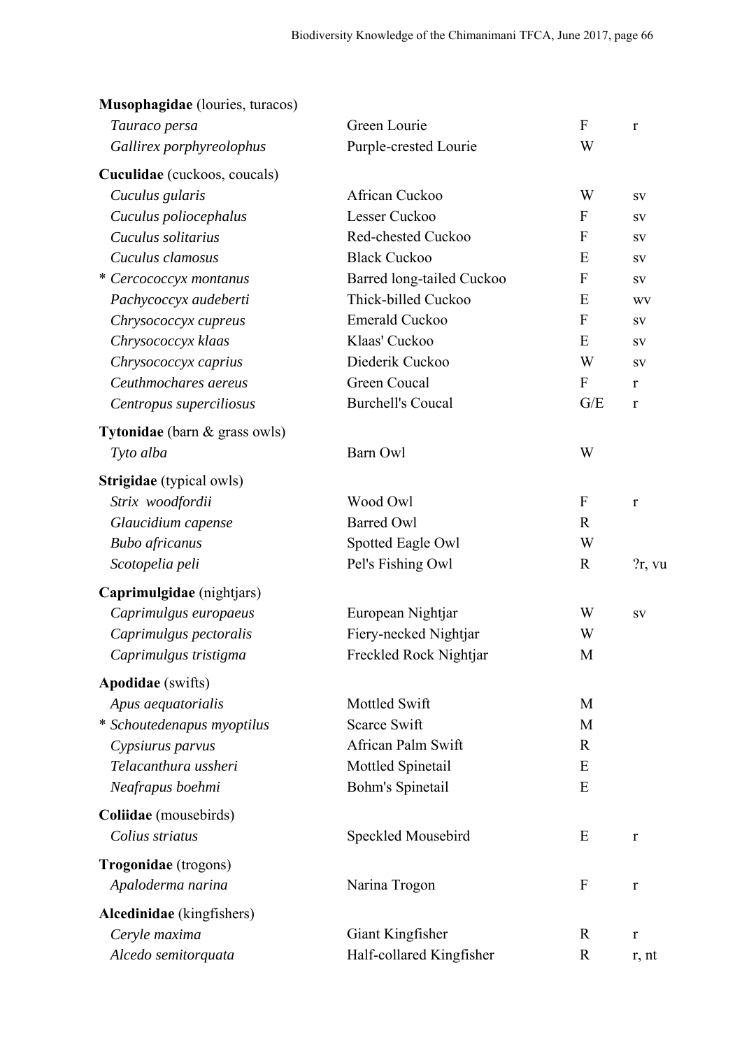| | | | |
|---|---|---|---|
| **Musophagidae** (louries, turacos) | | | |
| *Tauraco persa* | Green Lourie | F | r |
| *Gallirex porphyreolophus* | Purple-crested Lourie | W | |
| **Cuculidae** (cuckoos, coucals) | | | |
| *Cuculus gularis* | African Cuckoo | W | sv |
| *Cuculus poliocephalus* | Lesser Cuckoo | F | sv |
| *Cuculus solitarius* | Red-chested Cuckoo | F | sv |
| *Cuculus clamosus* | Black Cuckoo | E | sv |
| * *Cercococcyx montanus* | Barred long-tailed Cuckoo | F | sv |
| *Pachycoccyx audeberti* | Thick-billed Cuckoo | E | wv |
| *Chrysococcyx cupreus* | Emerald Cuckoo | F | sv |
| *Chrysococcyx klaas* | Klaas' Cuckoo | E | sv |
| *Chrysococcyx caprius* | Diederik Cuckoo | W | sv |
| *Ceuthmochares aereus* | Green Coucal | F | r |
| *Centropus superciliosus* | Burchell's Coucal | G/E | r |
| **Tytonidae** (barn & grass owls) | | | |
| *Tyto alba* | Barn Owl | W | |
| **Strigidae** (typical owls) | | | |
| *Strix woodfordii* | Wood Owl | F | r |
| *Glaucidium capense* | Barred Owl | R | |
| *Bubo africanus* | Spotted Eagle Owl | W | |
| *Scotopelia peli* | Pel's Fishing Owl | R | ?r, vu |
| **Caprimulgidae** (nightjars) | | | |
| *Caprimulgus europaeus* | European Nightjar | W | sv |
| *Caprimulgus pectoralis* | Fiery-necked Nightjar | W | |
| *Caprimulgus tristigma* | Freckled Rock Nightjar | M | |
| **Apodidae** (swifts) | | | |
| *Apus aequatorialis* | Mottled Swift | M | |
| * *Schoutedenapus myoptilus* | Scarce Swift | M | |
| *Cypsiurus parvus* | African Palm Swift | R | |
| *Telacanthura ussheri* | Mottled Spinetail | E | |
| *Neafrapus boehmi* | Bohm's Spinetail | E | |
| **Coliidae** (mousebirds) | | | |
| *Colius striatus* | Speckled Mousebird | E | r |
| **Trogonidae** (trogons) | | | |
| *Apaloderma narina* | Narina Trogon | F | r |
| **Alcedinidae** (kingfishers) | | | |
| *Ceryle maxima* | Giant Kingfisher | R | r |
| *Alcedo semitorquata* | Half-collared Kingfisher | R | r, nt |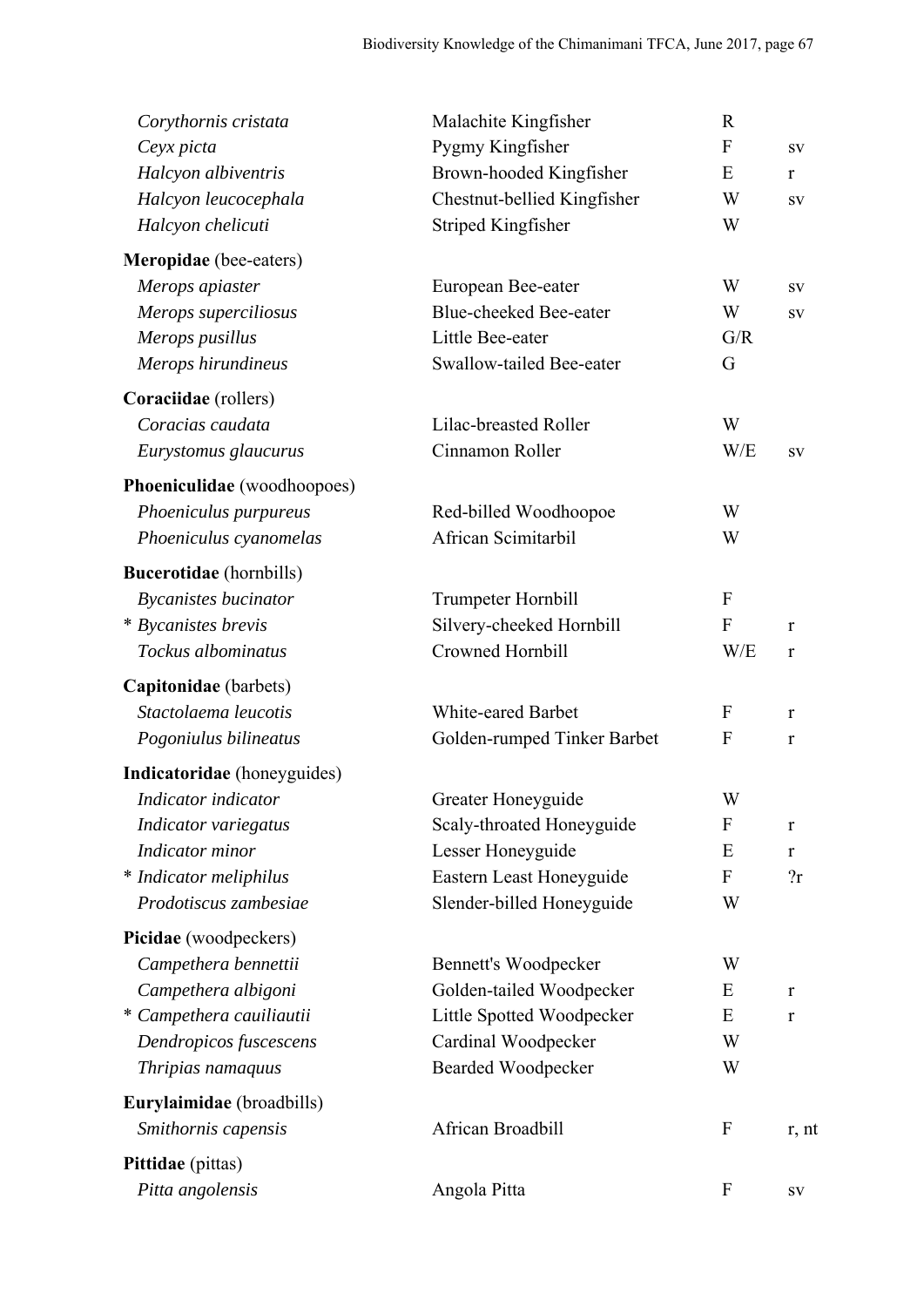| | | | |
|---|---|---|---|
| *Corythornis cristata* | Malachite Kingfisher | R | |
| *Ceyx picta* | Pygmy Kingfisher | F | sv |
| *Halcyon albiventris* | Brown-hooded Kingfisher | E | r |
| *Halcyon leucocephala* | Chestnut-bellied Kingfisher | W | sv |
| *Halcyon chelicuti* | Striped Kingfisher | W | |
| **Meropidae** (bee-eaters) | | | |
| *Merops apiaster* | European Bee-eater | W | sv |
| *Merops superciliosus* | Blue-cheeked Bee-eater | W | sv |
| *Merops pusillus* | Little Bee-eater | G/R | |
| *Merops hirundineus* | Swallow-tailed Bee-eater | G | |
| **Coraciidae** (rollers) | | | |
| *Coracias caudata* | Lilac-breasted Roller | W | |
| *Eurystomus glaucurus* | Cinnamon Roller | W/E | sv |
| **Phoeniculidae** (woodhoopoes) | | | |
| *Phoeniculus purpureus* | Red-billed Woodhoopoe | W | |
| *Phoeniculus cyanomelas* | African Scimitarbil | W | |
| **Bucerotidae** (hornbills) | | | |
| *Bycanistes bucinator* | Trumpeter Hornbill | F | |
| * *Bycanistes brevis* | Silvery-cheeked Hornbill | F | r |
| *Tockus albominatus* | Crowned Hornbill | W/E | r |
| **Capitonidae** (barbets) | | | |
| *Stactolaema leucotis* | White-eared Barbet | F | r |
| *Pogoniulus bilineatus* | Golden-rumped Tinker Barbet | F | r |
| **Indicatoridae** (honeyguides) | | | |
| *Indicator indicator* | Greater Honeyguide | W | |
| *Indicator variegatus* | Scaly-throated Honeyguide | F | r |
| *Indicator minor* | Lesser Honeyguide | E | r |
| * *Indicator meliphilus* | Eastern Least Honeyguide | F | ?r |
| *Prodotiscus zambesiae* | Slender-billed Honeyguide | W | |
| **Picidae** (woodpeckers) | | | |
| *Campethera bennettii* | Bennett's Woodpecker | W | |
| *Campethera albigoni* | Golden-tailed Woodpecker | E | r |
| * *Campethera cauiliautii* | Little Spotted Woodpecker | E | r |
| *Dendropicos fuscescens* | Cardinal Woodpecker | W | |
| *Thripias namaquus* | Bearded Woodpecker | W | |
| **Eurylaimidae** (broadbills) | | | |
| *Smithornis capensis* | African Broadbill | F | r, nt |
| **Pittidae** (pittas) | | | |
| *Pitta angolensis* | Angola Pitta | F | sv |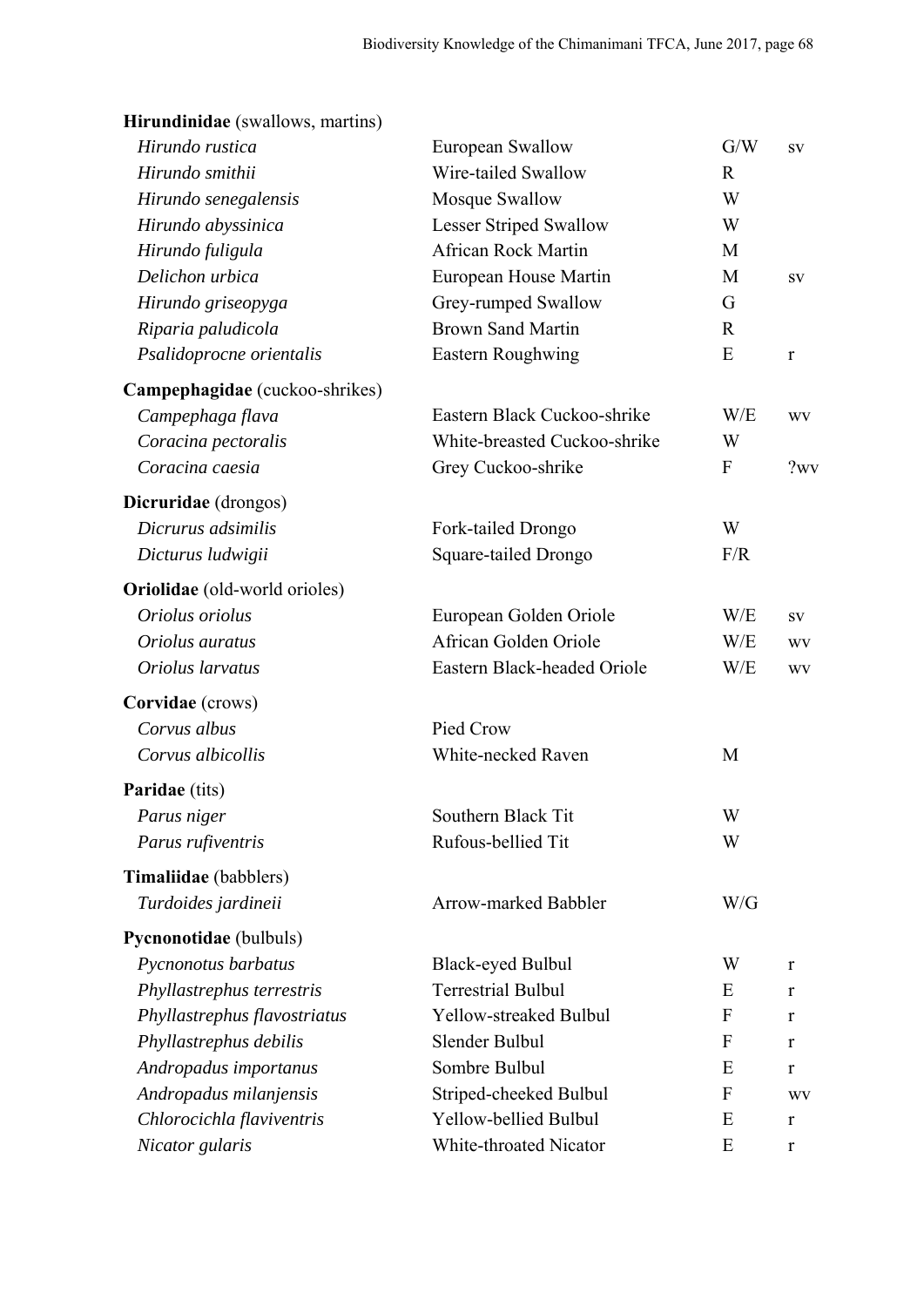| | | | |
|---|---|---|---|
| **Hirundinidae** (swallows, martins) | | | |
| *Hirundo rustica* | European Swallow | G/W | sv |
| *Hirundo smithii* | Wire-tailed Swallow | R | |
| *Hirundo senegalensis* | Mosque Swallow | W | |
| *Hirundo abyssinica* | Lesser Striped Swallow | W | |
| *Hirundo fuligula* | African Rock Martin | M | |
| *Delichon urbica* | European House Martin | M | sv |
| *Hirundo griseopyga* | Grey-rumped Swallow | G | |
| *Riparia paludicola* | Brown Sand Martin | R | |
| *Psalidoprocne orientalis* | Eastern Roughwing | E | r |
| **Campephagidae** (cuckoo-shrikes) | | | |
| *Campephaga flava* | Eastern Black Cuckoo-shrike | W/E | wv |
| *Coracina pectoralis* | White-breasted Cuckoo-shrike | W | |
| *Coracina caesia* | Grey Cuckoo-shrike | F | ?wv |
| **Dicruridae** (drongos) | | | |
| *Dicrurus adsimilis* | Fork-tailed Drongo | W | |
| *Dicturus ludwigii* | Square-tailed Drongo | F/R | |
| **Oriolidae** (old-world orioles) | | | |
| *Oriolus oriolus* | European Golden Oriole | W/E | sv |
| *Oriolus auratus* | African Golden Oriole | W/E | wv |
| *Oriolus larvatus* | Eastern Black-headed Oriole | W/E | wv |
| **Corvidae** (crows) | | | |
| *Corvus albus* | Pied Crow | | |
| *Corvus albicollis* | White-necked Raven | M | |
| **Paridae** (tits) | | | |
| *Parus niger* | Southern Black Tit | W | |
| *Parus rufiventris* | Rufous-bellied Tit | W | |
| **Timaliidae** (babblers) | | | |
| *Turdoides jardineii* | Arrow-marked Babbler | W/G | |
| **Pycnonotidae** (bulbuls) | | | |
| *Pycnonotus barbatus* | Black-eyed Bulbul | W | r |
| *Phyllastrephus terrestris* | Terrestrial Bulbul | E | r |
| *Phyllastrephus flavostriatus* | Yellow-streaked Bulbul | F | r |
| *Phyllastrephus debilis* | Slender Bulbul | F | r |
| *Andropadus importanus* | Sombre Bulbul | E | r |
| *Andropadus milanjensis* | Striped-cheeked Bulbul | F | wv |
| *Chlorocichla flaviventris* | Yellow-bellied Bulbul | E | r |
| *Nicator gularis* | White-throated Nicator | E | r |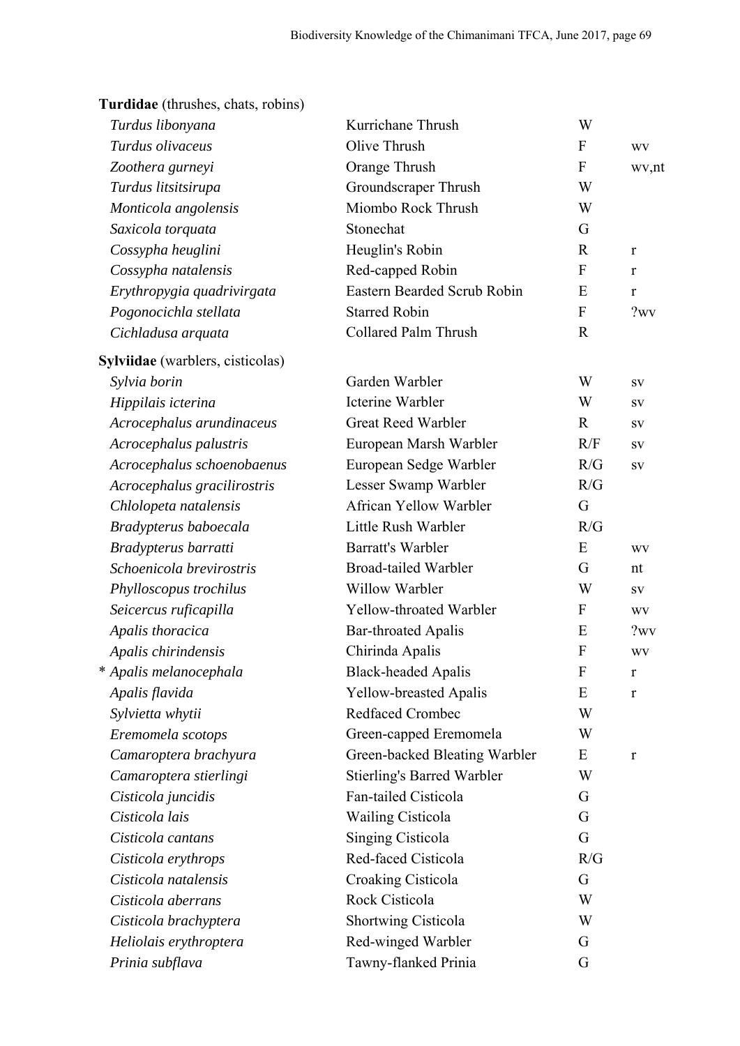| | | | |
|---|---|---|---|
| **Turdidae** (thrushes, chats, robins) | | | |
| *Turdus libonyana* | Kurrichane Thrush | W | |
| *Turdus olivaceus* | Olive Thrush | F | wv |
| *Zoothera gurneyi* | Orange Thrush | F | wv,nt |
| *Turdus litsitsirupa* | Groundscraper Thrush | W | |
| *Monticola angolensis* | Miombo Rock Thrush | W | |
| *Saxicola torquata* | Stonechat | G | |
| *Cossypha heuglini* | Heuglin's Robin | R | r |
| *Cossypha natalensis* | Red-capped Robin | F | r |
| *Erythropygia quadrivirgata* | Eastern Bearded Scrub Robin | E | r |
| *Pogonocichla stellata* | Starred Robin | F | ?wv |
| *Cichladusa arquata* | Collared Palm Thrush | R | |
| **Sylviidae** (warblers, cisticolas) | | | |
| *Sylvia borin* | Garden Warbler | W | sv |
| *Hippilais icterina* | Icterine Warbler | W | sv |
| *Acrocephalus arundinaceus* | Great Reed Warbler | R | sv |
| *Acrocephalus palustris* | European Marsh Warbler | R/F | sv |
| *Acrocephalus schoenobaenus* | European Sedge Warbler | R/G | sv |
| *Acrocephalus gracilirostris* | Lesser Swamp Warbler | R/G | |
| *Chlolopeta natalensis* | African Yellow Warbler | G | |
| *Bradypterus baboecala* | Little Rush Warbler | R/G | |
| *Bradypterus barratti* | Barratt's Warbler | E | wv |
| *Schoenicola brevirostris* | Broad-tailed Warbler | G | nt |
| *Phylloscopus trochilus* | Willow Warbler | W | sv |
| *Seicercus ruficapilla* | Yellow-throated Warbler | F | wv |
| *Apalis thoracica* | Bar-throated Apalis | E | ?wv |
| *Apalis chirindensis* | Chirinda Apalis | F | wv |
| * *Apalis melanocephala* | Black-headed Apalis | F | r |
| *Apalis flavida* | Yellow-breasted Apalis | E | r |
| *Sylvietta whytii* | Redfaced Crombec | W | |
| *Eremomela scotops* | Green-capped Eremomela | W | |
| *Camaroptera brachyura* | Green-backed Bleating Warbler | E | r |
| *Camaroptera stierlingi* | Stierling's Barred Warbler | W | |
| *Cisticola juncidis* | Fan-tailed Cisticola | G | |
| *Cisticola lais* | Wailing Cisticola | G | |
| *Cisticola cantans* | Singing Cisticola | G | |
| *Cisticola erythrops* | Red-faced Cisticola | R/G | |
| *Cisticola natalensis* | Croaking Cisticola | G | |
| *Cisticola aberrans* | Rock Cisticola | W | |
| *Cisticola brachyptera* | Shortwing Cisticola | W | |
| *Heliolais erythroptera* | Red-winged Warbler | G | |
| *Prinia subflava* | Tawny-flanked Prinia | G | |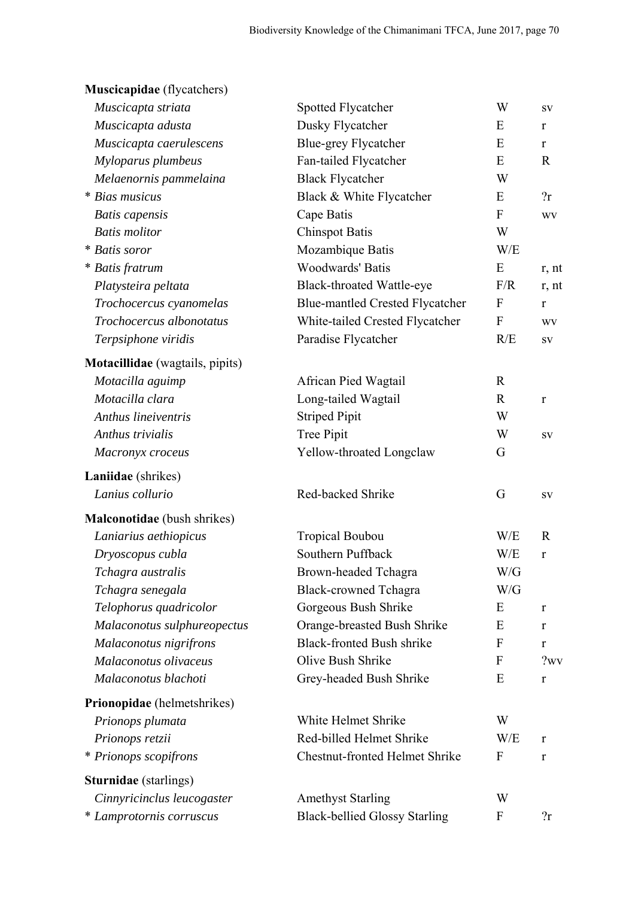| Family / Scientific name | Common name | Habitat | Status |
|---|---|---|---|
| **Muscicapidae** (flycatchers) | | | |
| *Muscicapta striata* | Spotted Flycatcher | W | sv |
| *Muscicapta adusta* | Dusky Flycatcher | E | r |
| *Muscicapta caerulescens* | Blue-grey Flycatcher | E | r |
| *Myloparus plumbeus* | Fan-tailed Flycatcher | E | R |
| *Melaenornis pammelaina* | Black Flycatcher | W | |
| * *Bias musicus* | Black & White Flycatcher | E | ?r |
| *Batis capensis* | Cape Batis | F | wv |
| *Batis molitor* | Chinspot Batis | W | |
| * *Batis soror* | Mozambique Batis | W/E | |
| * *Batis fratrum* | Woodwards' Batis | E | r, nt |
| *Platysteira peltata* | Black-throated Wattle-eye | F/R | r, nt |
| *Trochocercus cyanomelas* | Blue-mantled Crested Flycatcher | F | r |
| *Trochocercus albonotatus* | White-tailed Crested Flycatcher | F | wv |
| *Terpsiphone viridis* | Paradise Flycatcher | R/E | sv |
| **Motacillidae** (wagtails, pipits) | | | |
| *Motacilla aguimp* | African Pied Wagtail | R | |
| *Motacilla clara* | Long-tailed Wagtail | R | r |
| *Anthus lineiventris* | Striped Pipit | W | |
| *Anthus trivialis* | Tree Pipit | W | sv |
| *Macronyx croceus* | Yellow-throated Longclaw | G | |
| **Laniidae** (shrikes) | | | |
| *Lanius collurio* | Red-backed Shrike | G | sv |
| **Malconotidae** (bush shrikes) | | | |
| *Laniarius aethiopicus* | Tropical Boubou | W/E | R |
| *Dryoscopus cubla* | Southern Puffback | W/E | r |
| *Tchagra australis* | Brown-headed Tchagra | W/G | |
| *Tchagra senegala* | Black-crowned Tchagra | W/G | |
| *Telophorus quadricolor* | Gorgeous Bush Shrike | E | r |
| *Malaconotus sulphureopectus* | Orange-breasted Bush Shrike | E | r |
| *Malaconotus nigrifrons* | Black-fronted Bush shrike | F | r |
| *Malaconotus olivaceus* | Olive Bush Shrike | F | ?wv |
| *Malaconotus blachoti* | Grey-headed Bush Shrike | E | r |
| **Prionopidae** (helmetshrikes) | | | |
| *Prionops plumata* | White Helmet Shrike | W | |
| *Prionops retzii* | Red-billed Helmet Shrike | W/E | r |
| * *Prionops scopifrons* | Chestnut-fronted Helmet Shrike | F | r |
| **Sturnidae** (starlings) | | | |
| *Cinnyricinclus leucogaster* | Amethyst Starling | W | |
| * *Lamprotornis corruscus* | Black-bellied Glossy Starling | F | ?r |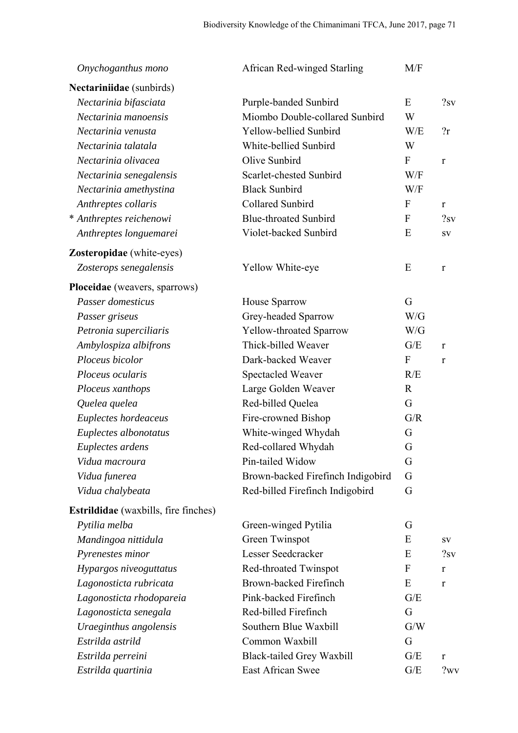| | | | |
|---|---|---|---|
| *Onychoganthus mono* | African Red-winged Starling | M/F | |
| **Nectariniidae** (sunbirds) | | | |
| *Nectarinia bifasciata* | Purple-banded Sunbird | E | ?sv |
| *Nectarinia manoensis* | Miombo Double-collared Sunbird | W | |
| *Nectarinia venusta* | Yellow-bellied Sunbird | W/E | ?r |
| *Nectarinia talatala* | White-bellied Sunbird | W | |
| *Nectarinia olivacea* | Olive Sunbird | F | r |
| *Nectarinia senegalensis* | Scarlet-chested Sunbird | W/F | |
| *Nectarinia amethystina* | Black Sunbird | W/F | |
| *Anthreptes collaris* | Collared Sunbird | F | r |
| * *Anthreptes reichenowi* | Blue-throated Sunbird | F | ?sv |
| *Anthreptes longuemarei* | Violet-backed Sunbird | E | sv |
| **Zosteropidae** (white-eyes) | | | |
| *Zosterops senegalensis* | Yellow White-eye | E | r |
| **Ploceidae** (weavers, sparrows) | | | |
| *Passer domesticus* | House Sparrow | G | |
| *Passer griseus* | Grey-headed Sparrow | W/G | |
| *Petronia superciliaris* | Yellow-throated Sparrow | W/G | |
| *Ambylospiza albifrons* | Thick-billed Weaver | G/E | r |
| *Ploceus bicolor* | Dark-backed Weaver | F | r |
| *Ploceus ocularis* | Spectacled Weaver | R/E | |
| *Ploceus xanthops* | Large Golden Weaver | R | |
| *Quelea quelea* | Red-billed Quelea | G | |
| *Euplectes hordeaceus* | Fire-crowned Bishop | G/R | |
| *Euplectes albonotatus* | White-winged Whydah | G | |
| *Euplectes ardens* | Red-collared Whydah | G | |
| *Vidua macroura* | Pin-tailed Widow | G | |
| *Vidua funerea* | Brown-backed Firefinch Indigobird | G | |
| *Vidua chalybeata* | Red-billed Firefinch Indigobird | G | |
| **Estrildidae** (waxbills, fire finches) | | | |
| *Pytilia melba* | Green-winged Pytilia | G | |
| *Mandingoa nittidula* | Green Twinspot | E | sv |
| *Pyrenestes minor* | Lesser Seedcracker | E | ?sv |
| *Hypargos niveoguttatus* | Red-throated Twinspot | F | r |
| *Lagonosticta rubricata* | Brown-backed Firefinch | E | r |
| *Lagonosticta rhodopareia* | Pink-backed Firefinch | G/E | |
| *Lagonosticta senegala* | Red-billed Firefinch | G | |
| *Uraeginthus angolensis* | Southern Blue Waxbill | G/W | |
| *Estrilda astrild* | Common Waxbill | G | |
| *Estrilda perreini* | Black-tailed Grey Waxbill | G/E | r |
| *Estrilda quartinia* | East African Swee | G/E | ?wv |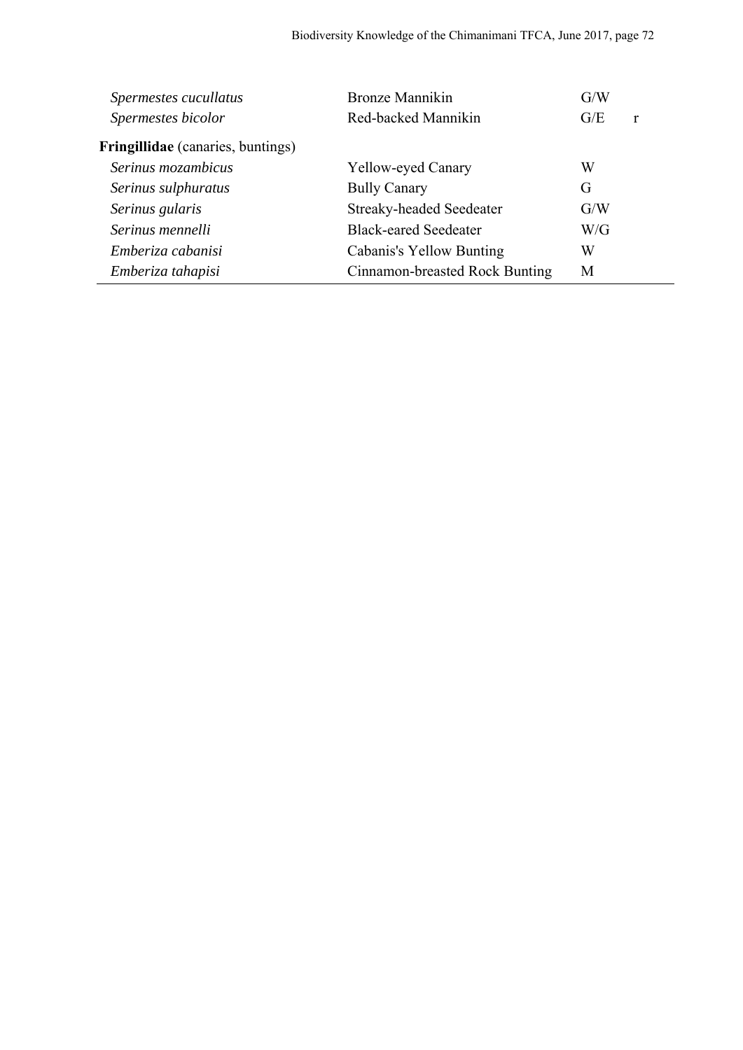| | | | |
|---|---|---|---|
| *Spermestes cucullatus* | Bronze Mannikin | G/W | |
| *Spermestes bicolor* | Red-backed Mannikin | G/E | r |
| **Fringillidae** (canaries, buntings) | | | |
| *Serinus mozambicus* | Yellow-eyed Canary | W | |
| *Serinus sulphuratus* | Bully Canary | G | |
| *Serinus gularis* | Streaky-headed Seedeater | G/W | |
| *Serinus mennelli* | Black-eared Seedeater | W/G | |
| *Emberiza cabanisi* | Cabanis's Yellow Bunting | W | |
| *Emberiza tahapisi* | Cinnamon-breasted Rock Bunting | M | |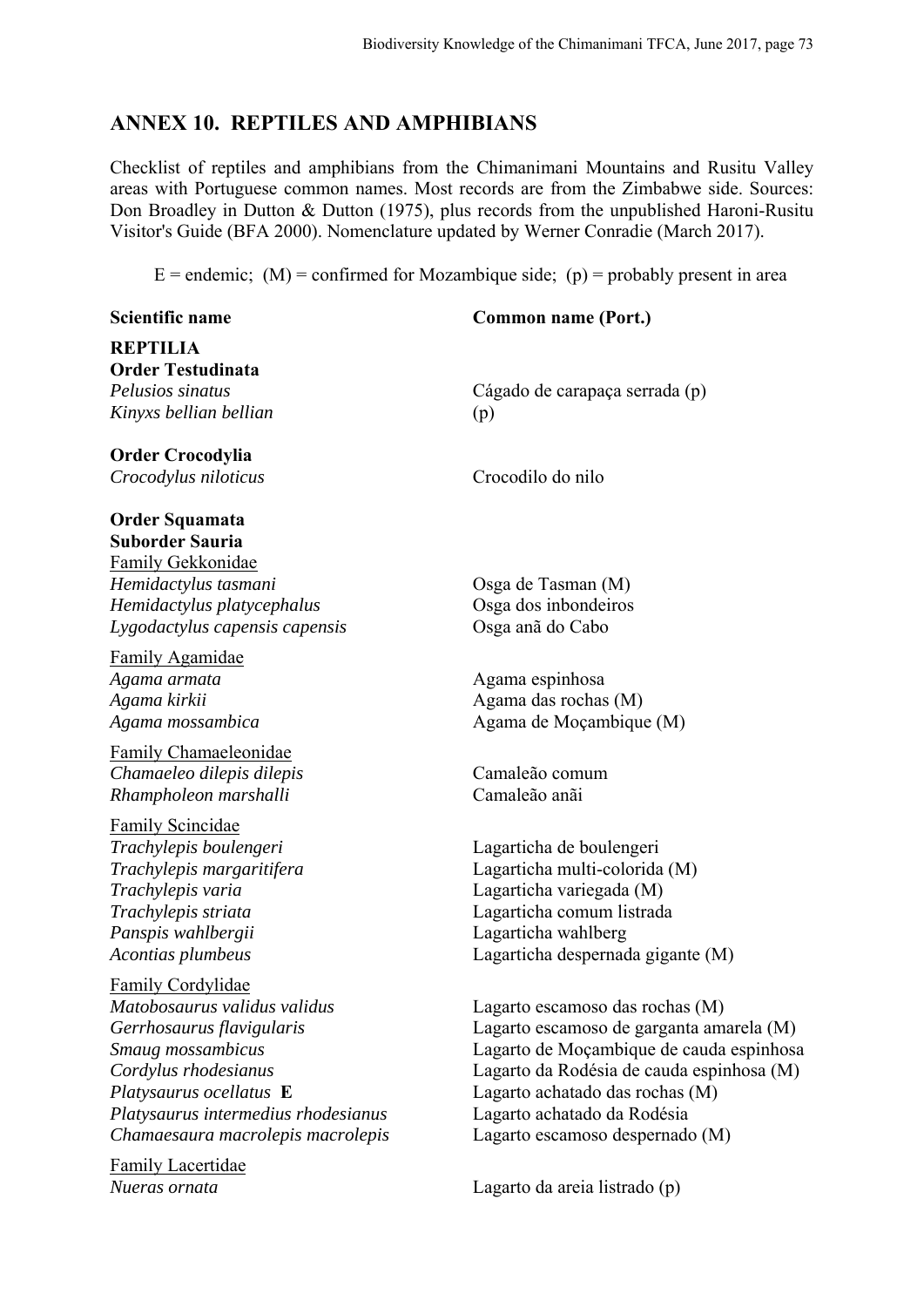## ANNEX 10. REPTILES AND AMPHIBIANS

Checklist of reptiles and amphibians from the Chimanimani Mountains and Rusitu Valley areas with Portuguese common names. Most records are from the Zimbabwe side. Sources: Don Broadley in Dutton & Dutton (1975), plus records from the unpublished Haroni-Rusitu Visitor's Guide (BFA 2000). Nomenclature updated by Werner Conradie (March 2017).

E = endemic; (M) = confirmed for Mozambique side; (p) = probably present in area

| Scientific name | Common name (Port.) |
|---|---|
| **REPTILIA** | |
| **Order Testudinata** | |
| *Pelusios sinatus* | Cágado de carapaça serrada (p) |
| *Kinyxs bellian bellian* | (p) |
| **Order Crocodylia** | |
| *Crocodylus niloticus* | Crocodilo do nilo |
| **Order Squamata** | |
| **Suborder Sauria** | |
| Family Gekkonidae | |
| *Hemidactylus tasmani* | Osga de Tasman (M) |
| *Hemidactylus platycephalus* | Osga dos inbondeiros |
| *Lygodactylus capensis capensis* | Osga anã do Cabo |
| Family Agamidae | |
| *Agama armata* | Agama espinhosa |
| *Agama kirkii* | Agama das rochas (M) |
| *Agama mossambica* | Agama de Moçambique (M) |
| Family Chamaeleonidae | |
| *Chamaeleo dilepis dilepis* | Camaleão comum |
| *Rhampholeon marshalli* | Camaleão anãi |
| Family Scincidae | |
| *Trachylepis boulengeri* | Lagarticha de boulengeri |
| *Trachylepis margaritifera* | Lagarticha multi-colorida (M) |
| *Trachylepis varia* | Lagarticha variegada (M) |
| *Trachylepis striata* | Lagarticha comum listrada |
| *Panspis wahlbergii* | Lagarticha wahlberg |
| *Acontias plumbeus* | Lagarticha despernada gigante (M) |
| Family Cordylidae | |
| *Matobosaurus validus validus* | Lagarto escamoso das rochas (M) |
| *Gerrhosaurus flavigularis* | Lagarto escamoso de garganta amarela (M) |
| *Smaug mossambicus* | Lagarto de Moçambique de cauda espinhosa |
| *Cordylus rhodesianus* | Lagarto da Rodésia de cauda espinhosa (M) |
| *Platysaurus ocellatus* **E** | Lagarto achatado das rochas (M) |
| *Platysaurus intermedius rhodesianus* | Lagarto achatado da Rodésia |
| *Chamaesaura macrolepis macrolepis* | Lagarto escamoso despernado (M) |
| Family Lacertidae | |
| *Nueras ornata* | Lagarto da areia listrado (p) |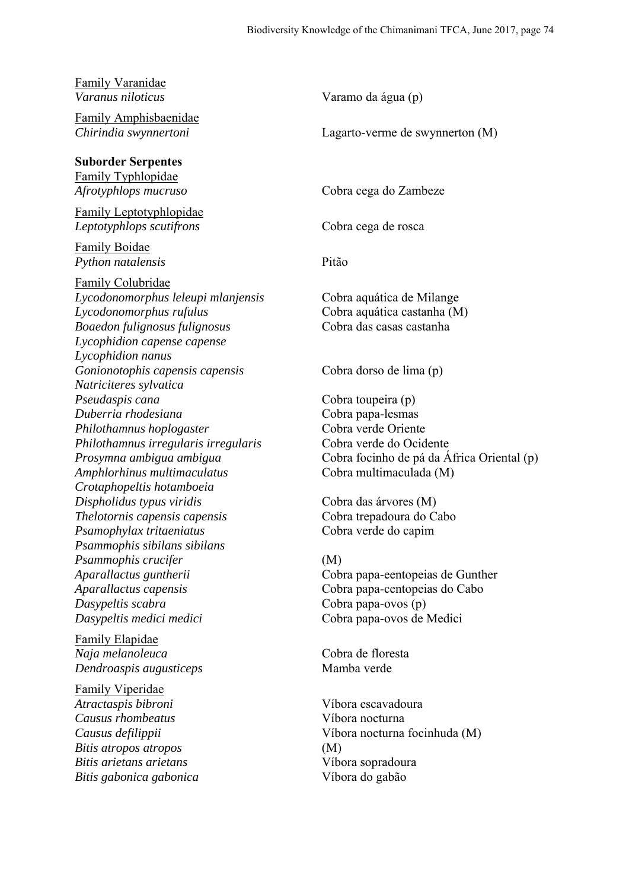<u>Family Varanidae</u>

| | |
|---|---|
| *Varanus niloticus* | Varamo da água (p) |

<u>Family Amphisbaenidae</u>

| | |
|---|---|
| *Chirindia swynnertoni* | Lagarto-verme de swynnerton (M) |

**Suborder Serpentes**

<u>Family Typhlopidae</u>

| | |
|---|---|
| *Afrotyphlops mucruso* | Cobra cega do Zambeze |

<u>Family Leptotyphlopidae</u>

| | |
|---|---|
| *Leptotyphlops scutifrons* | Cobra cega de rosca |

<u>Family Boidae</u>

| | |
|---|---|
| *Python natalensis* | Pitão |

<u>Family Colubridae</u>

| | |
|---|---|
| *Lycodonomorphus leleupi mlanjensis* | Cobra aquática de Milange |
| *Lycodonomorphus rufulus* | Cobra aquática castanha (M) |
| *Boaedon fulignosus fulignosus* | Cobra das casas castanha |
| *Lycophidion capense capense* | |
| *Lycophidion nanus* | |
| *Gonionotophis capensis capensis* | Cobra dorso de lima (p) |
| *Natriciteres sylvatica* | |
| *Pseudaspis cana* | Cobra toupeira (p) |
| *Duberria rhodesiana* | Cobra papa-lesmas |
| *Philothamnus hoplogaster* | Cobra verde Oriente |
| *Philothamnus irregularis irregularis* | Cobra verde do Ocidente |
| *Prosymna ambigua ambigua* | Cobra focinho de pá da África Oriental (p) |
| *Amphlorhinus multimaculatus* | Cobra multimaculada (M) |
| *Crotaphopeltis hotamboeia* | |
| *Dispholidus typus viridis* | Cobra das árvores (M) |
| *Thelotornis capensis capensis* | Cobra trepadoura do Cabo |
| *Psamophylax tritaeniatus* | Cobra verde do capim |
| *Psammophis sibilans sibilans* | |
| *Psammophis crucifer* | (M) |
| *Aparallactus guntherii* | Cobra papa-eentopeias de Gunther |
| *Aparallactus capensis* | Cobra papa-centopeias do Cabo |
| *Dasypeltis scabra* | Cobra papa-ovos (p) |
| *Dasypeltis medici medici* | Cobra papa-ovos de Medici |

<u>Family Elapidae</u>

| | |
|---|---|
| *Naja melanoleuca* | Cobra de floresta |
| *Dendroaspis augusticeps* | Mamba verde |

<u>Family Viperidae</u>

| | |
|---|---|
| *Atractaspis bibroni* | Víbora escavadoura |
| *Causus rhombeatus* | Víbora nocturna |
| *Causus defilippii* | Víbora nocturna focinhuda (M) |
| *Bitis atropos atropos* | (M) |
| *Bitis arietans arietans* | Víbora sopradoura |
| *Bitis gabonica gabonica* | Víbora do gabão |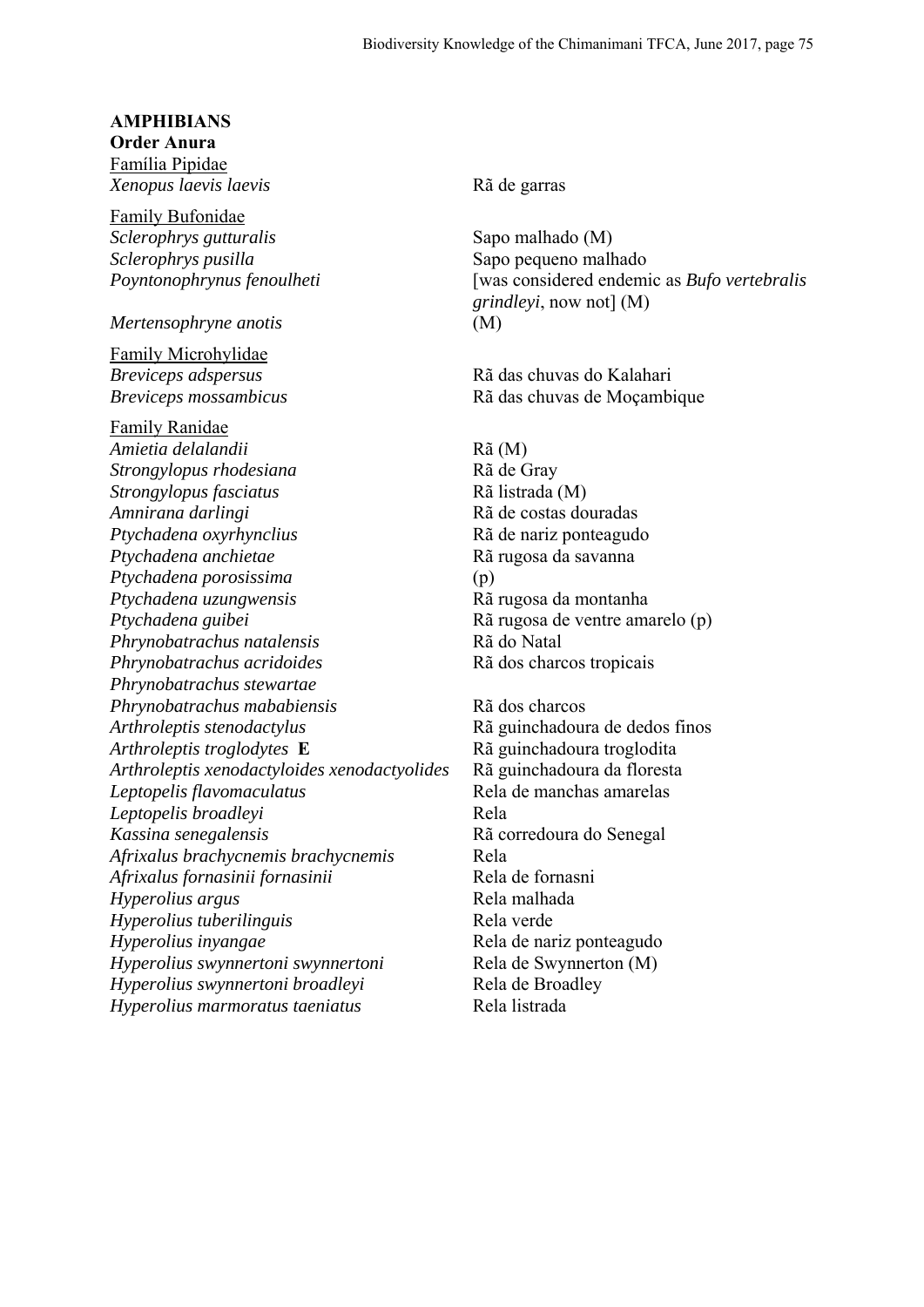**AMPHIBIANS**

**Order Anura**

Família Pipidae

| | |
|---|---|
| *Xenopus laevis laevis* | Rã de garras |

Family Bufonidae

| | |
|---|---|
| *Sclerophrys gutturalis* | Sapo malhado (M) |
| *Sclerophrys pusilla* | Sapo pequeno malhado |
| *Poyntonophrynus fenoulheti* | [was considered endemic as *Bufo vertebralis grindleyi*, now not] (M) |
| *Mertensophryne anotis* | (M) |

Family Microhylidae

| | |
|---|---|
| *Breviceps adspersus* | Rã das chuvas do Kalahari |
| *Breviceps mossambicus* | Rã das chuvas de Moçambique |

Family Ranidae

| | |
|---|---|
| *Amietia delalandii* | Rã (M) |
| *Strongylopus rhodesiana* | Rã de Gray |
| *Strongylopus fasciatus* | Rã listrada (M) |
| *Amnirana darlingi* | Rã de costas douradas |
| *Ptychadena oxyrhynclius* | Rã de nariz ponteagudo |
| *Ptychadena anchietae* | Rã rugosa da savanna |
| *Ptychadena porosissima* | (p) |
| *Ptychadena uzungwensis* | Rã rugosa da montanha |
| *Ptychadena guibei* | Rã rugosa de ventre amarelo (p) |
| *Phrynobatrachus natalensis* | Rã do Natal |
| *Phrynobatrachus acridoides* | Rã dos charcos tropicais |
| *Phrynobatrachus stewartae* | |
| *Phrynobatrachus mababiensis* | Rã dos charcos |
| *Arthroleptis stenodactylus* | Rã guinchadoura de dedos finos |
| *Arthroleptis troglodytes* **E** | Rã guinchadoura troglodita |
| *Arthroleptis xenodactyloides xenodactyolides* | Rã guinchadoura da floresta |
| *Leptopelis flavomaculatus* | Rela de manchas amarelas |
| *Leptopelis broadleyi* | Rela |
| *Kassina senegalensis* | Rã corredoura do Senegal |
| *Afrixalus brachycnemis brachycnemis* | Rela |
| *Afrixalus fornasinii fornasinii* | Rela de fornasni |
| *Hyperolius argus* | Rela malhada |
| *Hyperolius tuberilinguis* | Rela verde |
| *Hyperolius inyangae* | Rela de nariz ponteagudo |
| *Hyperolius swynnertoni swynnertoni* | Rela de Swynnerton (M) |
| *Hyperolius swynnertoni broadleyi* | Rela de Broadley |
| *Hyperolius marmoratus taeniatus* | Rela listrada |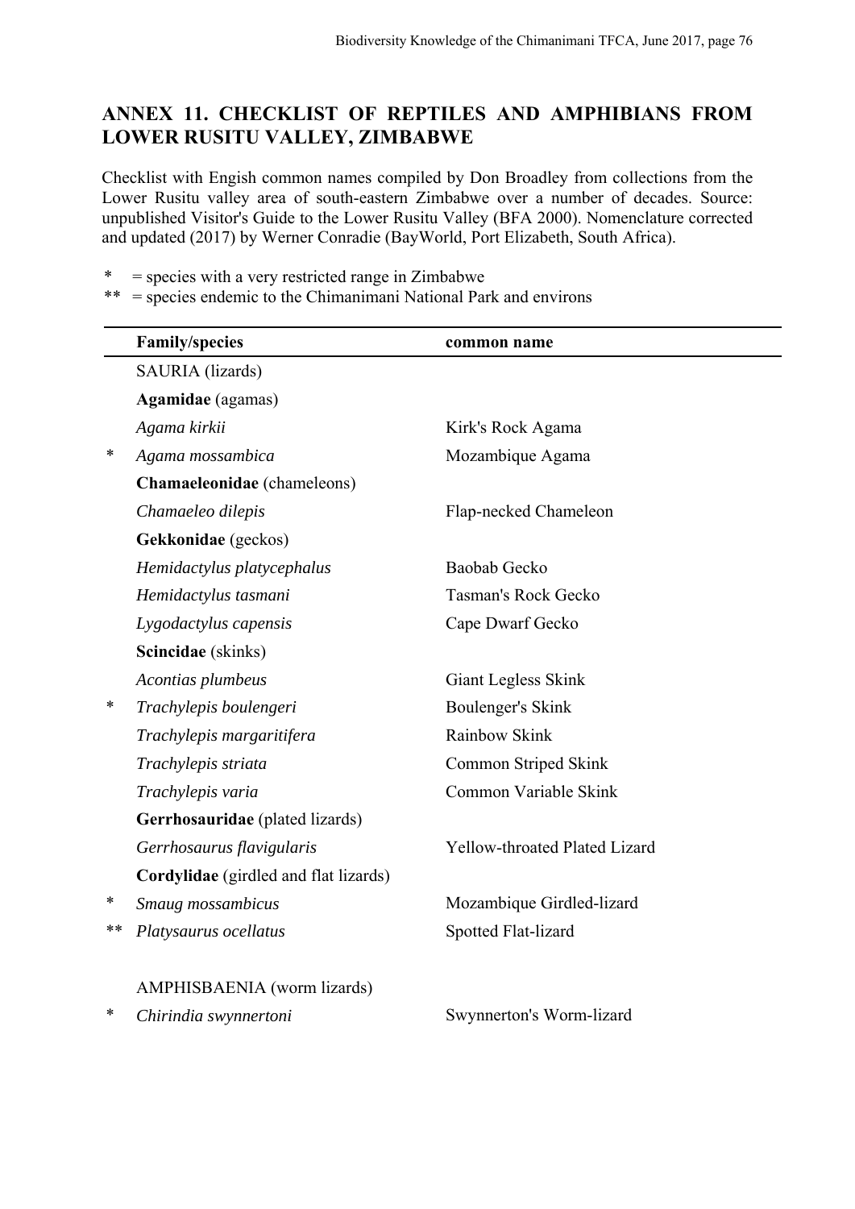## ANNEX 11. CHECKLIST OF REPTILES AND AMPHIBIANS FROM LOWER RUSITU VALLEY, ZIMBABWE

Checklist with Engish common names compiled by Don Broadley from collections from the Lower Rusitu valley area of south-eastern Zimbabwe over a number of decades. Source: unpublished Visitor's Guide to the Lower Rusitu Valley (BFA 2000). Nomenclature corrected and updated (2017) by Werner Conradie (BayWorld, Port Elizabeth, South Africa).

\* = species with a very restricted range in Zimbabwe
\*\* = species endemic to the Chimanimani National Park and environs

| | Family/species | common name |
|---|---|---|
| | SAURIA (lizards) | |
| | **Agamidae** (agamas) | |
| | *Agama kirkii* | Kirk's Rock Agama |
| * | *Agama mossambica* | Mozambique Agama |
| | **Chamaeleonidae** (chameleons) | |
| | *Chamaeleo dilepis* | Flap-necked Chameleon |
| | **Gekkonidae** (geckos) | |
| | *Hemidactylus platycephalus* | Baobab Gecko |
| | *Hemidactylus tasmani* | Tasman's Rock Gecko |
| | *Lygodactylus capensis* | Cape Dwarf Gecko |
| | **Scincidae** (skinks) | |
| | *Acontias plumbeus* | Giant Legless Skink |
| * | *Trachylepis boulengeri* | Boulenger's Skink |
| | *Trachylepis margaritifera* | Rainbow Skink |
| | *Trachylepis striata* | Common Striped Skink |
| | *Trachylepis varia* | Common Variable Skink |
| | **Gerrhosauridae** (plated lizards) | |
| | *Gerrhosaurus flavigularis* | Yellow-throated Plated Lizard |
| | **Cordylidae** (girdled and flat lizards) | |
| * | *Smaug mossambicus* | Mozambique Girdled-lizard |
| ** | *Platysaurus ocellatus* | Spotted Flat-lizard |
| | | |
| | AMPHISBAENIA (worm lizards) | |
| * | *Chirindia swynnertoni* | Swynnerton's Worm-lizard |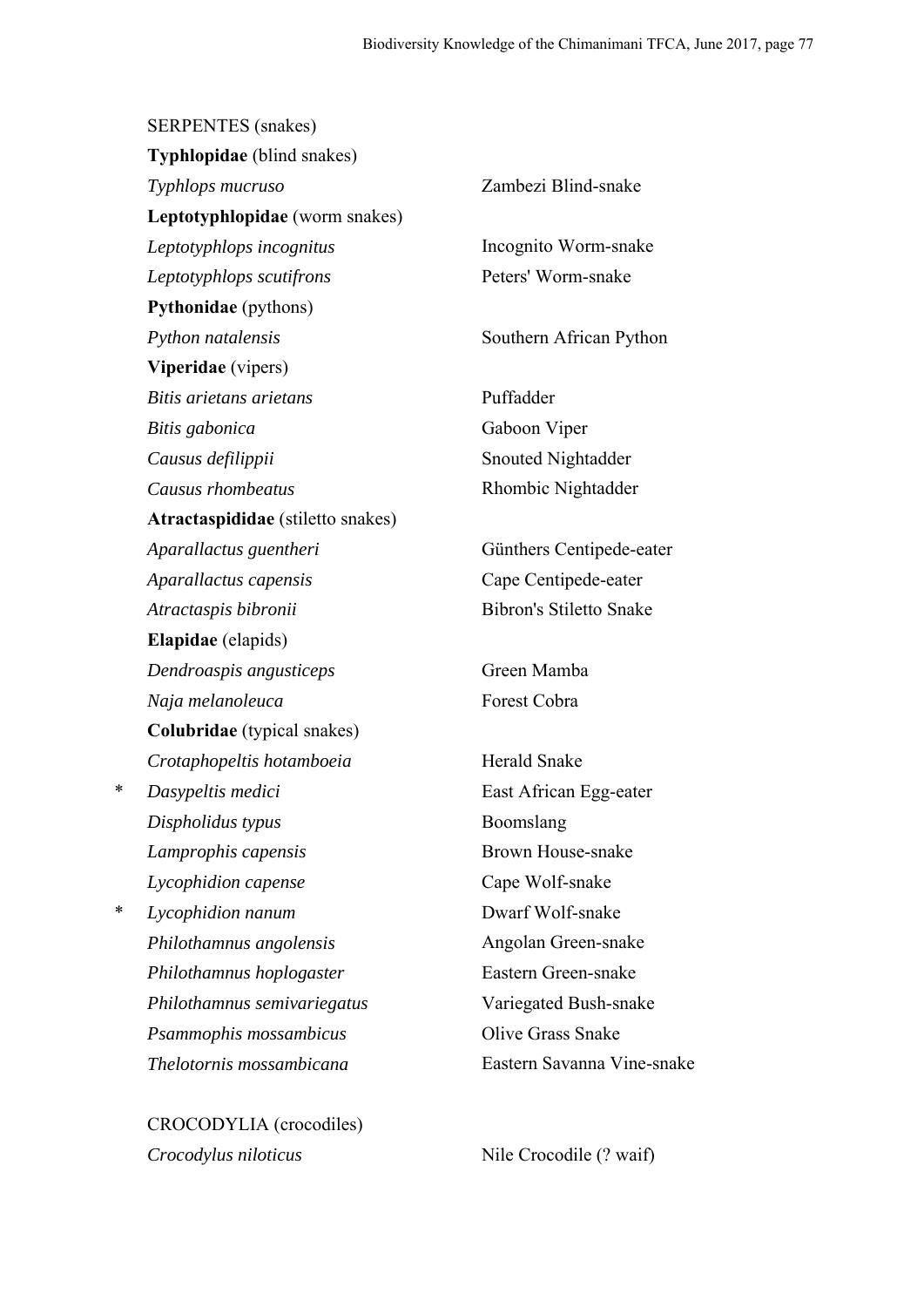SERPENTES (snakes)

**Typhlopidae** (blind snakes)

| | | |
|---|---|---|
| | *Typhlops mucruso* | Zambezi Blind-snake |
| | **Leptotyphlopidae** (worm snakes) | |
| | *Leptotyphlops incognitus* | Incognito Worm-snake |
| | *Leptotyphlops scutifrons* | Peters' Worm-snake |
| | **Pythonidae** (pythons) | |
| | *Python natalensis* | Southern African Python |
| | **Viperidae** (vipers) | |
| | *Bitis arietans arietans* | Puffadder |
| | *Bitis gabonica* | Gaboon Viper |
| | *Causus defilippii* | Snouted Nightadder |
| | *Causus rhombeatus* | Rhombic Nightadder |
| | **Atractaspididae** (stiletto snakes) | |
| | *Aparallactus guentheri* | Günthers Centipede-eater |
| | *Aparallactus capensis* | Cape Centipede-eater |
| | *Atractaspis bibronii* | Bibron's Stiletto Snake |
| | **Elapidae** (elapids) | |
| | *Dendroaspis angusticeps* | Green Mamba |
| | *Naja melanoleuca* | Forest Cobra |
| | **Colubridae** (typical snakes) | |
| | *Crotaphopeltis hotamboeia* | Herald Snake |
| * | *Dasypeltis medici* | East African Egg-eater |
| | *Dispholidus typus* | Boomslang |
| | *Lamprophis capensis* | Brown House-snake |
| | *Lycophidion capense* | Cape Wolf-snake |
| * | *Lycophidion nanum* | Dwarf Wolf-snake |
| | *Philothamnus angolensis* | Angolan Green-snake |
| | *Philothamnus hoplogaster* | Eastern Green-snake |
| | *Philothamnus semivariegatus* | Variegated Bush-snake |
| | *Psammophis mossambicus* | Olive Grass Snake |
| | *Thelotornis mossambicana* | Eastern Savanna Vine-snake |

CROCODYLIA (crocodiles)

| | |
|---|---|
| *Crocodylus niloticus* | Nile Crocodile (? waif) |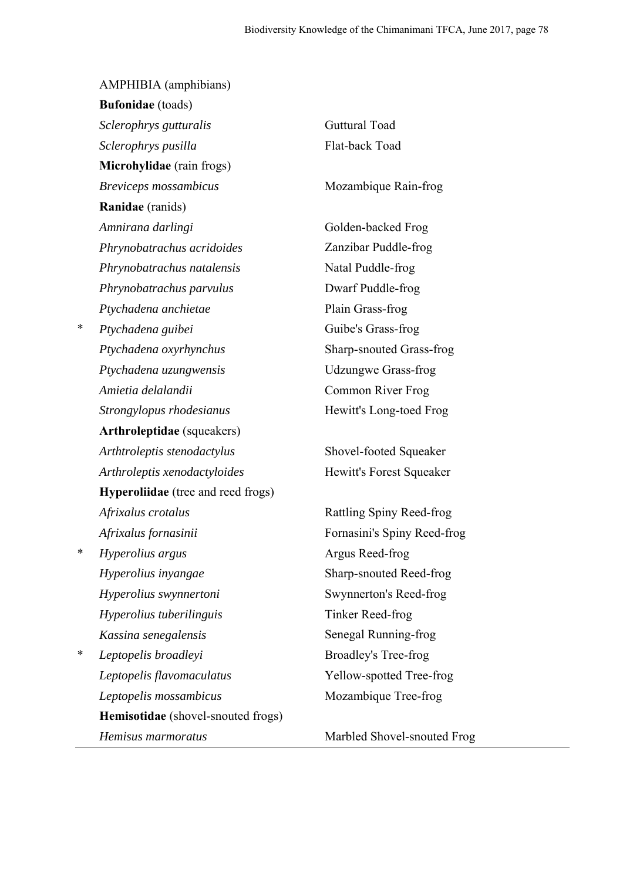| | | |
|---|---|---|
| | AMPHIBIA (amphibians) | |
| | **Bufonidae** (toads) | |
| | *Sclerophrys gutturalis* | Guttural Toad |
| | *Sclerophrys pusilla* | Flat-back Toad |
| | **Microhylidae** (rain frogs) | |
| | *Breviceps mossambicus* | Mozambique Rain-frog |
| | **Ranidae** (ranids) | |
| | *Amnirana darlingi* | Golden-backed Frog |
| | *Phrynobatrachus acridoides* | Zanzibar Puddle-frog |
| | *Phrynobatrachus natalensis* | Natal Puddle-frog |
| | *Phrynobatrachus parvulus* | Dwarf Puddle-frog |
| | *Ptychadena anchietae* | Plain Grass-frog |
| * | *Ptychadena guibei* | Guibe's Grass-frog |
| | *Ptychadena oxyrhynchus* | Sharp-snouted Grass-frog |
| | *Ptychadena uzungwensis* | Udzungwe Grass-frog |
| | *Amietia delalandii* | Common River Frog |
| | *Strongylopus rhodesianus* | Hewitt's Long-toed Frog |
| | **Arthroleptidae** (squeakers) | |
| | *Arthtroleptis stenodactylus* | Shovel-footed Squeaker |
| | *Arthroleptis xenodactyloides* | Hewitt's Forest Squeaker |
| | **Hyperoliidae** (tree and reed frogs) | |
| | *Afrixalus crotalus* | Rattling Spiny Reed-frog |
| | *Afrixalus fornasinii* | Fornasini's Spiny Reed-frog |
| * | *Hyperolius argus* | Argus Reed-frog |
| | *Hyperolius inyangae* | Sharp-snouted Reed-frog |
| | *Hyperolius swynnertoni* | Swynnerton's Reed-frog |
| | *Hyperolius tuberilinguis* | Tinker Reed-frog |
| | *Kassina senegalensis* | Senegal Running-frog |
| * | *Leptopelis broadleyi* | Broadley's Tree-frog |
| | *Leptopelis flavomaculatus* | Yellow-spotted Tree-frog |
| | *Leptopelis mossambicus* | Mozambique Tree-frog |
| | **Hemisotidae** (shovel-snouted frogs) | |
| | *Hemisus marmoratus* | Marbled Shovel-snouted Frog |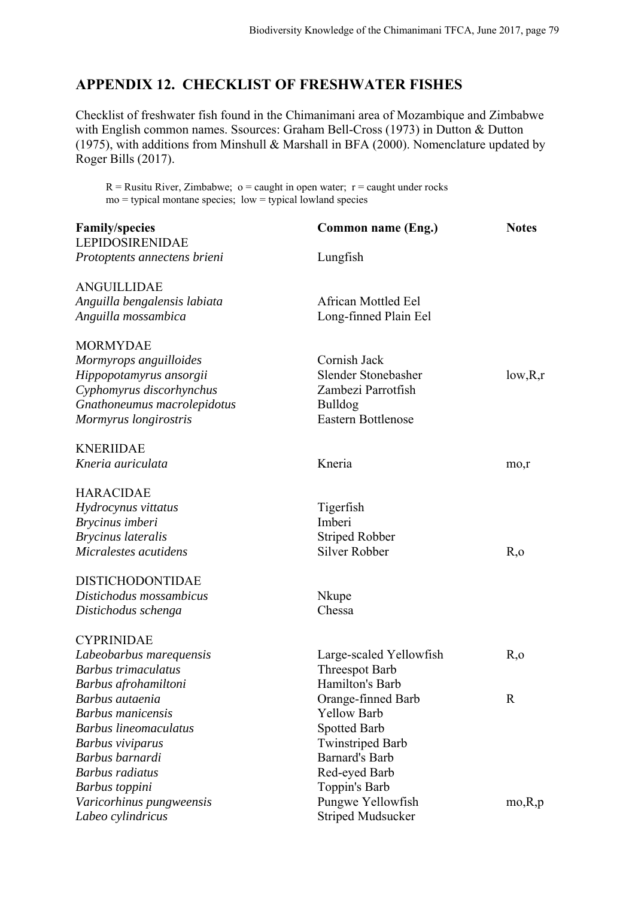## APPENDIX 12. CHECKLIST OF FRESHWATER FISHES

Checklist of freshwater fish found in the Chimanimani area of Mozambique and Zimbabwe with English common names. Ssources: Graham Bell-Cross (1973) in Dutton & Dutton (1975), with additions from Minshull & Marshall in BFA (2000). Nomenclature updated by Roger Bills (2017).

R = Rusitu River, Zimbabwe; o = caught in open water; r = caught under rocks
mo = typical montane species; low = typical lowland species

| Family/species | Common name (Eng.) | Notes |
|---|---|---|
| LEPIDOSIRENIDAE | | |
| *Protoptents annectens brieni* | Lungfish | |
| | | |
| ANGUILLIDAE | | |
| *Anguilla bengalensis labiata* | African Mottled Eel | |
| *Anguilla mossambica* | Long-finned Plain Eel | |
| | | |
| MORMYDAE | | |
| *Mormyrops anguilloides* | Cornish Jack | |
| *Hippopotamyrus ansorgii* | Slender Stonebasher | low,R,r |
| *Cyphomyrus discorhynchus* | Zambezi Parrotfish | |
| *Gnathoneumus macrolepidotus* | Bulldog | |
| *Mormyrus longirostris* | Eastern Bottlenose | |
| | | |
| KNERIIDAE | | |
| *Kneria auriculata* | Kneria | mo,r |
| | | |
| HARACIDAE | | |
| *Hydrocynus vittatus* | Tigerfish | |
| *Brycinus imberi* | Imberi | |
| *Brycinus lateralis* | Striped Robber | |
| *Micralestes acutidens* | Silver Robber | R,o |
| | | |
| DISTICHODONTIDAE | | |
| *Distichodus mossambicus* | Nkupe | |
| *Distichodus schenga* | Chessa | |
| | | |
| CYPRINIDAE | | |
| *Labeobarbus marequensis* | Large-scaled Yellowfish | R,o |
| *Barbus trimaculatus* | Threespot Barb | |
| *Barbus afrohamiltoni* | Hamilton's Barb | |
| *Barbus autaenia* | Orange-finned Barb | R |
| *Barbus manicensis* | Yellow Barb | |
| *Barbus lineomaculatus* | Spotted Barb | |
| *Barbus viviparus* | Twinstriped Barb | |
| *Barbus barnardi* | Barnard's Barb | |
| *Barbus radiatus* | Red-eyed Barb | |
| *Barbus toppini* | Toppin's Barb | |
| *Varicorhinus pungweensis* | Pungwe Yellowfish | mo,R,p |
| *Labeo cylindricus* | Striped Mudsucker | |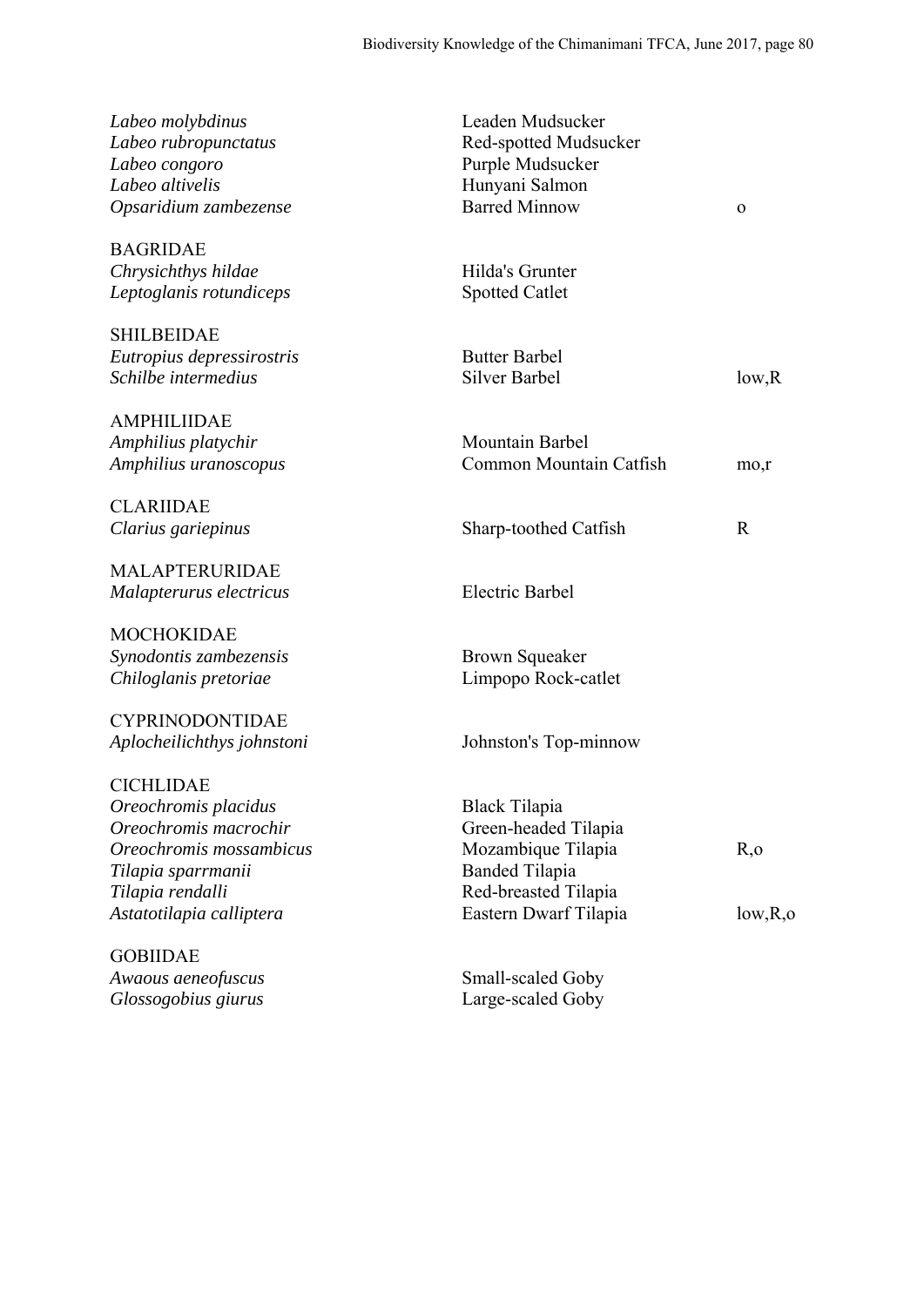| | | |
|---|---|---|
| *Labeo molybdinus* | Leaden Mudsucker | |
| *Labeo rubropunctatus* | Red-spotted Mudsucker | |
| *Labeo congoro* | Purple Mudsucker | |
| *Labeo altivelis* | Hunyani Salmon | |
| *Opsaridium zambezense* | Barred Minnow | o |
| | | |
| BAGRIDAE | | |
| *Chrysichthys hildae* | Hilda's Grunter | |
| *Leptoglanis rotundiceps* | Spotted Catlet | |
| | | |
| SHILBEIDAE | | |
| *Eutropius depressirostris* | Butter Barbel | |
| *Schilbe intermedius* | Silver Barbel | low,R |
| | | |
| AMPHILIIDAE | | |
| *Amphilius platychir* | Mountain Barbel | |
| *Amphilius uranoscopus* | Common Mountain Catfish | mo,r |
| | | |
| CLARIIDAE | | |
| *Clarius gariepinus* | Sharp-toothed Catfish | R |
| | | |
| MALAPTERURIDAE | | |
| *Malapterurus electricus* | Electric Barbel | |
| | | |
| MOCHOKIDAE | | |
| *Synodontis zambezensis* | Brown Squeaker | |
| *Chiloglanis pretoriae* | Limpopo Rock-catlet | |
| | | |
| CYPRINODONTIDAE | | |
| *Aplocheilichthys johnstoni* | Johnston's Top-minnow | |
| | | |
| CICHLIDAE | | |
| *Oreochromis placidus* | Black Tilapia | |
| *Oreochromis macrochir* | Green-headed Tilapia | |
| *Oreochromis mossambicus* | Mozambique Tilapia | R,o |
| *Tilapia sparrmanii* | Banded Tilapia | |
| *Tilapia rendalli* | Red-breasted Tilapia | |
| *Astatotilapia calliptera* | Eastern Dwarf Tilapia | low,R,o |
| | | |
| GOBIIDAE | | |
| *Awaous aeneofuscus* | Small-scaled Goby | |
| *Glossogobius giurus* | Large-scaled Goby | |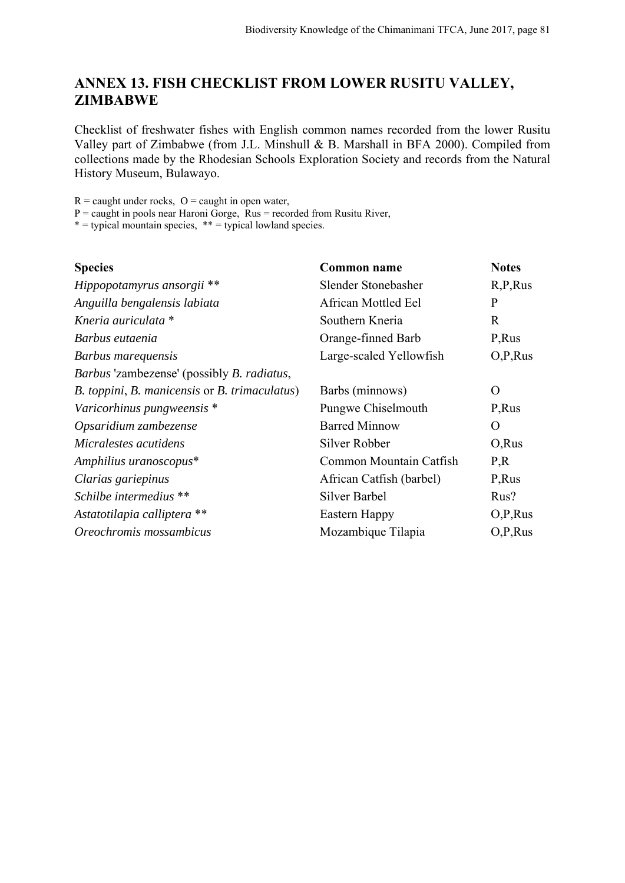## ANNEX 13. FISH CHECKLIST FROM LOWER RUSITU VALLEY, ZIMBABWE

Checklist of freshwater fishes with English common names recorded from the lower Rusitu Valley part of Zimbabwe (from J.L. Minshull & B. Marshall in BFA 2000). Compiled from collections made by the Rhodesian Schools Exploration Society and records from the Natural History Museum, Bulawayo.

R = caught under rocks, O = caught in open water,
P = caught in pools near Haroni Gorge, Rus = recorded from Rusitu River,
* = typical mountain species, ** = typical lowland species.

| Species | Common name | Notes |
|---|---|---|
| *Hippopotamyrus ansorgii* ** | Slender Stonebasher | R,P,Rus |
| *Anguilla bengalensis labiata* | African Mottled Eel | P |
| *Kneria auriculata* * | Southern Kneria | R |
| *Barbus eutaenia* | Orange-finned Barb | P,Rus |
| *Barbus marequensis* | Large-scaled Yellowfish | O,P,Rus |
| *Barbus* 'zambezense' (possibly *B. radiatus*, *B. toppini*, *B. manicensis* or *B. trimaculatus*) | Barbs (minnows) | O |
| *Varicorhinus pungweensis* * | Pungwe Chiselmouth | P,Rus |
| *Opsaridium zambezense* | Barred Minnow | O |
| *Micralestes acutidens* | Silver Robber | O,Rus |
| *Amphilius uranoscopus** | Common Mountain Catfish | P,R |
| *Clarias gariepinus* | African Catfish (barbel) | P,Rus |
| *Schilbe intermedius* ** | Silver Barbel | Rus? |
| *Astatotilapia calliptera* ** | Eastern Happy | O,P,Rus |
| *Oreochromis mossambicus* | Mozambique Tilapia | O,P,Rus |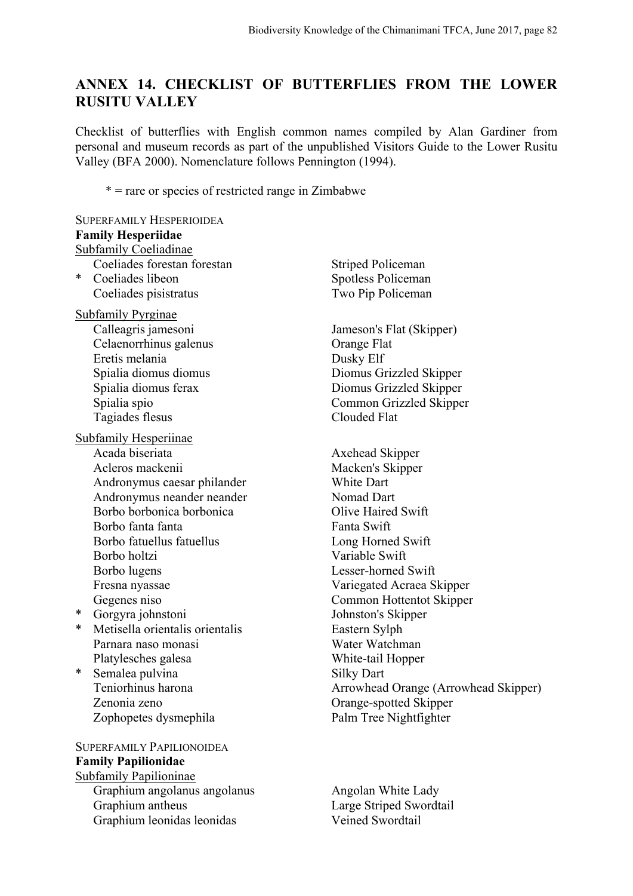## ANNEX 14. CHECKLIST OF BUTTERFLIES FROM THE LOWER RUSITU VALLEY

Checklist of butterflies with English common names compiled by Alan Gardiner from personal and museum records as part of the unpublished Visitors Guide to the Lower Rusitu Valley (BFA 2000). Nomenclature follows Pennington (1994).

\* = rare or species of restricted range in Zimbabwe

SUPERFAMILY HESPERIOIDEA

**Family Hesperiidae**

Subfamily Coeliadinae

| | Species | Common name |
|---|---|---|
| | Coeliades forestan forestan | Striped Policeman |
| * | Coeliades libeon | Spotless Policeman |
| | Coeliades pisistratus | Two Pip Policeman |

Subfamily Pyrginae

| | Species | Common name |
|---|---|---|
| | Calleagris jamesoni | Jameson's Flat (Skipper) |
| | Celaenorrhinus galenus | Orange Flat |
| | Eretis melania | Dusky Elf |
| | Spialia diomus diomus | Diomus Grizzled Skipper |
| | Spialia diomus ferax | Diomus Grizzled Skipper |
| | Spialia spio | Common Grizzled Skipper |
| | Tagiades flesus | Clouded Flat |

Subfamily Hesperiinae

| | Species | Common name |
|---|---|---|
| | Acada biseriata | Axehead Skipper |
| | Acleros mackenii | Macken's Skipper |
| | Andronymus caesar philander | White Dart |
| | Andronymus neander neander | Nomad Dart |
| | Borbo borbonica borbonica | Olive Haired Swift |
| | Borbo fanta fanta | Fanta Swift |
| | Borbo fatuellus fatuellus | Long Horned Swift |
| | Borbo holtzi | Variable Swift |
| | Borbo lugens | Lesser-horned Swift |
| | Fresna nyassae | Variegated Acraea Skipper |
| | Gegenes niso | Common Hottentot Skipper |
| * | Gorgyra johnstoni | Johnston's Skipper |
| * | Metisella orientalis orientalis | Eastern Sylph |
| | Parnara naso monasi | Water Watchman |
| | Platylesches galesa | White-tail Hopper |
| * | Semalea pulvina | Silky Dart |
| | Teniorhinus harona | Arrowhead Orange (Arrowhead Skipper) |
| | Zenonia zeno | Orange-spotted Skipper |
| | Zophopetes dysmephila | Palm Tree Nightfighter |

SUPERFAMILY PAPILIONOIDEA

**Family Papilionidae**

Subfamily Papilioninae

| | Species | Common name |
|---|---|---|
| | Graphium angolanus angolanus | Angolan White Lady |
| | Graphium antheus | Large Striped Swordtail |
| | Graphium leonidas leonidas | Veined Swordtail |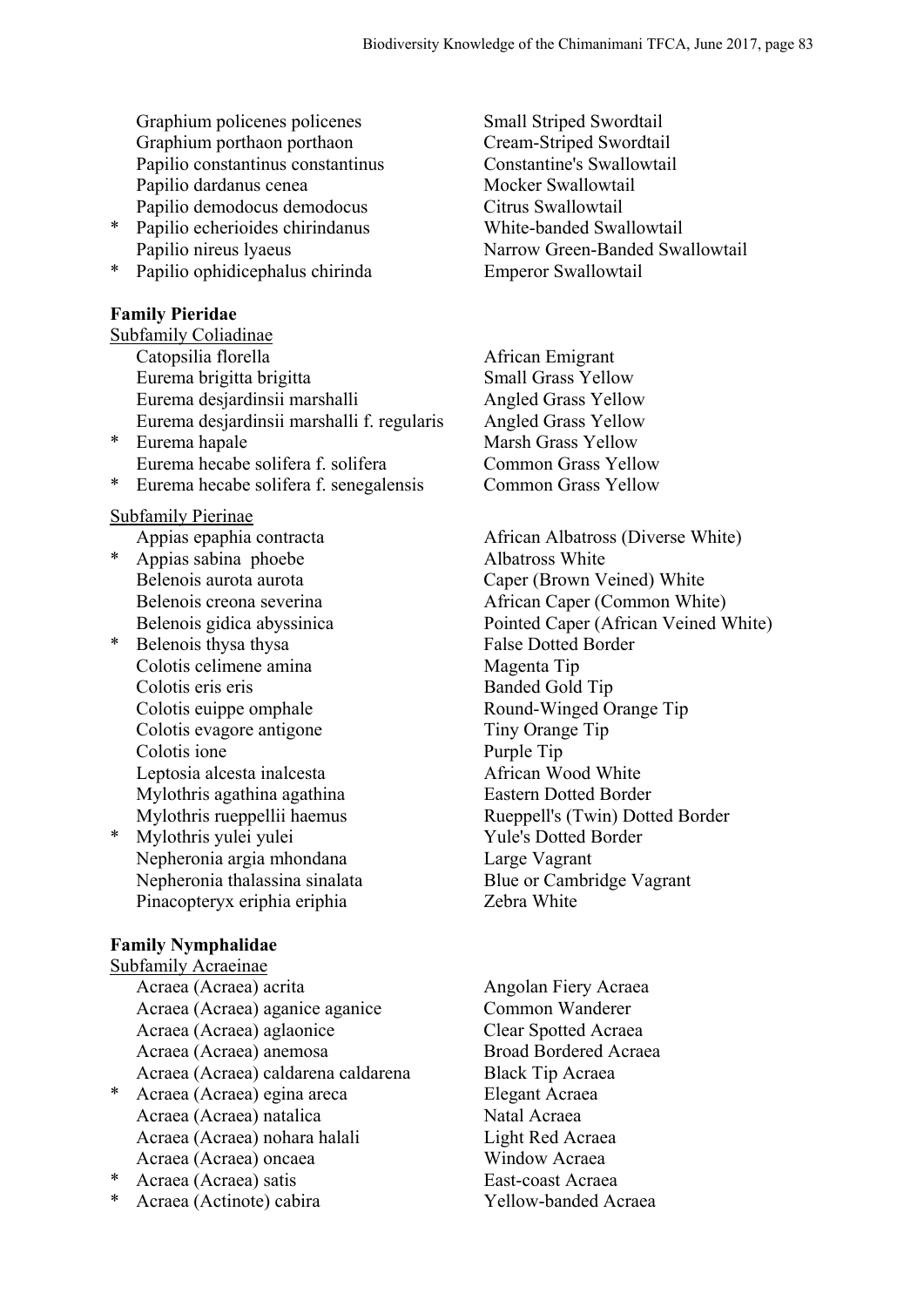| | | |
|---|---|---|
| | Graphium policenes policenes | Small Striped Swordtail |
| | Graphium porthaon porthaon | Cream-Striped Swordtail |
| | Papilio constantinus constantinus | Constantine's Swallowtail |
| | Papilio dardanus cenea | Mocker Swallowtail |
| | Papilio demodocus demodocus | Citrus Swallowtail |
| * | Papilio echerioides chirindanus | White-banded Swallowtail |
| | Papilio nireus lyaeus | Narrow Green-Banded Swallowtail |
| * | Papilio ophidicephalus chirinda | Emperor Swallowtail |

**Family Pieridae**

Subfamily Coliadinae

| | | |
|---|---|---|
| | Catopsilia florella | African Emigrant |
| | Eurema brigitta brigitta | Small Grass Yellow |
| | Eurema desjardinsii marshalli | Angled Grass Yellow |
| | Eurema desjardinsii marshalli f. regularis | Angled Grass Yellow |
| * | Eurema hapale | Marsh Grass Yellow |
| | Eurema hecabe solifera f. solifera | Common Grass Yellow |
| * | Eurema hecabe solifera f. senegalensis | Common Grass Yellow |

Subfamily Pierinae

| | | |
|---|---|---|
| | Appias epaphia contracta | African Albatross (Diverse White) |
| * | Appias sabina phoebe | Albatross White |
| | Belenois aurota aurota | Caper (Brown Veined) White |
| | Belenois creona severina | African Caper (Common White) |
| | Belenois gidica abyssinica | Pointed Caper (African Veined White) |
| * | Belenois thysa thysa | False Dotted Border |
| | Colotis celimene amina | Magenta Tip |
| | Colotis eris eris | Banded Gold Tip |
| | Colotis euippe omphale | Round-Winged Orange Tip |
| | Colotis evagore antigone | Tiny Orange Tip |
| | Colotis ione | Purple Tip |
| | Leptosia alcesta inalcesta | African Wood White |
| | Mylothris agathina agathina | Eastern Dotted Border |
| | Mylothris rueppellii haemus | Rueppell's (Twin) Dotted Border |
| * | Mylothris yulei yulei | Yule's Dotted Border |
| | Nepheronia argia mhondana | Large Vagrant |
| | Nepheronia thalassina sinalata | Blue or Cambridge Vagrant |
| | Pinacopteryx eriphia eriphia | Zebra White |

**Family Nymphalidae**

Subfamily Acraeinae

| | | |
|---|---|---|
| | Acraea (Acraea) acrita | Angolan Fiery Acraea |
| | Acraea (Acraea) aganice aganice | Common Wanderer |
| | Acraea (Acraea) aglaonice | Clear Spotted Acraea |
| | Acraea (Acraea) anemosa | Broad Bordered Acraea |
| | Acraea (Acraea) caldarena caldarena | Black Tip Acraea |
| * | Acraea (Acraea) egina areca | Elegant Acraea |
| | Acraea (Acraea) natalica | Natal Acraea |
| | Acraea (Acraea) nohara halali | Light Red Acraea |
| | Acraea (Acraea) oncaea | Window Acraea |
| * | Acraea (Acraea) satis | East-coast Acraea |
| * | Acraea (Actinote) cabira | Yellow-banded Acraea |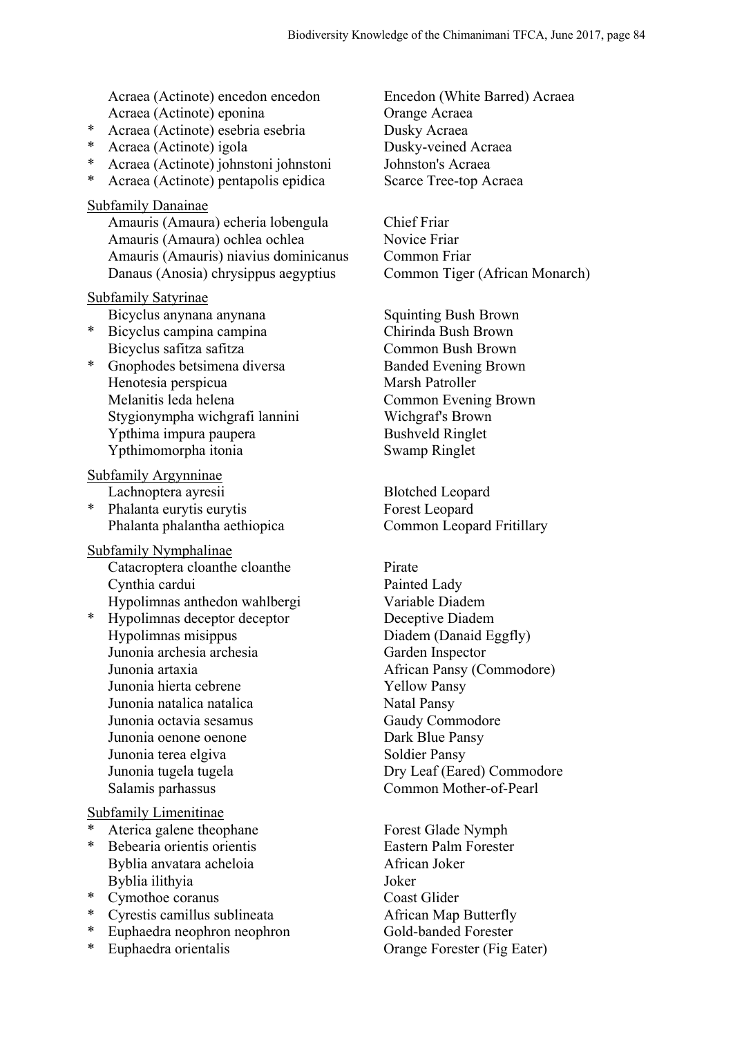| | Species | Common name |
|---|---|---|
| | Acraea (Actinote) encedon encedon | Encedon (White Barred) Acraea |
| | Acraea (Actinote) eponina | Orange Acraea |
| * | Acraea (Actinote) esebria esebria | Dusky Acraea |
| * | Acraea (Actinote) igola | Dusky-veined Acraea |
| * | Acraea (Actinote) johnstoni johnstoni | Johnston's Acraea |
| * | Acraea (Actinote) pentapolis epidica | Scarce Tree-top Acraea |

<u>Subfamily Danainae</u>

| | Species | Common name |
|---|---|---|
| | Amauris (Amaura) echeria lobengula | Chief Friar |
| | Amauris (Amaura) ochlea ochlea | Novice Friar |
| | Amauris (Amauris) niavius dominicanus | Common Friar |
| | Danaus (Anosia) chrysippus aegyptius | Common Tiger (African Monarch) |

<u>Subfamily Satyrinae</u>

| | Species | Common name |
|---|---|---|
| | Bicyclus anynana anynana | Squinting Bush Brown |
| * | Bicyclus campina campina | Chirinda Bush Brown |
| | Bicyclus safitza safitza | Common Bush Brown |
| * | Gnophodes betsimena diversa | Banded Evening Brown |
| | Henotesia perspicua | Marsh Patroller |
| | Melanitis leda helena | Common Evening Brown |
| | Stygionympha wichgrafi lannini | Wichgraf's Brown |
| | Ypthima impura paupera | Bushveld Ringlet |
| | Ypthimomorpha itonia | Swamp Ringlet |

<u>Subfamily Argynninae</u>

| | Species | Common name |
|---|---|---|
| | Lachnoptera ayresii | Blotched Leopard |
| * | Phalanta eurytis eurytis | Forest Leopard |
| | Phalanta phalantha aethiopica | Common Leopard Fritillary |

<u>Subfamily Nymphalinae</u>

| | Species | Common name |
|---|---|---|
| | Catacroptera cloanthe cloanthe | Pirate |
| | Cynthia cardui | Painted Lady |
| | Hypolimnas anthedon wahlbergi | Variable Diadem |
| * | Hypolimnas deceptor deceptor | Deceptive Diadem |
| | Hypolimnas misippus | Diadem (Danaid Eggfly) |
| | Junonia archesia archesia | Garden Inspector |
| | Junonia artaxia | African Pansy (Commodore) |
| | Junonia hierta cebrene | Yellow Pansy |
| | Junonia natalica natalica | Natal Pansy |
| | Junonia octavia sesamus | Gaudy Commodore |
| | Junonia oenone oenone | Dark Blue Pansy |
| | Junonia terea elgiva | Soldier Pansy |
| | Junonia tugela tugela | Dry Leaf (Eared) Commodore |
| | Salamis parhassus | Common Mother-of-Pearl |

<u>Subfamily Limenitinae</u>

| | Species | Common name |
|---|---|---|
| * | Aterica galene theophane | Forest Glade Nymph |
| * | Bebearia orientis orientis | Eastern Palm Forester |
| | Byblia anvatara acheloia | African Joker |
| | Byblia ilithyia | Joker |
| * | Cymothoe coranus | Coast Glider |
| * | Cyrestis camillus sublineata | African Map Butterfly |
| * | Euphaedra neophron neophron | Gold-banded Forester |
| * | Euphaedra orientalis | Orange Forester (Fig Eater) |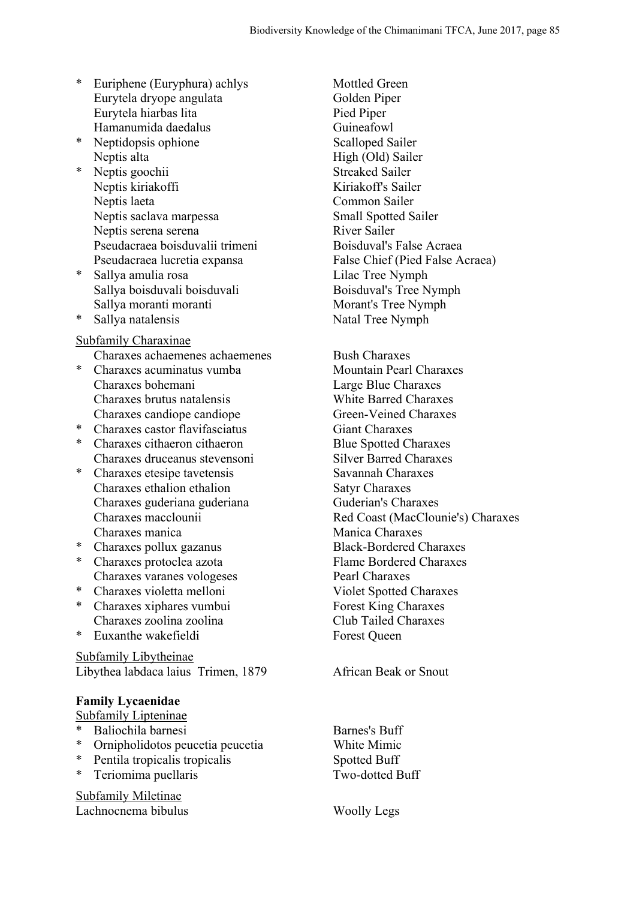| | | |
|---|---|---|
| * | Euriphene (Euryphura) achlys | Mottled Green |
| | Eurytela dryope angulata | Golden Piper |
| | Eurytela hiarbas lita | Pied Piper |
| | Hamanumida daedalus | Guineafowl |
| * | Neptidopsis ophione | Scalloped Sailer |
| | Neptis alta | High (Old) Sailer |
| * | Neptis goochii | Streaked Sailer |
| | Neptis kiriakoffi | Kiriakoff's Sailer |
| | Neptis laeta | Common Sailer |
| | Neptis saclava marpessa | Small Spotted Sailer |
| | Neptis serena serena | River Sailer |
| | Pseudacraea boisduvalii trimeni | Boisduval's False Acraea |
| | Pseudacraea lucretia expansa | False Chief (Pied False Acraea) |
| * | Sallya amulia rosa | Lilac Tree Nymph |
| | Sallya boisduvali boisduvali | Boisduval's Tree Nymph |
| | Sallya moranti moranti | Morant's Tree Nymph |
| * | Sallya natalensis | Natal Tree Nymph |

<u>Subfamily Charaxinae</u>

| | | |
|---|---|---|
| | Charaxes achaemenes achaemenes | Bush Charaxes |
| * | Charaxes acuminatus vumba | Mountain Pearl Charaxes |
| | Charaxes bohemani | Large Blue Charaxes |
| | Charaxes brutus natalensis | White Barred Charaxes |
| | Charaxes candiope candiope | Green-Veined Charaxes |
| * | Charaxes castor flavifasciatus | Giant Charaxes |
| * | Charaxes cithaeron cithaeron | Blue Spotted Charaxes |
| | Charaxes druceanus stevensoni | Silver Barred Charaxes |
| * | Charaxes etesipe tavetensis | Savannah Charaxes |
| | Charaxes ethalion ethalion | Satyr Charaxes |
| | Charaxes guderiana guderiana | Guderian's Charaxes |
| | Charaxes macclounii | Red Coast (MacClounie's) Charaxes |
| | Charaxes manica | Manica Charaxes |
| * | Charaxes pollux gazanus | Black-Bordered Charaxes |
| * | Charaxes protoclea azota | Flame Bordered Charaxes |
| | Charaxes varanes vologeses | Pearl Charaxes |
| * | Charaxes violetta melloni | Violet Spotted Charaxes |
| * | Charaxes xiphares vumbui | Forest King Charaxes |
| | Charaxes zoolina zoolina | Club Tailed Charaxes |
| * | Euxanthe wakefieldi | Forest Queen |

<u>Subfamily Libytheinae</u>

| | |
|---|---|
| Libythea labdaca laius Trimen, 1879 | African Beak or Snout |

**Family Lycaenidae**

<u>Subfamily Lipteninae</u>

| | | |
|---|---|---|
| * | Baliochila barnesi | Barnes's Buff |
| * | Ornipholidotos peucetia peucetia | White Mimic |
| * | Pentila tropicalis tropicalis | Spotted Buff |
| * | Teriomima puellaris | Two-dotted Buff |

<u>Subfamily Miletinae</u>

| | |
|---|---|
| Lachnocnema bibulus | Woolly Legs |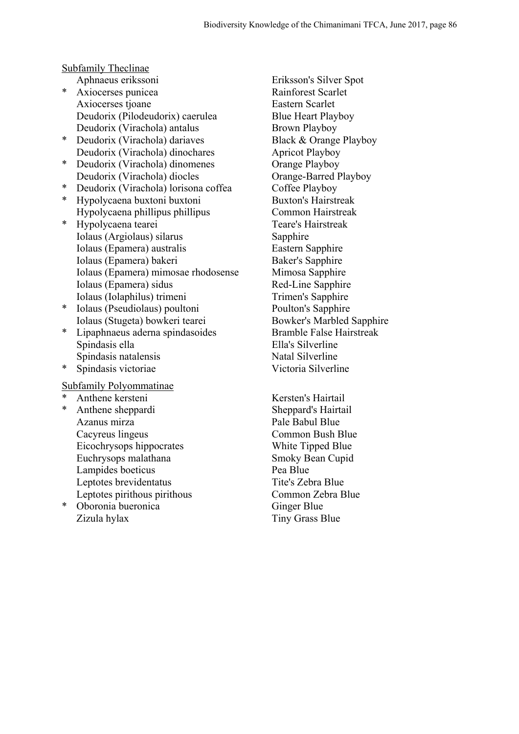Subfamily Theclinae

| | Species | Common name |
|---|---|---|
| | Aphnaeus erikssoni | Eriksson's Silver Spot |
| * | Axiocerses punicea | Rainforest Scarlet |
| | Axiocerses tjoane | Eastern Scarlet |
| | Deudorix (Pilodeudorix) caerulea | Blue Heart Playboy |
| | Deudorix (Virachola) antalus | Brown Playboy |
| * | Deudorix (Virachola) dariaves | Black & Orange Playboy |
| | Deudorix (Virachola) dinochares | Apricot Playboy |
| * | Deudorix (Virachola) dinomenes | Orange Playboy |
| | Deudorix (Virachola) diocles | Orange-Barred Playboy |
| * | Deudorix (Virachola) lorisona coffea | Coffee Playboy |
| * | Hypolycaena buxtoni buxtoni | Buxton's Hairstreak |
| | Hypolycaena phillipus phillipus | Common Hairstreak |
| * | Hypolycaena tearei | Teare's Hairstreak |
| | Iolaus (Argiolaus) silarus | Sapphire |
| | Iolaus (Epamera) australis | Eastern Sapphire |
| | Iolaus (Epamera) bakeri | Baker's Sapphire |
| | Iolaus (Epamera) mimosae rhodosense | Mimosa Sapphire |
| | Iolaus (Epamera) sidus | Red-Line Sapphire |
| | Iolaus (Iolaphilus) trimeni | Trimen's Sapphire |
| * | Iolaus (Pseudiolaus) poultoni | Poulton's Sapphire |
| | Iolaus (Stugeta) bowkeri tearei | Bowker's Marbled Sapphire |
| * | Lipaphnaeus aderna spindasoides | Bramble False Hairstreak |
| | Spindasis ella | Ella's Silverline |
| | Spindasis natalensis | Natal Silverline |
| * | Spindasis victoriae | Victoria Silverline |

Subfamily Polyommatinae

| | Species | Common name |
|---|---|---|
| * | Anthene kersteni | Kersten's Hairtail |
| * | Anthene sheppardi | Sheppard's Hairtail |
| | Azanus mirza | Pale Babul Blue |
| | Cacyreus lingeus | Common Bush Blue |
| | Eicochrysops hippocrates | White Tipped Blue |
| | Euchrysops malathana | Smoky Bean Cupid |
| | Lampides boeticus | Pea Blue |
| | Leptotes brevidentatus | Tite's Zebra Blue |
| | Leptotes pirithous pirithous | Common Zebra Blue |
| * | Oboronia bueronica | Ginger Blue |
| | Zizula hylax | Tiny Grass Blue |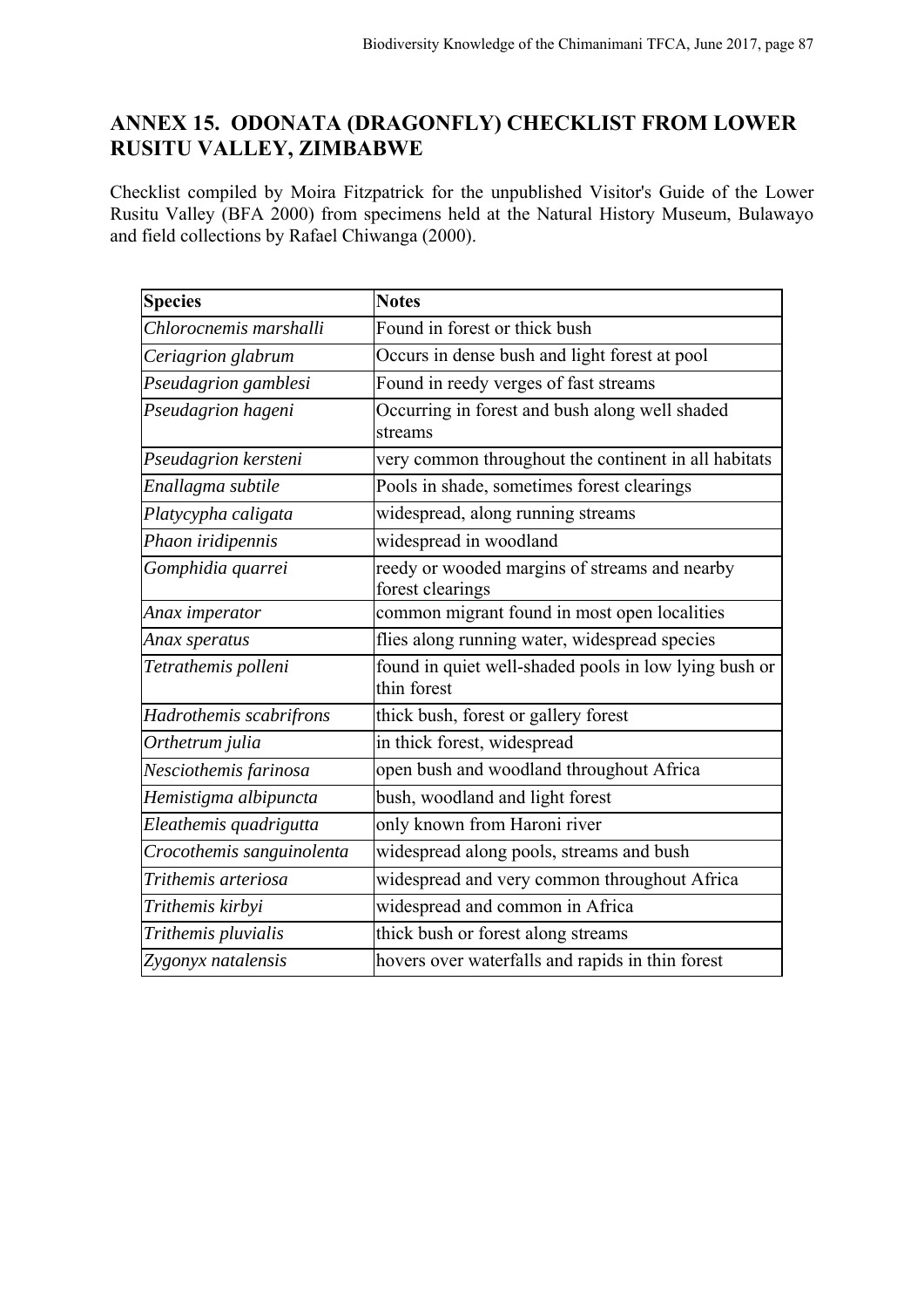## ANNEX 15. ODONATA (DRAGONFLY) CHECKLIST FROM LOWER RUSITU VALLEY, ZIMBABWE

Checklist compiled by Moira Fitzpatrick for the unpublished Visitor's Guide of the Lower Rusitu Valley (BFA 2000) from specimens held at the Natural History Museum, Bulawayo and field collections by Rafael Chiwanga (2000).

| Species | Notes |
|---|---|
| *Chlorocnemis marshalli* | Found in forest or thick bush |
| *Ceriagrion glabrum* | Occurs in dense bush and light forest at pool |
| *Pseudagrion gamblesi* | Found in reedy verges of fast streams |
| *Pseudagrion hageni* | Occurring in forest and bush along well shaded streams |
| *Pseudagrion kersteni* | very common throughout the continent in all habitats |
| *Enallagma subtile* | Pools in shade, sometimes forest clearings |
| *Platycypha caligata* | widespread, along running streams |
| *Phaon iridipennis* | widespread in woodland |
| *Gomphidia quarrei* | reedy or wooded margins of streams and nearby forest clearings |
| *Anax imperator* | common migrant found in most open localities |
| *Anax speratus* | flies along running water, widespread species |
| *Tetrathemis polleni* | found in quiet well-shaded pools in low lying bush or thin forest |
| *Hadrothemis scabrifrons* | thick bush, forest or gallery forest |
| *Orthetrum julia* | in thick forest, widespread |
| *Nesciothemis farinosa* | open bush and woodland throughout Africa |
| *Hemistigma albipuncta* | bush, woodland and light forest |
| *Eleathemis quadrigutta* | only known from Haroni river |
| *Crocothemis sanguinolenta* | widespread along pools, streams and bush |
| *Trithemis arteriosa* | widespread and very common throughout Africa |
| *Trithemis kirbyi* | widespread and common in Africa |
| *Trithemis pluvialis* | thick bush or forest along streams |
| *Zygonyx natalensis* | hovers over waterfalls and rapids in thin forest |